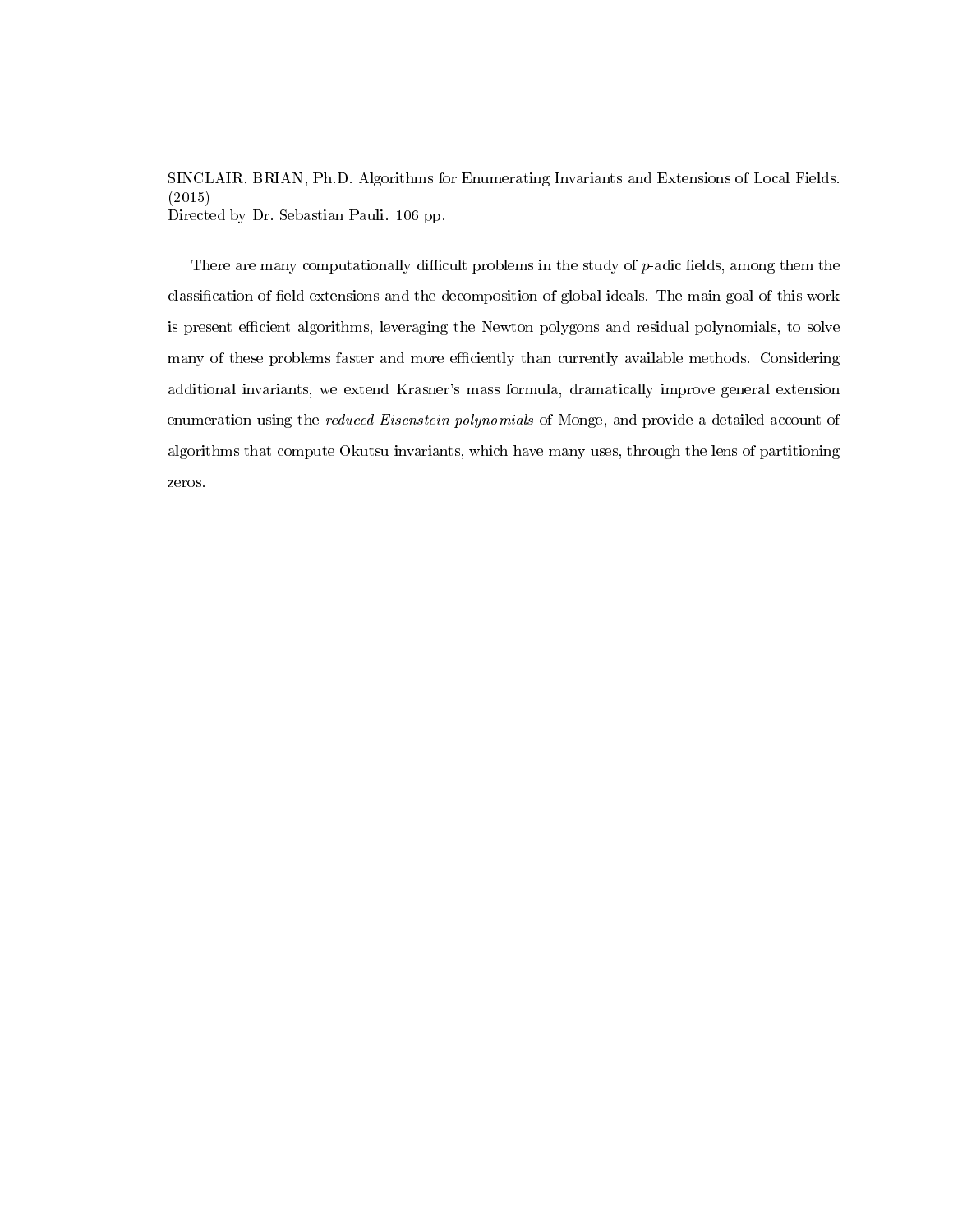SINCLAIR, BRIAN, Ph.D. Algorithms for Enumerating Invariants and Extensions of Local Fields. (2015)
Directed by Dr. Sebastian Pauli. 106 pp.

There are many computationally difficult problems in the study of $p$-adic fields, among them the classification of field extensions and the decomposition of global ideals. The main goal of this work is present efficient algorithms, leveraging the Newton polygons and residual polynomials, to solve many of these problems faster and more efficiently than currently available methods. Considering additional invariants, we extend Krasner's mass formula, dramatically improve general extension enumeration using the *reduced Eisenstein polynomials* of Monge, and provide a detailed account of algorithms that compute Okutsu invariants, which have many uses, through the lens of partitioning zeros.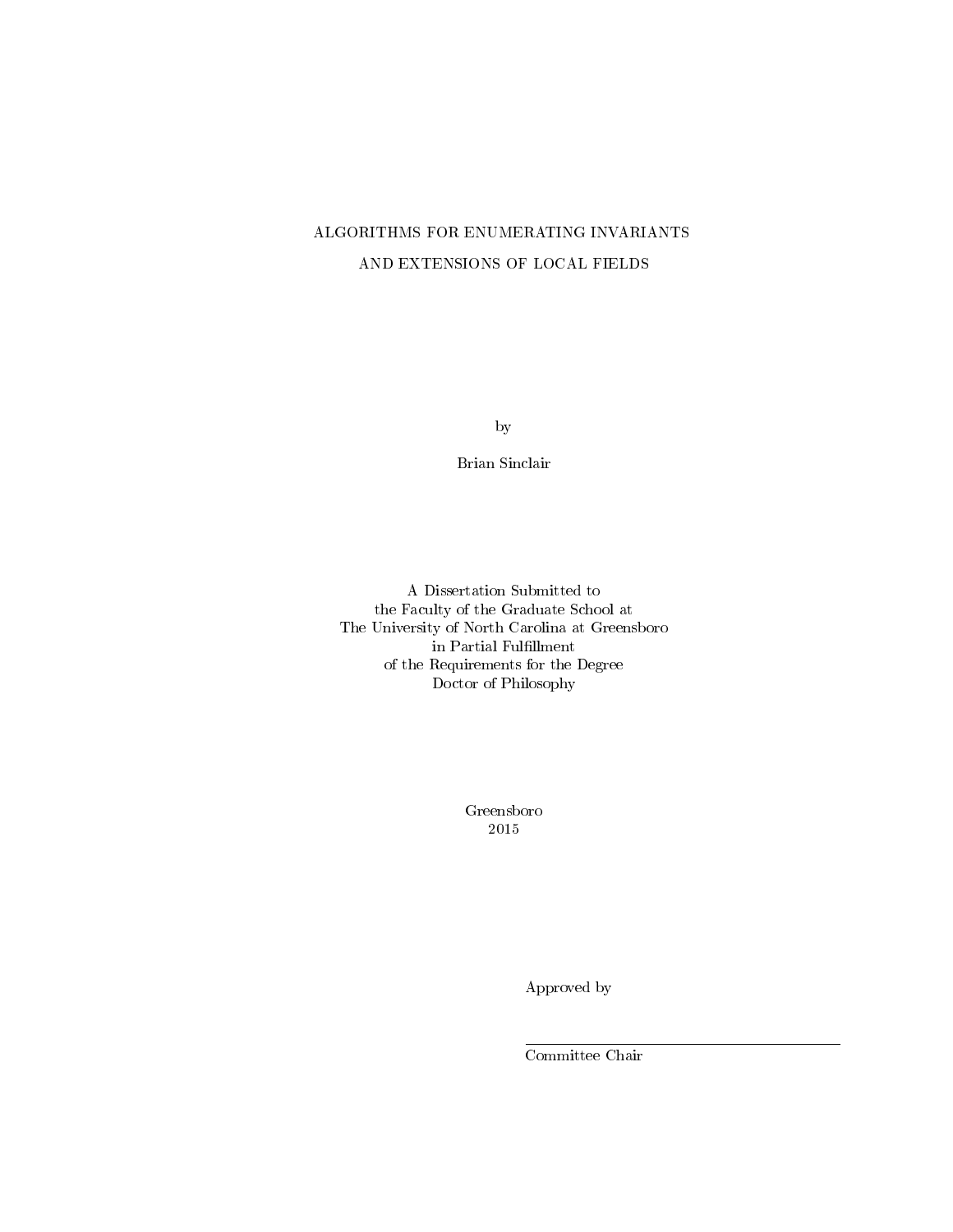# ALGORITHMS FOR ENUMERATING INVARIANTS AND EXTENSIONS OF LOCAL FIELDS

by

Brian Sinclair

A Dissertation Submitted to
the Faculty of the Graduate School at
The University of North Carolina at Greensboro
in Partial Fulfillment
of the Requirements for the Degree
Doctor of Philosophy

Greensboro
2015

Approved by

Committee Chair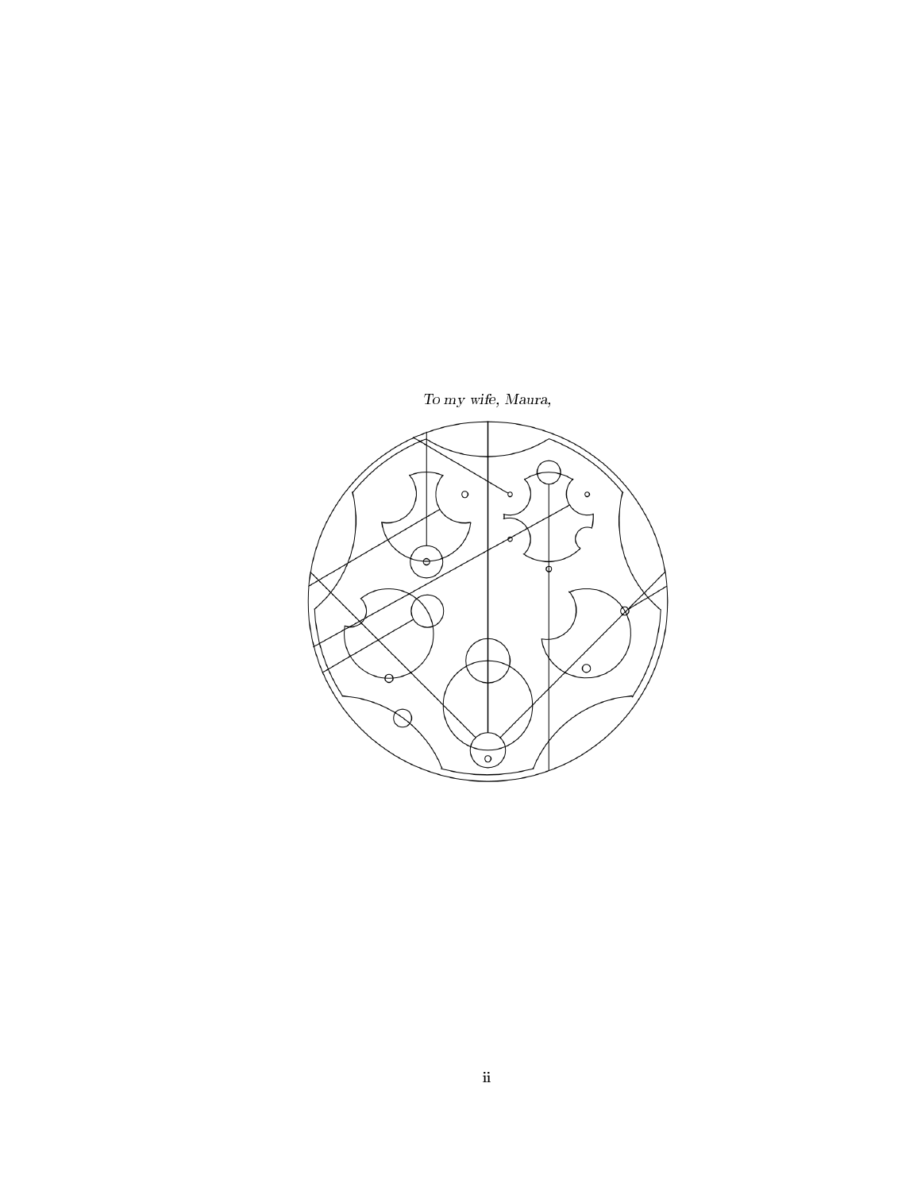*To my wife, Maura,*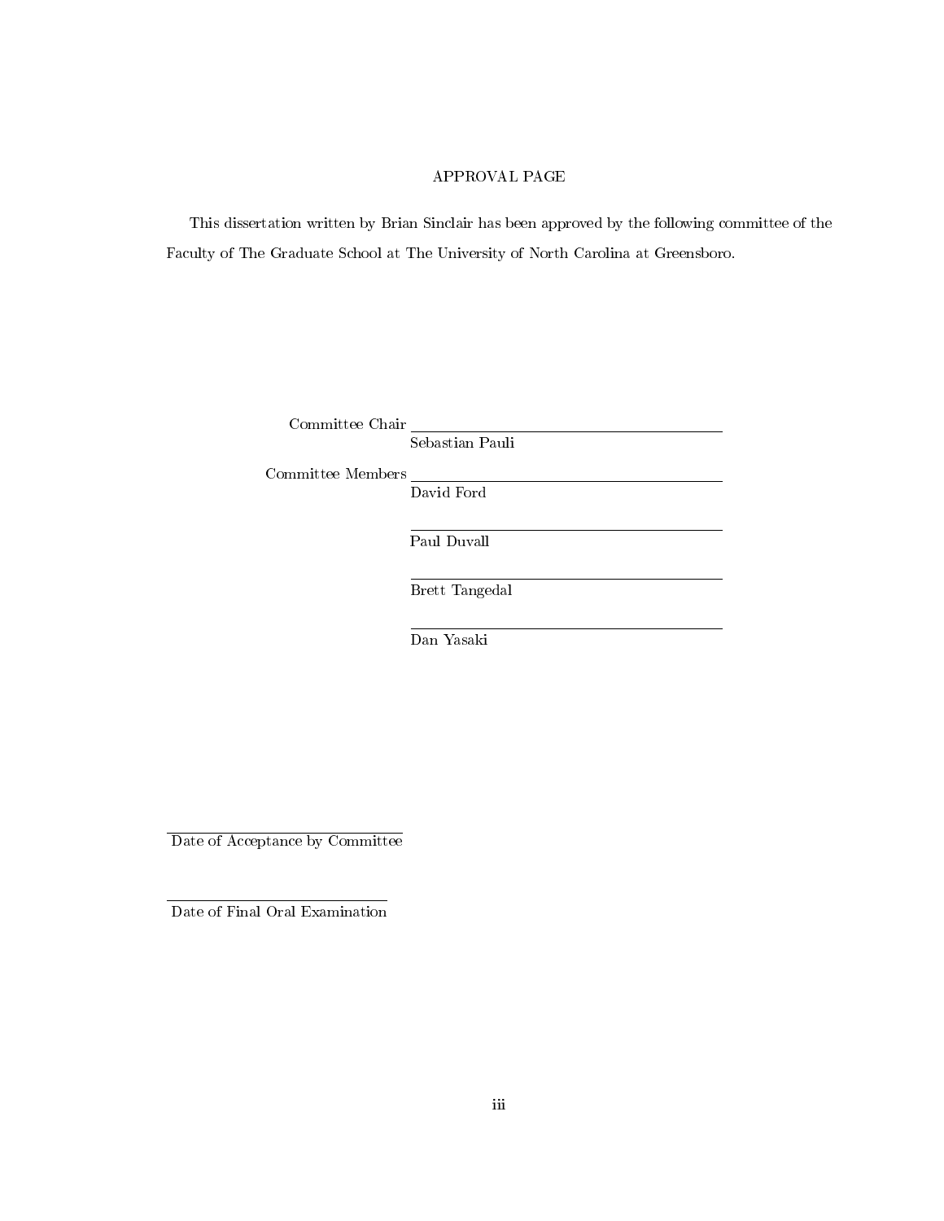# APPROVAL PAGE

This dissertation written by Brian Sinclair has been approved by the following committee of the Faculty of The Graduate School at The University of North Carolina at Greensboro.

Committee Chair \_\_\_\_\_\_\_\_\_\_\_\_\_\_\_\_\_\_\_\_\_\_\_\_\_\_\_\_\_\_

Sebastian Pauli

Committee Members \_\_\_\_\_\_\_\_\_\_\_\_\_\_\_\_\_\_\_\_\_\_\_\_\_\_\_\_\_\_

David Ford

\_\_\_\_\_\_\_\_\_\_\_\_\_\_\_\_\_\_\_\_\_\_\_\_\_\_\_\_\_\_

Paul Duvall

\_\_\_\_\_\_\_\_\_\_\_\_\_\_\_\_\_\_\_\_\_\_\_\_\_\_\_\_\_\_

Brett Tangedal

\_\_\_\_\_\_\_\_\_\_\_\_\_\_\_\_\_\_\_\_\_\_\_\_\_\_\_\_\_\_

Dan Yasaki

\_\_\_\_\_\_\_\_\_\_\_\_\_\_\_\_\_\_\_\_\_\_\_\_\_\_\_\_\_\_

Date of Acceptance by Committee

\_\_\_\_\_\_\_\_\_\_\_\_\_\_\_\_\_\_\_\_\_\_\_\_\_\_\_\_\_\_

Date of Final Oral Examination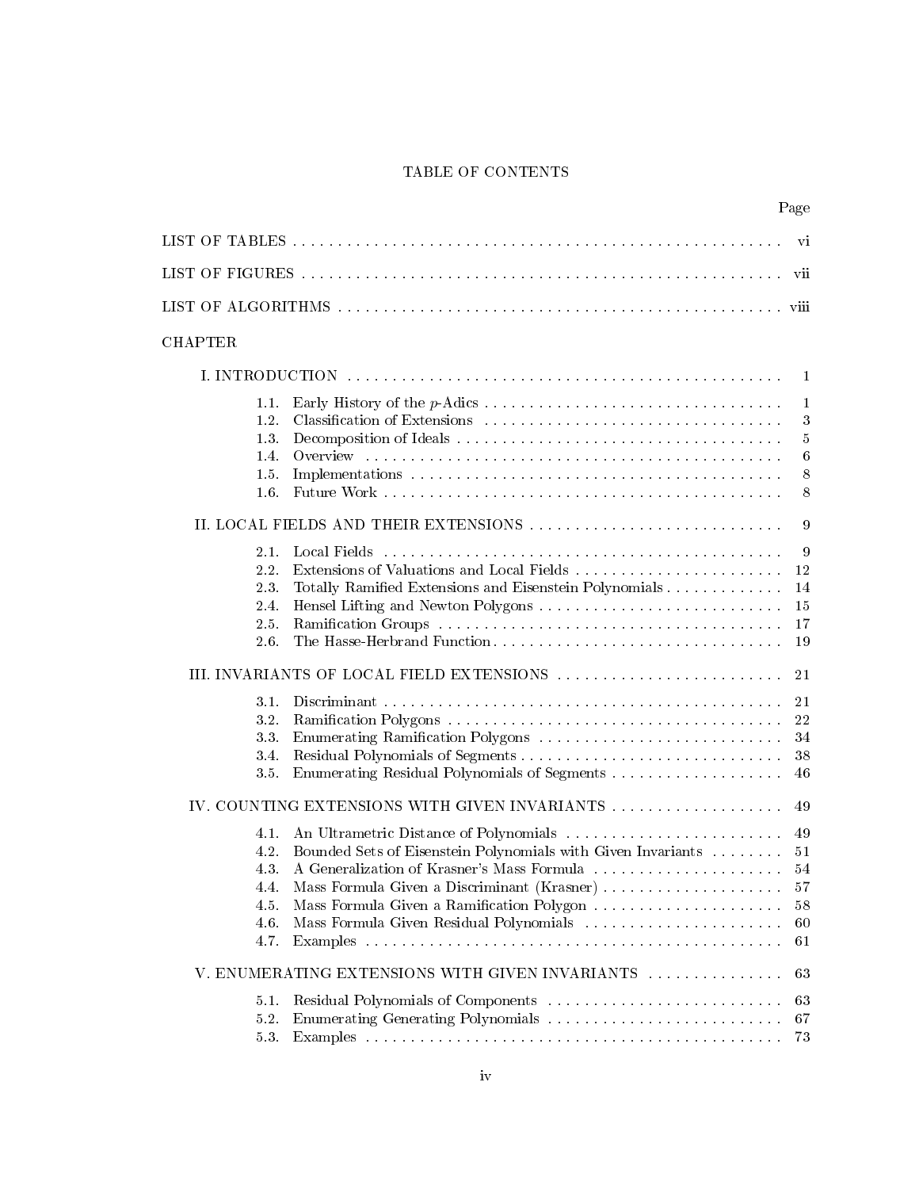# TABLE OF CONTENTS

| | Page |
|---|---|
| LIST OF TABLES | vi |
| LIST OF FIGURES | vii |
| LIST OF ALGORITHMS | viii |

CHAPTER

| | Page |
|---|---|
| I. INTRODUCTION | 1 |
| 1.1. Early History of the $p$-Adics | 1 |
| 1.2. Classification of Extensions | 3 |
| 1.3. Decomposition of Ideals | 5 |
| 1.4. Overview | 6 |
| 1.5. Implementations | 8 |
| 1.6. Future Work | 8 |
| II. LOCAL FIELDS AND THEIR EXTENSIONS | 9 |
| 2.1. Local Fields | 9 |
| 2.2. Extensions of Valuations and Local Fields | 12 |
| 2.3. Totally Ramified Extensions and Eisenstein Polynomials | 14 |
| 2.4. Hensel Lifting and Newton Polygons | 15 |
| 2.5. Ramification Groups | 17 |
| 2.6. The Hasse-Herbrand Function | 19 |
| III. INVARIANTS OF LOCAL FIELD EXTENSIONS | 21 |
| 3.1. Discriminant | 21 |
| 3.2. Ramification Polygons | 22 |
| 3.3. Enumerating Ramification Polygons | 34 |
| 3.4. Residual Polynomials of Segments | 38 |
| 3.5. Enumerating Residual Polynomials of Segments | 46 |
| IV. COUNTING EXTENSIONS WITH GIVEN INVARIANTS | 49 |
| 4.1. An Ultrametric Distance of Polynomials | 49 |
| 4.2. Bounded Sets of Eisenstein Polynomials with Given Invariants | 51 |
| 4.3. A Generalization of Krasner's Mass Formula | 54 |
| 4.4. Mass Formula Given a Discriminant (Krasner) | 57 |
| 4.5. Mass Formula Given a Ramification Polygon | 58 |
| 4.6. Mass Formula Given Residual Polynomials | 60 |
| 4.7. Examples | 61 |
| V. ENUMERATING EXTENSIONS WITH GIVEN INVARIANTS | 63 |
| 5.1. Residual Polynomials of Components | 63 |
| 5.2. Enumerating Generating Polynomials | 67 |
| 5.3. Examples | 73 |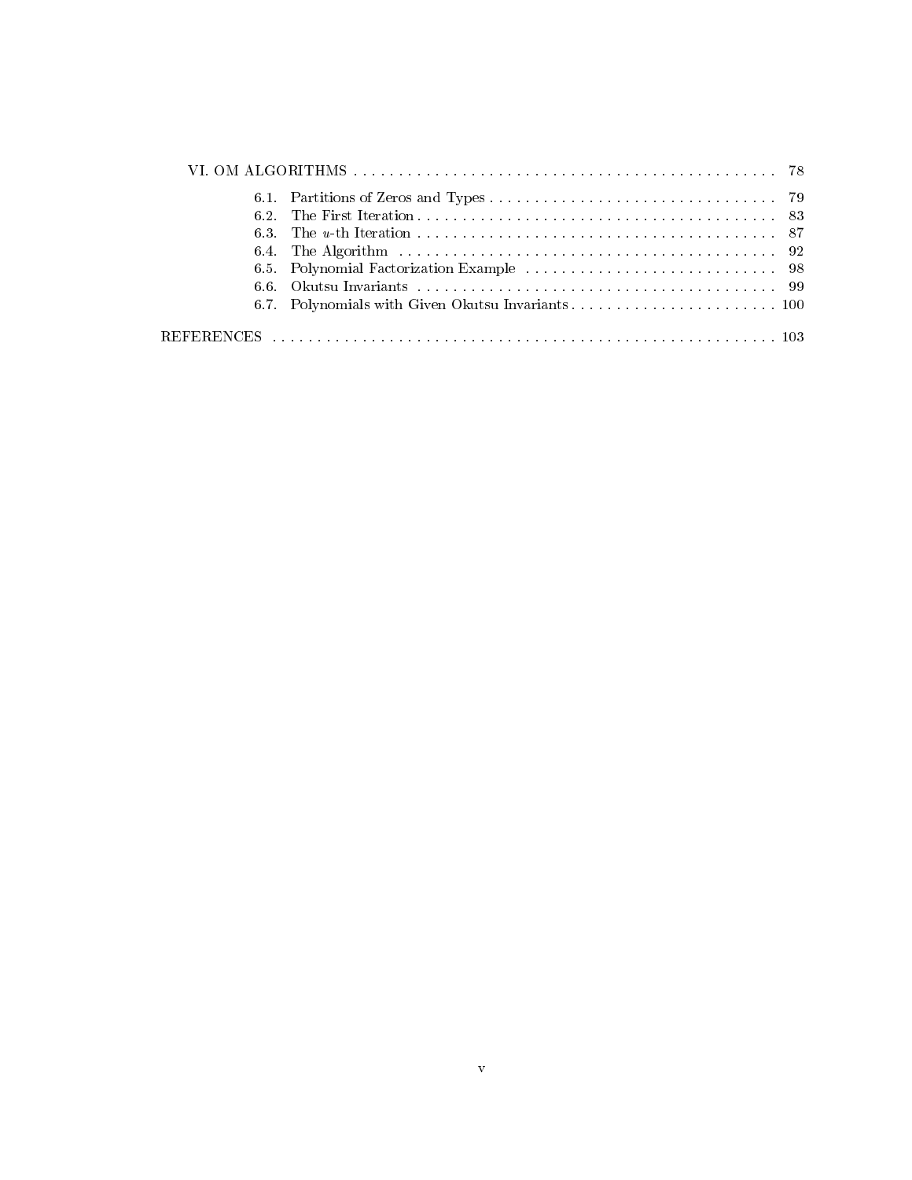VI. OM ALGORITHMS . . . . . . . . . . . . . . . . . . . . . . . . . . . . . . . . . . . . . . . . . . . . . . 78

- 6.1. Partitions of Zeros and Types . . . . . . . . . . . . . . . . . . . . . . . . . . . . . . . . 79
- 6.2. The First Iteration . . . . . . . . . . . . . . . . . . . . . . . . . . . . . . . . . . . . . . . . 83
- 6.3. The $u$-th Iteration . . . . . . . . . . . . . . . . . . . . . . . . . . . . . . . . . . . . . . . 87
- 6.4. The Algorithm . . . . . . . . . . . . . . . . . . . . . . . . . . . . . . . . . . . . . . . . . . 92
- 6.5. Polynomial Factorization Example . . . . . . . . . . . . . . . . . . . . . . . . . . . . 98
- 6.6. Okutsu Invariants . . . . . . . . . . . . . . . . . . . . . . . . . . . . . . . . . . . . . . . . 99
- 6.7. Polynomials with Given Okutsu Invariants . . . . . . . . . . . . . . . . . . . . . . . 100

REFERENCES . . . . . . . . . . . . . . . . . . . . . . . . . . . . . . . . . . . . . . . . . . . . . . . . . . . . . 103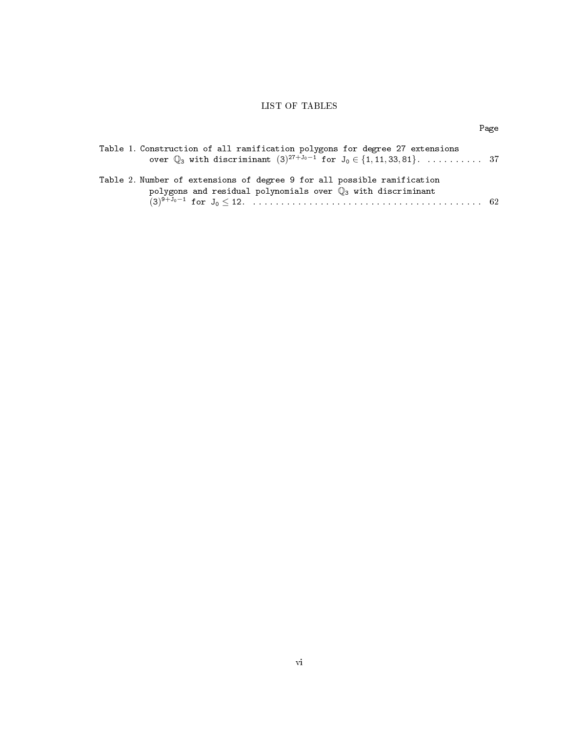# LIST OF TABLES

Page

Table 1. Construction of all ramification polygons for degree 27 extensions over $\mathbb{Q}_3$ with discriminant $(3)^{27+J_0-1}$ for $J_0 \in \{1, 11, 33, 81\}$. .......... 37

Table 2. Number of extensions of degree 9 for all possible ramification polygons and residual polynomials over $\mathbb{Q}_3$ with discriminant $(3)^{9+J_0-1}$ for $J_0 \leq 12$. ........................................ 62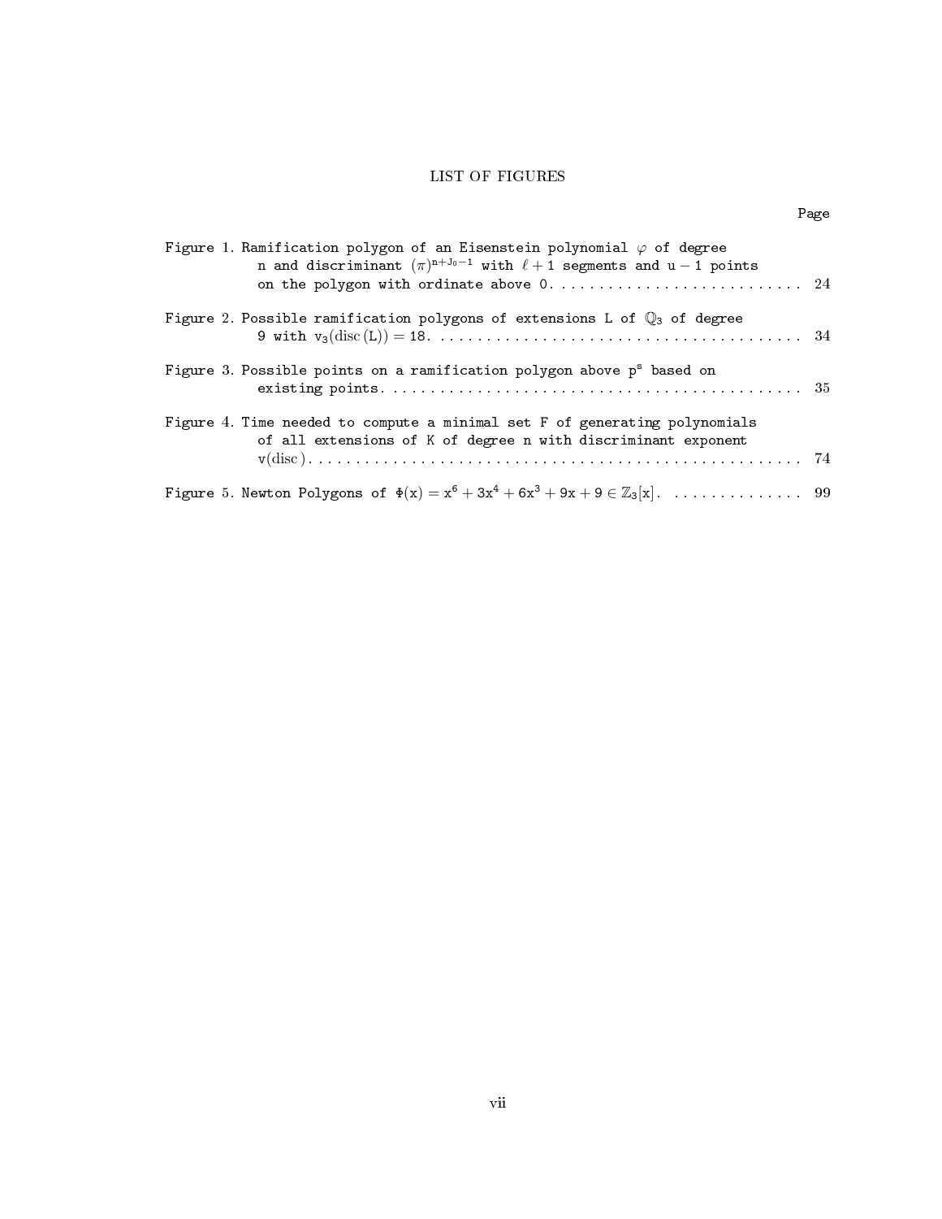# LIST OF FIGURES

| | Page |
|---|---|
| Figure 1. Ramification polygon of an Eisenstein polynomial $\varphi$ of degree n and discriminant $(\pi)^{n+J_0-1}$ with $\ell+1$ segments and $u-1$ points on the polygon with ordinate above 0. | 24 |
| Figure 2. Possible ramification polygons of extensions L of $\mathbb{Q}_3$ of degree 9 with $v_3(\mathrm{disc}\,(L)) = 18$. | 34 |
| Figure 3. Possible points on a ramification polygon above $p^s$ based on existing points. | 35 |
| Figure 4. Time needed to compute a minimal set F of generating polynomials of all extensions of K of degree n with discriminant exponent $v(\mathrm{disc}\,)$. | 74 |
| Figure 5. Newton Polygons of $\Phi(x) = x^6 + 3x^4 + 6x^3 + 9x + 9 \in \mathbb{Z}_3[x]$. | 99 |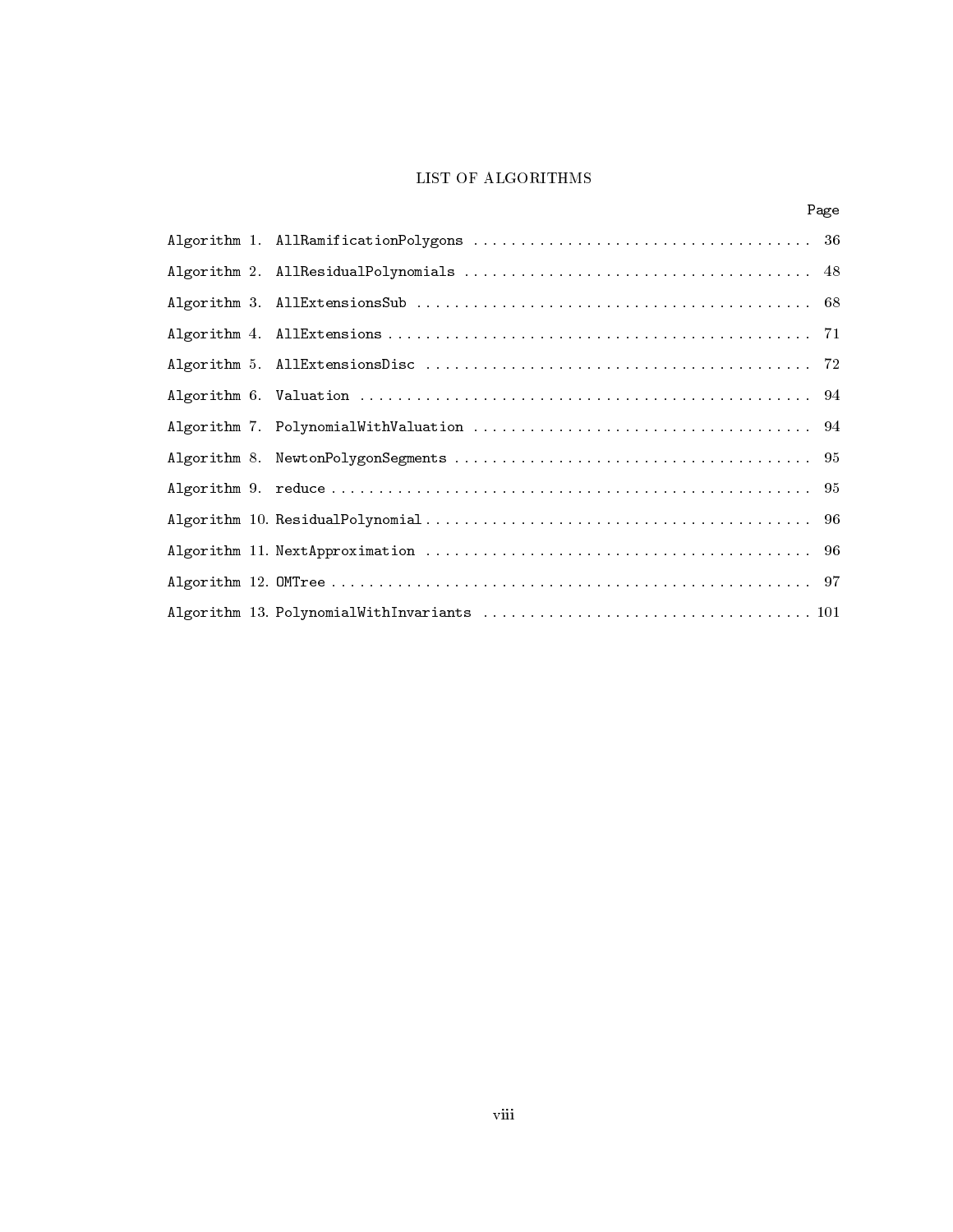# LIST OF ALGORITHMS

| | | Page |
|---|---|---|
| Algorithm 1. | `AllRamificationPolygons` | 36 |
| Algorithm 2. | `AllResidualPolynomials` | 48 |
| Algorithm 3. | `AllExtensionsSub` | 68 |
| Algorithm 4. | `AllExtensions` | 71 |
| Algorithm 5. | `AllExtensionsDisc` | 72 |
| Algorithm 6. | `Valuation` | 94 |
| Algorithm 7. | `PolynomialWithValuation` | 94 |
| Algorithm 8. | `NewtonPolygonSegments` | 95 |
| Algorithm 9. | `reduce` | 95 |
| Algorithm 10. | `ResidualPolynomial` | 96 |
| Algorithm 11. | `NextApproximation` | 96 |
| Algorithm 12. | `OMTree` | 97 |
| Algorithm 13. | `PolynomialWithInvariants` | 101 |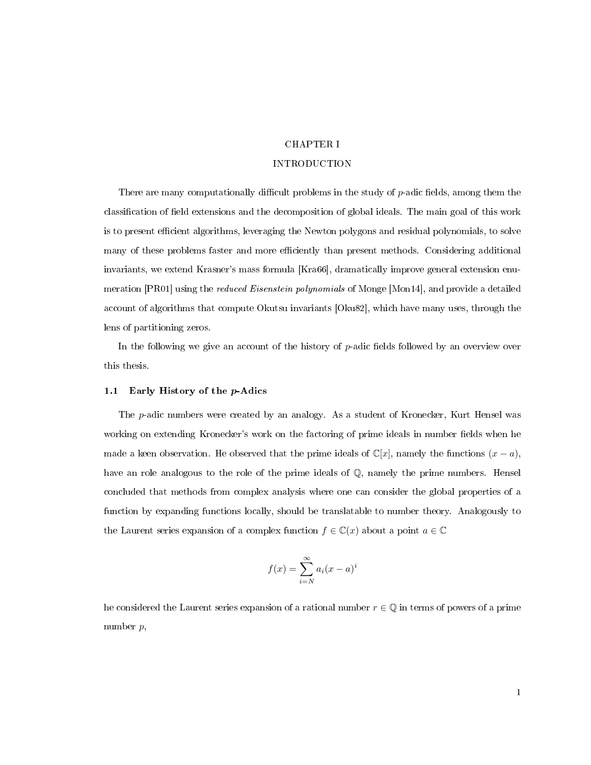# CHAPTER I

# INTRODUCTION

There are many computationally difficult problems in the study of $p$-adic fields, among them the classification of field extensions and the decomposition of global ideals. The main goal of this work is to present efficient algorithms, leveraging the Newton polygons and residual polynomials, to solve many of these problems faster and more efficiently than present methods. Considering additional invariants, we extend Krasner's mass formula [Kra66], dramatically improve general extension enumeration [PR01] using the *reduced Eisenstein polynomials* of Monge [Mon14], and provide a detailed account of algorithms that compute Okutsu invariants [Oku82], which have many uses, through the lens of partitioning zeros.

In the following we give an account of the history of $p$-adic fields followed by an overview over this thesis.

## 1.1 Early History of the $p$-Adics

The $p$-adic numbers were created by an analogy. As a student of Kronecker, Kurt Hensel was working on extending Kronecker's work on the factoring of prime ideals in number fields when he made a keen observation. He observed that the prime ideals of $\mathbb{C}[x]$, namely the functions $(x - a)$, have an role analogous to the role of the prime ideals of $\mathbb{Q}$, namely the prime numbers. Hensel concluded that methods from complex analysis where one can consider the global properties of a function by expanding functions locally, should be translatable to number theory. Analogously to the Laurent series expansion of a complex function $f \in \mathbb{C}(x)$ about a point $a \in \mathbb{C}$

$$f(x) = \sum_{i=N}^{\infty} a_i (x - a)^i$$

he considered the Laurent series expansion of a rational number $r \in \mathbb{Q}$ in terms of powers of a prime number $p$,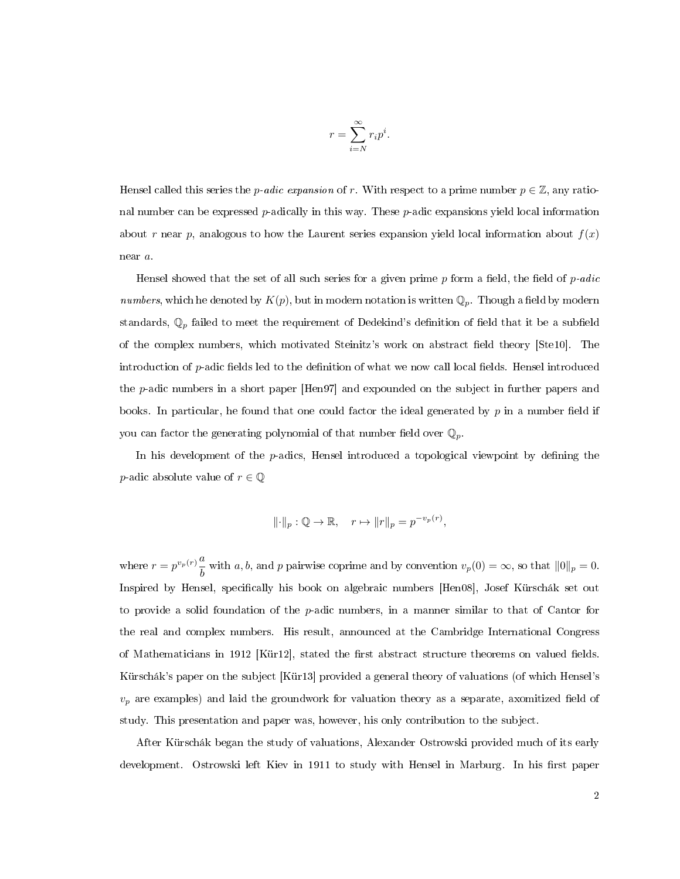$$r = \sum_{i=N}^{\infty} r_i p^i.$$

Hensel called this series the *p-adic expansion* of $r$. With respect to a prime number $p \in \mathbb{Z}$, any rational number can be expressed $p$-adically in this way. These $p$-adic expansions yield local information about $r$ near $p$, analogous to how the Laurent series expansion yield local information about $f(x)$ near $a$.

Hensel showed that the set of all such series for a given prime $p$ form a field, the field of *p-adic numbers*, which he denoted by $K(p)$, but in modern notation is written $\mathbb{Q}_p$. Though a field by modern standards, $\mathbb{Q}_p$ failed to meet the requirement of Dedekind's definition of field that it be a subfield of the complex numbers, which motivated Steinitz's work on abstract field theory [Ste10]. The introduction of $p$-adic fields led to the definition of what we now call local fields. Hensel introduced the $p$-adic numbers in a short paper [Hen97] and expounded on the subject in further papers and books. In particular, he found that one could factor the ideal generated by $p$ in a number field if you can factor the generating polynomial of that number field over $\mathbb{Q}_p$.

In his development of the $p$-adics, Hensel introduced a topological viewpoint by defining the $p$-adic absolute value of $r \in \mathbb{Q}$

$$\|\cdot\|_p : \mathbb{Q} \to \mathbb{R}, \quad r \mapsto \|r\|_p = p^{-v_p(r)},$$

where $r = p^{v_p(r)} \dfrac{a}{b}$ with $a, b$, and $p$ pairwise coprime and by convention $v_p(0) = \infty$, so that $\|0\|_p = 0$. Inspired by Hensel, specifically his book on algebraic numbers [Hen08], Josef Kürschák set out to provide a solid foundation of the $p$-adic numbers, in a manner similar to that of Cantor for the real and complex numbers. His result, announced at the Cambridge International Congress of Mathematicians in 1912 [Kür12], stated the first abstract structure theorems on valued fields. Kürschák's paper on the subject [Kür13] provided a general theory of valuations (of which Hensel's $v_p$ are examples) and laid the groundwork for valuation theory as a separate, axomitized field of study. This presentation and paper was, however, his only contribution to the subject.

After Kürschák began the study of valuations, Alexander Ostrowski provided much of its early development. Ostrowski left Kiev in 1911 to study with Hensel in Marburg. In his first paper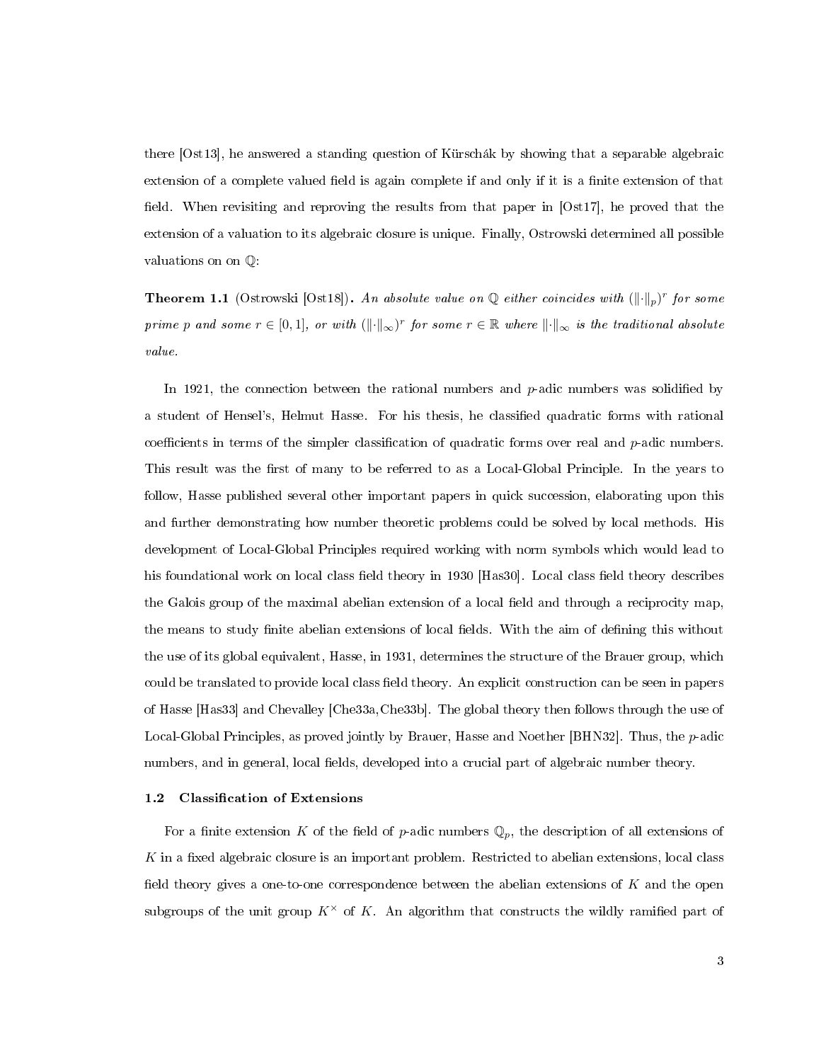there [Ost13], he answered a standing question of Kürschák by showing that a separable algebraic extension of a complete valued field is again complete if and only if it is a finite extension of that field. When revisiting and reproving the results from that paper in [Ost17], he proved that the extension of a valuation to its algebraic closure is unique. Finally, Ostrowski determined all possible valuations on on $\mathbb{Q}$:

**Theorem 1.1** (Ostrowski [Ost18])**.** *An absolute value on $\mathbb{Q}$ either coincides with $(\|\cdot\|_p)^r$ for some prime $p$ and some $r \in [0,1]$, or with $(\|\cdot\|_\infty)^r$ for some $r \in \mathbb{R}$ where $\|\cdot\|_\infty$ is the traditional absolute value.*

In 1921, the connection between the rational numbers and $p$-adic numbers was solidified by a student of Hensel's, Helmut Hasse. For his thesis, he classified quadratic forms with rational coefficients in terms of the simpler classification of quadratic forms over real and $p$-adic numbers. This result was the first of many to be referred to as a Local-Global Principle. In the years to follow, Hasse published several other important papers in quick succession, elaborating upon this and further demonstrating how number theoretic problems could be solved by local methods. His development of Local-Global Principles required working with norm symbols which would lead to his foundational work on local class field theory in 1930 [Has30]. Local class field theory describes the Galois group of the maximal abelian extension of a local field and through a reciprocity map, the means to study finite abelian extensions of local fields. With the aim of defining this without the use of its global equivalent, Hasse, in 1931, determines the structure of the Brauer group, which could be translated to provide local class field theory. An explicit construction can be seen in papers of Hasse [Has33] and Chevalley [Che33a, Che33b]. The global theory then follows through the use of Local-Global Principles, as proved jointly by Brauer, Hasse and Noether [BHN32]. Thus, the $p$-adic numbers, and in general, local fields, developed into a crucial part of algebraic number theory.

### 1.2 Classification of Extensions

For a finite extension $K$ of the field of $p$-adic numbers $\mathbb{Q}_p$, the description of all extensions of $K$ in a fixed algebraic closure is an important problem. Restricted to abelian extensions, local class field theory gives a one-to-one correspondence between the abelian extensions of $K$ and the open subgroups of the unit group $K^\times$ of $K$. An algorithm that constructs the wildly ramified part of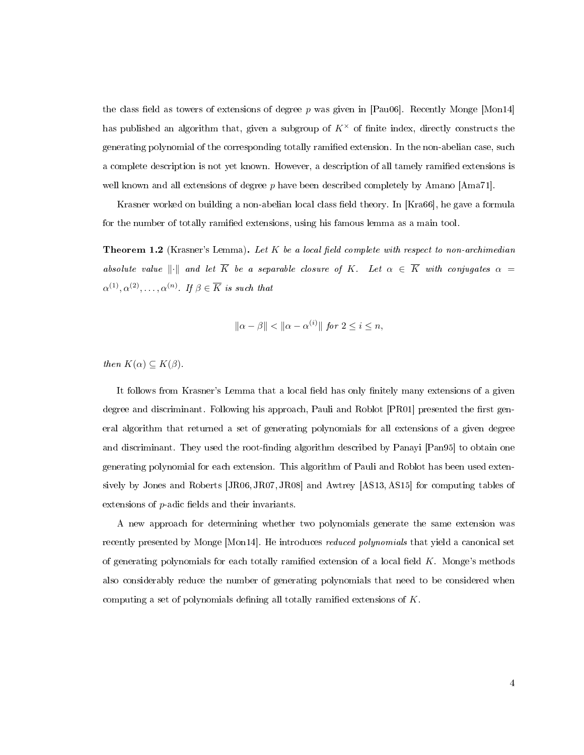the class field as towers of extensions of degree $p$ was given in [Pau06]. Recently Monge [Mon14] has published an algorithm that, given a subgroup of $K^\times$ of finite index, directly constructs the generating polynomial of the corresponding totally ramified extension. In the non-abelian case, such a complete description is not yet known. However, a description of all tamely ramified extensions is well known and all extensions of degree $p$ have been described completely by Amano [Ama71].

Krasner worked on building a non-abelian local class field theory. In [Kra66], he gave a formula for the number of totally ramified extensions, using his famous lemma as a main tool.

**Theorem 1.2** (Krasner's Lemma)**.** *Let $K$ be a local field complete with respect to non-archimedean absolute value $\|\cdot\|$ and let $\overline{K}$ be a separable closure of $K$. Let $\alpha \in \overline{K}$ with conjugates $\alpha = \alpha^{(1)}, \alpha^{(2)}, \ldots, \alpha^{(n)}$. If $\beta \in \overline{K}$ is such that*

$$\|\alpha - \beta\| < \|\alpha - \alpha^{(i)}\| \text{ for } 2 \leq i \leq n,$$

*then $K(\alpha) \subseteq K(\beta)$.*

It follows from Krasner's Lemma that a local field has only finitely many extensions of a given degree and discriminant. Following his approach, Pauli and Roblot [PR01] presented the first general algorithm that returned a set of generating polynomials for all extensions of a given degree and discriminant. They used the root-finding algorithm described by Panayi [Pan95] to obtain one generating polynomial for each extension. This algorithm of Pauli and Roblot has been used extensively by Jones and Roberts [JR06, JR07, JR08] and Awtrey [AS13, AS15] for computing tables of extensions of $p$-adic fields and their invariants.

A new approach for determining whether two polynomials generate the same extension was recently presented by Monge [Mon14]. He introduces *reduced polynomials* that yield a canonical set of generating polynomials for each totally ramified extension of a local field $K$. Monge's methods also considerably reduce the number of generating polynomials that need to be considered when computing a set of polynomials defining all totally ramified extensions of $K$.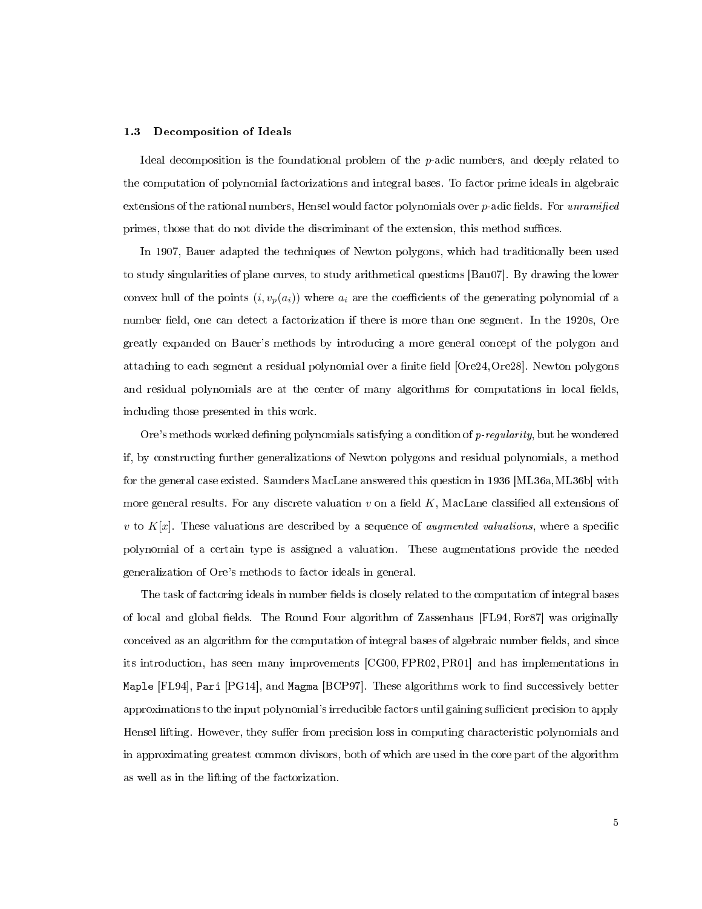### 1.3 Decomposition of Ideals

Ideal decomposition is the foundational problem of the $p$-adic numbers, and deeply related to the computation of polynomial factorizations and integral bases. To factor prime ideals in algebraic extensions of the rational numbers, Hensel would factor polynomials over $p$-adic fields. For *unramified* primes, those that do not divide the discriminant of the extension, this method suffices.

In 1907, Bauer adapted the techniques of Newton polygons, which had traditionally been used to study singularities of plane curves, to study arithmetical questions [Bau07]. By drawing the lower convex hull of the points $(i, v_p(a_i))$ where $a_i$ are the coefficients of the generating polynomial of a number field, one can detect a factorization if there is more than one segment. In the 1920s, Ore greatly expanded on Bauer's methods by introducing a more general concept of the polygon and attaching to each segment a residual polynomial over a finite field [Ore24, Ore28]. Newton polygons and residual polynomials are at the center of many algorithms for computations in local fields, including those presented in this work.

Ore's methods worked defining polynomials satisfying a condition of *p-regularity*, but he wondered if, by constructing further generalizations of Newton polygons and residual polynomials, a method for the general case existed. Saunders MacLane answered this question in 1936 [ML36a, ML36b] with more general results. For any discrete valuation $v$ on a field $K$, MacLane classified all extensions of $v$ to $K[x]$. These valuations are described by a sequence of *augmented valuations*, where a specific polynomial of a certain type is assigned a valuation. These augmentations provide the needed generalization of Ore's methods to factor ideals in general.

The task of factoring ideals in number fields is closely related to the computation of integral bases of local and global fields. The Round Four algorithm of Zassenhaus [FL94, For87] was originally conceived as an algorithm for the computation of integral bases of algebraic number fields, and since its introduction, has seen many improvements [CG00, FPR02, PR01] and has implementations in `Maple` [FL94], `Pari` [PG14], and `Magma` [BCP97]. These algorithms work to find successively better approximations to the input polynomial's irreducible factors until gaining sufficient precision to apply Hensel lifting. However, they suffer from precision loss in computing characteristic polynomials and in approximating greatest common divisors, both of which are used in the core part of the algorithm as well as in the lifting of the factorization.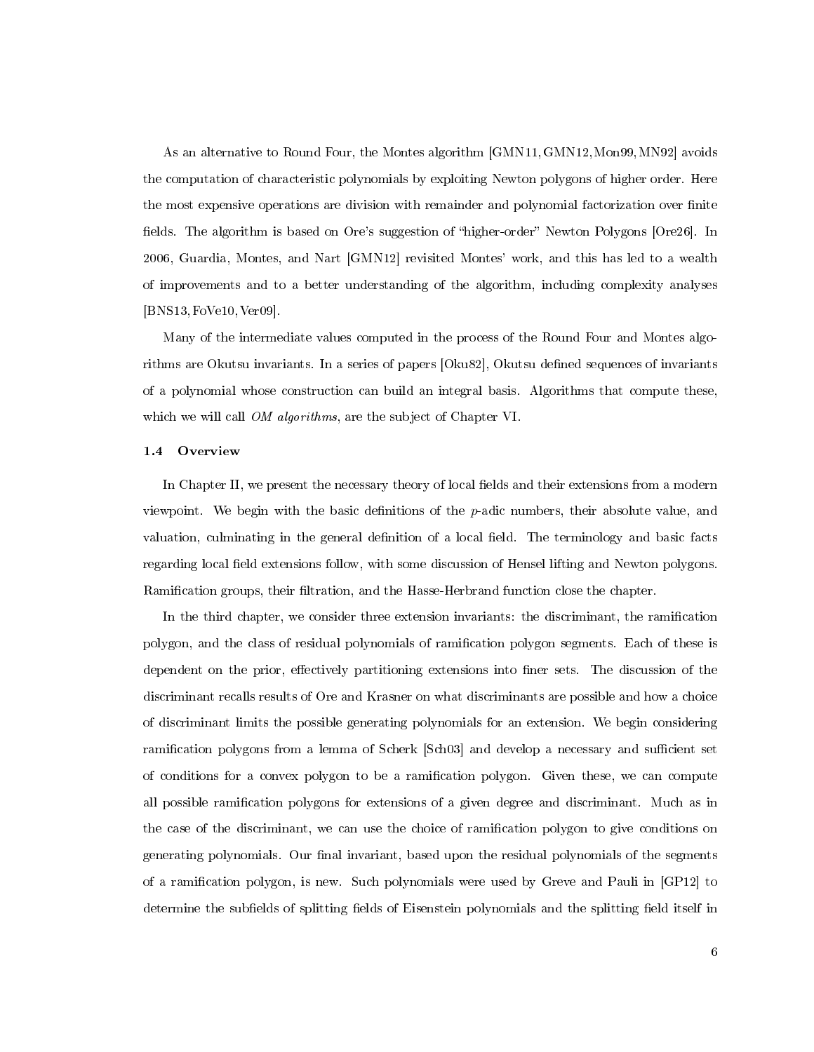As an alternative to Round Four, the Montes algorithm [GMN11, GMN12, Mon99, MN92] avoids the computation of characteristic polynomials by exploiting Newton polygons of higher order. Here the most expensive operations are division with remainder and polynomial factorization over finite fields. The algorithm is based on Ore's suggestion of "higher-order" Newton Polygons [Ore26]. In 2006, Guardia, Montes, and Nart [GMN12] revisited Montes' work, and this has led to a wealth of improvements and to a better understanding of the algorithm, including complexity analyses [BNS13, FoVe10, Ver09].

Many of the intermediate values computed in the process of the Round Four and Montes algorithms are Okutsu invariants. In a series of papers [Oku82], Okutsu defined sequences of invariants of a polynomial whose construction can build an integral basis. Algorithms that compute these, which we will call *OM algorithms*, are the subject of Chapter VI.

### 1.4 Overview

In Chapter II, we present the necessary theory of local fields and their extensions from a modern viewpoint. We begin with the basic definitions of the $p$-adic numbers, their absolute value, and valuation, culminating in the general definition of a local field. The terminology and basic facts regarding local field extensions follow, with some discussion of Hensel lifting and Newton polygons. Ramification groups, their filtration, and the Hasse-Herbrand function close the chapter.

In the third chapter, we consider three extension invariants: the discriminant, the ramification polygon, and the class of residual polynomials of ramification polygon segments. Each of these is dependent on the prior, effectively partitioning extensions into finer sets. The discussion of the discriminant recalls results of Ore and Krasner on what discriminants are possible and how a choice of discriminant limits the possible generating polynomials for an extension. We begin considering ramification polygons from a lemma of Scherk [Sch03] and develop a necessary and sufficient set of conditions for a convex polygon to be a ramification polygon. Given these, we can compute all possible ramification polygons for extensions of a given degree and discriminant. Much as in the case of the discriminant, we can use the choice of ramification polygon to give conditions on generating polynomials. Our final invariant, based upon the residual polynomials of the segments of a ramification polygon, is new. Such polynomials were used by Greve and Pauli in [GP12] to determine the subfields of splitting fields of Eisenstein polynomials and the splitting field itself in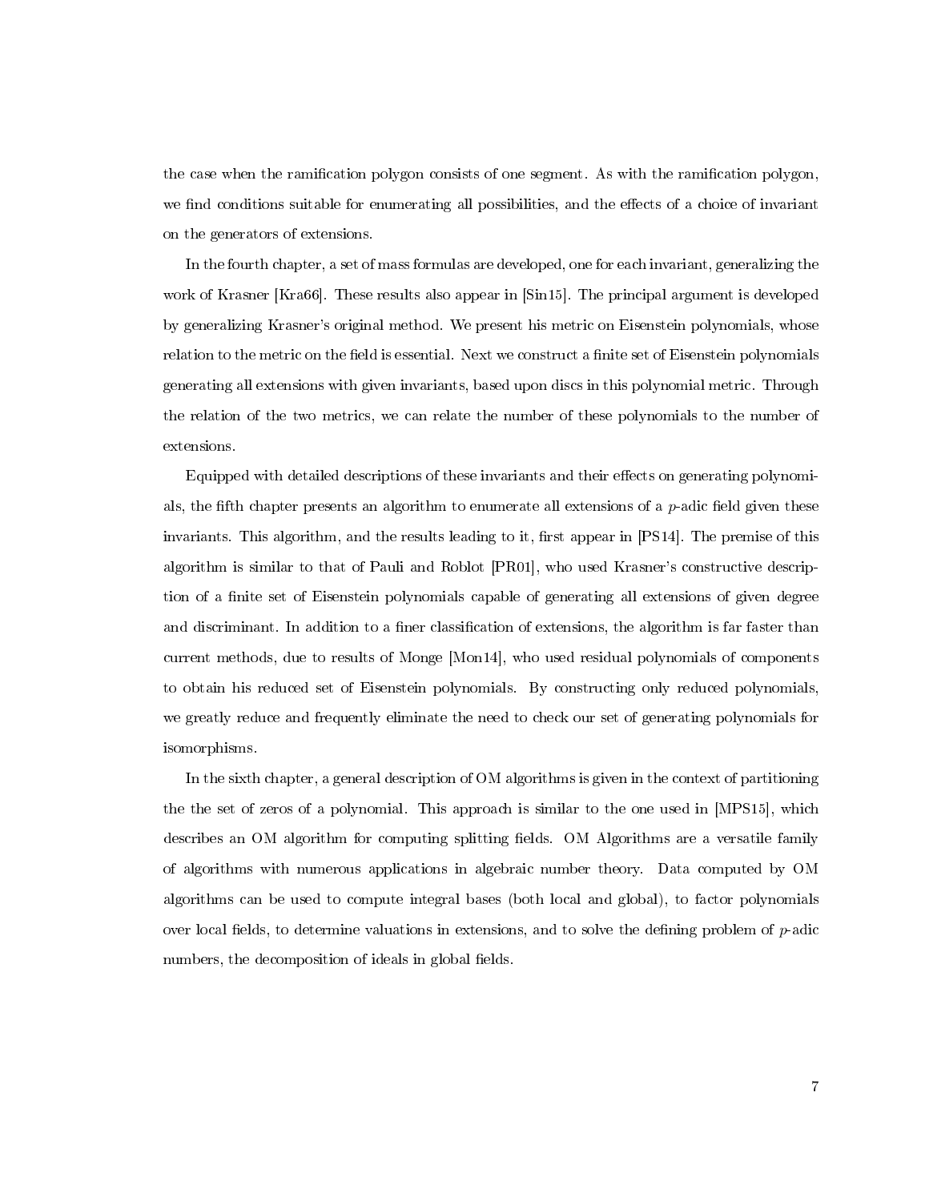the case when the ramification polygon consists of one segment. As with the ramification polygon, we find conditions suitable for enumerating all possibilities, and the effects of a choice of invariant on the generators of extensions.

In the fourth chapter, a set of mass formulas are developed, one for each invariant, generalizing the work of Krasner [Kra66]. These results also appear in [Sin15]. The principal argument is developed by generalizing Krasner's original method. We present his metric on Eisenstein polynomials, whose relation to the metric on the field is essential. Next we construct a finite set of Eisenstein polynomials generating all extensions with given invariants, based upon discs in this polynomial metric. Through the relation of the two metrics, we can relate the number of these polynomials to the number of extensions.

Equipped with detailed descriptions of these invariants and their effects on generating polynomials, the fifth chapter presents an algorithm to enumerate all extensions of a $p$-adic field given these invariants. This algorithm, and the results leading to it, first appear in [PS14]. The premise of this algorithm is similar to that of Pauli and Roblot [PR01], who used Krasner's constructive description of a finite set of Eisenstein polynomials capable of generating all extensions of given degree and discriminant. In addition to a finer classification of extensions, the algorithm is far faster than current methods, due to results of Monge [Mon14], who used residual polynomials of components to obtain his reduced set of Eisenstein polynomials. By constructing only reduced polynomials, we greatly reduce and frequently eliminate the need to check our set of generating polynomials for isomorphisms.

In the sixth chapter, a general description of OM algorithms is given in the context of partitioning the the set of zeros of a polynomial. This approach is similar to the one used in [MPS15], which describes an OM algorithm for computing splitting fields. OM Algorithms are a versatile family of algorithms with numerous applications in algebraic number theory. Data computed by OM algorithms can be used to compute integral bases (both local and global), to factor polynomials over local fields, to determine valuations in extensions, and to solve the defining problem of $p$-adic numbers, the decomposition of ideals in global fields.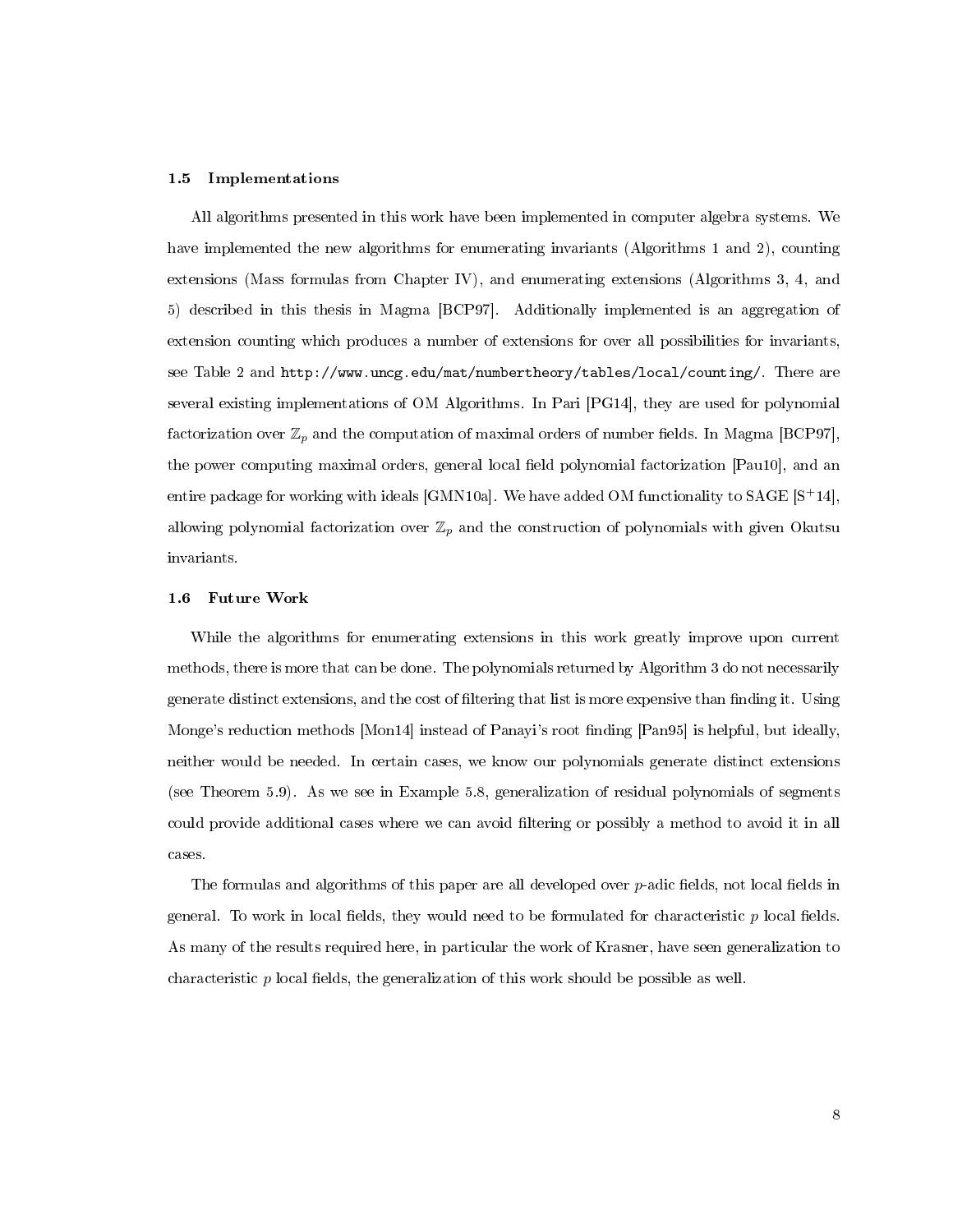### 1.5 Implementations

All algorithms presented in this work have been implemented in computer algebra systems. We have implemented the new algorithms for enumerating invariants (Algorithms 1 and 2), counting extensions (Mass formulas from Chapter IV), and enumerating extensions (Algorithms 3, 4, and 5) described in this thesis in Magma [BCP97]. Additionally implemented is an aggregation of extension counting which produces a number of extensions for over all possibilities for invariants, see Table 2 and `http://www.uncg.edu/mat/numbertheory/tables/local/counting/`. There are several existing implementations of OM Algorithms. In Pari [PG14], they are used for polynomial factorization over $\mathbb{Z}_p$ and the computation of maximal orders of number fields. In Magma [BCP97], the power computing maximal orders, general local field polynomial factorization [Pau10], and an entire package for working with ideals [GMN10a]. We have added OM functionality to SAGE [$S^+14$], allowing polynomial factorization over $\mathbb{Z}_p$ and the construction of polynomials with given Okutsu invariants.

### 1.6 Future Work

While the algorithms for enumerating extensions in this work greatly improve upon current methods, there is more that can be done. The polynomials returned by Algorithm 3 do not necessarily generate distinct extensions, and the cost of filtering that list is more expensive than finding it. Using Monge's reduction methods [Mon14] instead of Panayi's root finding [Pan95] is helpful, but ideally, neither would be needed. In certain cases, we know our polynomials generate distinct extensions (see Theorem 5.9). As we see in Example 5.8, generalization of residual polynomials of segments could provide additional cases where we can avoid filtering or possibly a method to avoid it in all cases.

The formulas and algorithms of this paper are all developed over $p$-adic fields, not local fields in general. To work in local fields, they would need to be formulated for characteristic $p$ local fields. As many of the results required here, in particular the work of Krasner, have seen generalization to characteristic $p$ local fields, the generalization of this work should be possible as well.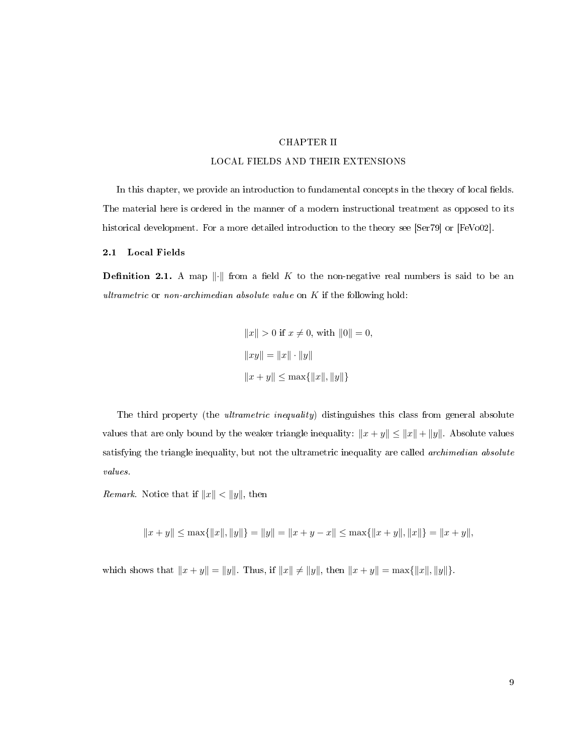# CHAPTER II

# LOCAL FIELDS AND THEIR EXTENSIONS

In this chapter, we provide an introduction to fundamental concepts in the theory of local fields. The material here is ordered in the manner of a modern instructional treatment as opposed to its historical development. For a more detailed introduction to the theory see [Ser79] or [FeVo02].

## 2.1 Local Fields

**Definition 2.1.** A map $\|\cdot\|$ from a field $K$ to the non-negative real numbers is said to be an *ultrametric* or *non-archimedian absolute value* on $K$ if the following hold:

$$\|x\| > 0 \text{ if } x \neq 0, \text{ with } \|0\| = 0,$$

$$\|xy\| = \|x\| \cdot \|y\|$$

$$\|x + y\| \leq \max\{\|x\|, \|y\|\}$$

The third property (the *ultrametric inequality*) distinguishes this class from general absolute values that are only bound by the weaker triangle inequality: $\|x + y\| \leq \|x\| + \|y\|$. Absolute values satisfying the triangle inequality, but not the ultrametric inequality are called *archimedian absolute values*.

*Remark.* Notice that if $\|x\| < \|y\|$, then

$$\|x + y\| \leq \max\{\|x\|, \|y\|\} = \|y\| = \|x + y - x\| \leq \max\{\|x + y\|, \|x\|\} = \|x + y\|,$$

which shows that $\|x + y\| = \|y\|$. Thus, if $\|x\| \neq \|y\|$, then $\|x + y\| = \max\{\|x\|, \|y\|\}$.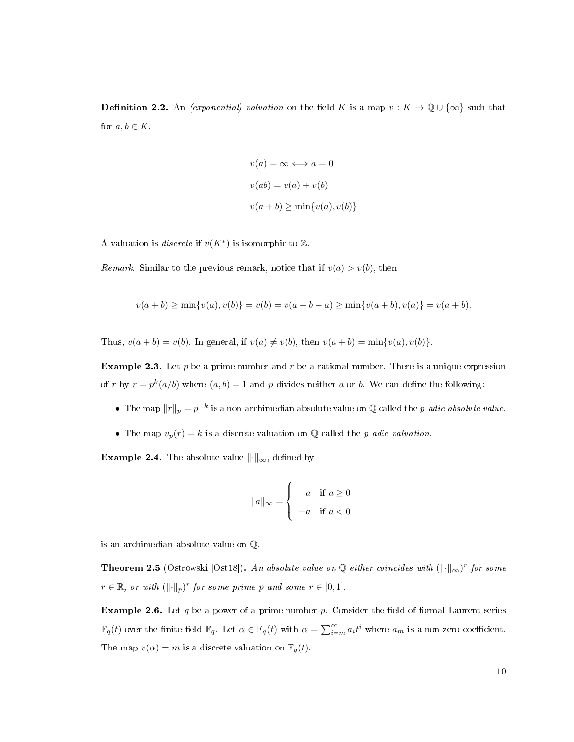**Definition 2.2.** An *(exponential) valuation* on the field $K$ is a map $v : K \to \mathbb{Q} \cup \{\infty\}$ such that for $a, b \in K$,

$$v(a) = \infty \iff a = 0$$

$$v(ab) = v(a) + v(b)$$

$$v(a+b) \geq \min\{v(a), v(b)\}$$

A valuation is *discrete* if $v(K^*)$ is isomorphic to $\mathbb{Z}$.

*Remark.* Similar to the previous remark, notice that if $v(a) > v(b)$, then

$$v(a+b) \geq \min\{v(a), v(b)\} = v(b) = v(a+b-a) \geq \min\{v(a+b), v(a)\} = v(a+b).$$

Thus, $v(a+b) = v(b)$. In general, if $v(a) \neq v(b)$, then $v(a+b) = \min\{v(a), v(b)\}$.

**Example 2.3.** Let $p$ be a prime number and $r$ be a rational number. There is a unique expression of $r$ by $r = p^k(a/b)$ where $(a,b) = 1$ and $p$ divides neither $a$ or $b$. We can define the following:

- The map $\|r\|_p = p^{-k}$ is a non-archimedian absolute value on $\mathbb{Q}$ called the *p-adic absolute value*.
- The map $v_p(r) = k$ is a discrete valuation on $\mathbb{Q}$ called the *p-adic valuation*.

**Example 2.4.** The absolute value $\|\cdot\|_\infty$, defined by

$$\|a\|_\infty = \begin{cases} a & \text{if } a \geq 0 \\ -a & \text{if } a < 0 \end{cases}$$

is an archimedian absolute value on $\mathbb{Q}$.

**Theorem 2.5** (Ostrowski [Ost18]). *An absolute value on $\mathbb{Q}$ either coincides with $(\|\cdot\|_\infty)^r$ for some $r \in \mathbb{R}$, or with $(\|\cdot\|_p)^r$ for some prime $p$ and some $r \in [0,1]$.*

**Example 2.6.** Let $q$ be a power of a prime number $p$. Consider the field of formal Laurent series $\mathbb{F}_q(t)$ over the finite field $\mathbb{F}_q$. Let $\alpha \in \mathbb{F}_q(t)$ with $\alpha = \sum_{i=m}^{\infty} a_i t^i$ where $a_m$ is a non-zero coefficient. The map $v(\alpha) = m$ is a discrete valuation on $\mathbb{F}_q(t)$.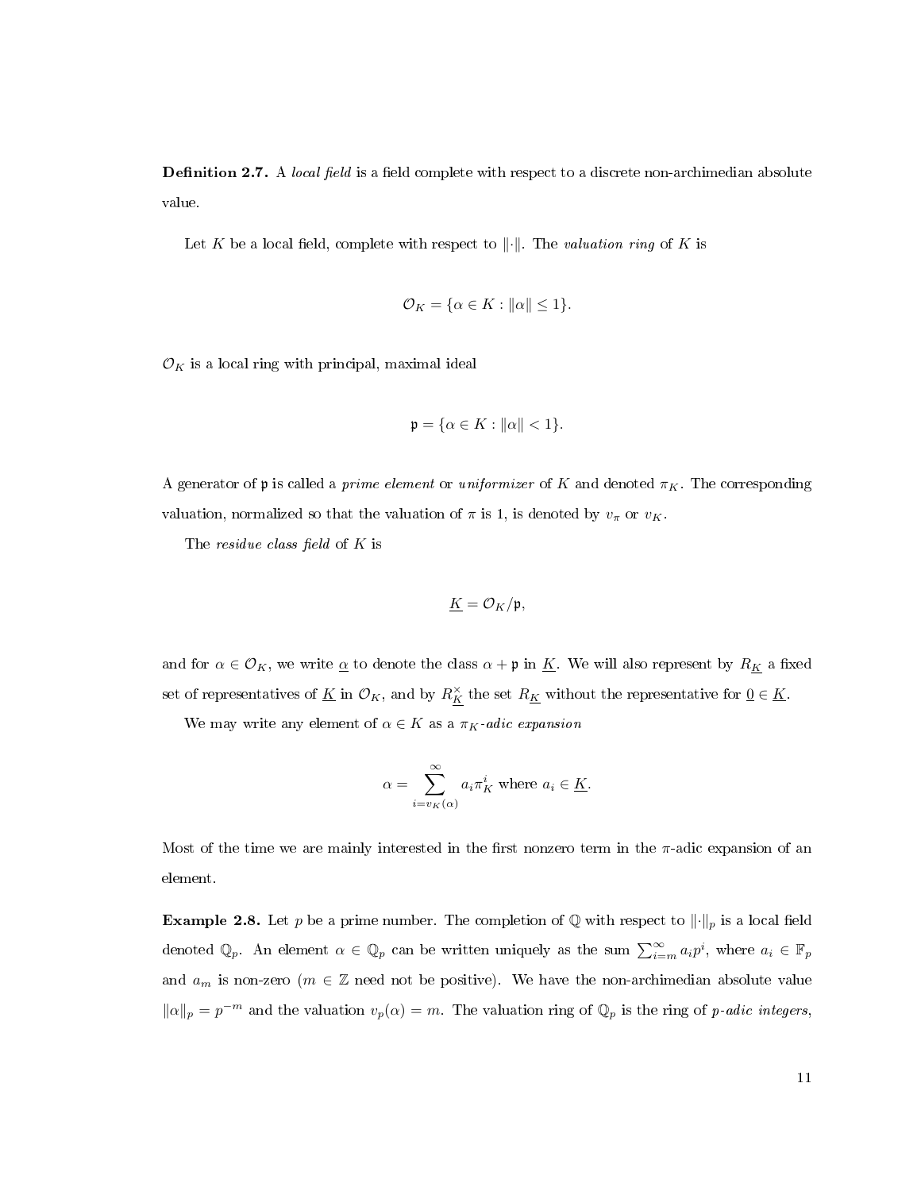**Definition 2.7.** A *local field* is a field complete with respect to a discrete non-archimedian absolute value.

Let $K$ be a local field, complete with respect to $\|\cdot\|$. The *valuation ring* of $K$ is

$$\mathcal{O}_K = \{\alpha \in K : \|\alpha\| \leq 1\}.$$

$\mathcal{O}_K$ is a local ring with principal, maximal ideal

$$\mathfrak{p} = \{\alpha \in K : \|\alpha\| < 1\}.$$

A generator of $\mathfrak{p}$ is called a *prime element* or *uniformizer* of $K$ and denoted $\pi_K$. The corresponding valuation, normalized so that the valuation of $\pi$ is 1, is denoted by $v_\pi$ or $v_K$.

The *residue class field* of $K$ is

$$\underline{K} = \mathcal{O}_K/\mathfrak{p},$$

and for $\alpha \in \mathcal{O}_K$, we write $\underline{\alpha}$ to denote the class $\alpha + \mathfrak{p}$ in $\underline{K}$. We will also represent by $R_{\underline{K}}$ a fixed set of representatives of $\underline{K}$ in $\mathcal{O}_K$, and by $R_{\underline{K}}^\times$ the set $R_{\underline{K}}$ without the representative for $\underline{0} \in \underline{K}$.

We may write any element of $\alpha \in K$ as a $\pi_K$*-adic expansion*

$$\alpha = \sum_{i=v_K(\alpha)}^{\infty} a_i \pi_K^i \text{ where } a_i \in \underline{K}.$$

Most of the time we are mainly interested in the first nonzero term in the $\pi$-adic expansion of an element.

**Example 2.8.** Let $p$ be a prime number. The completion of $\mathbb{Q}$ with respect to $\|\cdot\|_p$ is a local field denoted $\mathbb{Q}_p$. An element $\alpha \in \mathbb{Q}_p$ can be written uniquely as the sum $\sum_{i=m}^{\infty} a_i p^i$, where $a_i \in \mathbb{F}_p$ and $a_m$ is non-zero ($m \in \mathbb{Z}$ need not be positive). We have the non-archimedian absolute value $\|\alpha\|_p = p^{-m}$ and the valuation $v_p(\alpha) = m$. The valuation ring of $\mathbb{Q}_p$ is the ring of *p-adic integers*,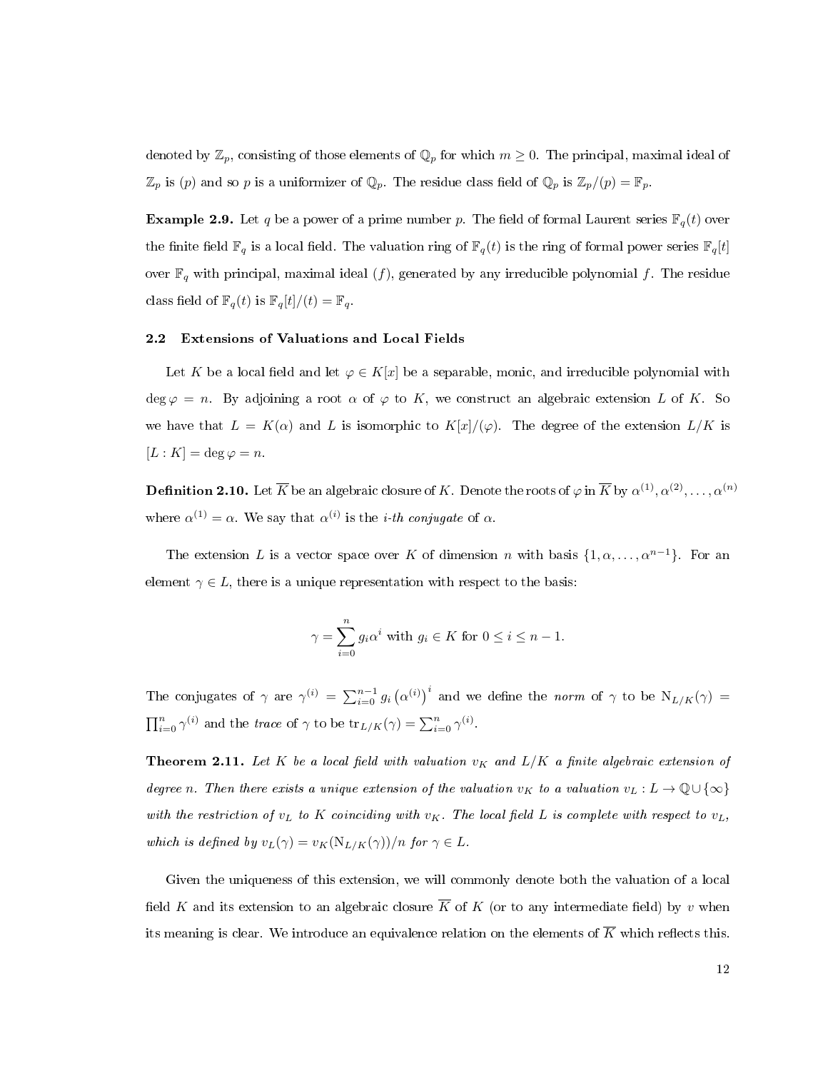denoted by $\mathbb{Z}_p$, consisting of those elements of $\mathbb{Q}_p$ for which $m \geq 0$. The principal, maximal ideal of $\mathbb{Z}_p$ is $(p)$ and so $p$ is a uniformizer of $\mathbb{Q}_p$. The residue class field of $\mathbb{Q}_p$ is $\mathbb{Z}_p/(p) = \mathbb{F}_p$.

**Example 2.9.** Let $q$ be a power of a prime number $p$. The field of formal Laurent series $\mathbb{F}_q(t)$ over the finite field $\mathbb{F}_q$ is a local field. The valuation ring of $\mathbb{F}_q(t)$ is the ring of formal power series $\mathbb{F}_q[t]$ over $\mathbb{F}_q$ with principal, maximal ideal $(f)$, generated by any irreducible polynomial $f$. The residue class field of $\mathbb{F}_q(t)$ is $\mathbb{F}_q[t]/(t) = \mathbb{F}_q$.

### 2.2 Extensions of Valuations and Local Fields

Let $K$ be a local field and let $\varphi \in K[x]$ be a separable, monic, and irreducible polynomial with $\deg \varphi = n$. By adjoining a root $\alpha$ of $\varphi$ to $K$, we construct an algebraic extension $L$ of $K$. So we have that $L = K(\alpha)$ and $L$ is isomorphic to $K[x]/(\varphi)$. The degree of the extension $L/K$ is $[L : K] = \deg \varphi = n$.

**Definition 2.10.** Let $\overline{K}$ be an algebraic closure of $K$. Denote the roots of $\varphi$ in $\overline{K}$ by $\alpha^{(1)}, \alpha^{(2)}, \ldots, \alpha^{(n)}$ where $\alpha^{(1)} = \alpha$. We say that $\alpha^{(i)}$ is the *i-th conjugate* of $\alpha$.

The extension $L$ is a vector space over $K$ of dimension $n$ with basis $\{1, \alpha, \ldots, \alpha^{n-1}\}$. For an element $\gamma \in L$, there is a unique representation with respect to the basis:

$$\gamma = \sum_{i=0}^{n} g_i \alpha^i \text{ with } g_i \in K \text{ for } 0 \leq i \leq n-1.$$

The conjugates of $\gamma$ are $\gamma^{(i)} = \sum_{i=0}^{n-1} g_i \left(\alpha^{(i)}\right)^i$ and we define the *norm* of $\gamma$ to be $\mathrm{N}_{L/K}(\gamma) = \prod_{i=0}^{n} \gamma^{(i)}$ and the *trace* of $\gamma$ to be $\mathrm{tr}_{L/K}(\gamma) = \sum_{i=0}^{n} \gamma^{(i)}$.

**Theorem 2.11.** *Let $K$ be a local field with valuation $v_K$ and $L/K$ a finite algebraic extension of degree $n$. Then there exists a unique extension of the valuation $v_K$ to a valuation $v_L : L \to \mathbb{Q} \cup \{\infty\}$ with the restriction of $v_L$ to $K$ coinciding with $v_K$. The local field $L$ is complete with respect to $v_L$, which is defined by $v_L(\gamma) = v_K(\mathrm{N}_{L/K}(\gamma))/n$ for $\gamma \in L$.*

Given the uniqueness of this extension, we will commonly denote both the valuation of a local field $K$ and its extension to an algebraic closure $\overline{K}$ of $K$ (or to any intermediate field) by $v$ when its meaning is clear. We introduce an equivalence relation on the elements of $\overline{K}$ which reflects this.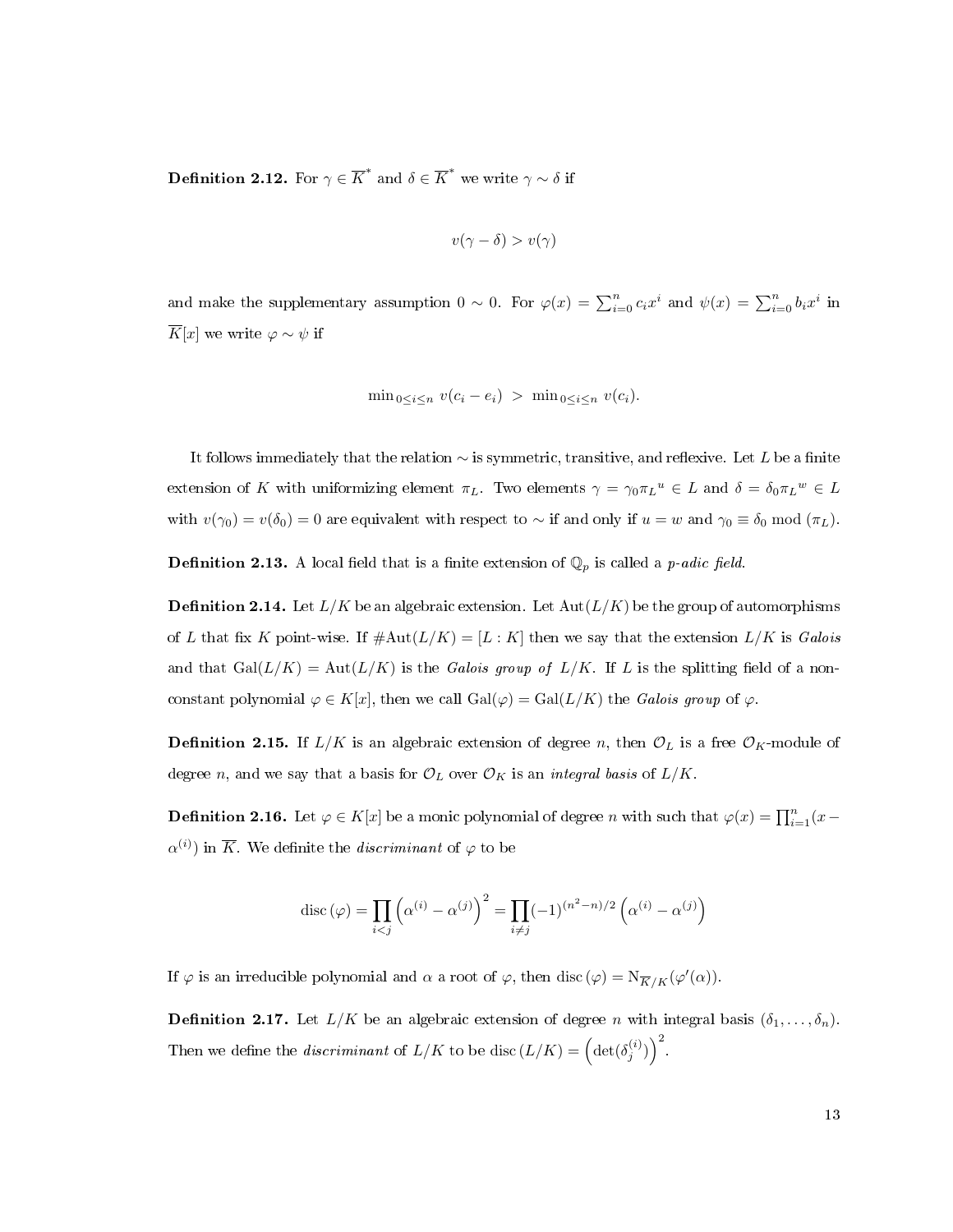**Definition 2.12.** For $\gamma \in \overline{K}^*$ and $\delta \in \overline{K}^*$ we write $\gamma \sim \delta$ if

$$v(\gamma - \delta) > v(\gamma)$$

and make the supplementary assumption $0 \sim 0$. For $\varphi(x) = \sum_{i=0}^{n} c_i x^i$ and $\psi(x) = \sum_{i=0}^{n} b_i x^i$ in $\overline{K}[x]$ we write $\varphi \sim \psi$ if

$$\min_{0 \le i \le n} v(c_i - e_i) \; > \; \min_{0 \le i \le n} v(c_i).$$

It follows immediately that the relation $\sim$ is symmetric, transitive, and reflexive. Let $L$ be a finite extension of $K$ with uniformizing element $\pi_L$. Two elements $\gamma = \gamma_0 {\pi_L}^u \in L$ and $\delta = \delta_0 {\pi_L}^w \in L$ with $v(\gamma_0) = v(\delta_0) = 0$ are equivalent with respect to $\sim$ if and only if $u = w$ and $\gamma_0 \equiv \delta_0 \bmod (\pi_L)$.

**Definition 2.13.** A local field that is a finite extension of $\mathbb{Q}_p$ is called a *p-adic field*.

**Definition 2.14.** Let $L/K$ be an algebraic extension. Let $\mathrm{Aut}(L/K)$ be the group of automorphisms of $L$ that fix $K$ point-wise. If $\#\mathrm{Aut}(L/K) = [L : K]$ then we say that the extension $L/K$ is *Galois* and that $\mathrm{Gal}(L/K) = \mathrm{Aut}(L/K)$ is the *Galois group of* $L/K$. If $L$ is the splitting field of a non-constant polynomial $\varphi \in K[x]$, then we call $\mathrm{Gal}(\varphi) = \mathrm{Gal}(L/K)$ the *Galois group* of $\varphi$.

**Definition 2.15.** If $L/K$ is an algebraic extension of degree $n$, then $\mathcal{O}_L$ is a free $\mathcal{O}_K$-module of degree $n$, and we say that a basis for $\mathcal{O}_L$ over $\mathcal{O}_K$ is an *integral basis* of $L/K$.

**Definition 2.16.** Let $\varphi \in K[x]$ be a monic polynomial of degree $n$ with such that $\varphi(x) = \prod_{i=1}^{n}(x - \alpha^{(i)})$ in $\overline{K}$. We definite the *discriminant* of $\varphi$ to be

$$\mathrm{disc}\,(\varphi) = \prod_{i<j} \left(\alpha^{(i)} - \alpha^{(j)}\right)^2 = \prod_{i \ne j} (-1)^{(n^2-n)/2} \left(\alpha^{(i)} - \alpha^{(j)}\right)$$

If $\varphi$ is an irreducible polynomial and $\alpha$ a root of $\varphi$, then $\mathrm{disc}\,(\varphi) = \mathrm{N}_{\overline{K}/K}(\varphi'(\alpha))$.

**Definition 2.17.** Let $L/K$ be an algebraic extension of degree $n$ with integral basis $(\delta_1, \ldots, \delta_n)$. Then we define the *discriminant* of $L/K$ to be $\mathrm{disc}\,(L/K) = \left(\det(\delta_j^{(i)})\right)^2$.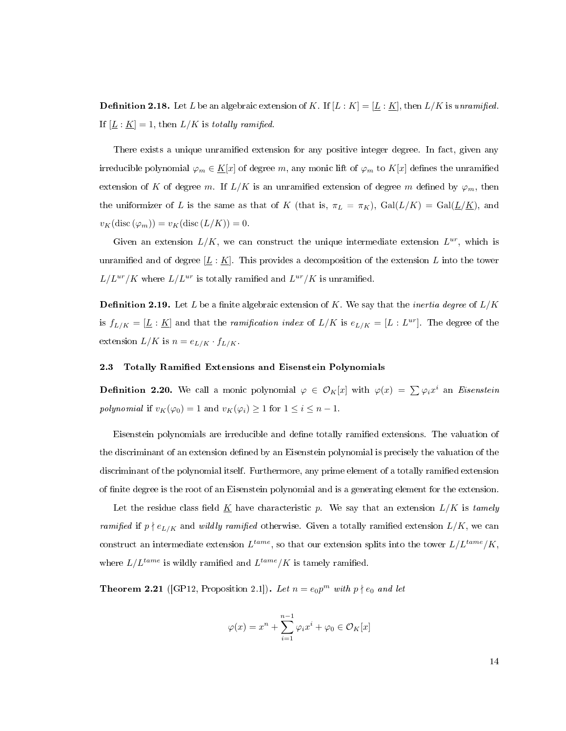**Definition 2.18.** Let $L$ be an algebraic extension of $K$. If $[L : K] = [\underline{L} : \underline{K}]$, then $L/K$ is *unramified*. If $[\underline{L} : \underline{K}] = 1$, then $L/K$ is *totally ramified*.

There exists a unique unramified extension for any positive integer degree. In fact, given any irreducible polynomial $\varphi_m \in \underline{K}[x]$ of degree $m$, any monic lift of $\varphi_m$ to $K[x]$ defines the unramified extension of $K$ of degree $m$. If $L/K$ is an unramified extension of degree $m$ defined by $\varphi_m$, then the uniformizer of $L$ is the same as that of $K$ (that is, $\pi_L = \pi_K$), $\mathrm{Gal}(L/K) = \mathrm{Gal}(\underline{L}/\underline{K})$, and $v_K(\mathrm{disc}\,(\varphi_m)) = v_K(\mathrm{disc}\,(L/K)) = 0$.

Given an extension $L/K$, we can construct the unique intermediate extension $L^{ur}$, which is unramified and of degree $[\underline{L} : \underline{K}]$. This provides a decomposition of the extension $L$ into the tower $L/L^{ur}/K$ where $L/L^{ur}$ is totally ramified and $L^{ur}/K$ is unramified.

**Definition 2.19.** Let $L$ be a finite algebraic extension of $K$. We say that the *inertia degree* of $L/K$ is $f_{L/K} = [\underline{L} : \underline{K}]$ and that the *ramification index* of $L/K$ is $e_{L/K} = [L : L^{ur}]$. The degree of the extension $L/K$ is $n = e_{L/K} \cdot f_{L/K}$.

### 2.3 Totally Ramified Extensions and Eisenstein Polynomials

**Definition 2.20.** We call a monic polynomial $\varphi \in \mathcal{O}_K[x]$ with $\varphi(x) = \sum \varphi_i x^i$ an *Eisenstein polynomial* if $v_K(\varphi_0) = 1$ and $v_K(\varphi_i) \geq 1$ for $1 \leq i \leq n-1$.

Eisenstein polynomials are irreducible and define totally ramified extensions. The valuation of the discriminant of an extension defined by an Eisenstein polynomial is precisely the valuation of the discriminant of the polynomial itself. Furthermore, any prime element of a totally ramified extension of finite degree is the root of an Eisenstein polynomial and is a generating element for the extension.

Let the residue class field $\underline{K}$ have characteristic $p$. We say that an extension $L/K$ is *tamely ramified* if $p \nmid e_{L/K}$ and *wildly ramified* otherwise. Given a totally ramified extension $L/K$, we can construct an intermediate extension $L^{tame}$, so that our extension splits into the tower $L/L^{tame}/K$, where $L/L^{tame}$ is wildly ramified and $L^{tame}/K$ is tamely ramified.

**Theorem 2.21** ([GP12, Proposition 2.1])**.** *Let $n = e_0 p^m$ with $p \nmid e_0$ and let*

$$\varphi(x) = x^n + \sum_{i=1}^{n-1} \varphi_i x^i + \varphi_0 \in \mathcal{O}_K[x]$$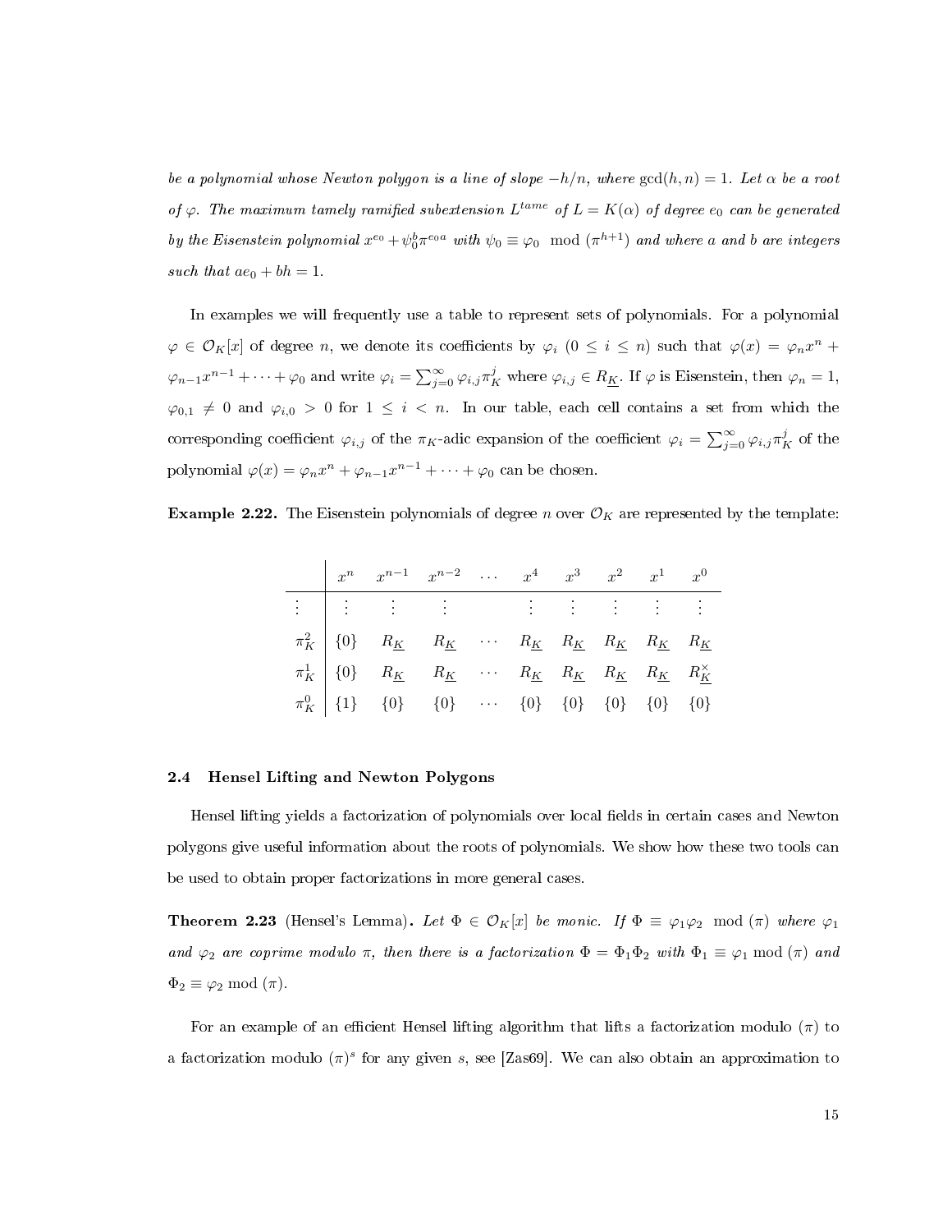*be a polynomial whose Newton polygon is a line of slope $-h/n$, where $\gcd(h, n) = 1$. Let $\alpha$ be a root of $\varphi$. The maximum tamely ramified subextension $L^{tame}$ of $L = K(\alpha)$ of degree $e_0$ can be generated by the Eisenstein polynomial $x^{e_0} + \psi_0^b \pi^{e_0 a}$ with $\psi_0 \equiv \varphi_0 \mod (\pi^{h+1})$ and where $a$ and $b$ are integers such that $ae_0 + bh = 1$.*

In examples we will frequently use a table to represent sets of polynomials. For a polynomial $\varphi \in \mathcal{O}_K[x]$ of degree $n$, we denote its coefficients by $\varphi_i$ ($0 \leq i \leq n$) such that $\varphi(x) = \varphi_n x^n + \varphi_{n-1}x^{n-1} + \cdots + \varphi_0$ and write $\varphi_i = \sum_{j=0}^{\infty} \varphi_{i,j}\pi_K^j$ where $\varphi_{i,j} \in R_{\underline{K}}$. If $\varphi$ is Eisenstein, then $\varphi_n = 1$, $\varphi_{0,1} \neq 0$ and $\varphi_{i,0} > 0$ for $1 \leq i < n$. In our table, each cell contains a set from which the corresponding coefficient $\varphi_{i,j}$ of the $\pi_K$-adic expansion of the coefficient $\varphi_i = \sum_{j=0}^{\infty} \varphi_{i,j}\pi_K^j$ of the polynomial $\varphi(x) = \varphi_n x^n + \varphi_{n-1}x^{n-1} + \cdots + \varphi_0$ can be chosen.

**Example 2.22.** The Eisenstein polynomials of degree $n$ over $\mathcal{O}_K$ are represented by the template:

| | $x^n$ | $x^{n-1}$ | $x^{n-2}$ | $\cdots$ | $x^4$ | $x^3$ | $x^2$ | $x^1$ | $x^0$ |
|---|---|---|---|---|---|---|---|---|---|
| $\vdots$ | $\vdots$ | $\vdots$ | $\vdots$ | | $\vdots$ | $\vdots$ | $\vdots$ | $\vdots$ | $\vdots$ |
| $\pi_K^2$ | $\{0\}$ | $R_{\underline{K}}$ | $R_{\underline{K}}$ | $\cdots$ | $R_{\underline{K}}$ | $R_{\underline{K}}$ | $R_{\underline{K}}$ | $R_{\underline{K}}$ | $R_{\underline{K}}$ |
| $\pi_K^1$ | $\{0\}$ | $R_{\underline{K}}$ | $R_{\underline{K}}$ | $\cdots$ | $R_{\underline{K}}$ | $R_{\underline{K}}$ | $R_{\underline{K}}$ | $R_{\underline{K}}$ | $R_{\underline{K}}^{\times}$ |
| $\pi_K^0$ | $\{1\}$ | $\{0\}$ | $\{0\}$ | $\cdots$ | $\{0\}$ | $\{0\}$ | $\{0\}$ | $\{0\}$ | $\{0\}$ |

### 2.4 Hensel Lifting and Newton Polygons

Hensel lifting yields a factorization of polynomials over local fields in certain cases and Newton polygons give useful information about the roots of polynomials. We show how these two tools can be used to obtain proper factorizations in more general cases.

**Theorem 2.23** (Hensel's Lemma)**.** *Let $\Phi \in \mathcal{O}_K[x]$ be monic. If $\Phi \equiv \varphi_1\varphi_2 \mod (\pi)$ where $\varphi_1$ and $\varphi_2$ are coprime modulo $\pi$, then there is a factorization $\Phi = \Phi_1\Phi_2$ with $\Phi_1 \equiv \varphi_1 \bmod (\pi)$ and $\Phi_2 \equiv \varphi_2 \bmod (\pi)$.*

For an example of an efficient Hensel lifting algorithm that lifts a factorization modulo $(\pi)$ to a factorization modulo $(\pi)^s$ for any given $s$, see [Zas69]. We can also obtain an approximation to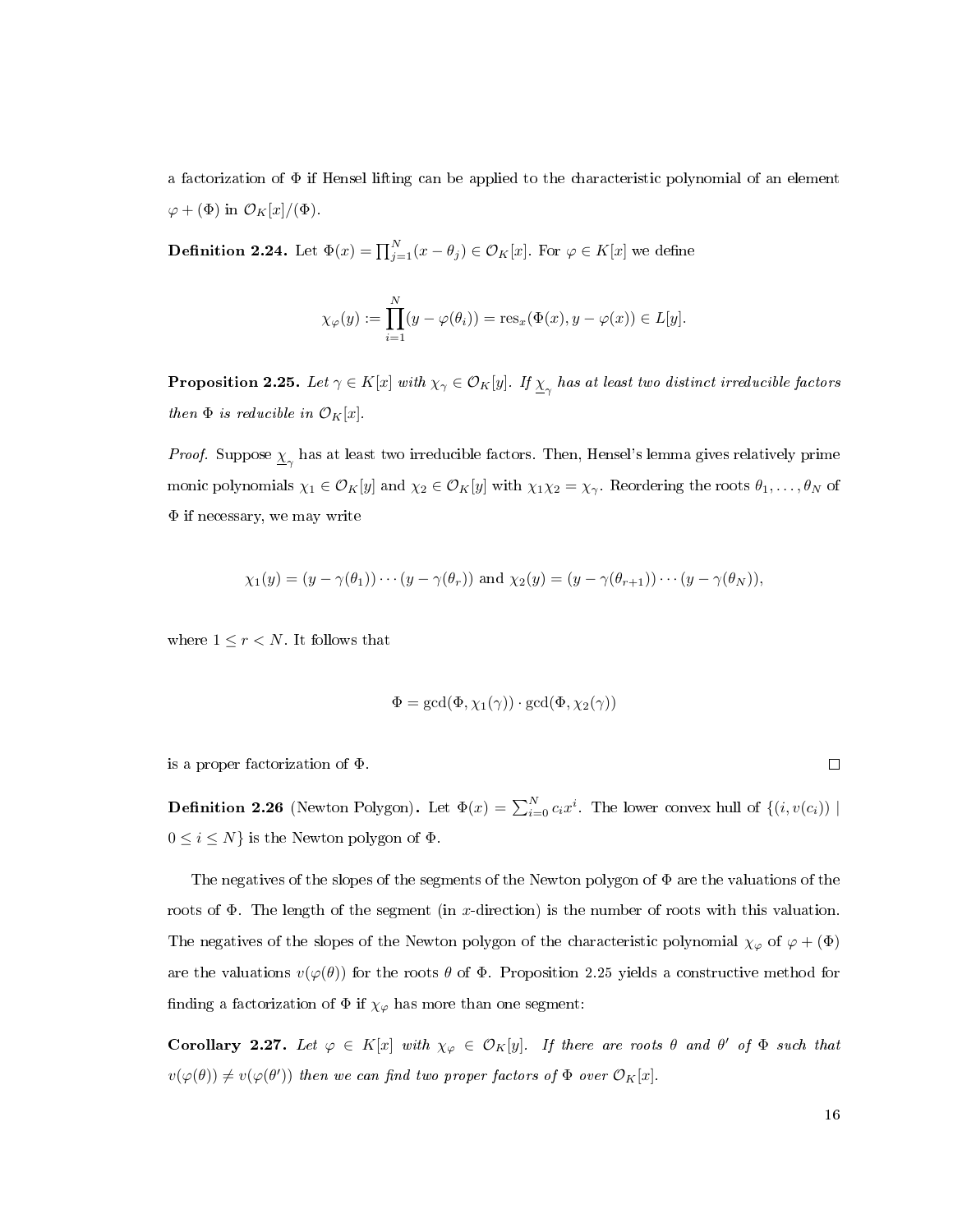a factorization of $\Phi$ if Hensel lifting can be applied to the characteristic polynomial of an element $\varphi + (\Phi)$ in $\mathcal{O}_K[x]/(\Phi)$.

**Definition 2.24.** Let $\Phi(x) = \prod_{j=1}^{N}(x - \theta_j) \in \mathcal{O}_K[x]$. For $\varphi \in K[x]$ we define

$$\chi_\varphi(y) := \prod_{i=1}^{N}(y - \varphi(\theta_i)) = \mathrm{res}_x(\Phi(x), y - \varphi(x)) \in L[y].$$

**Proposition 2.25.** *Let $\gamma \in K[x]$ with $\chi_\gamma \in \mathcal{O}_K[y]$. If $\underline{\chi}_\gamma$ has at least two distinct irreducible factors then $\Phi$ is reducible in $\mathcal{O}_K[x]$.*

*Proof.* Suppose $\underline{\chi}_\gamma$ has at least two irreducible factors. Then, Hensel's lemma gives relatively prime monic polynomials $\chi_1 \in \mathcal{O}_K[y]$ and $\chi_2 \in \mathcal{O}_K[y]$ with $\chi_1\chi_2 = \chi_\gamma$. Reordering the roots $\theta_1, \ldots, \theta_N$ of $\Phi$ if necessary, we may write

$$\chi_1(y) = (y - \gamma(\theta_1)) \cdots (y - \gamma(\theta_r)) \text{ and } \chi_2(y) = (y - \gamma(\theta_{r+1})) \cdots (y - \gamma(\theta_N)),$$

where $1 \le r < N$. It follows that

$$\Phi = \gcd(\Phi, \chi_1(\gamma)) \cdot \gcd(\Phi, \chi_2(\gamma))$$

is a proper factorization of $\Phi$. $\square$

**Definition 2.26** (Newton Polygon)**.** Let $\Phi(x) = \sum_{i=0}^{N} c_i x^i$. The lower convex hull of $\{(i, v(c_i)) \mid 0 \le i \le N\}$ is the Newton polygon of $\Phi$.

The negatives of the slopes of the segments of the Newton polygon of $\Phi$ are the valuations of the roots of $\Phi$. The length of the segment (in $x$-direction) is the number of roots with this valuation. The negatives of the slopes of the Newton polygon of the characteristic polynomial $\chi_\varphi$ of $\varphi + (\Phi)$ are the valuations $v(\varphi(\theta))$ for the roots $\theta$ of $\Phi$. Proposition 2.25 yields a constructive method for finding a factorization of $\Phi$ if $\chi_\varphi$ has more than one segment:

**Corollary 2.27.** *Let $\varphi \in K[x]$ with $\chi_\varphi \in \mathcal{O}_K[y]$. If there are roots $\theta$ and $\theta'$ of $\Phi$ such that $v(\varphi(\theta)) \neq v(\varphi(\theta'))$ then we can find two proper factors of $\Phi$ over $\mathcal{O}_K[x]$.*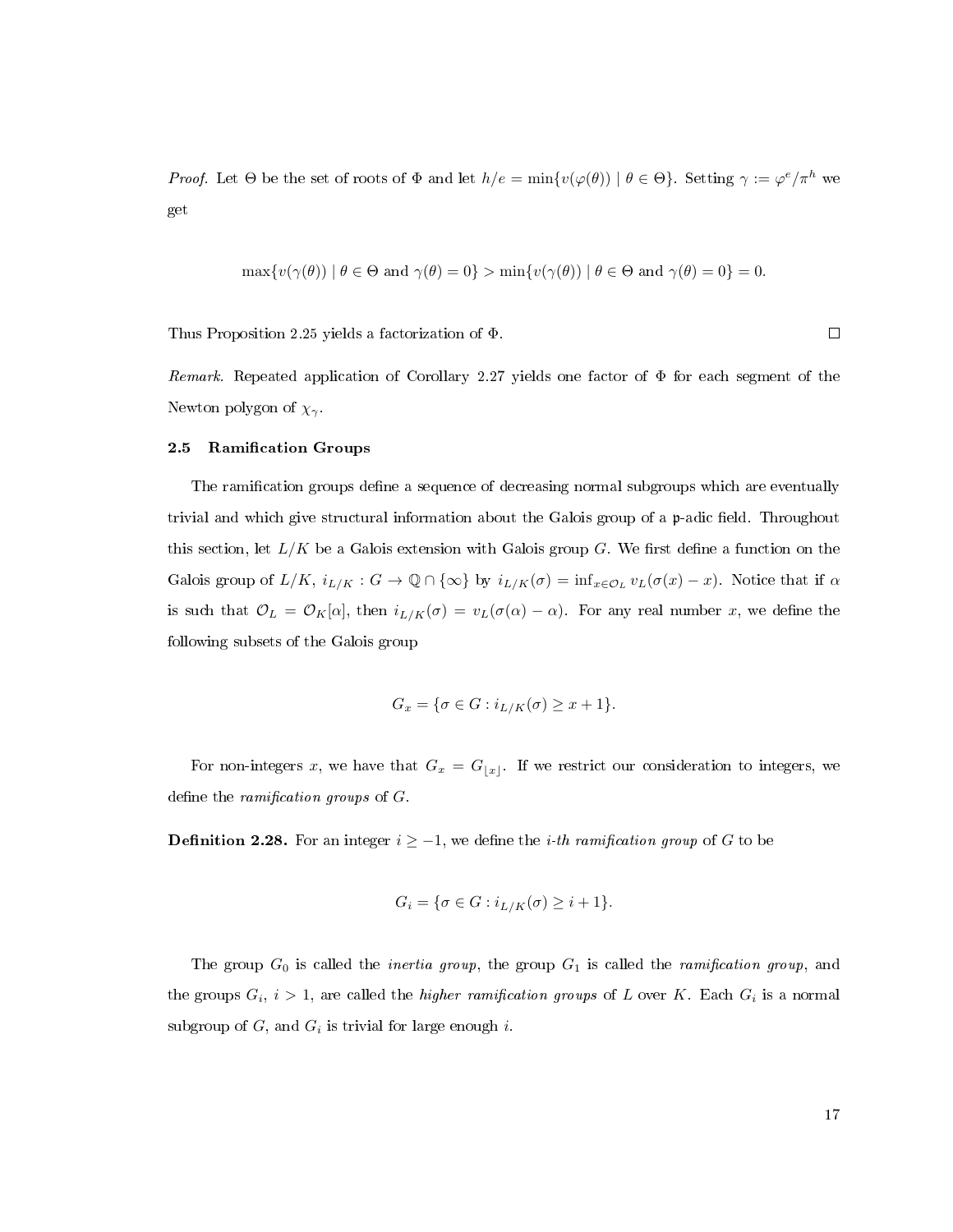*Proof.* Let $\Theta$ be the set of roots of $\Phi$ and let $h/e = \min\{v(\varphi(\theta)) \mid \theta \in \Theta\}$. Setting $\gamma := \varphi^e/\pi^h$ we get

$$\max\{v(\gamma(\theta)) \mid \theta \in \Theta \text{ and } \gamma(\theta) = 0\} > \min\{v(\gamma(\theta)) \mid \theta \in \Theta \text{ and } \gamma(\theta) = 0\} = 0.$$

Thus Proposition 2.25 yields a factorization of $\Phi$. $\square$

*Remark.* Repeated application of Corollary 2.27 yields one factor of $\Phi$ for each segment of the Newton polygon of $\chi_\gamma$.

### 2.5 Ramification Groups

The ramification groups define a sequence of decreasing normal subgroups which are eventually trivial and which give structural information about the Galois group of a $\mathfrak{p}$-adic field. Throughout this section, let $L/K$ be a Galois extension with Galois group $G$. We first define a function on the Galois group of $L/K$, $i_{L/K} : G \to \mathbb{Q} \cap \{\infty\}$ by $i_{L/K}(\sigma) = \inf_{x \in \mathcal{O}_L} v_L(\sigma(x) - x)$. Notice that if $\alpha$ is such that $\mathcal{O}_L = \mathcal{O}_K[\alpha]$, then $i_{L/K}(\sigma) = v_L(\sigma(\alpha) - \alpha)$. For any real number $x$, we define the following subsets of the Galois group

$$G_x = \{\sigma \in G : i_{L/K}(\sigma) \geq x + 1\}.$$

For non-integers $x$, we have that $G_x = G_{\lfloor x \rfloor}$. If we restrict our consideration to integers, we define the *ramification groups* of $G$.

**Definition 2.28.** For an integer $i \geq -1$, we define the *i-th ramification group* of $G$ to be

$$G_i = \{\sigma \in G : i_{L/K}(\sigma) \geq i + 1\}.$$

The group $G_0$ is called the *inertia group*, the group $G_1$ is called the *ramification group*, and the groups $G_i$, $i > 1$, are called the *higher ramification groups* of $L$ over $K$. Each $G_i$ is a normal subgroup of $G$, and $G_i$ is trivial for large enough $i$.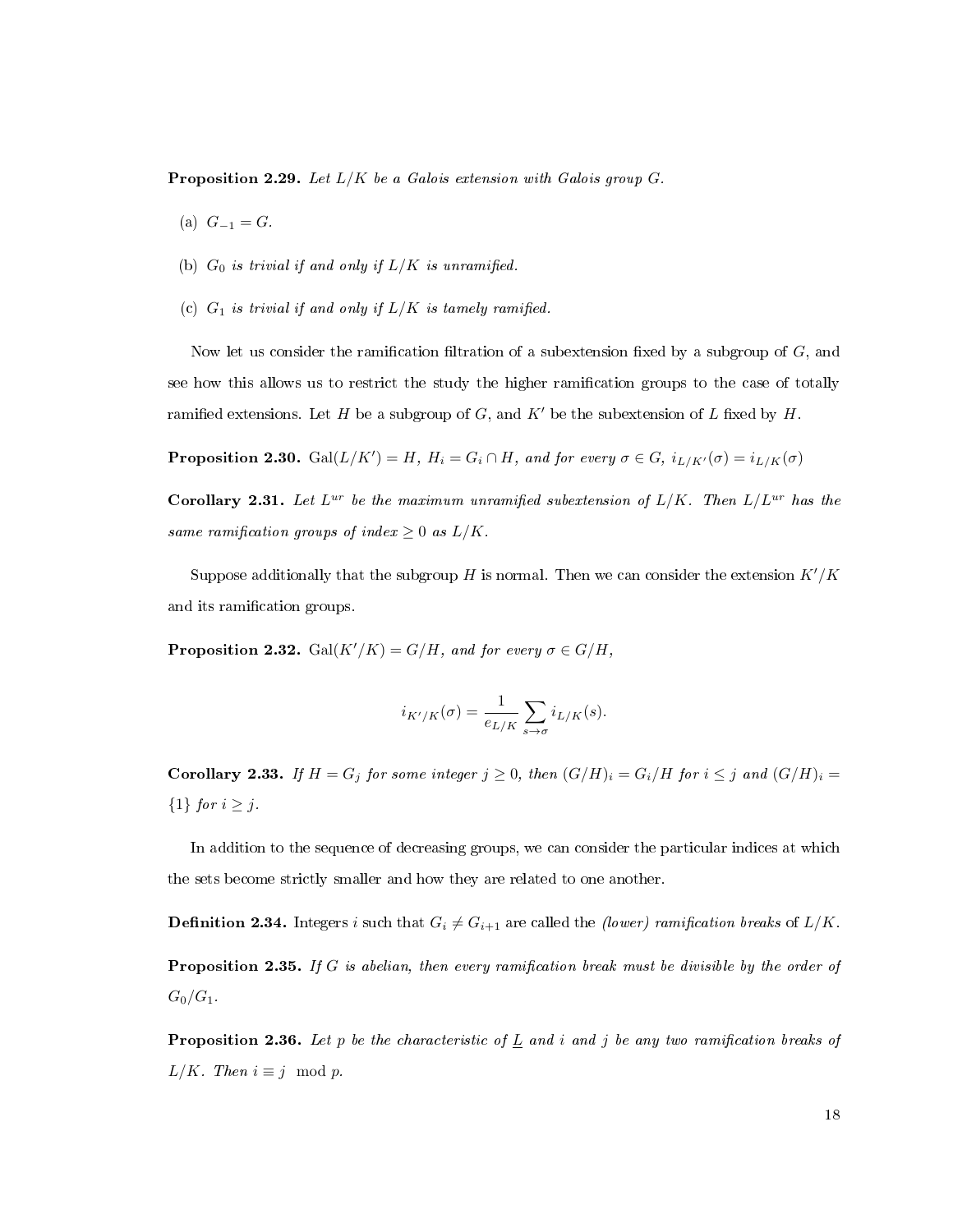**Proposition 2.29.** *Let $L/K$ be a Galois extension with Galois group $G$.*

(a) $G_{-1} = G$.

(b) *$G_0$ is trivial if and only if $L/K$ is unramified.*

(c) *$G_1$ is trivial if and only if $L/K$ is tamely ramified.*

Now let us consider the ramification filtration of a subextension fixed by a subgroup of $G$, and see how this allows us to restrict the study the higher ramification groups to the case of totally ramified extensions. Let $H$ be a subgroup of $G$, and $K'$ be the subextension of $L$ fixed by $H$.

**Proposition 2.30.** $\mathrm{Gal}(L/K') = H$*, $H_i = G_i \cap H$, and for every $\sigma \in G$, $i_{L/K'}(\sigma) = i_{L/K}(\sigma)$*

**Corollary 2.31.** *Let $L^{ur}$ be the maximum unramified subextension of $L/K$. Then $L/L^{ur}$ has the same ramification groups of index $\geq 0$ as $L/K$.*

Suppose additionally that the subgroup $H$ is normal. Then we can consider the extension $K'/K$ and its ramification groups.

**Proposition 2.32.** $\mathrm{Gal}(K'/K) = G/H$*, and for every $\sigma \in G/H$,*

$$i_{K'/K}(\sigma) = \frac{1}{e_{L/K}} \sum_{s \to \sigma} i_{L/K}(s).$$

**Corollary 2.33.** *If $H = G_j$ for some integer $j \geq 0$, then $(G/H)_i = G_i/H$ for $i \leq j$ and $(G/H)_i = \{1\}$ for $i \geq j$.*

In addition to the sequence of decreasing groups, we can consider the particular indices at which the sets become strictly smaller and how they are related to one another.

**Definition 2.34.** Integers $i$ such that $G_i \neq G_{i+1}$ are called the *(lower) ramification breaks* of $L/K$.

**Proposition 2.35.** *If $G$ is abelian, then every ramification break must be divisible by the order of $G_0/G_1$.*

**Proposition 2.36.** *Let $p$ be the characteristic of $\underline{L}$ and $i$ and $j$ be any two ramification breaks of $L/K$. Then $i \equiv j \mod p$.*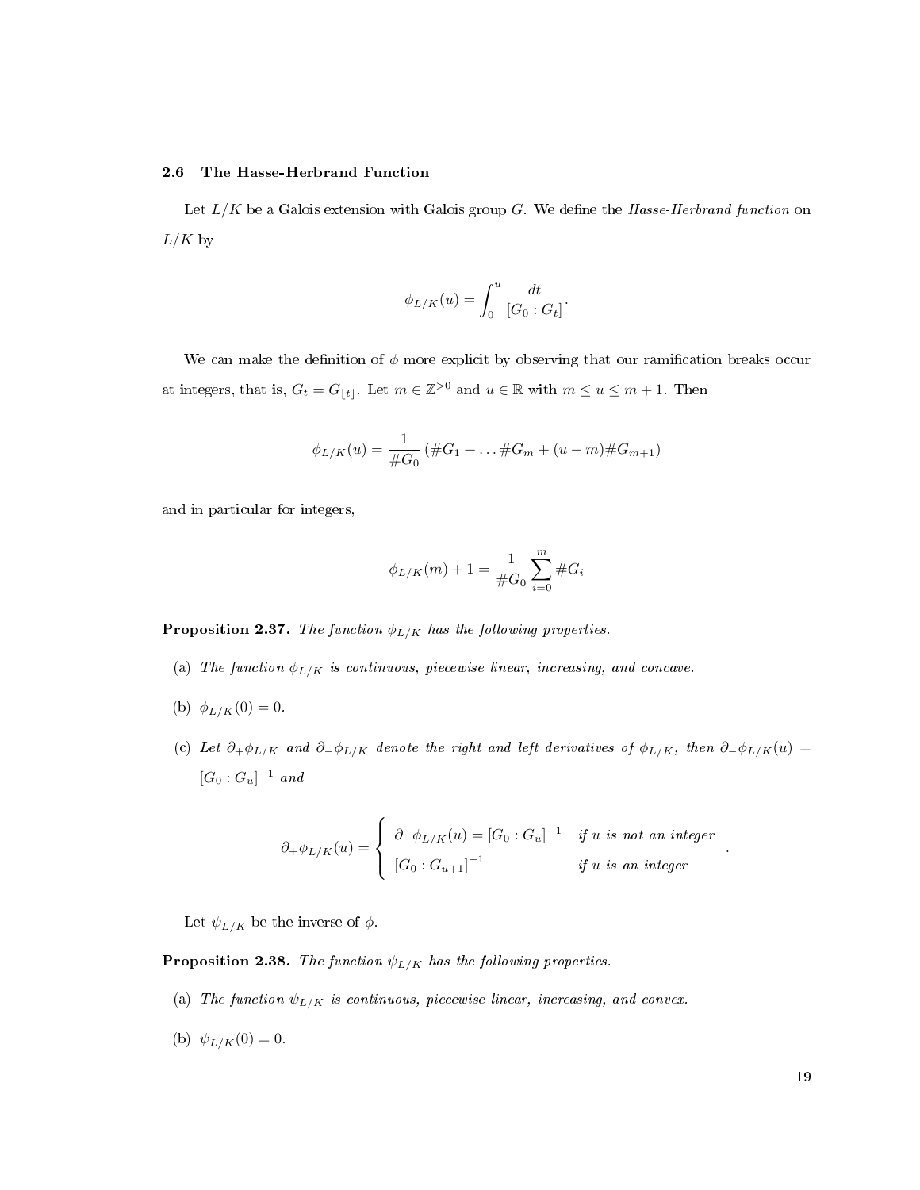### 2.6 The Hasse-Herbrand Function

Let $L/K$ be a Galois extension with Galois group $G$. We define the *Hasse-Herbrand function* on $L/K$ by

$$\phi_{L/K}(u) = \int_0^u \frac{dt}{[G_0 : G_t]}.$$

We can make the definition of $\phi$ more explicit by observing that our ramification breaks occur at integers, that is, $G_t = G_{\lfloor t \rfloor}$. Let $m \in \mathbb{Z}^{>0}$ and $u \in \mathbb{R}$ with $m \leq u \leq m+1$. Then

$$\phi_{L/K}(u) = \frac{1}{\#G_0}\left(\#G_1 + \ldots \#G_m + (u-m)\#G_{m+1}\right)$$

and in particular for integers,

$$\phi_{L/K}(m) + 1 = \frac{1}{\#G_0}\sum_{i=0}^{m} \#G_i$$

**Proposition 2.37.** *The function $\phi_{L/K}$ has the following properties.*

(a) *The function $\phi_{L/K}$ is continuous, piecewise linear, increasing, and concave.*

(b) $\phi_{L/K}(0) = 0$.

(c) *Let $\partial_+\phi_{L/K}$ and $\partial_-\phi_{L/K}$ denote the right and left derivatives of $\phi_{L/K}$, then $\partial_-\phi_{L/K}(u) = [G_0 : G_u]^{-1}$ and*

$$\partial_+\phi_{L/K}(u) = \begin{cases} \partial_-\phi_{L/K}(u) = [G_0 : G_u]^{-1} & \text{if } u \text{ is not an integer} \\ [G_0 : G_{u+1}]^{-1} & \text{if } u \text{ is an integer} \end{cases}.$$

Let $\psi_{L/K}$ be the inverse of $\phi$.

**Proposition 2.38.** *The function $\psi_{L/K}$ has the following properties.*

(a) *The function $\psi_{L/K}$ is continuous, piecewise linear, increasing, and convex.*

(b) $\psi_{L/K}(0) = 0$.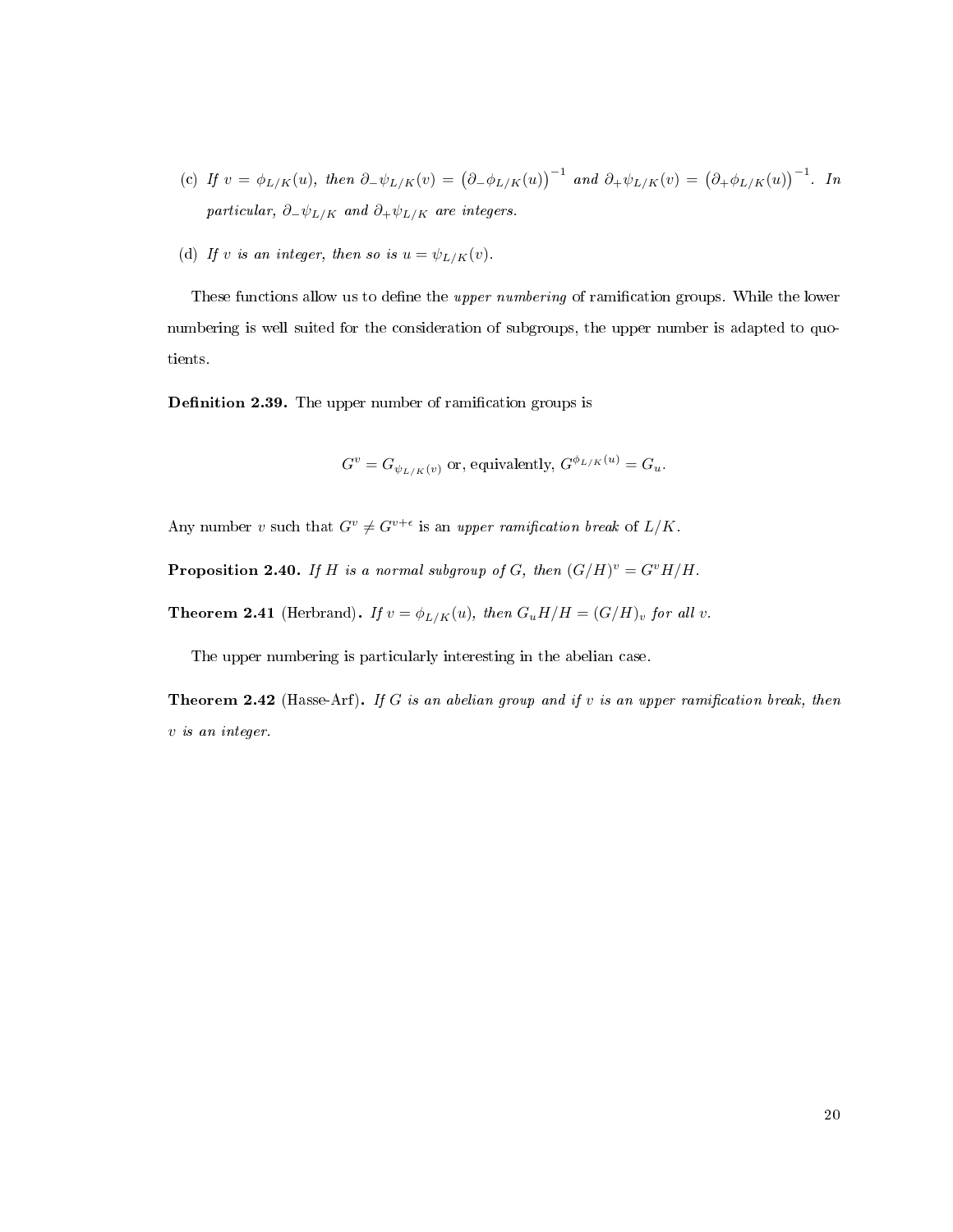(c) *If* $v = \phi_{L/K}(u)$*, then* $\partial_-\psi_{L/K}(v) = \left(\partial_-\phi_{L/K}(u)\right)^{-1}$ *and* $\partial_+\psi_{L/K}(v) = \left(\partial_+\phi_{L/K}(u)\right)^{-1}$*. In particular,* $\partial_-\psi_{L/K}$ *and* $\partial_+\psi_{L/K}$ *are integers.*

(d) *If* $v$ *is an integer, then so is* $u = \psi_{L/K}(v)$*.*

These functions allow us to define the *upper numbering* of ramification groups. While the lower numbering is well suited for the consideration of subgroups, the upper number is adapted to quotients.

**Definition 2.39.** The upper number of ramification groups is

$$G^v = G_{\psi_{L/K}(v)} \text{ or, equivalently, } G^{\phi_{L/K}(u)} = G_u.$$

Any number $v$ such that $G^v \neq G^{v+\epsilon}$ is an *upper ramification break* of $L/K$.

**Proposition 2.40.** *If* $H$ *is a normal subgroup of* $G$*, then* $(G/H)^v = G^v H/H$*.*

**Theorem 2.41** (Herbrand)**.** *If* $v = \phi_{L/K}(u)$*, then* $G_u H/H = (G/H)_v$ *for all* $v$*.*

The upper numbering is particularly interesting in the abelian case.

**Theorem 2.42** (Hasse-Arf)**.** *If* $G$ *is an abelian group and if* $v$ *is an upper ramification break, then* $v$ *is an integer.*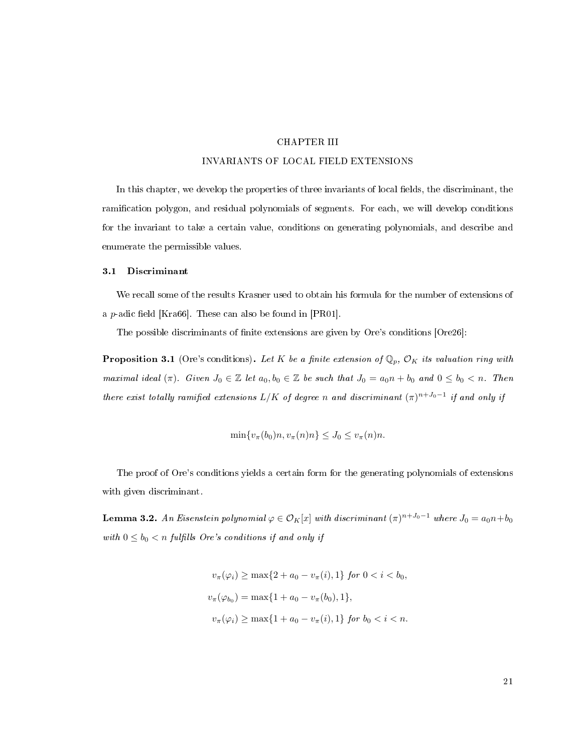# CHAPTER III

# INVARIANTS OF LOCAL FIELD EXTENSIONS

In this chapter, we develop the properties of three invariants of local fields, the discriminant, the ramification polygon, and residual polynomials of segments. For each, we will develop conditions for the invariant to take a certain value, conditions on generating polynomials, and describe and enumerate the permissible values.

## 3.1 Discriminant

We recall some of the results Krasner used to obtain his formula for the number of extensions of a $p$-adic field [Kra66]. These can also be found in [PR01].

The possible discriminants of finite extensions are given by Ore's conditions [Ore26]:

**Proposition 3.1** (Ore's conditions)**.** *Let $K$ be a finite extension of $\mathbb{Q}_p$, $\mathcal{O}_K$ its valuation ring with maximal ideal $(\pi)$. Given $J_0 \in \mathbb{Z}$ let $a_0, b_0 \in \mathbb{Z}$ be such that $J_0 = a_0 n + b_0$ and $0 \le b_0 < n$. Then there exist totally ramified extensions $L/K$ of degree $n$ and discriminant $(\pi)^{n+J_0-1}$ if and only if*

$$\min\{v_\pi(b_0)n, v_\pi(n)n\} \le J_0 \le v_\pi(n)n.$$

The proof of Ore's conditions yields a certain form for the generating polynomials of extensions with given discriminant.

**Lemma 3.2.** *An Eisenstein polynomial $\varphi \in \mathcal{O}_K[x]$ with discriminant $(\pi)^{n+J_0-1}$ where $J_0 = a_0 n + b_0$ with $0 \le b_0 < n$ fulfills Ore's conditions if and only if*

$$\begin{aligned}
v_\pi(\varphi_i) &\ge \max\{2 + a_0 - v_\pi(i), 1\} \text{ for } 0 < i < b_0,\\
v_\pi(\varphi_{b_0}) &= \max\{1 + a_0 - v_\pi(b_0), 1\},\\
v_\pi(\varphi_i) &\ge \max\{1 + a_0 - v_\pi(i), 1\} \text{ for } b_0 < i < n.
\end{aligned}$$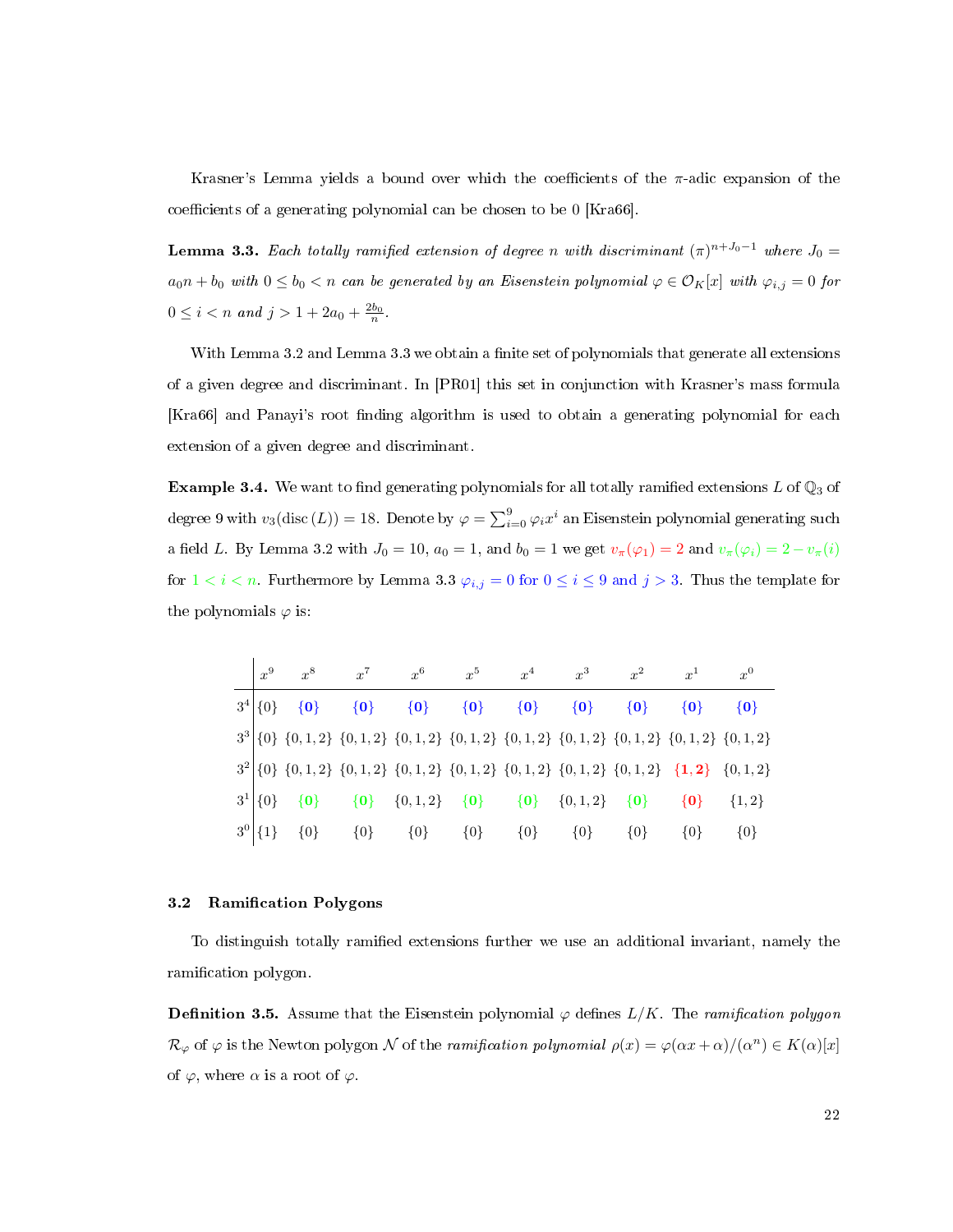Krasner's Lemma yields a bound over which the coefficients of the $\pi$-adic expansion of the coefficients of a generating polynomial can be chosen to be 0 [Kra66].

**Lemma 3.3.** *Each totally ramified extension of degree $n$ with discriminant $(\pi)^{n+J_0-1}$ where $J_0 = a_0 n + b_0$ with $0 \le b_0 < n$ can be generated by an Eisenstein polynomial $\varphi \in \mathcal{O}_K[x]$ with $\varphi_{i,j} = 0$ for $0 \le i < n$ and $j > 1 + 2a_0 + \frac{2b_0}{n}$.*

With Lemma 3.2 and Lemma 3.3 we obtain a finite set of polynomials that generate all extensions of a given degree and discriminant. In [PR01] this set in conjunction with Krasner's mass formula [Kra66] and Panayi's root finding algorithm is used to obtain a generating polynomial for each extension of a given degree and discriminant.

**Example 3.4.** We want to find generating polynomials for all totally ramified extensions $L$ of $\mathbb{Q}_3$ of degree 9 with $v_3(\mathrm{disc}\,(L)) = 18$. Denote by $\varphi = \sum_{i=0}^{9} \varphi_i x^i$ an Eisenstein polynomial generating such a field $L$. By Lemma 3.2 with $J_0 = 10$, $a_0 = 1$, and $b_0 = 1$ we get $v_\pi(\varphi_1) = 2$ and $v_\pi(\varphi_i) = 2 - v_\pi(i)$ for $1 < i < n$. Furthermore by Lemma 3.3 $\varphi_{i,j} = 0$ for $0 \le i \le 9$ and $j > 3$. Thus the template for the polynomials $\varphi$ is:

| | $x^9$ | $x^8$ | $x^7$ | $x^6$ | $x^5$ | $x^4$ | $x^3$ | $x^2$ | $x^1$ | $x^0$ |
|---|---|---|---|---|---|---|---|---|---|---|
| $3^4$ | $\{0\}$ | $\{0\}$ | $\{0\}$ | $\{0\}$ | $\{0\}$ | $\{0\}$ | $\{0\}$ | $\{0\}$ | $\{0\}$ | $\{0\}$ |
| $3^3$ | $\{0\}$ | $\{0,1,2\}$ | $\{0,1,2\}$ | $\{0,1,2\}$ | $\{0,1,2\}$ | $\{0,1,2\}$ | $\{0,1,2\}$ | $\{0,1,2\}$ | $\{0,1,2\}$ | $\{0,1,2\}$ |
| $3^2$ | $\{0\}$ | $\{0,1,2\}$ | $\{0,1,2\}$ | $\{0,1,2\}$ | $\{0,1,2\}$ | $\{0,1,2\}$ | $\{0,1,2\}$ | $\{0,1,2\}$ | $\{1,2\}$ | $\{0,1,2\}$ |
| $3^1$ | $\{0\}$ | $\{0\}$ | $\{0\}$ | $\{0,1,2\}$ | $\{0\}$ | $\{0\}$ | $\{0,1,2\}$ | $\{0\}$ | $\{0\}$ | $\{1,2\}$ |
| $3^0$ | $\{1\}$ | $\{0\}$ | $\{0\}$ | $\{0\}$ | $\{0\}$ | $\{0\}$ | $\{0\}$ | $\{0\}$ | $\{0\}$ | $\{0\}$ |

### 3.2 Ramification Polygons

To distinguish totally ramified extensions further we use an additional invariant, namely the ramification polygon.

**Definition 3.5.** Assume that the Eisenstein polynomial $\varphi$ defines $L/K$. The *ramification polygon* $\mathcal{R}_\varphi$ of $\varphi$ is the Newton polygon $\mathcal{N}$ of the *ramification polynomial* $\rho(x) = \varphi(\alpha x + \alpha)/(\alpha^n) \in K(\alpha)[x]$ of $\varphi$, where $\alpha$ is a root of $\varphi$.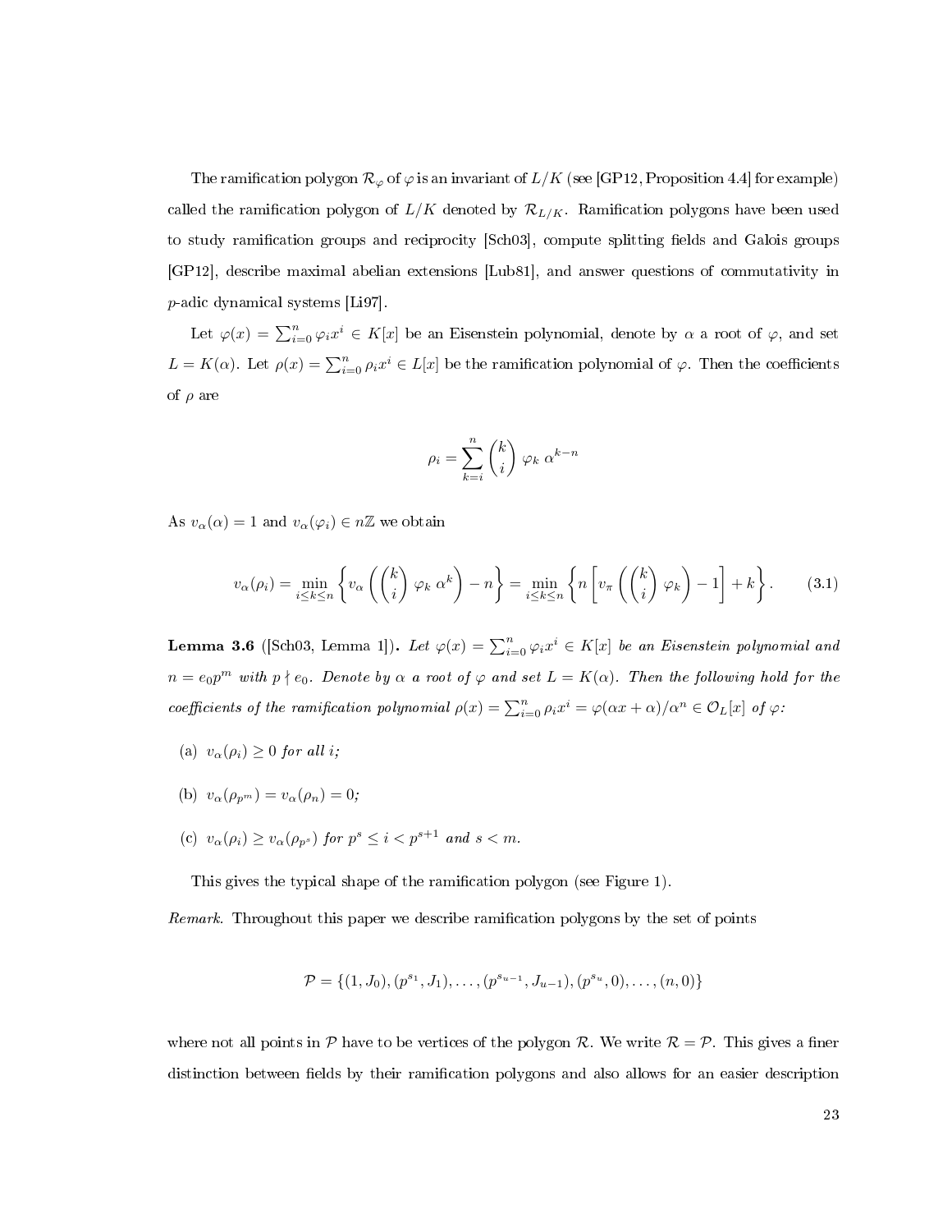The ramification polygon $\mathcal{R}_\varphi$ of $\varphi$ is an invariant of $L/K$ (see [GP12, Proposition 4.4] for example) called the ramification polygon of $L/K$ denoted by $\mathcal{R}_{L/K}$. Ramification polygons have been used to study ramification groups and reciprocity [Sch03], compute splitting fields and Galois groups [GP12], describe maximal abelian extensions [Lub81], and answer questions of commutativity in $p$-adic dynamical systems [Li97].

Let $\varphi(x) = \sum_{i=0}^{n} \varphi_i x^i \in K[x]$ be an Eisenstein polynomial, denote by $\alpha$ a root of $\varphi$, and set $L = K(\alpha)$. Let $\rho(x) = \sum_{i=0}^{n} \rho_i x^i \in L[x]$ be the ramification polynomial of $\varphi$. Then the coefficients of $\rho$ are

$$\rho_i = \sum_{k=i}^{n} \binom{k}{i} \varphi_k \, \alpha^{k-n}$$

As $v_\alpha(\alpha) = 1$ and $v_\alpha(\varphi_i) \in n\mathbb{Z}$ we obtain

$$v_\alpha(\rho_i) = \min_{i \le k \le n} \left\{ v_\alpha\left( \binom{k}{i} \varphi_k \, \alpha^k \right) - n \right\} = \min_{i \le k \le n} \left\{ n \left[ v_\pi\left( \binom{k}{i} \varphi_k \right) - 1 \right] + k \right\}. \tag{3.1}$$

**Lemma 3.6** ([Sch03, Lemma 1])**.** *Let $\varphi(x) = \sum_{i=0}^{n} \varphi_i x^i \in K[x]$ be an Eisenstein polynomial and $n = e_0 p^m$ with $p \nmid e_0$. Denote by $\alpha$ a root of $\varphi$ and set $L = K(\alpha)$. Then the following hold for the coefficients of the ramification polynomial $\rho(x) = \sum_{i=0}^{n} \rho_i x^i = \varphi(\alpha x + \alpha)/\alpha^n \in \mathcal{O}_L[x]$ of $\varphi$:*

(a) *$v_\alpha(\rho_i) \ge 0$ for all $i$;*

(b) *$v_\alpha(\rho_{p^m}) = v_\alpha(\rho_n) = 0$;*

(c) *$v_\alpha(\rho_i) \ge v_\alpha(\rho_{p^s})$ for $p^s \le i < p^{s+1}$ and $s < m$.*

This gives the typical shape of the ramification polygon (see Figure 1).

*Remark.* Throughout this paper we describe ramification polygons by the set of points

$$\mathcal{P} = \{(1, J_0), (p^{s_1}, J_1), \ldots, (p^{s_{u-1}}, J_{u-1}), (p^{s_u}, 0), \ldots, (n, 0)\}$$

where not all points in $\mathcal{P}$ have to be vertices of the polygon $\mathcal{R}$. We write $\mathcal{R} = \mathcal{P}$. This gives a finer distinction between fields by their ramification polygons and also allows for an easier description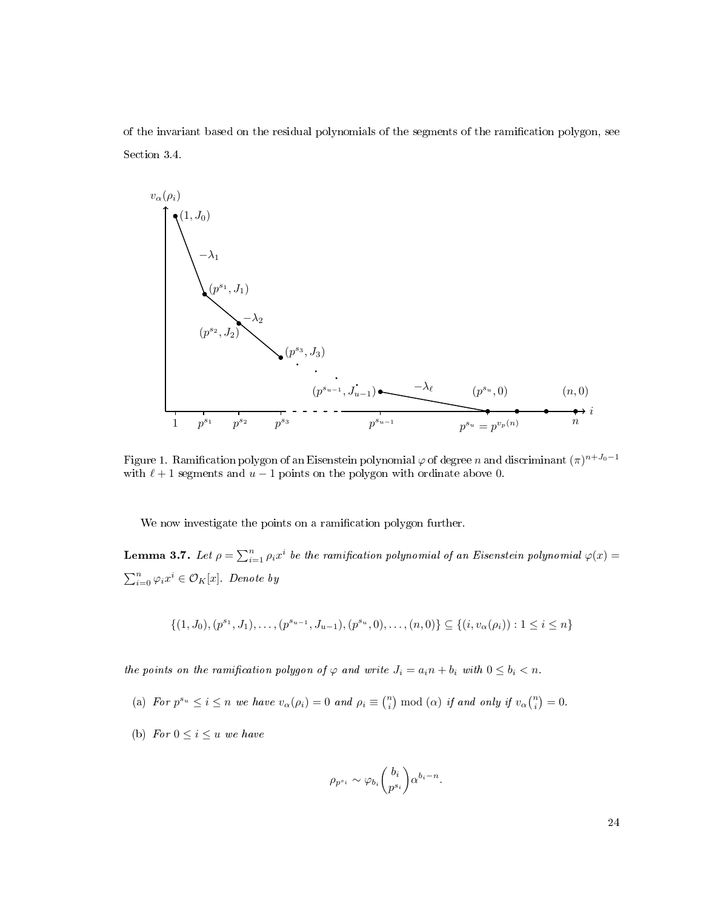of the invariant based on the residual polynomials of the segments of the ramification polygon, see Section 3.4.

Figure 1. Ramification polygon of an Eisenstein polynomial $\varphi$ of degree $n$ and discriminant $(\pi)^{n+J_0-1}$ with $\ell+1$ segments and $u-1$ points on the polygon with ordinate above 0.

We now investigate the points on a ramification polygon further.

**Lemma 3.7.** *Let $\rho = \sum_{i=1}^{n} \rho_i x^i$ be the ramification polynomial of an Eisenstein polynomial $\varphi(x) = \sum_{i=0}^{n} \varphi_i x^i \in \mathcal{O}_K[x]$. Denote by*

$$\{(1, J_0), (p^{s_1}, J_1), \ldots, (p^{s_{u-1}}, J_{u-1}), (p^{s_u}, 0), \ldots, (n, 0)\} \subseteq \{(i, v_\alpha(\rho_i)) : 1 \le i \le n\}$$

*the points on the ramification polygon of $\varphi$ and write $J_i = a_i n + b_i$ with $0 \le b_i < n$.*

(a) *For $p^{s_u} \le i \le n$ we have $v_\alpha(\rho_i) = 0$ and $\rho_i \equiv \binom{n}{i} \bmod (\alpha)$ if and only if $v_\alpha\binom{n}{i} = 0$.*

(b) *For $0 \le i \le u$ we have*

$$\rho_{p^{s_i}} \sim \varphi_{b_i} \binom{b_i}{p^{s_i}} \alpha^{b_i - n}.$$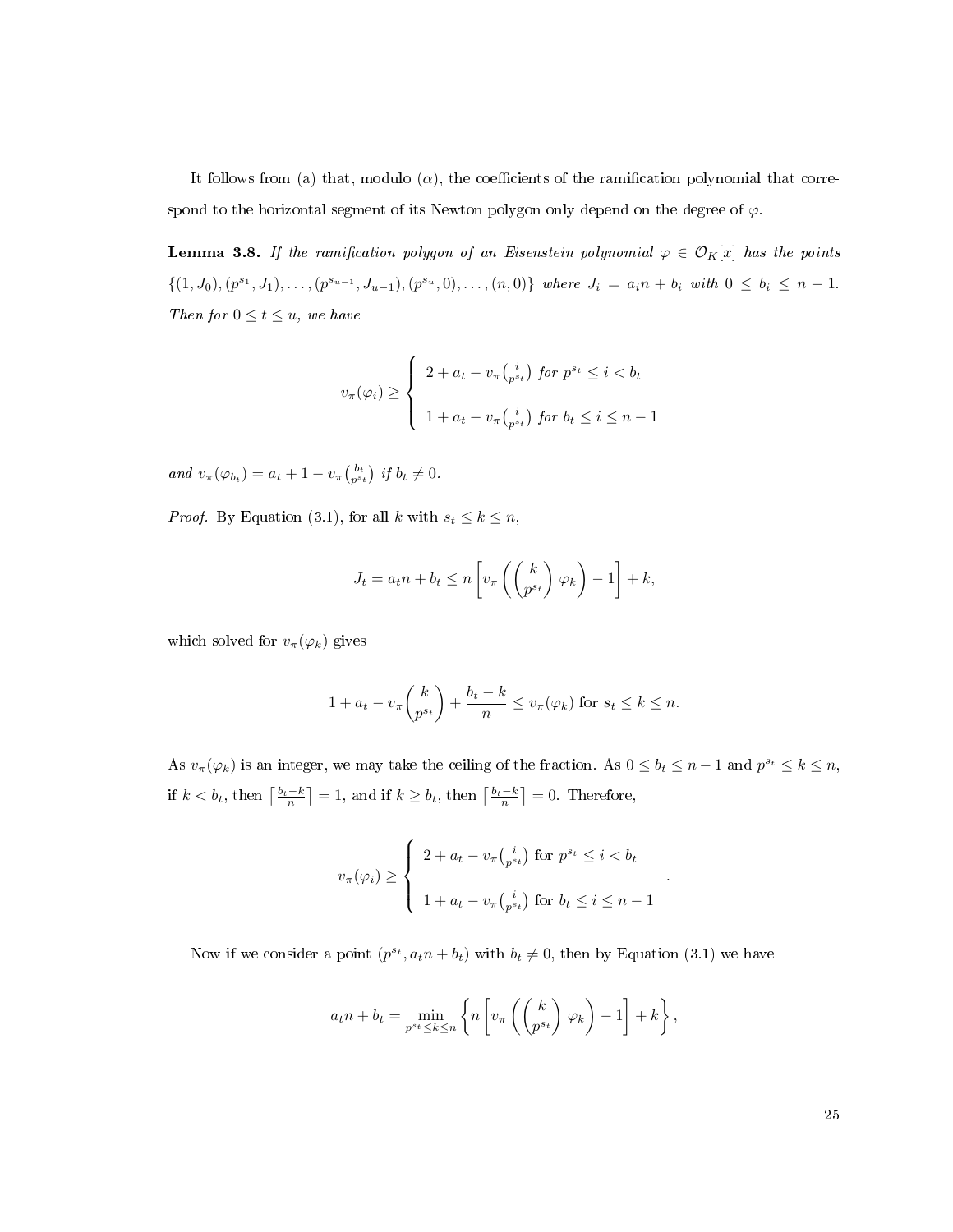It follows from (a) that, modulo $(\alpha)$, the coefficients of the ramification polynomial that correspond to the horizontal segment of its Newton polygon only depend on the degree of $\varphi$.

**Lemma 3.8.** *If the ramification polygon of an Eisenstein polynomial $\varphi \in \mathcal{O}_K[x]$ has the points $\{(1, J_0), (p^{s_1}, J_1), \ldots, (p^{s_{u-1}}, J_{u-1}), (p^{s_u}, 0), \ldots, (n, 0)\}$ where $J_i = a_i n + b_i$ with $0 \leq b_i \leq n-1$. Then for $0 \leq t \leq u$, we have*

$$v_\pi(\varphi_i) \geq \begin{cases} 2 + a_t - v_\pi\binom{i}{p^{s_t}} \text{ for } p^{s_t} \leq i < b_t \\ \\ 1 + a_t - v_\pi\binom{i}{p^{s_t}} \text{ for } b_t \leq i \leq n-1 \end{cases}$$

*and $v_\pi(\varphi_{b_t}) = a_t + 1 - v_\pi\binom{b_t}{p^{s_t}}$ if $b_t \neq 0$.*

*Proof.* By Equation (3.1), for all $k$ with $s_t \leq k \leq n$,

$$J_t = a_t n + b_t \leq n\left[v_\pi\left(\binom{k}{p^{s_t}}\varphi_k\right) - 1\right] + k,$$

which solved for $v_\pi(\varphi_k)$ gives

$$1 + a_t - v_\pi\binom{k}{p^{s_t}} + \frac{b_t - k}{n} \leq v_\pi(\varphi_k) \text{ for } s_t \leq k \leq n.$$

As $v_\pi(\varphi_k)$ is an integer, we may take the ceiling of the fraction. As $0 \leq b_t \leq n-1$ and $p^{s_t} \leq k \leq n$, if $k < b_t$, then $\left\lceil \frac{b_t - k}{n} \right\rceil = 1$, and if $k \geq b_t$, then $\left\lceil \frac{b_t - k}{n} \right\rceil = 0$. Therefore,

$$v_\pi(\varphi_i) \geq \begin{cases} 2 + a_t - v_\pi\binom{i}{p^{s_t}} \text{ for } p^{s_t} \leq i < b_t \\ \\ 1 + a_t - v_\pi\binom{i}{p^{s_t}} \text{ for } b_t \leq i \leq n-1 \end{cases}.$$

Now if we consider a point $(p^{s_t}, a_t n + b_t)$ with $b_t \neq 0$, then by Equation (3.1) we have

$$a_t n + b_t = \min_{p^{s_t} \leq k \leq n} \left\{ n\left[v_\pi\left(\binom{k}{p^{s_t}}\varphi_k\right) - 1\right] + k \right\},$$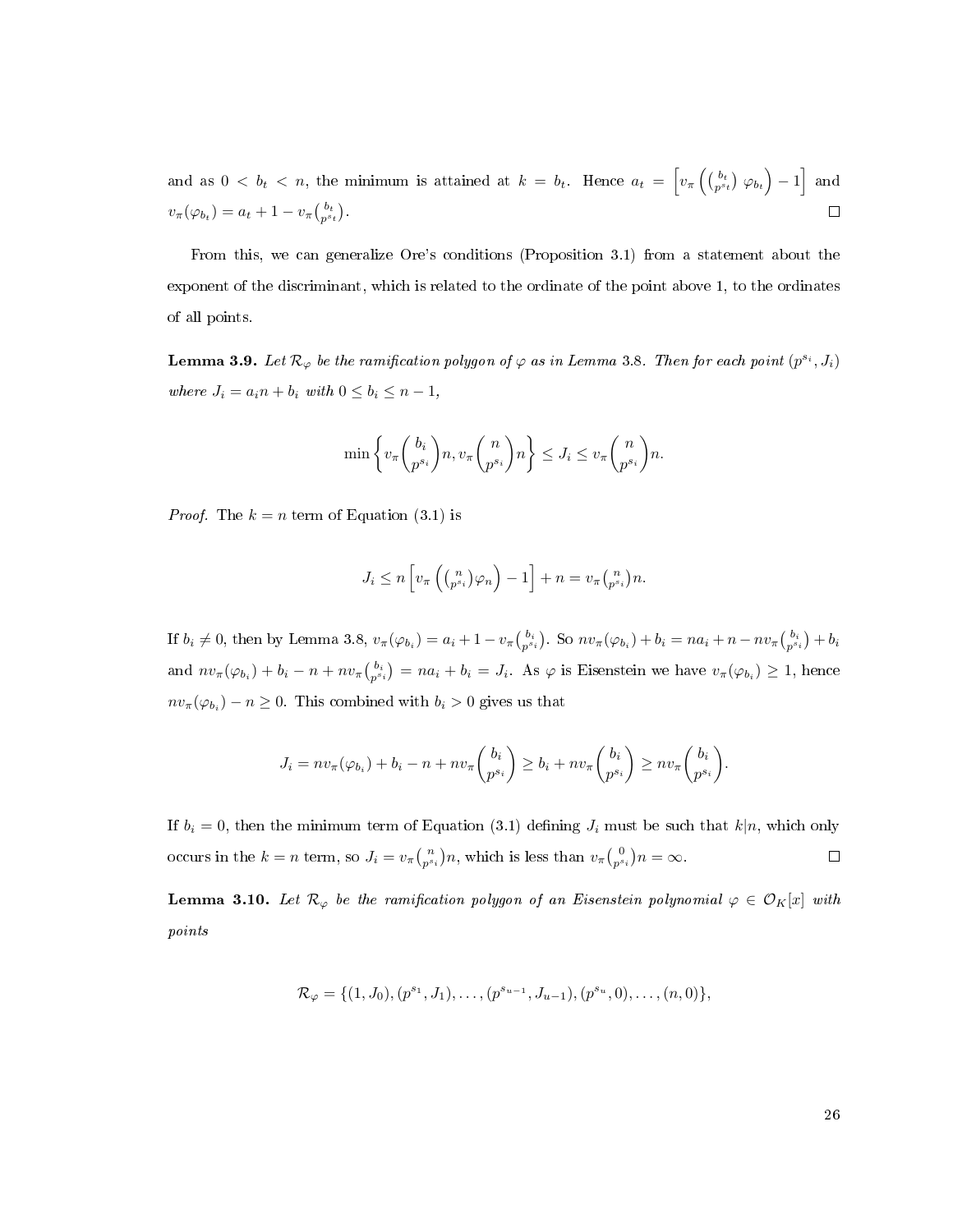and as $0 < b_t < n$, the minimum is attained at $k = b_t$. Hence $a_t = \left[ v_\pi\left(\binom{b_t}{p^{s_t}}\varphi_{b_t}\right) - 1 \right]$ and $v_\pi(\varphi_{b_t}) = a_t + 1 - v_\pi\binom{b_t}{p^{s_t}}$. ∎

From this, we can generalize Ore's conditions (Proposition 3.1) from a statement about the exponent of the discriminant, which is related to the ordinate of the point above 1, to the ordinates of all points.

**Lemma 3.9.** *Let $\mathcal{R}_\varphi$ be the ramification polygon of $\varphi$ as in Lemma 3.8. Then for each point $(p^{s_i}, J_i)$ where $J_i = a_i n + b_i$ with $0 \le b_i \le n-1$,*

$$\min\left\{ v_\pi\binom{b_i}{p^{s_i}} n, v_\pi\binom{n}{p^{s_i}} n \right\} \le J_i \le v_\pi\binom{n}{p^{s_i}} n.$$

*Proof.* The $k = n$ term of Equation (3.1) is

$$J_i \le n\left[ v_\pi\left(\binom{n}{p^{s_i}}\varphi_n\right) - 1 \right] + n = v_\pi\binom{n}{p^{s_i}} n.$$

If $b_i \ne 0$, then by Lemma 3.8, $v_\pi(\varphi_{b_i}) = a_i + 1 - v_\pi\binom{b_i}{p^{s_i}}$. So $nv_\pi(\varphi_{b_i}) + b_i = na_i + n - nv_\pi\binom{b_i}{p^{s_i}} + b_i$ and $nv_\pi(\varphi_{b_i}) + b_i - n + nv_\pi\binom{b_i}{p^{s_i}} = na_i + b_i = J_i$. As $\varphi$ is Eisenstein we have $v_\pi(\varphi_{b_i}) \ge 1$, hence $nv_\pi(\varphi_{b_i}) - n \ge 0$. This combined with $b_i > 0$ gives us that

$$J_i = nv_\pi(\varphi_{b_i}) + b_i - n + nv_\pi\binom{b_i}{p^{s_i}} \ge b_i + nv_\pi\binom{b_i}{p^{s_i}} \ge nv_\pi\binom{b_i}{p^{s_i}}.$$

If $b_i = 0$, then the minimum term of Equation (3.1) defining $J_i$ must be such that $k|n$, which only occurs in the $k = n$ term, so $J_i = v_\pi\binom{n}{p^{s_i}} n$, which is less than $v_\pi\binom{0}{p^{s_i}} n = \infty$. ∎

**Lemma 3.10.** *Let $\mathcal{R}_\varphi$ be the ramification polygon of an Eisenstein polynomial $\varphi \in \mathcal{O}_K[x]$ with points*

$$\mathcal{R}_\varphi = \{(1, J_0), (p^{s_1}, J_1), \ldots, (p^{s_{u-1}}, J_{u-1}), (p^{s_u}, 0), \ldots, (n, 0)\},$$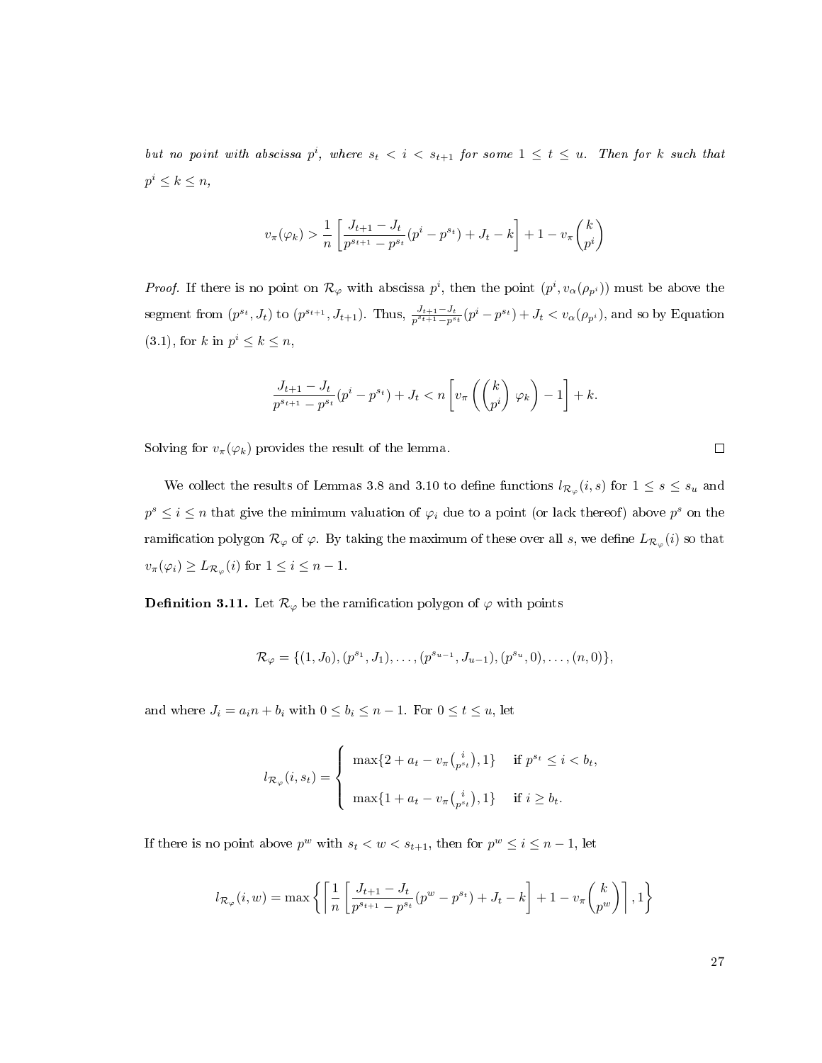*but no point with abscissa $p^i$, where $s_t < i < s_{t+1}$ for some $1 \leq t \leq u$. Then for $k$ such that $p^i \leq k \leq n$,*

$$v_\pi(\varphi_k) > \frac{1}{n}\left[\frac{J_{t+1}-J_t}{p^{s_{t+1}}-p^{s_t}}(p^i - p^{s_t}) + J_t - k\right] + 1 - v_\pi\binom{k}{p^i}$$

*Proof.* If there is no point on $\mathcal{R}_\varphi$ with abscissa $p^i$, then the point $(p^i, v_\alpha(\rho_{p^i}))$ must be above the segment from $(p^{s_t}, J_t)$ to $(p^{s_{t+1}}, J_{t+1})$. Thus, $\frac{J_{t+1}-J_t}{p^{s_{t+1}}-p^{s_t}}(p^i - p^{s_t}) + J_t < v_\alpha(\rho_{p^i})$, and so by Equation (3.1), for $k$ in $p^i \leq k \leq n$,

$$\frac{J_{t+1}-J_t}{p^{s_{t+1}}-p^{s_t}}(p^i - p^{s_t}) + J_t < n\left[v_\pi\left(\binom{k}{p^i}\varphi_k\right) - 1\right] + k.$$

Solving for $v_\pi(\varphi_k)$ provides the result of the lemma. $\square$

We collect the results of Lemmas 3.8 and 3.10 to define functions $l_{\mathcal{R}_\varphi}(i,s)$ for $1 \leq s \leq s_u$ and $p^s \leq i \leq n$ that give the minimum valuation of $\varphi_i$ due to a point (or lack thereof) above $p^s$ on the ramification polygon $\mathcal{R}_\varphi$ of $\varphi$. By taking the maximum of these over all $s$, we define $L_{\mathcal{R}_\varphi}(i)$ so that $v_\pi(\varphi_i) \geq L_{\mathcal{R}_\varphi}(i)$ for $1 \leq i \leq n-1$.

**Definition 3.11.** Let $\mathcal{R}_\varphi$ be the ramification polygon of $\varphi$ with points

$$\mathcal{R}_\varphi = \{(1, J_0), (p^{s_1}, J_1), \ldots, (p^{s_{u-1}}, J_{u-1}), (p^{s_u}, 0), \ldots, (n, 0)\},$$

and where $J_i = a_i n + b_i$ with $0 \leq b_i \leq n-1$. For $0 \leq t \leq u$, let

$$l_{\mathcal{R}_\varphi}(i, s_t) = \begin{cases} \max\{2 + a_t - v_\pi\binom{i}{p^{s_t}}, 1\} & \text{if } p^{s_t} \leq i < b_t, \\ \max\{1 + a_t - v_\pi\binom{i}{p^{s_t}}, 1\} & \text{if } i \geq b_t. \end{cases}$$

If there is no point above $p^w$ with $s_t < w < s_{t+1}$, then for $p^w \leq i \leq n-1$, let

$$l_{\mathcal{R}_\varphi}(i, w) = \max\left\{\left\lceil \frac{1}{n}\left[\frac{J_{t+1}-J_t}{p^{s_{t+1}}-p^{s_t}}(p^w - p^{s_t}) + J_t - k\right] + 1 - v_\pi\binom{k}{p^w}\right\rceil, 1\right\}$$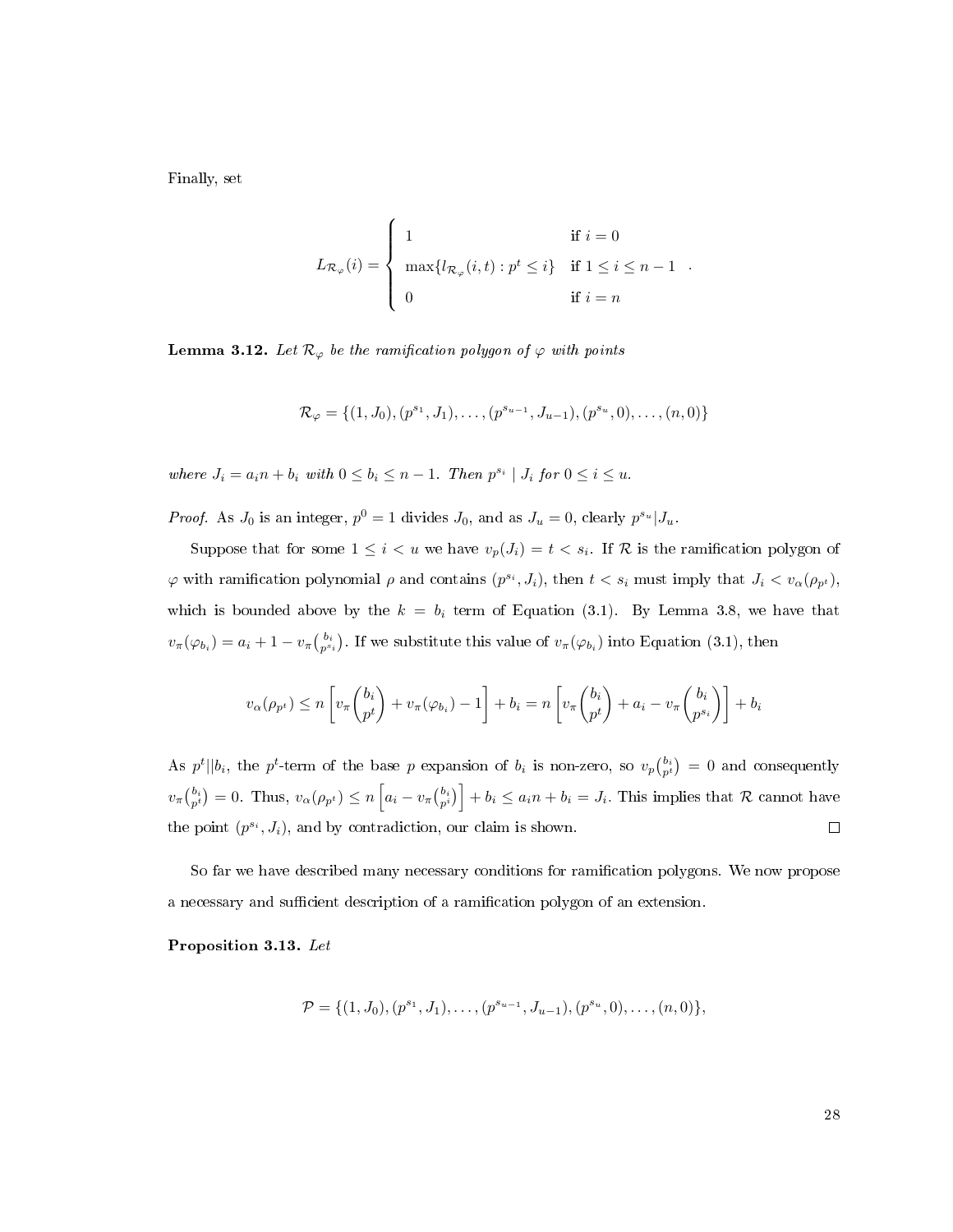Finally, set

$$L_{\mathcal{R}_\varphi}(i) = \begin{cases} 1 & \text{if } i = 0 \\ \max\{l_{\mathcal{R}_\varphi}(i,t) : p^t \leq i\} & \text{if } 1 \leq i \leq n-1 \\ 0 & \text{if } i = n \end{cases}.$$

**Lemma 3.12.** *Let $\mathcal{R}_\varphi$ be the ramification polygon of $\varphi$ with points*

$$\mathcal{R}_\varphi = \{(1, J_0), (p^{s_1}, J_1), \ldots, (p^{s_{u-1}}, J_{u-1}), (p^{s_u}, 0), \ldots, (n, 0)\}$$

*where $J_i = a_i n + b_i$ with $0 \leq b_i \leq n-1$. Then $p^{s_i} \mid J_i$ for $0 \leq i \leq u$.*

*Proof.* As $J_0$ is an integer, $p^0 = 1$ divides $J_0$, and as $J_u = 0$, clearly $p^{s_u} | J_u$.

Suppose that for some $1 \leq i < u$ we have $v_p(J_i) = t < s_i$. If $\mathcal{R}$ is the ramification polygon of $\varphi$ with ramification polynomial $\rho$ and contains $(p^{s_i}, J_i)$, then $t < s_i$ must imply that $J_i < v_\alpha(\rho_{p^t})$, which is bounded above by the $k = b_i$ term of Equation (3.1). By Lemma 3.8, we have that $v_\pi(\varphi_{b_i}) = a_i + 1 - v_\pi\binom{b_i}{p^{s_i}}$. If we substitute this value of $v_\pi(\varphi_{b_i})$ into Equation (3.1), then

$$v_\alpha(\rho_{p^t}) \leq n\left[v_\pi\binom{b_i}{p^t} + v_\pi(\varphi_{b_i}) - 1\right] + b_i = n\left[v_\pi\binom{b_i}{p^t} + a_i - v_\pi\binom{b_i}{p^{s_i}}\right] + b_i$$

As $p^t || b_i$, the $p^t$-term of the base $p$ expansion of $b_i$ is non-zero, so $v_p\binom{b_i}{p^t} = 0$ and consequently $v_\pi\binom{b_i}{p^t} = 0$. Thus, $v_\alpha(\rho_{p^t}) \leq n\left[a_i - v_\pi\binom{b_i}{p^i}\right] + b_i \leq a_i n + b_i = J_i$. This implies that $\mathcal{R}$ cannot have the point $(p^{s_i}, J_i)$, and by contradiction, our claim is shown. ◻

So far we have described many necessary conditions for ramification polygons. We now propose a necessary and sufficient description of a ramification polygon of an extension.

**Proposition 3.13.** *Let*

$$\mathcal{P} = \{(1, J_0), (p^{s_1}, J_1), \ldots, (p^{s_{u-1}}, J_{u-1}), (p^{s_u}, 0), \ldots, (n, 0)\},$$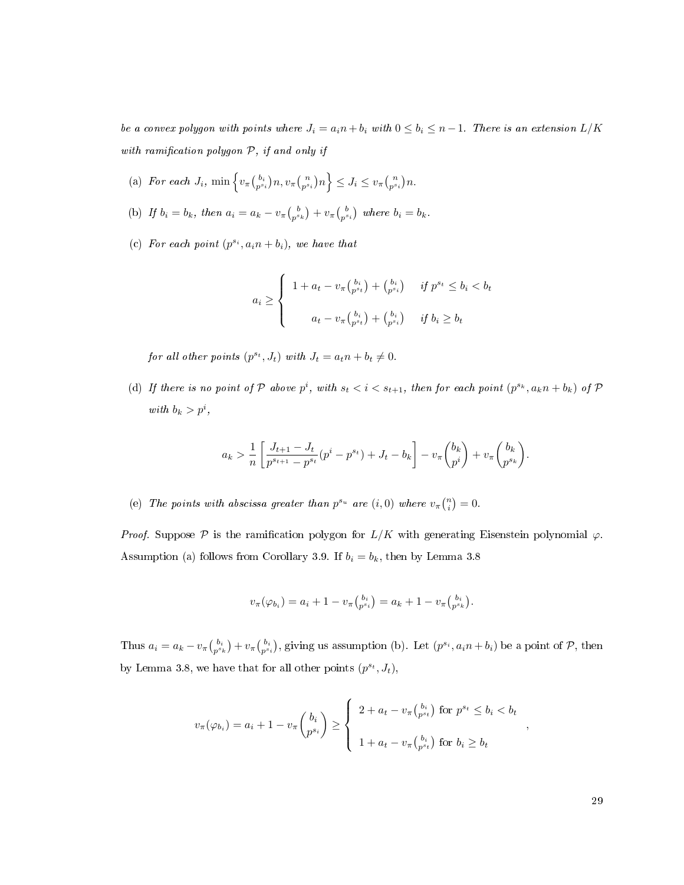*be a convex polygon with points where $J_i = a_i n + b_i$ with $0 \le b_i \le n-1$. There is an extension $L/K$ with ramification polygon $\mathcal{P}$, if and only if*

(a) *For each $J_i$, $\min\left\{v_\pi\binom{b_i}{p^{s_i}}n, v_\pi\binom{n}{p^{s_i}}n\right\} \le J_i \le v_\pi\binom{n}{p^{s_i}}n$.*

(b) *If $b_i = b_k$, then $a_i = a_k - v_\pi\binom{b}{p^{s_k}} + v_\pi\binom{b}{p^{s_i}}$ where $b_i = b_k$.*

(c) *For each point $(p^{s_i}, a_i n + b_i)$, we have that*

$$a_i \ge \begin{cases} 1 + a_t - v_\pi\binom{b_i}{p^{s_t}} + \binom{b_i}{p^{s_i}} & \text{if } p^{s_t} \le b_i < b_t \\ a_t - v_\pi\binom{b_i}{p^{s_t}} + \binom{b_i}{p^{s_i}} & \text{if } b_i \ge b_t \end{cases}$$

*for all other points $(p^{s_t}, J_t)$ with $J_t = a_t n + b_t \neq 0$.*

(d) *If there is no point of $\mathcal{P}$ above $p^i$, with $s_t < i < s_{t+1}$, then for each point $(p^{s_k}, a_k n + b_k)$ of $\mathcal{P}$ with $b_k > p^i$,*

$$a_k > \frac{1}{n}\left[\frac{J_{t+1} - J_t}{p^{s_{t+1}} - p^{s_t}}(p^i - p^{s_t}) + J_t - b_k\right] - v_\pi\binom{b_k}{p^i} + v_\pi\binom{b_k}{p^{s_k}}.$$

(e) *The points with abscissa greater than $p^{s_u}$ are $(i, 0)$ where $v_\pi\binom{n}{i} = 0$.*

*Proof.* Suppose $\mathcal{P}$ is the ramification polygon for $L/K$ with generating Eisenstein polynomial $\varphi$. Assumption (a) follows from Corollary 3.9. If $b_i = b_k$, then by Lemma 3.8

$$v_\pi(\varphi_{b_i}) = a_i + 1 - v_\pi\binom{b_i}{p^{s_i}} = a_k + 1 - v_\pi\binom{b_i}{p^{s_k}}.$$

Thus $a_i = a_k - v_\pi\binom{b_i}{p^{s_k}} + v_\pi\binom{b_i}{p^{s_i}}$, giving us assumption (b). Let $(p^{s_i}, a_i n + b_i)$ be a point of $\mathcal{P}$, then by Lemma 3.8, we have that for all other points $(p^{s_t}, J_t)$,

$$v_\pi(\varphi_{b_i}) = a_i + 1 - v_\pi\binom{b_i}{p^{s_i}} \ge \begin{cases} 2 + a_t - v_\pi\binom{b_i}{p^{s_t}} \text{ for } p^{s_t} \le b_i < b_t \\ 1 + a_t - v_\pi\binom{b_i}{p^{s_t}} \text{ for } b_i \ge b_t \end{cases},$$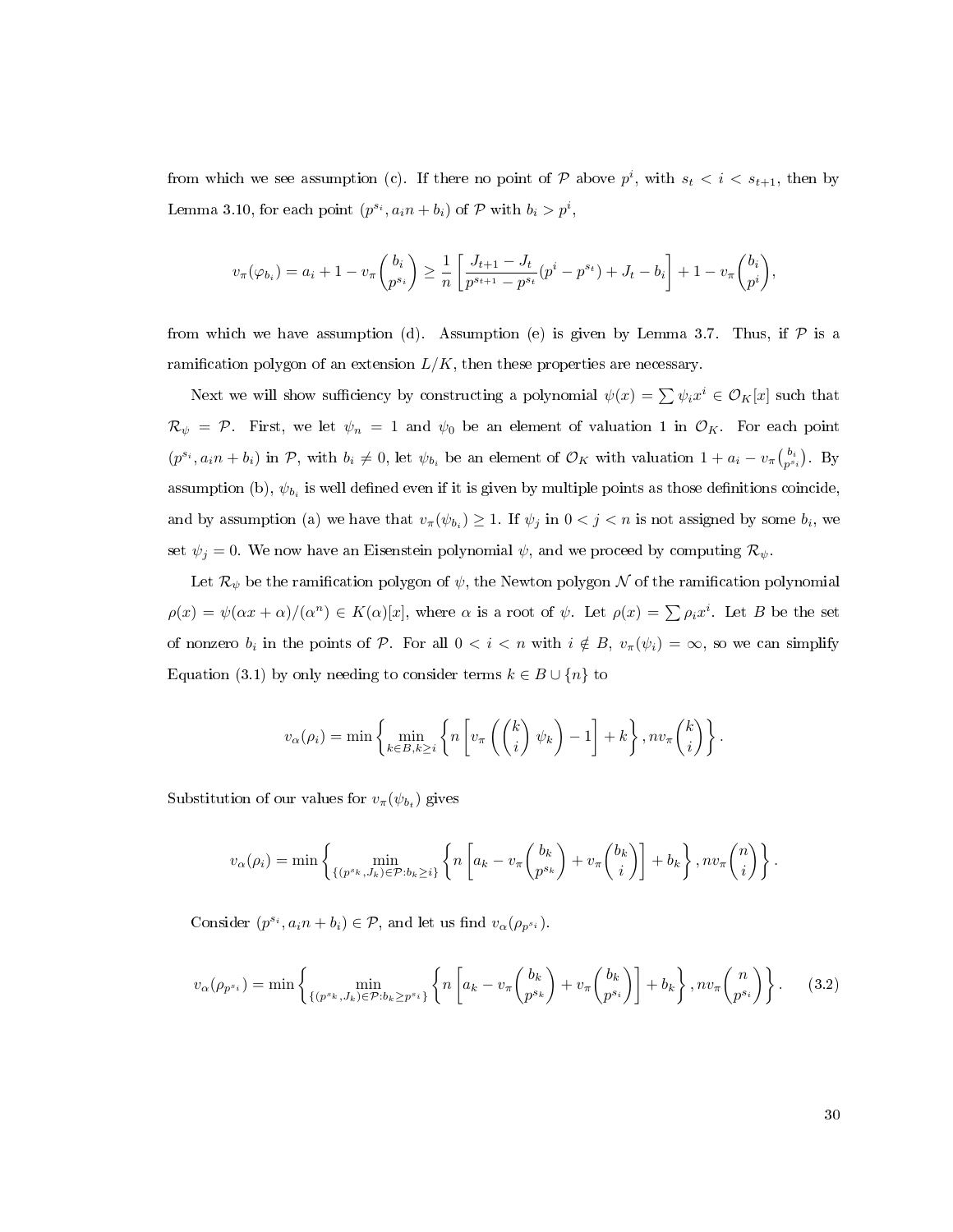from which we see assumption (c). If there no point of $\mathcal{P}$ above $p^i$, with $s_t < i < s_{t+1}$, then by Lemma 3.10, for each point $(p^{s_i}, a_i n + b_i)$ of $\mathcal{P}$ with $b_i > p^i$,

$$v_\pi(\varphi_{b_i}) = a_i + 1 - v_\pi\binom{b_i}{p^{s_i}} \geq \frac{1}{n}\left[\frac{J_{t+1} - J_t}{p^{s_{t+1}} - p^{s_t}}(p^i - p^{s_t}) + J_t - b_i\right] + 1 - v_\pi\binom{b_i}{p^i},$$

from which we have assumption (d). Assumption (e) is given by Lemma 3.7. Thus, if $\mathcal{P}$ is a ramification polygon of an extension $L/K$, then these properties are necessary.

Next we will show sufficiency by constructing a polynomial $\psi(x) = \sum \psi_i x^i \in \mathcal{O}_K[x]$ such that $\mathcal{R}_\psi = \mathcal{P}$. First, we let $\psi_n = 1$ and $\psi_0$ be an element of valuation 1 in $\mathcal{O}_K$. For each point $(p^{s_i}, a_i n + b_i)$ in $\mathcal{P}$, with $b_i \neq 0$, let $\psi_{b_i}$ be an element of $\mathcal{O}_K$ with valuation $1 + a_i - v_\pi\binom{b_i}{p^{s_i}}$. By assumption (b), $\psi_{b_i}$ is well defined even if it is given by multiple points as those definitions coincide, and by assumption (a) we have that $v_\pi(\psi_{b_i}) \geq 1$. If $\psi_j$ in $0 < j < n$ is not assigned by some $b_i$, we set $\psi_j = 0$. We now have an Eisenstein polynomial $\psi$, and we proceed by computing $\mathcal{R}_\psi$.

Let $\mathcal{R}_\psi$ be the ramification polygon of $\psi$, the Newton polygon $\mathcal{N}$ of the ramification polynomial $\rho(x) = \psi(\alpha x + \alpha)/(\alpha^n) \in K(\alpha)[x]$, where $\alpha$ is a root of $\psi$. Let $\rho(x) = \sum \rho_i x^i$. Let $B$ be the set of nonzero $b_i$ in the points of $\mathcal{P}$. For all $0 < i < n$ with $i \notin B$, $v_\pi(\psi_i) = \infty$, so we can simplify Equation (3.1) by only needing to consider terms $k \in B \cup \{n\}$ to

$$v_\alpha(\rho_i) = \min\left\{\min_{k \in B, k \geq i}\left\{n\left[v_\pi\left(\binom{k}{i}\psi_k\right) - 1\right] + k\right\}, n v_\pi\binom{k}{i}\right\}.$$

Substitution of our values for $v_\pi(\psi_{b_t})$ gives

$$v_\alpha(\rho_i) = \min\left\{\min_{\{(p^{s_k}, J_k) \in \mathcal{P} : b_k \geq i\}}\left\{n\left[a_k - v_\pi\binom{b_k}{p^{s_k}} + v_\pi\binom{b_k}{i}\right] + b_k\right\}, n v_\pi\binom{n}{i}\right\}.$$

Consider $(p^{s_i}, a_i n + b_i) \in \mathcal{P}$, and let us find $v_\alpha(\rho_{p^{s_i}})$.

$$v_\alpha(\rho_{p^{s_i}}) = \min\left\{\min_{\{(p^{s_k}, J_k) \in \mathcal{P} : b_k \geq p^{s_i}\}}\left\{n\left[a_k - v_\pi\binom{b_k}{p^{s_k}} + v_\pi\binom{b_k}{p^{s_i}}\right] + b_k\right\}, n v_\pi\binom{n}{p^{s_i}}\right\}. \quad (3.2)$$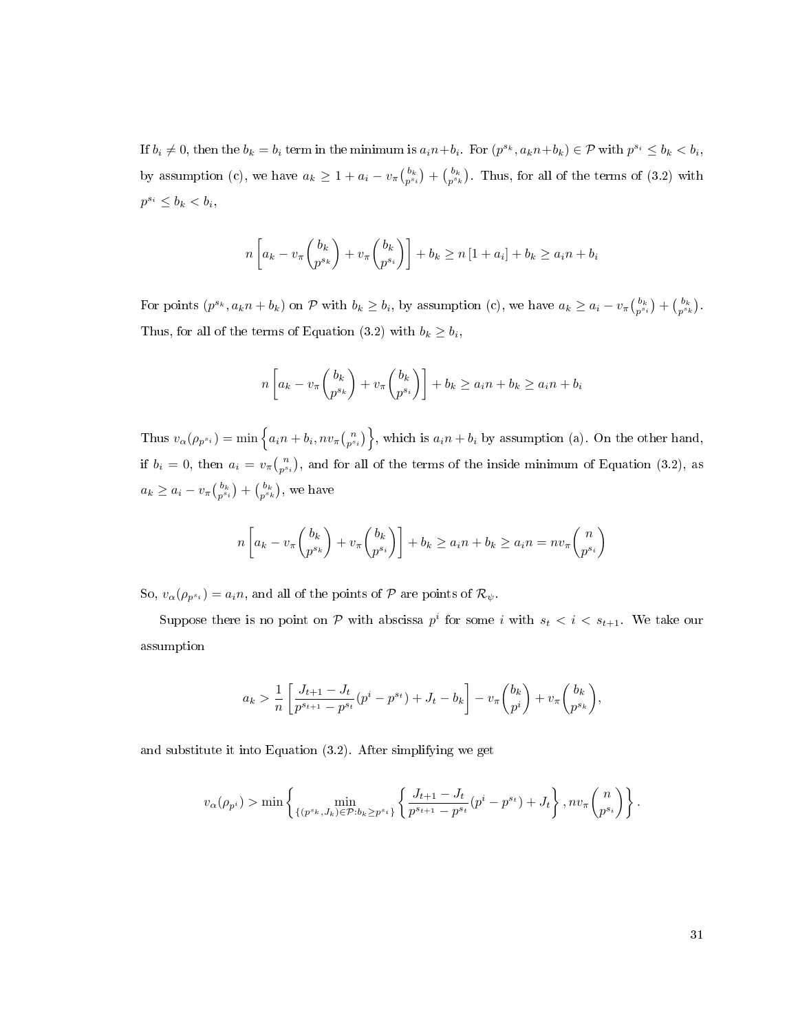If $b_i \neq 0$, then the $b_k = b_i$ term in the minimum is $a_in+b_i$. For $(p^{s_k}, a_kn+b_k) \in \mathcal{P}$ with $p^{s_i} \leq b_k < b_i$, by assumption (c), we have $a_k \geq 1 + a_i - v_\pi\binom{b_k}{p^{s_i}} + \binom{b_k}{p^{s_k}}$. Thus, for all of the terms of (3.2) with $p^{s_i} \leq b_k < b_i$,

$$n\left[a_k - v_\pi\binom{b_k}{p^{s_k}} + v_\pi\binom{b_k}{p^{s_i}}\right] + b_k \geq n\left[1 + a_i\right] + b_k \geq a_in + b_i$$

For points $(p^{s_k}, a_kn + b_k)$ on $\mathcal{P}$ with $b_k \geq b_i$, by assumption (c), we have $a_k \geq a_i - v_\pi\binom{b_k}{p^{s_i}} + \binom{b_k}{p^{s_k}}$. Thus, for all of the terms of Equation (3.2) with $b_k \geq b_i$,

$$n\left[a_k - v_\pi\binom{b_k}{p^{s_k}} + v_\pi\binom{b_k}{p^{s_i}}\right] + b_k \geq a_in + b_k \geq a_in + b_i$$

Thus $v_\alpha(\rho_{p^{s_i}}) = \min\left\{a_in + b_i, nv_\pi\binom{n}{p^{s_i}}\right\}$, which is $a_in + b_i$ by assumption (a). On the other hand, if $b_i = 0$, then $a_i = v_\pi\binom{n}{p^{s_i}}$, and for all of the terms of the inside minimum of Equation (3.2), as $a_k \geq a_i - v_\pi\binom{b_k}{p^{s_i}} + \binom{b_k}{p^{s_k}}$, we have

$$n\left[a_k - v_\pi\binom{b_k}{p^{s_k}} + v_\pi\binom{b_k}{p^{s_i}}\right] + b_k \geq a_in + b_k \geq a_in = nv_\pi\binom{n}{p^{s_i}}$$

So, $v_\alpha(\rho_{p^{s_i}}) = a_in$, and all of the points of $\mathcal{P}$ are points of $\mathcal{R}_\psi$.

Suppose there is no point on $\mathcal{P}$ with abscissa $p^i$ for some $i$ with $s_t < i < s_{t+1}$. We take our assumption

$$a_k > \frac{1}{n}\left[\frac{J_{t+1} - J_t}{p^{s_{t+1}} - p^{s_t}}(p^i - p^{s_t}) + J_t - b_k\right] - v_\pi\binom{b_k}{p^i} + v_\pi\binom{b_k}{p^{s_k}},$$

and substitute it into Equation (3.2). After simplifying we get

$$v_\alpha(\rho_{p^i}) > \min\left\{\min_{\{(p^{s_k}, J_k) \in \mathcal{P} : b_k \geq p^{s_i}\}}\left\{\frac{J_{t+1} - J_t}{p^{s_{t+1}} - p^{s_t}}(p^i - p^{s_t}) + J_t\right\}, nv_\pi\binom{n}{p^{s_i}}\right\}.$$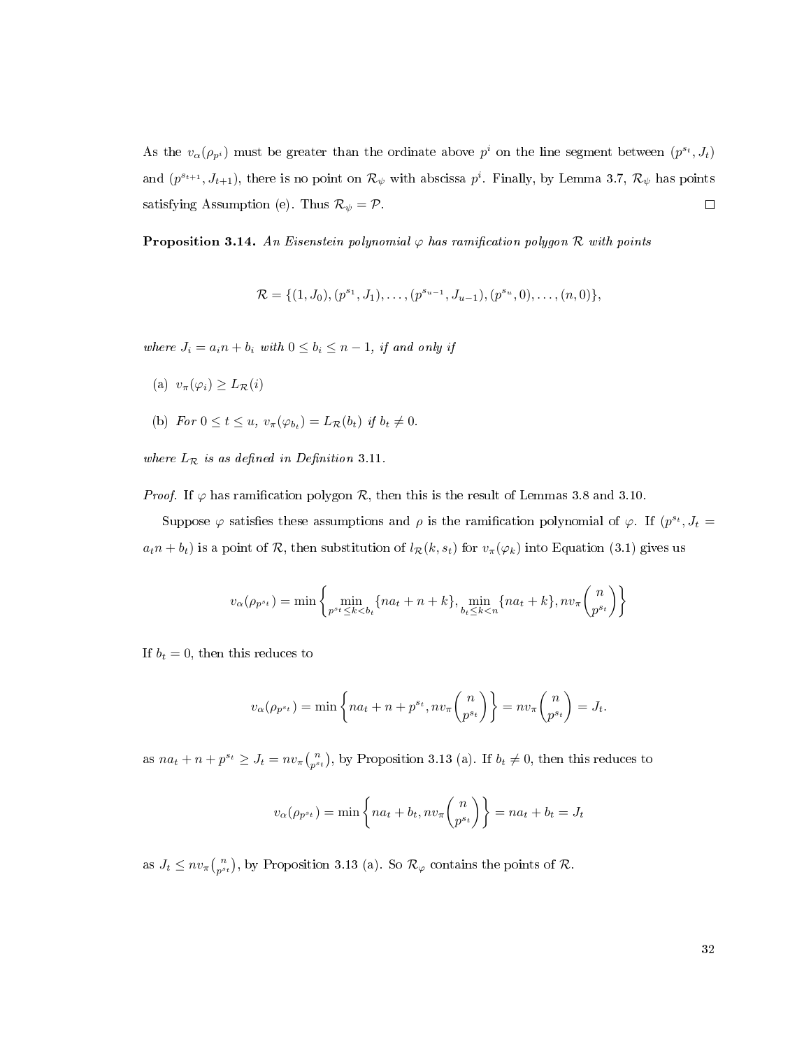As the $v_\alpha(\rho_{p^i})$ must be greater than the ordinate above $p^i$ on the line segment between $(p^{s_t}, J_t)$ and $(p^{s_{t+1}}, J_{t+1})$, there is no point on $\mathcal{R}_\psi$ with abscissa $p^i$. Finally, by Lemma 3.7, $\mathcal{R}_\psi$ has points satisfying Assumption (e). Thus $\mathcal{R}_\psi = \mathcal{P}$. $\square$

**Proposition 3.14.** *An Eisenstein polynomial $\varphi$ has ramification polygon $\mathcal{R}$ with points*

$$\mathcal{R} = \{(1, J_0), (p^{s_1}, J_1), \ldots, (p^{s_{u-1}}, J_{u-1}), (p^{s_u}, 0), \ldots, (n, 0)\},$$

*where $J_i = a_i n + b_i$ with $0 \le b_i \le n-1$, if and only if*

(a) $v_\pi(\varphi_i) \ge L_\mathcal{R}(i)$

(b) *For $0 \le t \le u$, $v_\pi(\varphi_{b_t}) = L_\mathcal{R}(b_t)$ if $b_t \ne 0$.*

*where $L_\mathcal{R}$ is as defined in Definition 3.11.*

*Proof.* If $\varphi$ has ramification polygon $\mathcal{R}$, then this is the result of Lemmas 3.8 and 3.10.

Suppose $\varphi$ satisfies these assumptions and $\rho$ is the ramification polynomial of $\varphi$. If $(p^{s_t}, J_t = a_t n + b_t)$ is a point of $\mathcal{R}$, then substitution of $l_\mathcal{R}(k, s_t)$ for $v_\pi(\varphi_k)$ into Equation (3.1) gives us

$$v_\alpha(\rho_{p^{s_t}}) = \min\left\{ \min_{p^{s_t} \le k < b_t} \{na_t + n + k\}, \min_{b_t \le k < n} \{na_t + k\}, n v_\pi \binom{n}{p^{s_t}} \right\}$$

If $b_t = 0$, then this reduces to

$$v_\alpha(\rho_{p^{s_t}}) = \min\left\{ na_t + n + p^{s_t}, n v_\pi \binom{n}{p^{s_t}} \right\} = n v_\pi \binom{n}{p^{s_t}} = J_t.$$

as $na_t + n + p^{s_t} \ge J_t = n v_\pi \binom{n}{p^{s_t}}$, by Proposition 3.13 (a). If $b_t \ne 0$, then this reduces to

$$v_\alpha(\rho_{p^{s_t}}) = \min\left\{ na_t + b_t, n v_\pi \binom{n}{p^{s_t}} \right\} = na_t + b_t = J_t$$

as $J_t \le n v_\pi \binom{n}{p^{s_t}}$, by Proposition 3.13 (a). So $\mathcal{R}_\varphi$ contains the points of $\mathcal{R}$.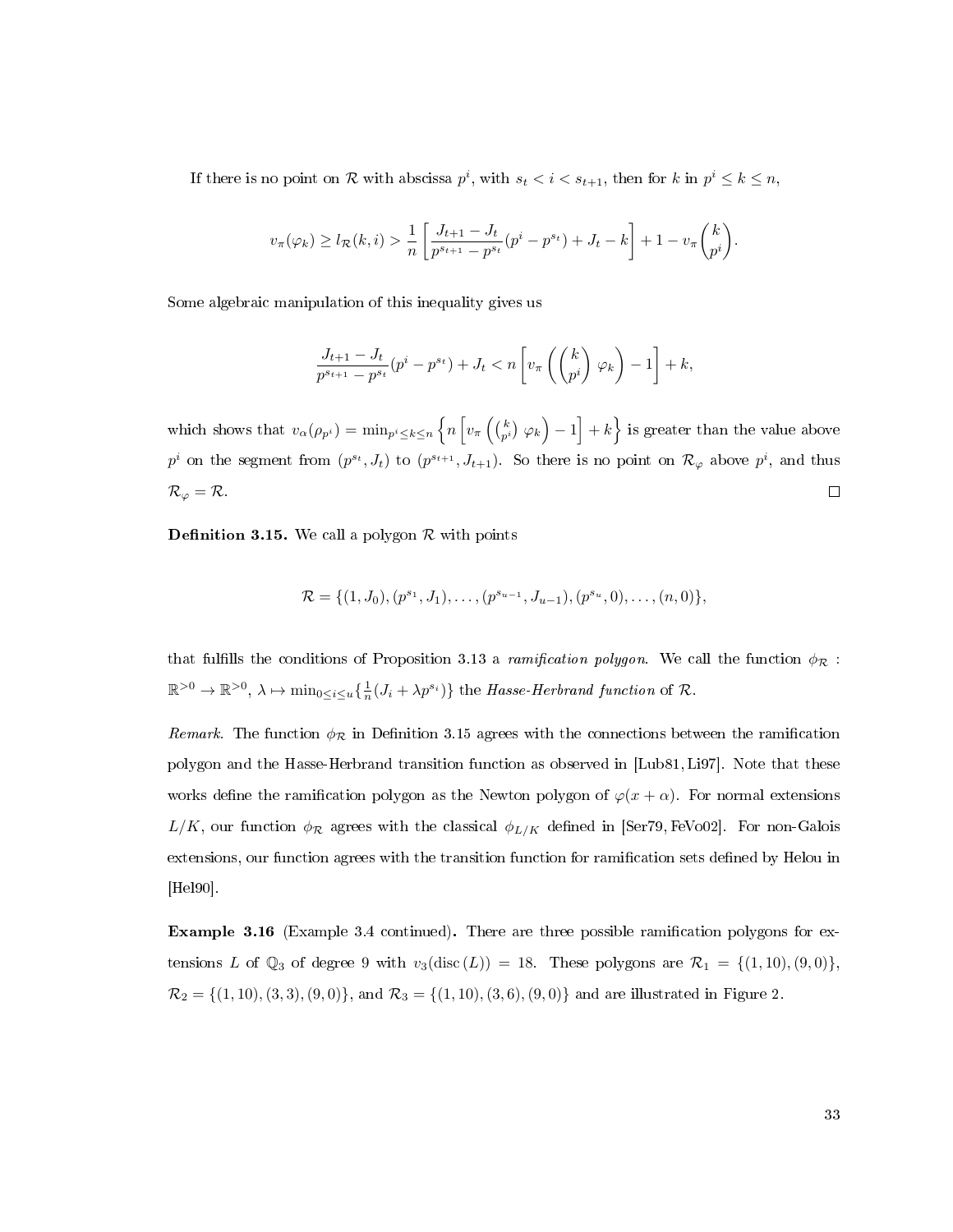If there is no point on $\mathcal{R}$ with abscissa $p^i$, with $s_t < i < s_{t+1}$, then for $k$ in $p^i \le k \le n$,

$$v_\pi(\varphi_k) \ge l_{\mathcal{R}}(k,i) > \frac{1}{n}\left[\frac{J_{t+1}-J_t}{p^{s_{t+1}}-p^{s_t}}(p^i - p^{s_t}) + J_t - k\right] + 1 - v_\pi\binom{k}{p^i}.$$

Some algebraic manipulation of this inequality gives us

$$\frac{J_{t+1}-J_t}{p^{s_{t+1}}-p^{s_t}}(p^i - p^{s_t}) + J_t < n\left[v_\pi\left(\binom{k}{p^i}\varphi_k\right) - 1\right] + k,$$

which shows that $v_\alpha(\rho_{p^i}) = \min_{p^i \le k \le n}\left\{n\left[v_\pi\left(\binom{k}{p^i}\varphi_k\right) - 1\right] + k\right\}$ is greater than the value above $p^i$ on the segment from $(p^{s_t}, J_t)$ to $(p^{s_{t+1}}, J_{t+1})$. So there is no point on $\mathcal{R}_\varphi$ above $p^i$, and thus $\mathcal{R}_\varphi = \mathcal{R}$. □

**Definition 3.15.** We call a polygon $\mathcal{R}$ with points

$$\mathcal{R} = \{(1, J_0), (p^{s_1}, J_1), \ldots, (p^{s_{u-1}}, J_{u-1}), (p^{s_u}, 0), \ldots, (n, 0)\},$$

that fulfills the conditions of Proposition 3.13 a *ramification polygon*. We call the function $\phi_{\mathcal{R}} : \mathbb{R}^{>0} \to \mathbb{R}^{>0}$, $\lambda \mapsto \min_{0 \le i \le u}\{\frac{1}{n}(J_i + \lambda p^{s_i})\}$ the *Hasse-Herbrand function* of $\mathcal{R}$.

*Remark.* The function $\phi_{\mathcal{R}}$ in Definition 3.15 agrees with the connections between the ramification polygon and the Hasse-Herbrand transition function as observed in [Lub81, Li97]. Note that these works define the ramification polygon as the Newton polygon of $\varphi(x+\alpha)$. For normal extensions $L/K$, our function $\phi_{\mathcal{R}}$ agrees with the classical $\phi_{L/K}$ defined in [Ser79, FeVo02]. For non-Galois extensions, our function agrees with the transition function for ramification sets defined by Helou in [Hel90].

**Example 3.16** (Example 3.4 continued)**.** There are three possible ramification polygons for extensions $L$ of $\mathbb{Q}_3$ of degree 9 with $v_3(\operatorname{disc}(L)) = 18$. These polygons are $\mathcal{R}_1 = \{(1,10), (9,0)\}$, $\mathcal{R}_2 = \{(1,10), (3,3), (9,0)\}$, and $\mathcal{R}_3 = \{(1,10), (3,6), (9,0)\}$ and are illustrated in Figure 2.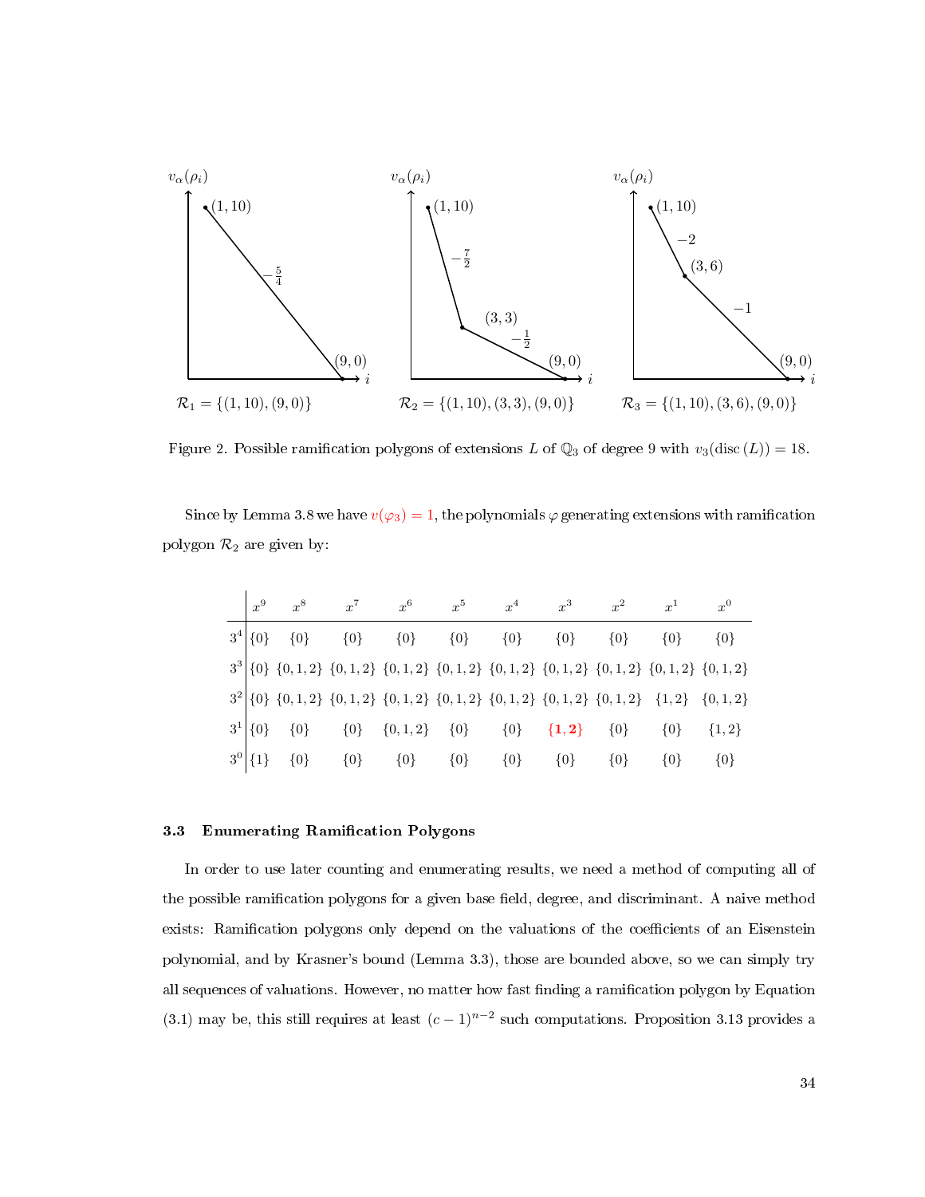$\mathcal{R}_1 = \{(1,10),(9,0)\}$ $\quad$ $\mathcal{R}_2 = \{(1,10),(3,3),(9,0)\}$ $\quad$ $\mathcal{R}_3 = \{(1,10),(3,6),(9,0)\}$

Figure 2. Possible ramification polygons of extensions $L$ of $\mathbb{Q}_3$ of degree 9 with $v_3(\operatorname{disc}(L)) = 18$.

Since by Lemma 3.8 we have $v(\varphi_3) = 1$, the polynomials $\varphi$ generating extensions with ramification polygon $\mathcal{R}_2$ are given by:

| | $x^9$ | $x^8$ | $x^7$ | $x^6$ | $x^5$ | $x^4$ | $x^3$ | $x^2$ | $x^1$ | $x^0$ |
|---|---|---|---|---|---|---|---|---|---|---|
| $3^4$ | $\{0\}$ | $\{0\}$ | $\{0\}$ | $\{0\}$ | $\{0\}$ | $\{0\}$ | $\{0\}$ | $\{0\}$ | $\{0\}$ | $\{0\}$ |
| $3^3$ | $\{0\}$ | $\{0,1,2\}$ | $\{0,1,2\}$ | $\{0,1,2\}$ | $\{0,1,2\}$ | $\{0,1,2\}$ | $\{0,1,2\}$ | $\{0,1,2\}$ | $\{0,1,2\}$ | $\{0,1,2\}$ |
| $3^2$ | $\{0\}$ | $\{0,1,2\}$ | $\{0,1,2\}$ | $\{0,1,2\}$ | $\{0,1,2\}$ | $\{0,1,2\}$ | $\{0,1,2\}$ | $\{0,1,2\}$ | $\{1,2\}$ | $\{0,1,2\}$ |
| $3^1$ | $\{0\}$ | $\{0\}$ | $\{0\}$ | $\{0,1,2\}$ | $\{0\}$ | $\{0\}$ | $\mathbf{\{1,2\}}$ | $\{0\}$ | $\{0\}$ | $\{1,2\}$ |
| $3^0$ | $\{1\}$ | $\{0\}$ | $\{0\}$ | $\{0\}$ | $\{0\}$ | $\{0\}$ | $\{0\}$ | $\{0\}$ | $\{0\}$ | $\{0\}$ |

### 3.3 Enumerating Ramification Polygons

In order to use later counting and enumerating results, we need a method of computing all of the possible ramification polygons for a given base field, degree, and discriminant. A naive method exists: Ramification polygons only depend on the valuations of the coefficients of an Eisenstein polynomial, and by Krasner's bound (Lemma 3.3), those are bounded above, so we can simply try all sequences of valuations. However, no matter how fast finding a ramification polygon by Equation (3.1) may be, this still requires at least $(c-1)^{n-2}$ such computations. Proposition 3.13 provides a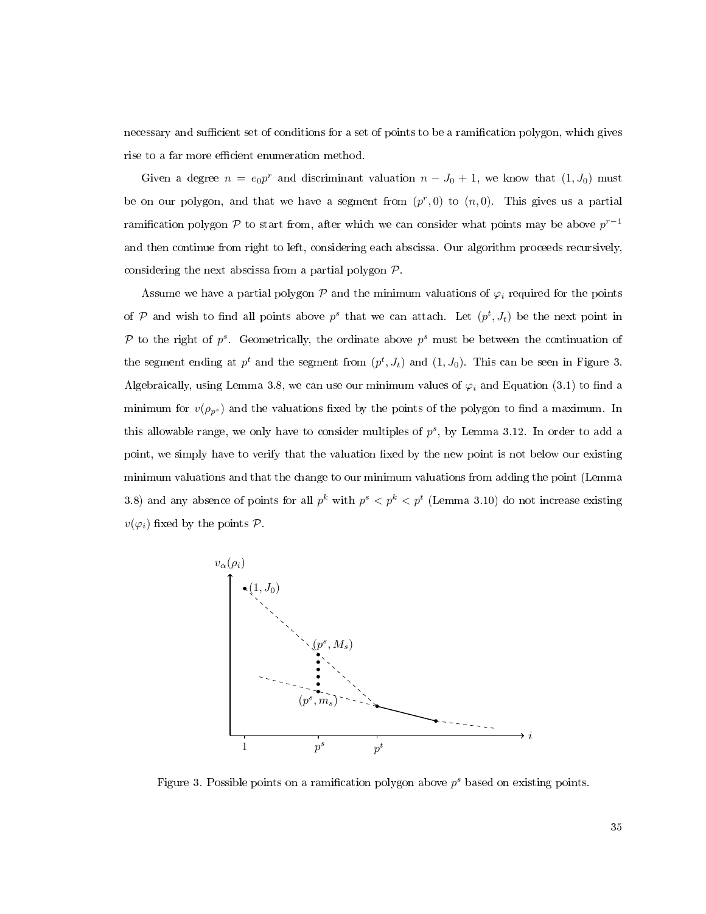necessary and sufficient set of conditions for a set of points to be a ramification polygon, which gives rise to a far more efficient enumeration method.

Given a degree $n = e_0 p^r$ and discriminant valuation $n - J_0 + 1$, we know that $(1, J_0)$ must be on our polygon, and that we have a segment from $(p^r, 0)$ to $(n, 0)$. This gives us a partial ramification polygon $\mathcal{P}$ to start from, after which we can consider what points may be above $p^{r-1}$ and then continue from right to left, considering each abscissa. Our algorithm proceeds recursively, considering the next abscissa from a partial polygon $\mathcal{P}$.

Assume we have a partial polygon $\mathcal{P}$ and the minimum valuations of $\varphi_i$ required for the points of $\mathcal{P}$ and wish to find all points above $p^s$ that we can attach. Let $(p^t, J_t)$ be the next point in $\mathcal{P}$ to the right of $p^s$. Geometrically, the ordinate above $p^s$ must be between the continuation of the segment ending at $p^t$ and the segment from $(p^t, J_t)$ and $(1, J_0)$. This can be seen in Figure 3. Algebraically, using Lemma 3.8, we can use our minimum values of $\varphi_i$ and Equation (3.1) to find a minimum for $v(\rho_{p^s})$ and the valuations fixed by the points of the polygon to find a maximum. In this allowable range, we only have to consider multiples of $p^s$, by Lemma 3.12. In order to add a point, we simply have to verify that the valuation fixed by the new point is not below our existing minimum valuations and that the change to our minimum valuations from adding the point (Lemma 3.8) and any absence of points for all $p^k$ with $p^s < p^k < p^t$ (Lemma 3.10) do not increase existing $v(\varphi_i)$ fixed by the points $\mathcal{P}$.

Figure 3. Possible points on a ramification polygon above $p^s$ based on existing points.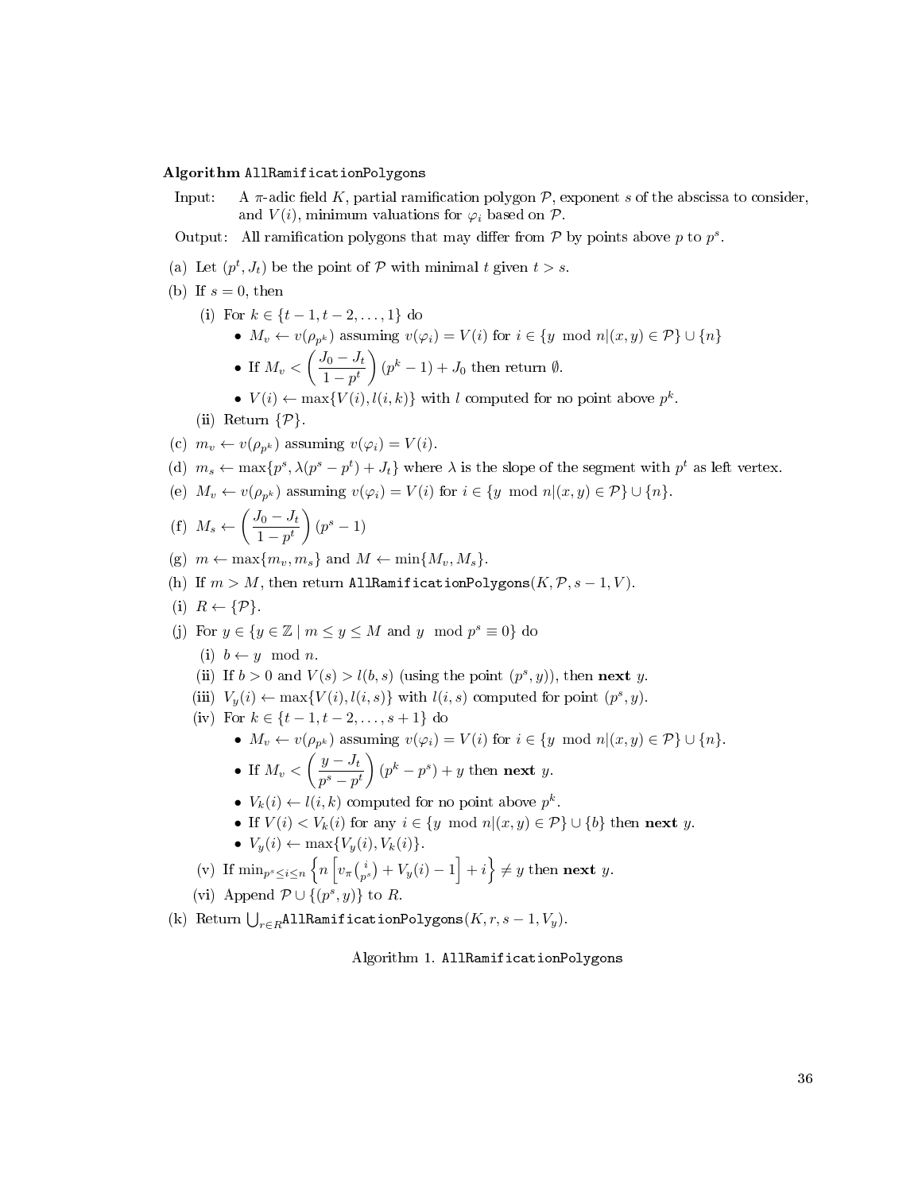**Algorithm** `AllRamificationPolygons`

Input: A $\pi$-adic field $K$, partial ramification polygon $\mathcal{P}$, exponent $s$ of the abscissa to consider, and $V(i)$, minimum valuations for $\varphi_i$ based on $\mathcal{P}$.

Output: All ramification polygons that may differ from $\mathcal{P}$ by points above $p$ to $p^s$.

(a) Let $(p^t, J_t)$ be the point of $\mathcal{P}$ with minimal $t$ given $t > s$.

(b) If $s = 0$, then

  (i) For $k \in \{t-1, t-2, \ldots, 1\}$ do

  - $M_v \leftarrow v(\rho_{p^k})$ assuming $v(\varphi_i) = V(i)$ for $i \in \{y \mod n | (x,y) \in \mathcal{P}\} \cup \{n\}$
  - If $M_v < \left(\dfrac{J_0 - J_t}{1 - p^t}\right)(p^k - 1) + J_0$ then return $\emptyset$.
  - $V(i) \leftarrow \max\{V(i), l(i,k)\}$ with $l$ computed for no point above $p^k$.

  (ii) Return $\{\mathcal{P}\}$.

(c) $m_v \leftarrow v(\rho_{p^k})$ assuming $v(\varphi_i) = V(i)$.

(d) $m_s \leftarrow \max\{p^s, \lambda(p^s - p^t) + J_t\}$ where $\lambda$ is the slope of the segment with $p^t$ as left vertex.

(e) $M_v \leftarrow v(\rho_{p^k})$ assuming $v(\varphi_i) = V(i)$ for $i \in \{y \mod n | (x,y) \in \mathcal{P}\} \cup \{n\}$.

(f) $M_s \leftarrow \left(\dfrac{J_0 - J_t}{1 - p^t}\right)(p^s - 1)$

(g) $m \leftarrow \max\{m_v, m_s\}$ and $M \leftarrow \min\{M_v, M_s\}$.

(h) If $m > M$, then return `AllRamificationPolygons`$(K, \mathcal{P}, s-1, V)$.

(i) $R \leftarrow \{\mathcal{P}\}$.

(j) For $y \in \{y \in \mathbb{Z} \mid m \le y \le M \text{ and } y \mod p^s \equiv 0\}$ do

  (i) $b \leftarrow y \mod n$.

  (ii) If $b > 0$ and $V(s) > l(b,s)$ (using the point $(p^s, y)$), then **next** $y$.

  (iii) $V_y(i) \leftarrow \max\{V(i), l(i,s)\}$ with $l(i,s)$ computed for point $(p^s, y)$.

  (iv) For $k \in \{t-1, t-2, \ldots, s+1\}$ do

  - $M_v \leftarrow v(\rho_{p^k})$ assuming $v(\varphi_i) = V(i)$ for $i \in \{y \mod n | (x,y) \in \mathcal{P}\} \cup \{n\}$.
  - If $M_v < \left(\dfrac{y - J_t}{p^s - p^t}\right)(p^k - p^s) + y$ then **next** $y$.
  - $V_k(i) \leftarrow l(i,k)$ computed for no point above $p^k$.
  - If $V(i) < V_k(i)$ for any $i \in \{y \mod n | (x,y) \in \mathcal{P}\} \cup \{b\}$ then **next** $y$.
  - $V_y(i) \leftarrow \max\{V_y(i), V_k(i)\}$.

  (v) If $\min_{p^s \le i \le n} \left\{ n\left[ v_\pi\binom{i}{p^s} + V_y(i) - 1 \right] + i \right\} \ne y$ then **next** $y$.

  (vi) Append $\mathcal{P} \cup \{(p^s, y)\}$ to $R$.

(k) Return $\bigcup_{r \in R}$ `AllRamificationPolygons`$(K, r, s-1, V_y)$.

Algorithm 1. `AllRamificationPolygons`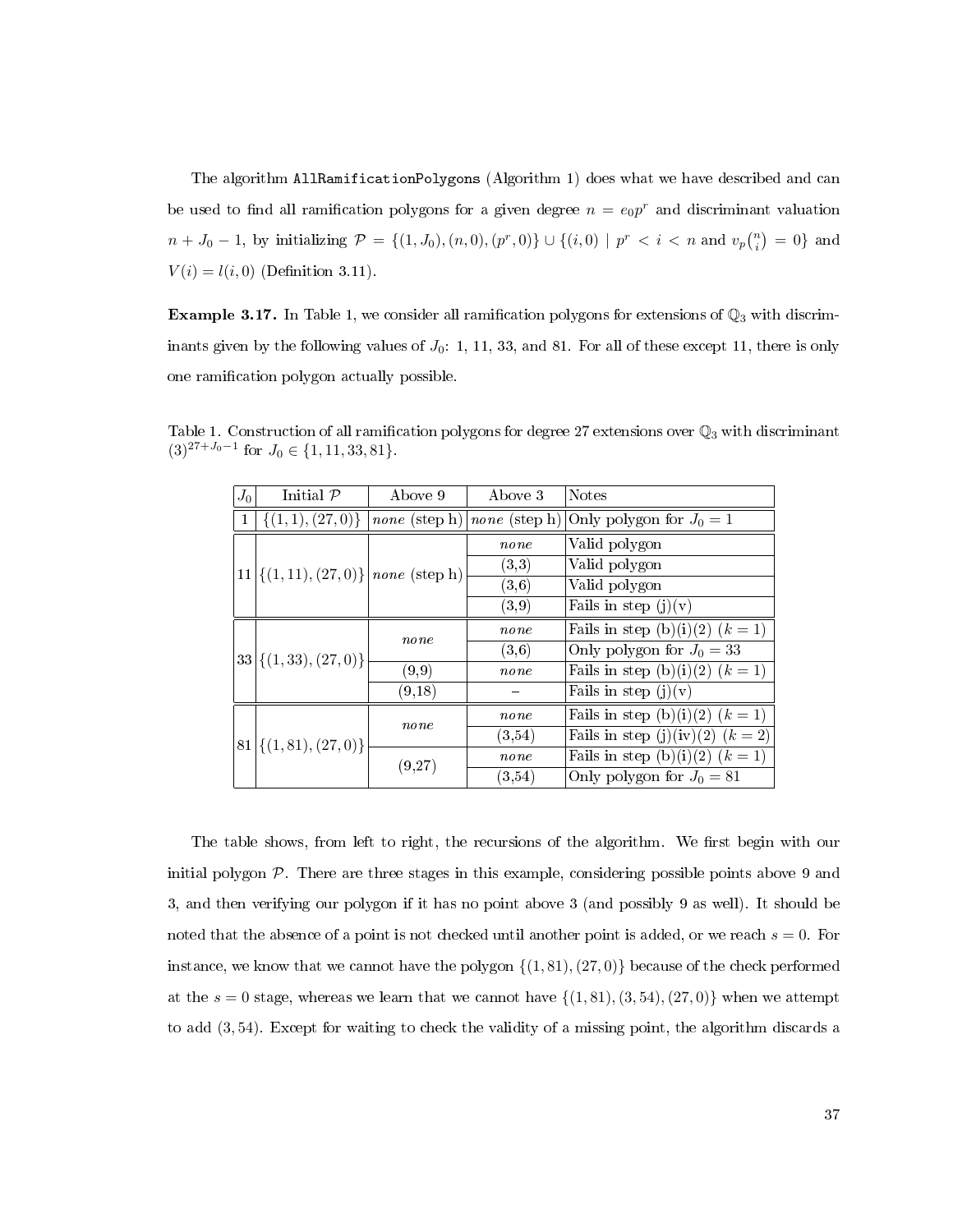The algorithm `AllRamificationPolygons` (Algorithm 1) does what we have described and can be used to find all ramification polygons for a given degree $n = e_0 p^r$ and discriminant valuation $n + J_0 - 1$, by initializing $\mathcal{P} = \{(1, J_0), (n, 0), (p^r, 0)\} \cup \{(i, 0) \mid p^r < i < n \text{ and } v_p\binom{n}{i} = 0\}$ and $V(i) = l(i, 0)$ (Definition 3.11).

**Example 3.17.** In Table 1, we consider all ramification polygons for extensions of $\mathbb{Q}_3$ with discriminants given by the following values of $J_0$: 1, 11, 33, and 81. For all of these except 11, there is only one ramification polygon actually possible.

Table 1. Construction of all ramification polygons for degree 27 extensions over $\mathbb{Q}_3$ with discriminant $(3)^{27+J_0-1}$ for $J_0 \in \{1, 11, 33, 81\}$.

| $J_0$ | Initial $\mathcal{P}$ | Above 9 | Above 3 | Notes |
|---|---|---|---|---|
| 1 | $\{(1,1),(27,0)\}$ | *none* (step h) | *none* (step h) | Only polygon for $J_0 = 1$ |
| 11 | $\{(1,11),(27,0)\}$ | *none* (step h) | *none* | Valid polygon |
| | | | (3,3) | Valid polygon |
| | | | (3,6) | Valid polygon |
| | | | (3,9) | Fails in step (j)(v) |
| 33 | $\{(1,33),(27,0)\}$ | *none* | *none* | Fails in step (b)(i)(2) $(k = 1)$ |
| | | | (3,6) | Only polygon for $J_0 = 33$ |
| | | (9,9) | *none* | Fails in step (b)(i)(2) $(k = 1)$ |
| | | (9,18) | – | Fails in step (j)(v) |
| 81 | $\{(1,81),(27,0)\}$ | *none* | *none* | Fails in step (b)(i)(2) $(k = 1)$ |
| | | | (3,54) | Fails in step (j)(iv)(2) $(k = 2)$ |
| | | (9,27) | *none* | Fails in step (b)(i)(2) $(k = 1)$ |
| | | | (3,54) | Only polygon for $J_0 = 81$ |

The table shows, from left to right, the recursions of the algorithm. We first begin with our initial polygon $\mathcal{P}$. There are three stages in this example, considering possible points above 9 and 3, and then verifying our polygon if it has no point above 3 (and possibly 9 as well). It should be noted that the absence of a point is not checked until another point is added, or we reach $s = 0$. For instance, we know that we cannot have the polygon $\{(1, 81), (27, 0)\}$ because of the check performed at the $s = 0$ stage, whereas we learn that we cannot have $\{(1, 81), (3, 54), (27, 0)\}$ when we attempt to add $(3, 54)$. Except for waiting to check the validity of a missing point, the algorithm discards a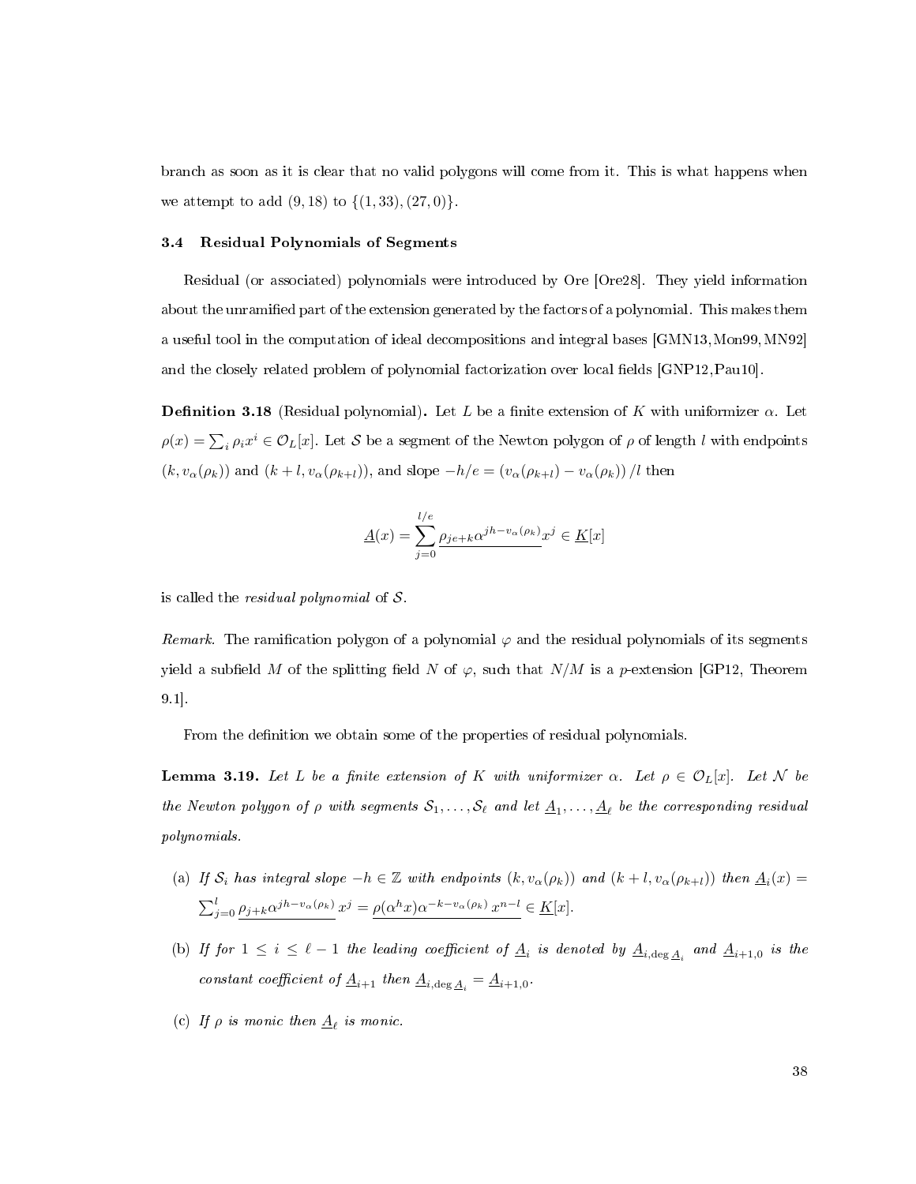branch as soon as it is clear that no valid polygons will come from it. This is what happens when we attempt to add $(9, 18)$ to $\{(1, 33), (27, 0)\}$.

### 3.4 Residual Polynomials of Segments

Residual (or associated) polynomials were introduced by Ore [Ore28]. They yield information about the unramified part of the extension generated by the factors of a polynomial. This makes them a useful tool in the computation of ideal decompositions and integral bases [GMN13, Mon99, MN92] and the closely related problem of polynomial factorization over local fields [GNP12, Pau10].

**Definition 3.18** (Residual polynomial)**.** Let $L$ be a finite extension of $K$ with uniformizer $\alpha$. Let $\rho(x) = \sum_i \rho_i x^i \in \mathcal{O}_L[x]$. Let $\mathcal{S}$ be a segment of the Newton polygon of $\rho$ of length $l$ with endpoints $(k, v_\alpha(\rho_k))$ and $(k+l, v_\alpha(\rho_{k+l}))$, and slope $-h/e = (v_\alpha(\rho_{k+l}) - v_\alpha(\rho_k))/l$ then

$$\underline{A}(x) = \sum_{j=0}^{l/e} \underline{\rho_{je+k}\alpha^{jh - v_\alpha(\rho_k)}} x^j \in \underline{K}[x]$$

is called the *residual polynomial* of $\mathcal{S}$.

*Remark.* The ramification polygon of a polynomial $\varphi$ and the residual polynomials of its segments yield a subfield $M$ of the splitting field $N$ of $\varphi$, such that $N/M$ is a $p$-extension [GP12, Theorem 9.1].

From the definition we obtain some of the properties of residual polynomials.

**Lemma 3.19.** *Let $L$ be a finite extension of $K$ with uniformizer $\alpha$. Let $\rho \in \mathcal{O}_L[x]$. Let $\mathcal{N}$ be the Newton polygon of $\rho$ with segments $\mathcal{S}_1, \ldots, \mathcal{S}_\ell$ and let $\underline{A}_1, \ldots, \underline{A}_\ell$ be the corresponding residual polynomials.*

(a) *If $\mathcal{S}_i$ has integral slope $-h \in \mathbb{Z}$ with endpoints $(k, v_\alpha(\rho_k))$ and $(k+l, v_\alpha(\rho_{k+l}))$ then $\underline{A}_i(x) = \sum_{j=0}^{l} \underline{\rho_{j+k}\alpha^{jh - v_\alpha(\rho_k)}}\, x^j = \underline{\rho(\alpha^h x)\alpha^{-k - v_\alpha(\rho_k)}\, x^{n-l}} \in \underline{K}[x]$.*

(b) *If for $1 \le i \le \ell - 1$ the leading coefficient of $\underline{A}_i$ is denoted by $\underline{A}_{i,\deg \underline{A}_i}$ and $\underline{A}_{i+1,0}$ is the constant coefficient of $\underline{A}_{i+1}$ then $\underline{A}_{i,\deg \underline{A}_i} = \underline{A}_{i+1,0}$.*

(c) *If $\rho$ is monic then $\underline{A}_\ell$ is monic.*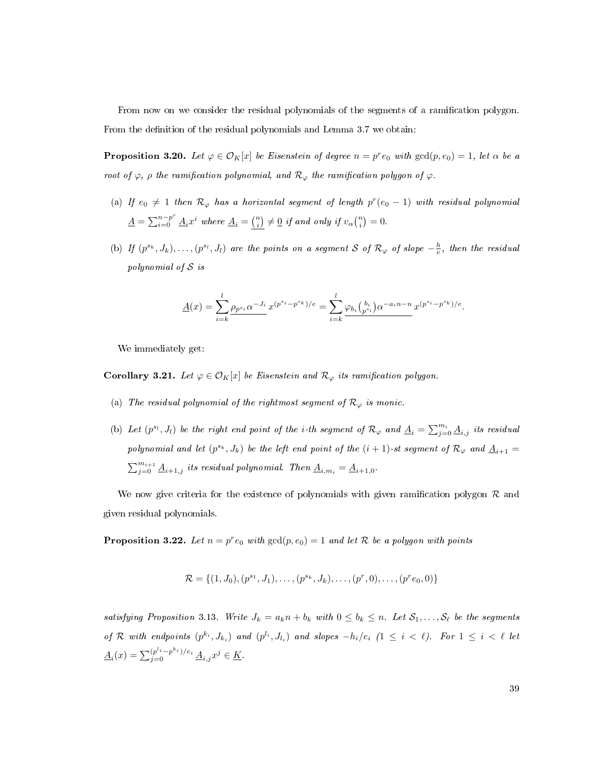From now on we consider the residual polynomials of the segments of a ramification polygon. From the definition of the residual polynomials and Lemma 3.7 we obtain:

**Proposition 3.20.** *Let $\varphi \in \mathcal{O}_K[x]$ be Eisenstein of degree $n = p^r e_0$ with $\gcd(p, e_0) = 1$, let $\alpha$ be a root of $\varphi$, $\rho$ the ramification polynomial, and $\mathcal{R}_\varphi$ the ramification polygon of $\varphi$.*

(a) *If $e_0 \neq 1$ then $\mathcal{R}_\varphi$ has a horizontal segment of length $p^r(e_0 - 1)$ with residual polynomial $\underline{A} = \sum_{i=0}^{n-p^r} \underline{A}_i x^i$ where $\underline{A}_i = \underline{\binom{n}{i}} \neq \underline{0}$ if and only if $v_\alpha\binom{n}{i} = 0$.*

(b) *If $(p^{s_k}, J_k), \ldots, (p^{s_l}, J_l)$ are the points on a segment $\mathcal{S}$ of $\mathcal{R}_\varphi$ of slope $-\frac{h}{e}$, then the residual polynomial of $\mathcal{S}$ is*

$$\underline{A}(x) = \sum_{i=k}^{l} \underline{\rho_{p^{s_i}} \alpha^{-J_i}}\, x^{(p^{s_i} - p^{s_k})/e} = \sum_{i=k}^{l} \underline{\varphi_{b_i} \tbinom{b_i}{p^{s_i}} \alpha^{-a_i n - n}}\, x^{(p^{s_i} - p^{s_k})/e}.$$

We immediately get:

**Corollary 3.21.** *Let $\varphi \in \mathcal{O}_K[x]$ be Eisenstein and $\mathcal{R}_\varphi$ its ramification polygon.*

(a) *The residual polynomial of the rightmost segment of $\mathcal{R}_\varphi$ is monic.*

(b) *Let $(p^{s_l}, J_l)$ be the right end point of the $i$-th segment of $\mathcal{R}_\varphi$ and $\underline{A}_i = \sum_{j=0}^{m_i} \underline{A}_{i,j}$ its residual polynomial and let $(p^{s_k}, J_k)$ be the left end point of the $(i+1)$-st segment of $\mathcal{R}_\varphi$ and $\underline{A}_{i+1} = \sum_{j=0}^{m_{i+1}} \underline{A}_{i+1,j}$ its residual polynomial. Then $\underline{A}_{i,m_i} = \underline{A}_{i+1,0}$.*

We now give criteria for the existence of polynomials with given ramification polygon $\mathcal{R}$ and given residual polynomials.

**Proposition 3.22.** *Let $n = p^r e_0$ with $\gcd(p, e_0) = 1$ and let $\mathcal{R}$ be a polygon with points*

$$\mathcal{R} = \{(1, J_0), (p^{s_1}, J_1), \ldots, (p^{s_k}, J_k), \ldots, (p^r, 0), \ldots, (p^r e_0, 0)\}$$

*satisfying Proposition 3.13. Write $J_k = a_k n + b_k$ with $0 \leq b_k \leq n$. Let $\mathcal{S}_1, \ldots, \mathcal{S}_\ell$ be the segments of $\mathcal{R}$ with endpoints $(p^{k_i}, J_{k_i})$ and $(p^{l_i}, J_{l_i})$ and slopes $-h_i/e_i$ $(1 \leq i < \ell)$. For $1 \leq i < \ell$ let $\underline{A}_i(x) = \sum_{j=0}^{(p^{l_i} - p^{k_i})/e_i} \underline{A}_{i,j} x^j \in \underline{K}$.*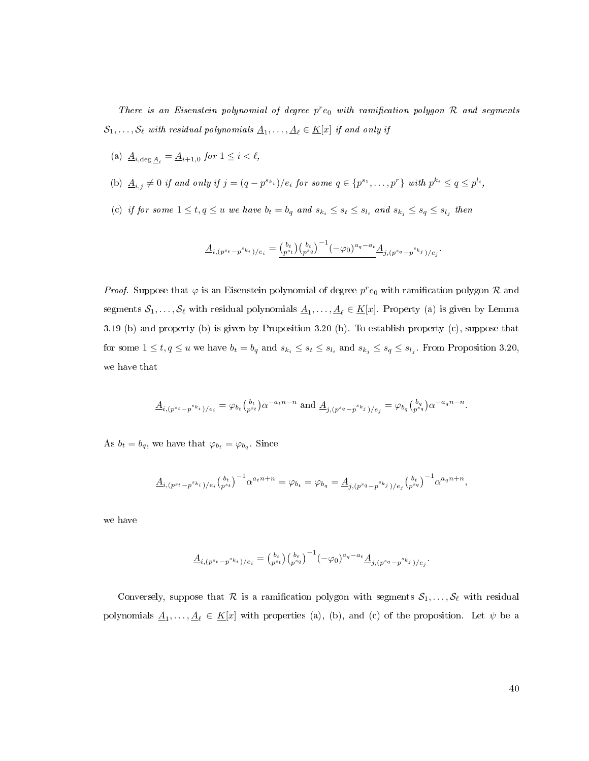*There is an Eisenstein polynomial of degree $p^r e_0$ with ramification polygon $\mathcal{R}$ and segments $\mathcal{S}_1, \ldots, \mathcal{S}_\ell$ with residual polynomials $\underline{A}_1, \ldots, \underline{A}_\ell \in \underline{K}[x]$ if and only if*

(a) $\underline{A}_{i,\deg \underline{A}_i} = \underline{A}_{i+1,0}$ *for* $1 \le i < \ell$,

(b) $\underline{A}_{i,j} \ne 0$ *if and only if* $j = (q - p^{s_{k_i}})/e_i$ *for some* $q \in \{p^{s_1}, \ldots, p^r\}$ *with* $p^{k_i} \le q \le p^{l_i}$,

(c) *if for some* $1 \le t, q \le u$ *we have* $b_t = b_q$ *and* $s_{k_i} \le s_t \le s_{l_i}$ *and* $s_{k_j} \le s_q \le s_{l_j}$ *then*

$$\underline{A}_{i,(p^{s_t} - p^{s_{k_i}})/e_i} = \underline{\binom{b_t}{p^{s_t}}\binom{b_t}{p^{s_q}}^{-1}(-\varphi_0)^{a_q - a_t}} \underline{A}_{j,(p^{s_q} - p^{s_{k_j}})/e_j}.$$

*Proof.* Suppose that $\varphi$ is an Eisenstein polynomial of degree $p^r e_0$ with ramification polygon $\mathcal{R}$ and segments $\mathcal{S}_1, \ldots, \mathcal{S}_\ell$ with residual polynomials $\underline{A}_1, \ldots, \underline{A}_\ell \in \underline{K}[x]$. Property (a) is given by Lemma 3.19 (b) and property (b) is given by Proposition 3.20 (b). To establish property (c), suppose that for some $1 \le t, q \le u$ we have $b_t = b_q$ and $s_{k_i} \le s_t \le s_{l_i}$ and $s_{k_j} \le s_q \le s_{l_j}$. From Proposition 3.20, we have that

$$\underline{A}_{i,(p^{s_t} - p^{s_{k_i}})/e_i} = \varphi_{b_t}\binom{b_t}{p^{s_t}}\alpha^{-a_t n - n} \text{ and } \underline{A}_{j,(p^{s_q} - p^{s_{k_j}})/e_j} = \varphi_{b_q}\binom{b_q}{p^{s_q}}\alpha^{-a_q n - n}.$$

As $b_t = b_q$, we have that $\varphi_{b_t} = \varphi_{b_q}$. Since

$$\underline{A}_{i,(p^{s_t} - p^{s_{k_i}})/e_i}\binom{b_t}{p^{s_t}}^{-1}\alpha^{a_t n + n} = \varphi_{b_t} = \varphi_{b_q} = \underline{A}_{j,(p^{s_q} - p^{s_{k_j}})/e_j}\binom{b_t}{p^{s_q}}^{-1}\alpha^{a_q n + n},$$

we have

$$\underline{A}_{i,(p^{s_t} - p^{s_{k_i}})/e_i} = \binom{b_t}{p^{s_t}}\binom{b_t}{p^{s_q}}^{-1}(-\varphi_0)^{a_q - a_t}\underline{A}_{j,(p^{s_q} - p^{s_{k_j}})/e_j}.$$

Conversely, suppose that $\mathcal{R}$ is a ramification polygon with segments $\mathcal{S}_1, \ldots, \mathcal{S}_\ell$ with residual polynomials $\underline{A}_1, \ldots, \underline{A}_\ell \in \underline{K}[x]$ with properties (a), (b), and (c) of the proposition. Let $\psi$ be a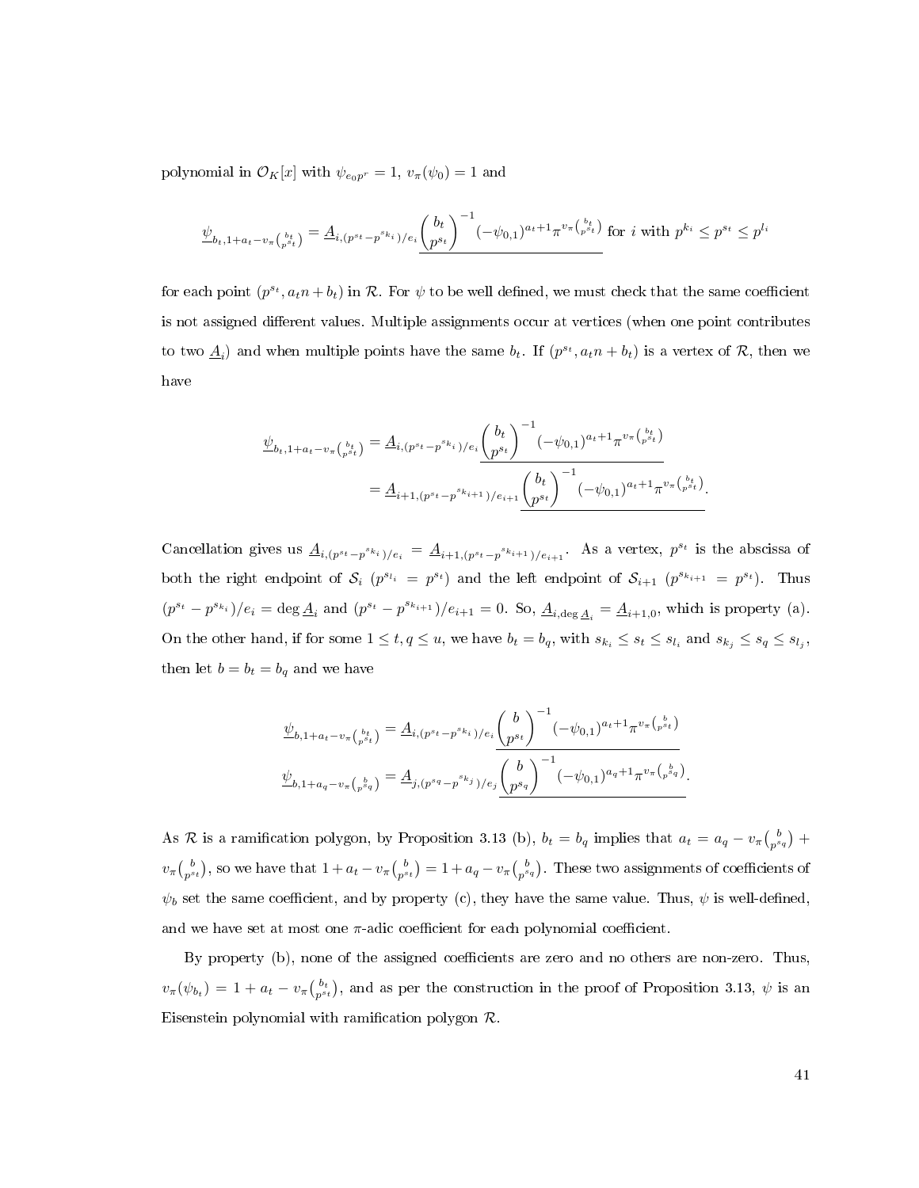polynomial in $\mathcal{O}_K[x]$ with $\psi_{e_0p^r} = 1$, $v_\pi(\psi_0) = 1$ and

$$\underline{\psi}_{b_t,1+a_t-v_\pi\binom{b_t}{p^{s_t}}} = \underline{A}_{i,(p^{s_t}-p^{s_{k_i}})/e_i}\underline{\binom{b_t}{p^{s_t}}^{-1}(-\psi_{0,1})^{a_t+1}\pi^{v_\pi\binom{b_t}{p^{s_t}}}} \text{ for } i \text{ with } p^{k_i} \le p^{s_t} \le p^{l_i}$$

for each point $(p^{s_t}, a_t n + b_t)$ in $\mathcal{R}$. For $\psi$ to be well defined, we must check that the same coefficient is not assigned different values. Multiple assignments occur at vertices (when one point contributes to two $\underline{A}_i$) and when multiple points have the same $b_t$. If $(p^{s_t}, a_t n + b_t)$ is a vertex of $\mathcal{R}$, then we have

$$\begin{aligned}
\underline{\psi}_{b_t,1+a_t-v_\pi\binom{b_t}{p^{s_t}}} &= \underline{A}_{i,(p^{s_t}-p^{s_{k_i}})/e_i}\underline{\binom{b_t}{p^{s_t}}^{-1}(-\psi_{0,1})^{a_t+1}\pi^{v_\pi\binom{b_t}{p^{s_t}}}} \\
&= \underline{A}_{i+1,(p^{s_t}-p^{s_{k_{i+1}}})/e_{i+1}}\underline{\binom{b_t}{p^{s_t}}^{-1}(-\psi_{0,1})^{a_t+1}\pi^{v_\pi\binom{b_t}{p^{s_t}}}}.
\end{aligned}$$

Cancellation gives us $\underline{A}_{i,(p^{s_t}-p^{s_{k_i}})/e_i} = \underline{A}_{i+1,(p^{s_t}-p^{s_{k_{i+1}}})/e_{i+1}}$. As a vertex, $p^{s_t}$ is the abscissa of both the right endpoint of $\mathcal{S}_i$ ($p^{s_{l_i}} = p^{s_t}$) and the left endpoint of $\mathcal{S}_{i+1}$ ($p^{s_{k_{i+1}}} = p^{s_t}$). Thus $(p^{s_t} - p^{s_{k_i}})/e_i = \deg \underline{A}_i$ and $(p^{s_t} - p^{s_{k_{i+1}}})/e_{i+1} = 0$. So, $\underline{A}_{i,\deg \underline{A}_i} = \underline{A}_{i+1,0}$, which is property (a). On the other hand, if for some $1 \le t, q \le u$, we have $b_t = b_q$, with $s_{k_i} \le s_t \le s_{l_i}$ and $s_{k_j} \le s_q \le s_{l_j}$, then let $b = b_t = b_q$ and we have

$$\begin{aligned}
\underline{\psi}_{b,1+a_t-v_\pi\binom{b_t}{p^{s_t}}} &= \underline{A}_{i,(p^{s_t}-p^{s_{k_i}})/e_i}\underline{\binom{b}{p^{s_t}}^{-1}(-\psi_{0,1})^{a_t+1}\pi^{v_\pi\binom{b}{p^{s_t}}}} \\
\underline{\psi}_{b,1+a_q-v_\pi\binom{b}{p^{s_q}}} &= \underline{A}_{j,(p^{s_q}-p^{s_{k_j}})/e_j}\underline{\binom{b}{p^{s_q}}^{-1}(-\psi_{0,1})^{a_q+1}\pi^{v_\pi\binom{b}{p^{s_q}}}}.
\end{aligned}$$

As $\mathcal{R}$ is a ramification polygon, by Proposition 3.13 (b), $b_t = b_q$ implies that $a_t = a_q - v_\pi\binom{b}{p^{s_q}} + v_\pi\binom{b}{p^{s_t}}$, so we have that $1 + a_t - v_\pi\binom{b}{p^{s_t}} = 1 + a_q - v_\pi\binom{b}{p^{s_q}}$. These two assignments of coefficients of $\psi_b$ set the same coefficient, and by property (c), they have the same value. Thus, $\psi$ is well-defined, and we have set at most one $\pi$-adic coefficient for each polynomial coefficient.

By property (b), none of the assigned coefficients are zero and no others are non-zero. Thus, $v_\pi(\psi_{b_t}) = 1 + a_t - v_\pi\binom{b_t}{p^{s_t}}$, and as per the construction in the proof of Proposition 3.13, $\psi$ is an Eisenstein polynomial with ramification polygon $\mathcal{R}$.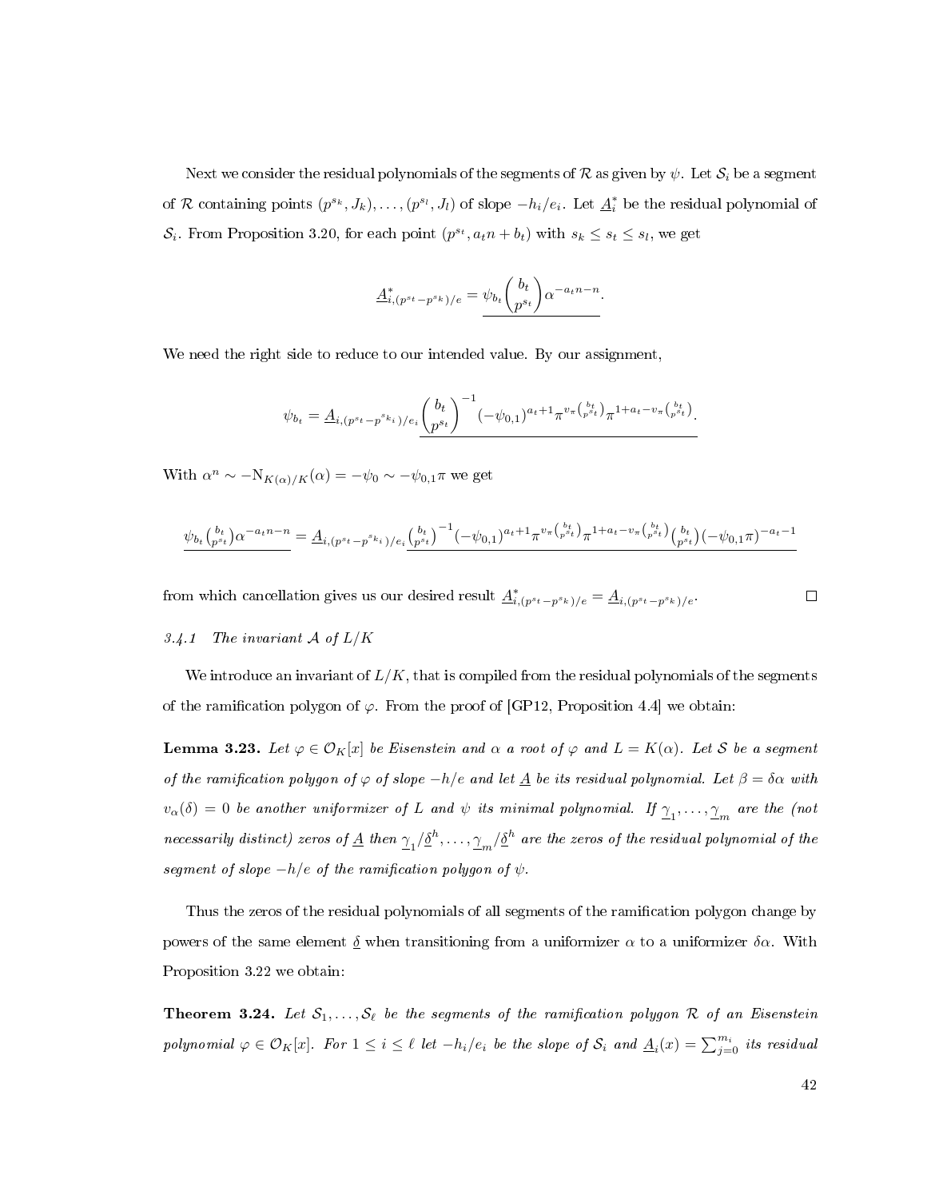Next we consider the residual polynomials of the segments of $\mathcal{R}$ as given by $\psi$. Let $\mathcal{S}_i$ be a segment of $\mathcal{R}$ containing points $(p^{s_k}, J_k), \dots, (p^{s_l}, J_l)$ of slope $-h_i/e_i$. Let $\underline{A}_i^*$ be the residual polynomial of $\mathcal{S}_i$. From Proposition 3.20, for each point $(p^{s_t}, a_t n + b_t)$ with $s_k \le s_t \le s_l$, we get

$$\underline{A}^*_{i,(p^{s_t}-p^{s_k})/e} = \underline{\psi_{b_t}\binom{b_t}{p^{s_t}}\alpha^{-a_t n - n}}.$$

We need the right side to reduce to our intended value. By our assignment,

$$\psi_{b_t} = \underline{A}_{i,(p^{s_t}-p^{s_{k_i}})/e_i}\underline{\binom{b_t}{p^{s_t}}^{-1}(-\psi_{0,1})^{a_t+1}\pi^{v_\pi\binom{b_t}{p^{s_t}}}\pi^{1+a_t-v_\pi\binom{b_t}{p^{s_t}}}}.$$

With $\alpha^n \sim -\mathrm{N}_{K(\alpha)/K}(\alpha) = -\psi_0 \sim -\psi_{0,1}\pi$ we get

$$\underline{\psi_{b_t}\tbinom{b_t}{p^{s_t}}\alpha^{-a_t n - n}} = \underline{A}_{i,(p^{s_t}-p^{s_{k_i}})/e_i}\underline{\tbinom{b_t}{p^{s_t}}^{-1}(-\psi_{0,1})^{a_t+1}\pi^{v_\pi\binom{b_t}{p^{s_t}}}\pi^{1+a_t-v_\pi\binom{b_t}{p^{s_t}}}\tbinom{b_t}{p^{s_t}}(-\psi_{0,1}\pi)^{-a_t-1}}$$

from which cancellation gives us our desired result $\underline{A}^*_{i,(p^{s_t}-p^{s_k})/e} = \underline{A}_{i,(p^{s_t}-p^{s_k})/e}$. □

### 3.4.1 The invariant $\mathcal{A}$ of $L/K$

We introduce an invariant of $L/K$, that is compiled from the residual polynomials of the segments of the ramification polygon of $\varphi$. From the proof of [GP12, Proposition 4.4] we obtain:

**Lemma 3.23.** *Let $\varphi \in \mathcal{O}_K[x]$ be Eisenstein and $\alpha$ a root of $\varphi$ and $L = K(\alpha)$. Let $\mathcal{S}$ be a segment of the ramification polygon of $\varphi$ of slope $-h/e$ and let $\underline{A}$ be its residual polynomial. Let $\beta = \delta\alpha$ with $v_\alpha(\delta) = 0$ be another uniformizer of $L$ and $\psi$ its minimal polynomial. If $\underline{\gamma}_1, \dots, \underline{\gamma}_m$ are the (not necessarily distinct) zeros of $\underline{A}$ then $\underline{\gamma}_1/\underline{\delta}^h, \dots, \underline{\gamma}_m/\underline{\delta}^h$ are the zeros of the residual polynomial of the segment of slope $-h/e$ of the ramification polygon of $\psi$.*

Thus the zeros of the residual polynomials of all segments of the ramification polygon change by powers of the same element $\underline{\delta}$ when transitioning from a uniformizer $\alpha$ to a uniformizer $\delta\alpha$. With Proposition 3.22 we obtain:

**Theorem 3.24.** *Let $\mathcal{S}_1, \dots, \mathcal{S}_\ell$ be the segments of the ramification polygon $\mathcal{R}$ of an Eisenstein polynomial $\varphi \in \mathcal{O}_K[x]$. For $1 \le i \le \ell$ let $-h_i/e_i$ be the slope of $\mathcal{S}_i$ and $\underline{A}_i(x) = \sum_{j=0}^{m_i}$ its residual*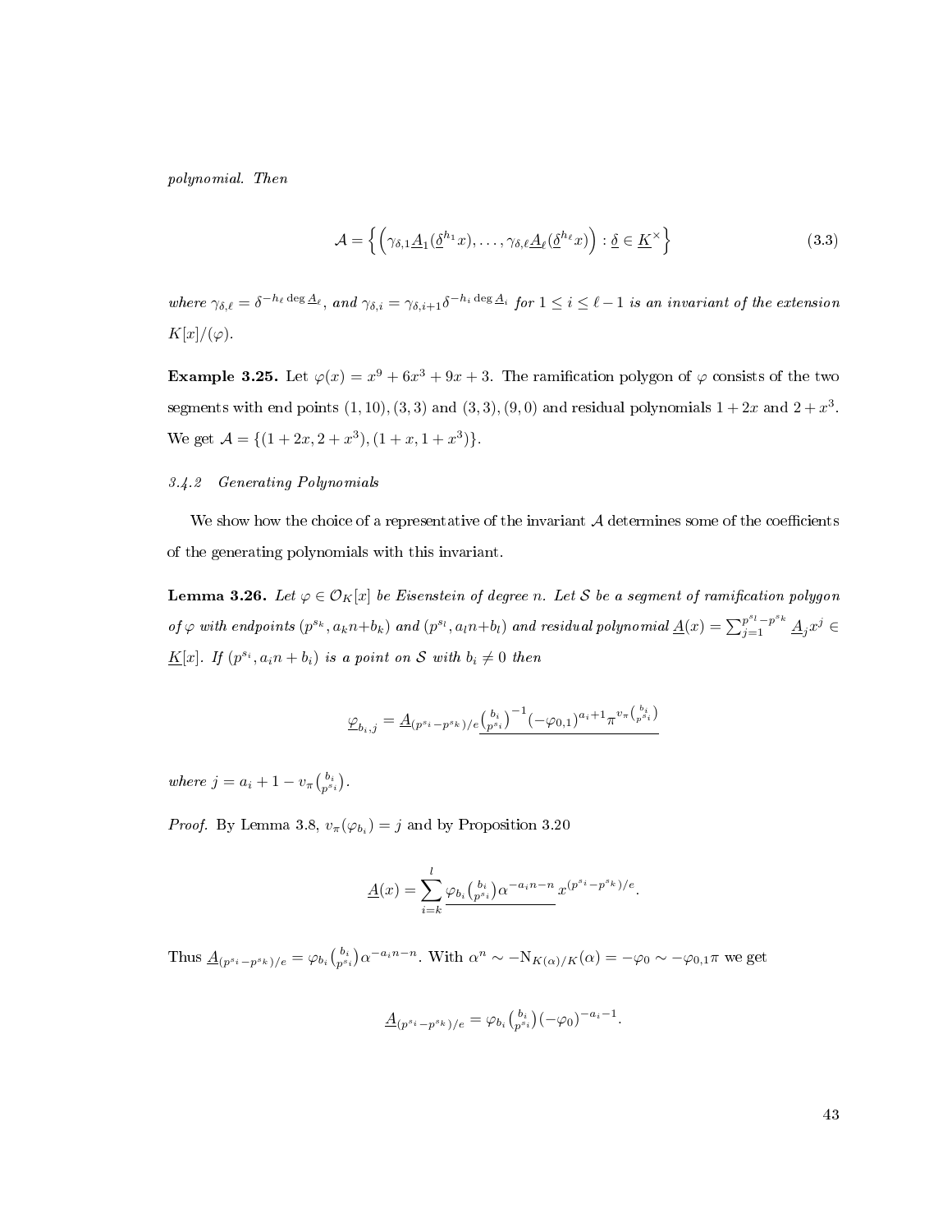*polynomial. Then*

$$\mathcal{A} = \left\{ \left( \gamma_{\delta,1} \underline{A}_1(\underline{\delta}^{h_1} x), \ldots, \gamma_{\delta,\ell} \underline{A}_\ell(\underline{\delta}^{h_\ell} x) \right) : \underline{\delta} \in \underline{K}^\times \right\} \tag{3.3}$$

*where* $\gamma_{\delta,\ell} = \delta^{-h_\ell \deg \underline{A}_\ell}$, *and* $\gamma_{\delta,i} = \gamma_{\delta,i+1} \delta^{-h_i \deg \underline{A}_i}$ *for* $1 \leq i \leq \ell - 1$ *is an invariant of the extension* $K[x]/(\varphi)$.

**Example 3.25.** Let $\varphi(x) = x^9 + 6x^3 + 9x + 3$. The ramification polygon of $\varphi$ consists of the two segments with end points $(1, 10), (3, 3)$ and $(3, 3), (9, 0)$ and residual polynomials $1 + 2x$ and $2 + x^3$. We get $\mathcal{A} = \{(1 + 2x, 2 + x^3), (1 + x, 1 + x^3)\}$.

### *3.4.2 Generating Polynomials*

We show how the choice of a representative of the invariant $\mathcal{A}$ determines some of the coefficients of the generating polynomials with this invariant.

**Lemma 3.26.** *Let* $\varphi \in \mathcal{O}_K[x]$ *be Eisenstein of degree* $n$. *Let* $\mathcal{S}$ *be a segment of ramification polygon of* $\varphi$ *with endpoints* $(p^{s_k}, a_k n + b_k)$ *and* $(p^{s_l}, a_l n + b_l)$ *and residual polynomial* $\underline{A}(x) = \sum_{j=1}^{p^{s_l} - p^{s_k}} \underline{A}_j x^j \in \underline{K}[x]$. *If* $(p^{s_i}, a_i n + b_i)$ *is a point on* $\mathcal{S}$ *with* $b_i \neq 0$ *then*

$$\underline{\varphi}_{b_i, j} = \underline{A}_{(p^{s_i} - p^{s_k})/e} \underline{\binom{b_i}{p^{s_i}}^{-1} (-\varphi_{0,1})^{a_i + 1} \pi^{v_\pi \binom{b_i}{p^{s_i}}}}$$

*where* $j = a_i + 1 - v_\pi \binom{b_i}{p^{s_i}}$.

*Proof.* By Lemma 3.8, $v_\pi(\varphi_{b_i}) = j$ and by Proposition 3.20

$$\underline{A}(x) = \sum_{i=k}^{l} \underline{\varphi_{b_i} \binom{b_i}{p^{s_i}} \alpha^{-a_i n - n}} \, x^{(p^{s_i} - p^{s_k})/e}.$$

Thus $\underline{A}_{(p^{s_i} - p^{s_k})/e} = \varphi_{b_i} \binom{b_i}{p^{s_i}} \alpha^{-a_i n - n}$. With $\alpha^n \sim -\mathrm{N}_{K(\alpha)/K}(\alpha) = -\varphi_0 \sim -\varphi_{0,1} \pi$ we get

$$\underline{A}_{(p^{s_i} - p^{s_k})/e} = \varphi_{b_i} \binom{b_i}{p^{s_i}} (-\varphi_0)^{-a_i - 1}.$$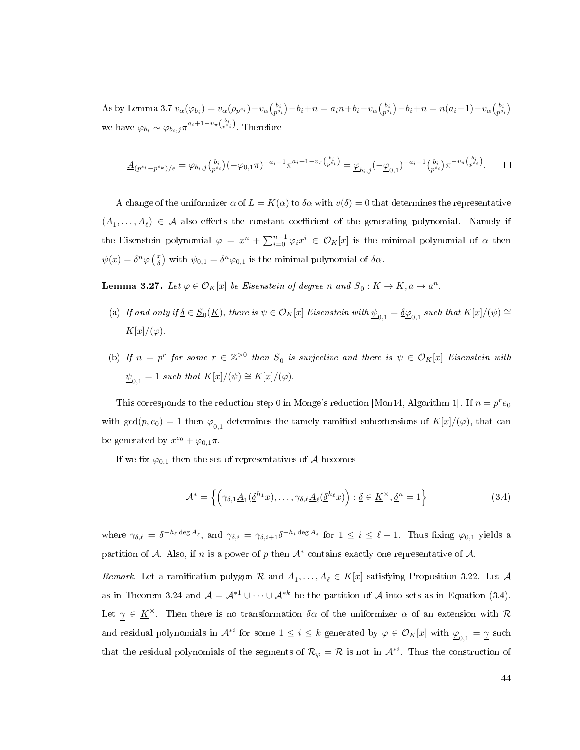As by Lemma 3.7 $v_\alpha(\varphi_{b_i}) = v_\alpha(\rho_{p^{s_i}}) - v_\alpha\binom{b_i}{p^{s_i}} - b_i + n = a_i n + b_i - v_\alpha\binom{b_i}{p^{s_i}} - b_i + n = n(a_i+1) - v_\alpha\binom{b_i}{p^{s_i}}$ we have $\varphi_{b_i} \sim \varphi_{b_i,j}\pi^{a_i+1-v_\pi\binom{b_i}{p^{s_i}}}$. Therefore

$$\underline{A}_{(p^{s_i}-p^{s_k})/e} = \underline{\varphi_{b_i,j}\binom{b_i}{p^{s_i}}(-\varphi_{0,1}\pi)^{-a_i-1}\pi^{a_i+1-v_\pi\binom{b_i}{p^{s_i}}}} = \underline{\varphi}_{b_i,j}(-\underline{\varphi}_{0,1})^{-a_i-1}\underline{\binom{b_i}{p^{s_i}}\pi^{-v_\pi\binom{b_i}{p^{s_i}}}}. \qquad \square$$

A change of the uniformizer $\alpha$ of $L = K(\alpha)$ to $\delta\alpha$ with $v(\delta) = 0$ that determines the representative $(\underline{A}_1, \ldots, \underline{A}_\ell) \in \mathcal{A}$ also effects the constant coefficient of the generating polynomial. Namely if the Eisenstein polynomial $\varphi = x^n + \sum_{i=0}^{n-1}\varphi_i x^i \in \mathcal{O}_K[x]$ is the minimal polynomial of $\alpha$ then $\psi(x) = \delta^n\varphi\left(\frac{x}{\delta}\right)$ with $\psi_{0,1} = \delta^n\varphi_{0,1}$ is the minimal polynomial of $\delta\alpha$.

**Lemma 3.27.** *Let $\varphi \in \mathcal{O}_K[x]$ be Eisenstein of degree $n$ and $\underline{S}_0 : \underline{K} \to \underline{K}, a \mapsto a^n$.*

(a) *If and only if $\underline{\delta} \in \underline{S}_0(\underline{K})$, there is $\psi \in \mathcal{O}_K[x]$ Eisenstein with $\underline{\psi}_{0,1} = \underline{\delta}\underline{\varphi}_{0,1}$ such that $K[x]/(\psi) \cong K[x]/(\varphi)$.*

(b) *If $n = p^r$ for some $r \in \mathbb{Z}^{>0}$ then $\underline{S}_0$ is surjective and there is $\psi \in \mathcal{O}_K[x]$ Eisenstein with $\underline{\psi}_{0,1} = 1$ such that $K[x]/(\psi) \cong K[x]/(\varphi)$.*

This corresponds to the reduction step 0 in Monge's reduction [Mon14, Algorithm 1]. If $n = p^r e_0$ with $\gcd(p, e_0) = 1$ then $\underline{\varphi}_{0,1}$ determines the tamely ramified subextensions of $K[x]/(\varphi)$, that can be generated by $x^{e_0} + \varphi_{0,1}\pi$.

If we fix $\varphi_{0,1}$ then the set of representatives of $\mathcal{A}$ becomes

$$\mathcal{A}^* = \left\{\left(\gamma_{\delta,1}\underline{A}_1(\underline{\delta}^{h_1}x), \ldots, \gamma_{\delta,\ell}\underline{A}_\ell(\underline{\delta}^{h_\ell}x)\right) : \underline{\delta} \in \underline{K}^\times, \underline{\delta}^n = 1\right\} \tag{3.4}$$

where $\gamma_{\delta,\ell} = \delta^{-h_\ell \deg \underline{A}_\ell}$, and $\gamma_{\delta,i} = \gamma_{\delta,i+1}\delta^{-h_i \deg \underline{A}_i}$ for $1 \le i \le \ell - 1$. Thus fixing $\varphi_{0,1}$ yields a partition of $\mathcal{A}$. Also, if $n$ is a power of $p$ then $\mathcal{A}^*$ contains exactly one representative of $\mathcal{A}$.

*Remark.* Let a ramification polygon $\mathcal{R}$ and $\underline{A}_1, \ldots, \underline{A}_\ell \in \underline{K}[x]$ satisfying Proposition 3.22. Let $\mathcal{A}$ as in Theorem 3.24 and $\mathcal{A} = \mathcal{A}^{*1} \cup \cdots \cup \mathcal{A}^{*k}$ be the partition of $\mathcal{A}$ into sets as in Equation (3.4). Let $\underline{\gamma} \in \underline{K}^\times$. Then there is no transformation $\delta\alpha$ of the uniformizer $\alpha$ of an extension with $\mathcal{R}$ and residual polynomials in $\mathcal{A}^{*i}$ for some $1 \le i \le k$ generated by $\varphi \in \mathcal{O}_K[x]$ with $\underline{\varphi}_{0,1} = \underline{\gamma}$ such that the residual polynomials of the segments of $\mathcal{R}_\varphi = \mathcal{R}$ is not in $\mathcal{A}^{*i}$. Thus the construction of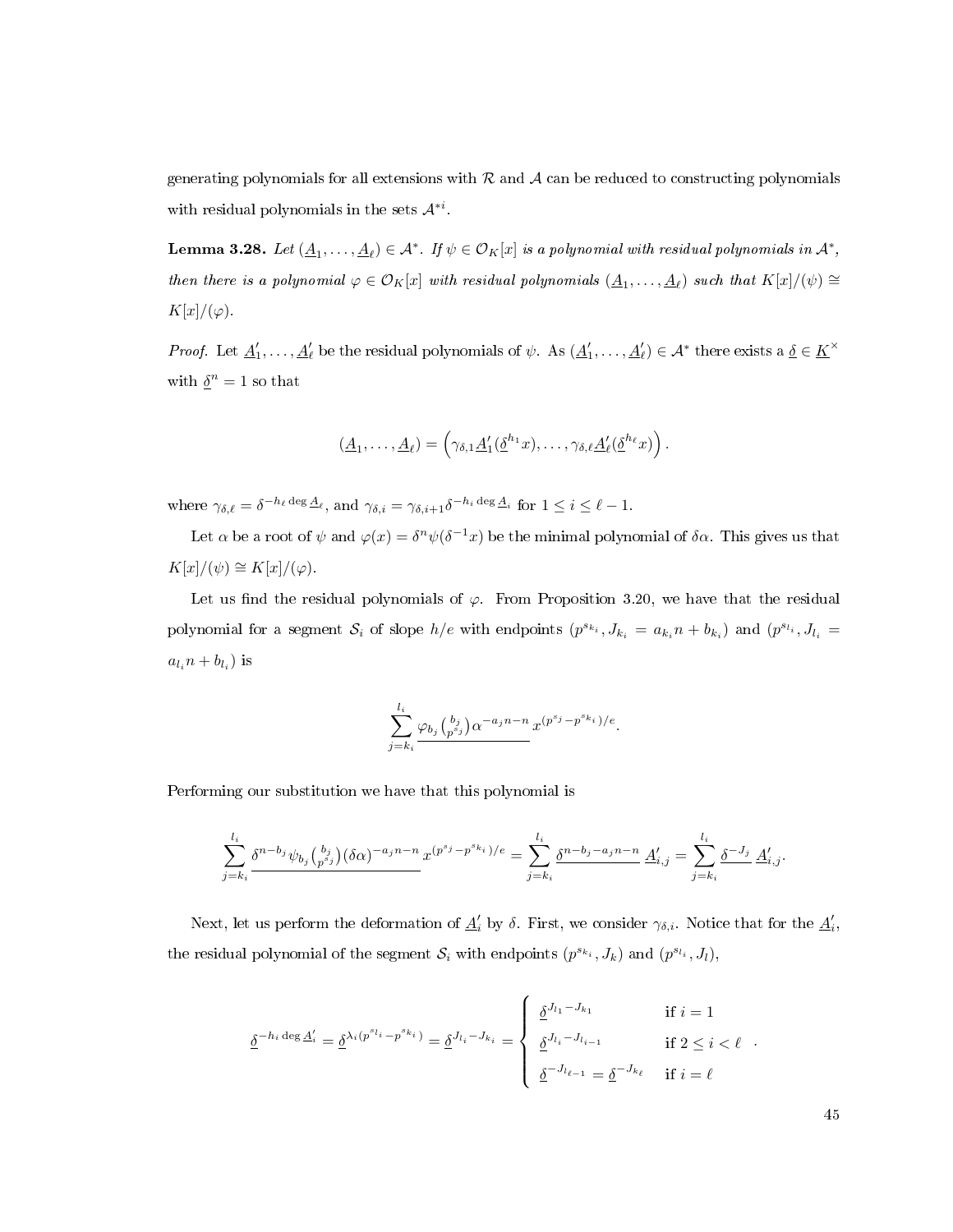generating polynomials for all extensions with $\mathcal{R}$ and $\mathcal{A}$ can be reduced to constructing polynomials with residual polynomials in the sets $\mathcal{A}^{*i}$.

**Lemma 3.28.** *Let $(\underline{A}_1, \ldots, \underline{A}_\ell) \in \mathcal{A}^*$. If $\psi \in \mathcal{O}_K[x]$ is a polynomial with residual polynomials in $\mathcal{A}^*$, then there is a polynomial $\varphi \in \mathcal{O}_K[x]$ with residual polynomials $(\underline{A}_1, \ldots, \underline{A}_\ell)$ such that $K[x]/(\psi) \cong K[x]/(\varphi)$.*

*Proof.* Let $\underline{A}'_1, \ldots, \underline{A}'_\ell$ be the residual polynomials of $\psi$. As $(\underline{A}'_1, \ldots, \underline{A}'_\ell) \in \mathcal{A}^*$ there exists a $\underline{\delta} \in \underline{K}^\times$ with $\underline{\delta}^n = 1$ so that

$$(\underline{A}_1, \ldots, \underline{A}_\ell) = \left(\gamma_{\delta,1}\underline{A}'_1(\underline{\delta}^{h_1}x), \ldots, \gamma_{\delta,\ell}\underline{A}'_\ell(\underline{\delta}^{h_\ell}x)\right).$$

where $\gamma_{\delta,\ell} = \delta^{-h_\ell \deg \underline{A}_\ell}$, and $\gamma_{\delta,i} = \gamma_{\delta,i+1}\delta^{-h_i \deg \underline{A}_i}$ for $1 \le i \le \ell - 1$.

Let $\alpha$ be a root of $\psi$ and $\varphi(x) = \delta^n \psi(\delta^{-1}x)$ be the minimal polynomial of $\delta\alpha$. This gives us that $K[x]/(\psi) \cong K[x]/(\varphi)$.

Let us find the residual polynomials of $\varphi$. From Proposition 3.20, we have that the residual polynomial for a segment $\mathcal{S}_i$ of slope $h/e$ with endpoints $(p^{s_{k_i}}, J_{k_i} = a_{k_i}n + b_{k_i})$ and $(p^{s_{l_i}}, J_{l_i} = a_{l_i}n + b_{l_i})$ is

$$\sum_{j=k_i}^{l_i} \underline{\varphi_{b_j}\tbinom{b_j}{p^{s_j}}\alpha^{-a_j n - n}}\, x^{(p^{s_j} - p^{s_{k_i}})/e}.$$

Performing our substitution we have that this polynomial is

$$\sum_{j=k_i}^{l_i} \underline{\delta^{n-b_j}\psi_{b_j}\tbinom{b_j}{p^{s_j}}(\delta\alpha)^{-a_j n - n}}\, x^{(p^{s_j} - p^{s_{k_i}})/e} = \sum_{j=k_i}^{l_i} \underline{\delta^{n-b_j-a_j n - n}}\, \underline{A}'_{i,j} = \sum_{j=k_i}^{l_i} \underline{\delta^{-J_j}}\, \underline{A}'_{i,j}.$$

Next, let us perform the deformation of $\underline{A}'_i$ by $\delta$. First, we consider $\gamma_{\delta,i}$. Notice that for the $\underline{A}'_i$, the residual polynomial of the segment $\mathcal{S}_i$ with endpoints $(p^{s_{k_i}}, J_k)$ and $(p^{s_{l_i}}, J_l)$,

$$\underline{\delta}^{-h_i \deg \underline{A}'_i} = \underline{\delta}^{\lambda_i(p^{s_{l_i}} - p^{s_{k_i}})} = \underline{\delta}^{J_{l_i} - J_{k_i}} = \begin{cases} \underline{\delta}^{J_{l_1} - J_{k_1}} & \text{if } i = 1 \\ \underline{\delta}^{J_{l_i} - J_{l_{i-1}}} & \text{if } 2 \le i < \ell \\ \underline{\delta}^{-J_{l_{\ell-1}}} = \underline{\delta}^{-J_{k_\ell}} & \text{if } i = \ell \end{cases}.$$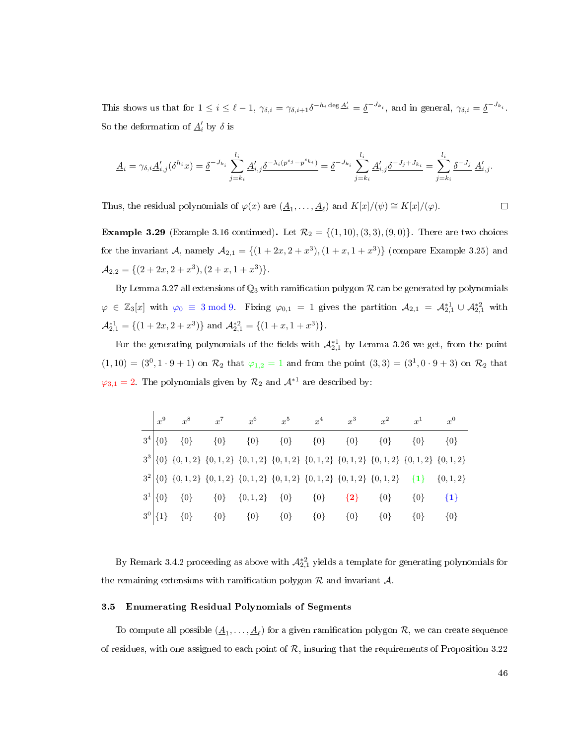This shows us that for $1 \le i \le \ell - 1$, $\gamma_{\delta,i} = \gamma_{\delta,i+1}\delta^{-h_i \deg \underline{A}'_i} = \underline{\delta}^{-J_{k_i}}$, and in general, $\gamma_{\delta,i} = \underline{\delta}^{-J_{k_i}}$. So the deformation of $\underline{A}'_i$ by $\delta$ is

$$\underline{A}_i = \gamma_{\delta,i}\underline{A}'_{i,j}(\delta^{h_i}x) = \underline{\delta}^{-J_{k_i}} \sum_{j=k_i}^{l_i} \underline{A}'_{i,j}\underline{\delta^{-\lambda_i(p^{s_j}-p^{s_{k_i}})}} = \underline{\delta}^{-J_{k_i}} \sum_{j=k_i}^{l_i} \underline{A}'_{i,j}\underline{\delta^{-J_j+J_{k_i}}} = \sum_{j=k_i}^{l_i} \underline{\delta^{-J_j}}\, \underline{A}'_{i,j}.$$

Thus, the residual polynomials of $\varphi(x)$ are $(\underline{A}_1, \ldots, \underline{A}_\ell)$ and $K[x]/(\psi) \cong K[x]/(\varphi)$. □

**Example 3.29** (Example 3.16 continued)**.** Let $\mathcal{R}_2 = \{(1, 10), (3, 3), (9, 0)\}$. There are two choices for the invariant $\mathcal{A}$, namely $\mathcal{A}_{2,1} = \{(1 + 2x, 2 + x^3), (1 + x, 1 + x^3)\}$ (compare Example 3.25) and $\mathcal{A}_{2,2} = \{(2 + 2x, 2 + x^3), (2 + x, 1 + x^3)\}$.

By Lemma 3.27 all extensions of $\mathbb{Q}_3$ with ramification polygon $\mathcal{R}$ can be generated by polynomials $\varphi \in \mathbb{Z}_3[x]$ with $\varphi_0 \equiv 3 \bmod 9$. Fixing $\varphi_{0,1} = 1$ gives the partition $\mathcal{A}_{2,1} = \mathcal{A}^{*1}_{2,1} \cup \mathcal{A}^{*2}_{2,1}$ with $\mathcal{A}^{*1}_{2,1} = \{(1 + 2x, 2 + x^3)\}$ and $\mathcal{A}^{*2}_{2,1} = \{(1 + x, 1 + x^3)\}$.

For the generating polynomials of the fields with $\mathcal{A}^{*1}_{2,1}$ by Lemma 3.26 we get, from the point $(1, 10) = (3^0, 1 \cdot 9 + 1)$ on $\mathcal{R}_2$ that $\varphi_{1,2} = 1$ and from the point $(3, 3) = (3^1, 0 \cdot 9 + 3)$ on $\mathcal{R}_2$ that $\varphi_{3,1} = 2$. The polynomials given by $\mathcal{R}_2$ and $\mathcal{A}^{*1}$ are described by:

| | $x^9$ | $x^8$ | $x^7$ | $x^6$ | $x^5$ | $x^4$ | $x^3$ | $x^2$ | $x^1$ | $x^0$ |
|---|---|---|---|---|---|---|---|---|---|---|
| $3^4$ | $\{0\}$ | $\{0\}$ | $\{0\}$ | $\{0\}$ | $\{0\}$ | $\{0\}$ | $\{0\}$ | $\{0\}$ | $\{0\}$ | $\{0\}$ |
| $3^3$ | $\{0\}$ | $\{0,1,2\}$ | $\{0,1,2\}$ | $\{0,1,2\}$ | $\{0,1,2\}$ | $\{0,1,2\}$ | $\{0,1,2\}$ | $\{0,1,2\}$ | $\{0,1,2\}$ | $\{0,1,2\}$ |
| $3^2$ | $\{0\}$ | $\{0,1,2\}$ | $\{0,1,2\}$ | $\{0,1,2\}$ | $\{0,1,2\}$ | $\{0,1,2\}$ | $\{0,1,2\}$ | $\{0,1,2\}$ | $\{\mathbf{1}\}$ | $\{0,1,2\}$ |
| $3^1$ | $\{0\}$ | $\{0\}$ | $\{0\}$ | $\{0,1,2\}$ | $\{0\}$ | $\{0\}$ | $\{\mathbf{2}\}$ | $\{0\}$ | $\{0\}$ | $\{\mathbf{1}\}$ |
| $3^0$ | $\{1\}$ | $\{0\}$ | $\{0\}$ | $\{0\}$ | $\{0\}$ | $\{0\}$ | $\{0\}$ | $\{0\}$ | $\{0\}$ | $\{0\}$ |

By Remark 3.4.2 proceeding as above with $\mathcal{A}^{*2}_{2,1}$ yields a template for generating polynomials for the remaining extensions with ramification polygon $\mathcal{R}$ and invariant $\mathcal{A}$.

### 3.5 Enumerating Residual Polynomials of Segments

To compute all possible $(\underline{A}_1, \ldots, \underline{A}_\ell)$ for a given ramification polygon $\mathcal{R}$, we can create sequence of residues, with one assigned to each point of $\mathcal{R}$, insuring that the requirements of Proposition 3.22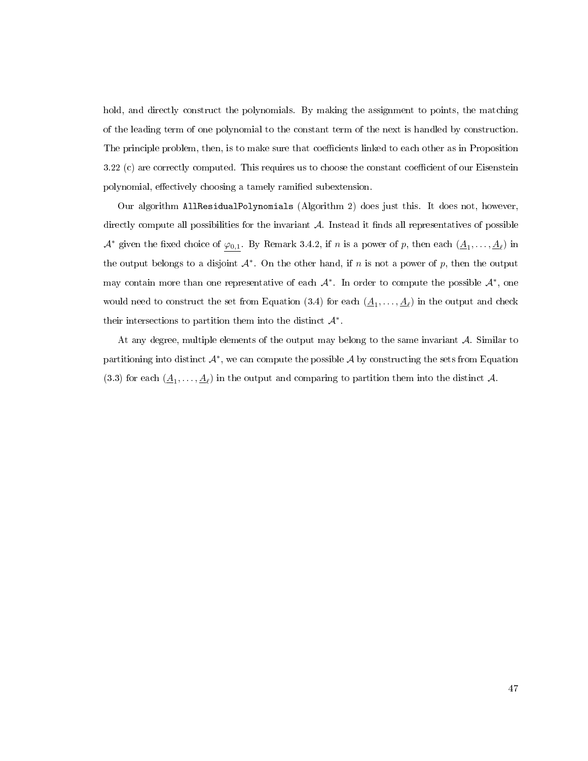hold, and directly construct the polynomials. By making the assignment to points, the matching of the leading term of one polynomial to the constant term of the next is handled by construction. The principle problem, then, is to make sure that coefficients linked to each other as in Proposition 3.22 (c) are correctly computed. This requires us to choose the constant coefficient of our Eisenstein polynomial, effectively choosing a tamely ramified subextension.

Our algorithm `AllResidualPolynomials` (Algorithm 2) does just this. It does not, however, directly compute all possibilities for the invariant $\mathcal{A}$. Instead it finds all representatives of possible $\mathcal{A}^*$ given the fixed choice of $\underline{\varphi_{0,1}}$. By Remark 3.4.2, if $n$ is a power of $p$, then each $(\underline{A}_1, \ldots, \underline{A}_\ell)$ in the output belongs to a disjoint $\mathcal{A}^*$. On the other hand, if $n$ is not a power of $p$, then the output may contain more than one representative of each $\mathcal{A}^*$. In order to compute the possible $\mathcal{A}^*$, one would need to construct the set from Equation (3.4) for each $(\underline{A}_1, \ldots, \underline{A}_\ell)$ in the output and check their intersections to partition them into the distinct $\mathcal{A}^*$.

At any degree, multiple elements of the output may belong to the same invariant $\mathcal{A}$. Similar to partitioning into distinct $\mathcal{A}^*$, we can compute the possible $\mathcal{A}$ by constructing the sets from Equation (3.3) for each $(\underline{A}_1, \ldots, \underline{A}_\ell)$ in the output and comparing to partition them into the distinct $\mathcal{A}$.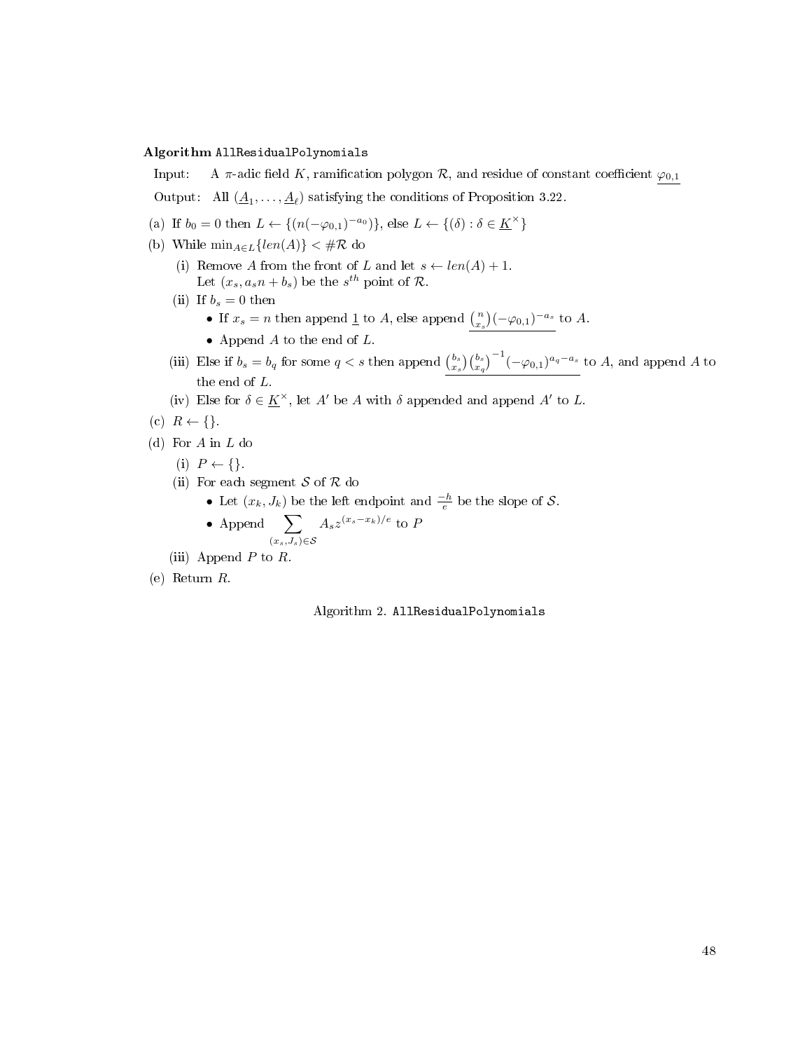**Algorithm** `AllResidualPolynomials`

Input: A $\pi$-adic field $K$, ramification polygon $\mathcal{R}$, and residue of constant coefficient $\underline{\varphi_{0,1}}$

Output: All $(\underline{A}_1, \ldots, \underline{A}_\ell)$ satisfying the conditions of Proposition 3.22.

(a) If $b_0 = 0$ then $L \leftarrow \{(n(-\varphi_{0,1})^{-a_0})\}$, else $L \leftarrow \{(\delta) : \delta \in \underline{K}^\times\}$

(b) While $\min_{A \in L}\{len(A)\} < \#\mathcal{R}$ do

  (i) Remove $A$ from the front of $L$ and let $s \leftarrow len(A) + 1$.
  Let $(x_s, a_s n + b_s)$ be the $s^{th}$ point of $\mathcal{R}$.

  (ii) If $b_s = 0$ then

  - If $x_s = n$ then append $\underline{1}$ to $A$, else append $\underline{\binom{n}{x_s}(-\varphi_{0,1})^{-a_s}}$ to $A$.
  - Append $A$ to the end of $L$.

  (iii) Else if $b_s = b_q$ for some $q < s$ then append $\underline{\binom{b_s}{x_s}\binom{b_s}{x_q}^{-1}(-\varphi_{0,1})^{a_q - a_s}}$ to $A$, and append $A$ to the end of $L$.

  (iv) Else for $\delta \in \underline{K}^\times$, let $A'$ be $A$ with $\delta$ appended and append $A'$ to $L$.

(c) $R \leftarrow \{\}$.

(d) For $A$ in $L$ do

  (i) $P \leftarrow \{\}$.

  (ii) For each segment $\mathcal{S}$ of $\mathcal{R}$ do

  - Let $(x_k, J_k)$ be the left endpoint and $\frac{-h}{e}$ be the slope of $\mathcal{S}$.
  - Append $\displaystyle\sum_{(x_s, J_s) \in \mathcal{S}} A_s z^{(x_s - x_k)/e}$ to $P$

  (iii) Append $P$ to $R$.

(e) Return $R$.

Algorithm 2. `AllResidualPolynomials`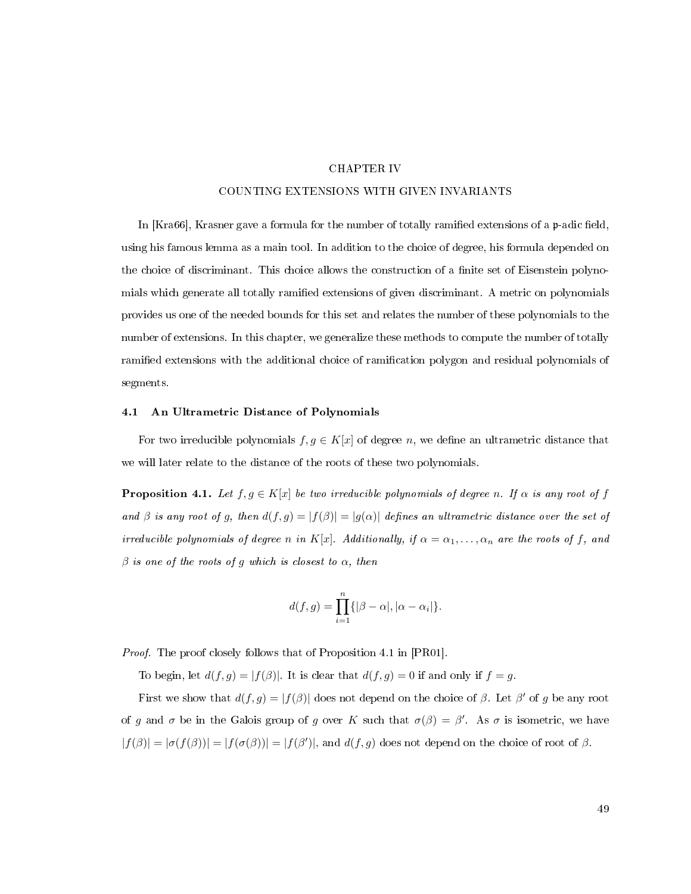# CHAPTER IV

# COUNTING EXTENSIONS WITH GIVEN INVARIANTS

In [Kra66], Krasner gave a formula for the number of totally ramified extensions of a $\mathfrak{p}$-adic field, using his famous lemma as a main tool. In addition to the choice of degree, his formula depended on the choice of discriminant. This choice allows the construction of a finite set of Eisenstein polynomials which generate all totally ramified extensions of given discriminant. A metric on polynomials provides us one of the needed bounds for this set and relates the number of these polynomials to the number of extensions. In this chapter, we generalize these methods to compute the number of totally ramified extensions with the additional choice of ramification polygon and residual polynomials of segments.

## 4.1 An Ultrametric Distance of Polynomials

For two irreducible polynomials $f, g \in K[x]$ of degree $n$, we define an ultrametric distance that we will later relate to the distance of the roots of these two polynomials.

**Proposition 4.1.** *Let $f, g \in K[x]$ be two irreducible polynomials of degree $n$. If $\alpha$ is any root of $f$ and $\beta$ is any root of $g$, then $d(f, g) = |f(\beta)| = |g(\alpha)|$ defines an ultrametric distance over the set of irreducible polynomials of degree $n$ in $K[x]$. Additionally, if $\alpha = \alpha_1, \ldots, \alpha_n$ are the roots of $f$, and $\beta$ is one of the roots of $g$ which is closest to $\alpha$, then*

$$d(f, g) = \prod_{i=1}^{n} \{|\beta - \alpha|, |\alpha - \alpha_i|\}.$$

*Proof.* The proof closely follows that of Proposition 4.1 in [PR01].

To begin, let $d(f, g) = |f(\beta)|$. It is clear that $d(f, g) = 0$ if and only if $f = g$.

First we show that $d(f, g) = |f(\beta)|$ does not depend on the choice of $\beta$. Let $\beta'$ of $g$ be any root of $g$ and $\sigma$ be in the Galois group of $g$ over $K$ such that $\sigma(\beta) = \beta'$. As $\sigma$ is isometric, we have $|f(\beta)| = |\sigma(f(\beta))| = |f(\sigma(\beta))| = |f(\beta')|$, and $d(f, g)$ does not depend on the choice of root of $\beta$.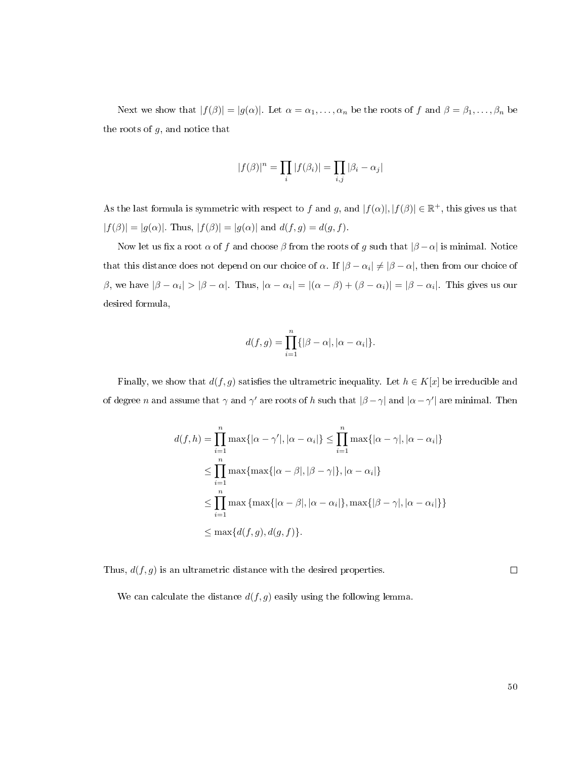Next we show that $|f(\beta)| = |g(\alpha)|$. Let $\alpha = \alpha_1, \ldots, \alpha_n$ be the roots of $f$ and $\beta = \beta_1, \ldots, \beta_n$ be the roots of $g$, and notice that

$$|f(\beta)|^n = \prod_i |f(\beta_i)| = \prod_{i,j} |\beta_i - \alpha_j|$$

As the last formula is symmetric with respect to $f$ and $g$, and $|f(\alpha)|, |f(\beta)| \in \mathbb{R}^+$, this gives us that $|f(\beta)| = |g(\alpha)|$. Thus, $|f(\beta)| = |g(\alpha)|$ and $d(f, g) = d(g, f)$.

Now let us fix a root $\alpha$ of $f$ and choose $\beta$ from the roots of $g$ such that $|\beta - \alpha|$ is minimal. Notice that this distance does not depend on our choice of $\alpha$. If $|\beta - \alpha_i| \neq |\beta - \alpha|$, then from our choice of $\beta$, we have $|\beta - \alpha_i| > |\beta - \alpha|$. Thus, $|\alpha - \alpha_i| = |(\alpha - \beta) + (\beta - \alpha_i)| = |\beta - \alpha_i|$. This gives us our desired formula,

$$d(f, g) = \prod_{i=1}^{n} \{|\beta - \alpha|, |\alpha - \alpha_i|\}.$$

Finally, we show that $d(f, g)$ satisfies the ultrametric inequality. Let $h \in K[x]$ be irreducible and of degree $n$ and assume that $\gamma$ and $\gamma'$ are roots of $h$ such that $|\beta - \gamma|$ and $|\alpha - \gamma'|$ are minimal. Then

$$\begin{aligned}
d(f, h) = \prod_{i=1}^{n} \max\{|\alpha - \gamma'|, |\alpha - \alpha_i|\} &\leq \prod_{i=1}^{n} \max\{|\alpha - \gamma|, |\alpha - \alpha_i|\} \\
&\leq \prod_{i=1}^{n} \max\{\max\{|\alpha - \beta|, |\beta - \gamma|\}, |\alpha - \alpha_i|\} \\
&\leq \prod_{i=1}^{n} \max\{\max\{|\alpha - \beta|, |\alpha - \alpha_i|\}, \max\{|\beta - \gamma|, |\alpha - \alpha_i|\}\} \\
&\leq \max\{d(f, g), d(g, f)\}.
\end{aligned}$$

Thus, $d(f, g)$ is an ultrametric distance with the desired properties. $\square$

We can calculate the distance $d(f, g)$ easily using the following lemma.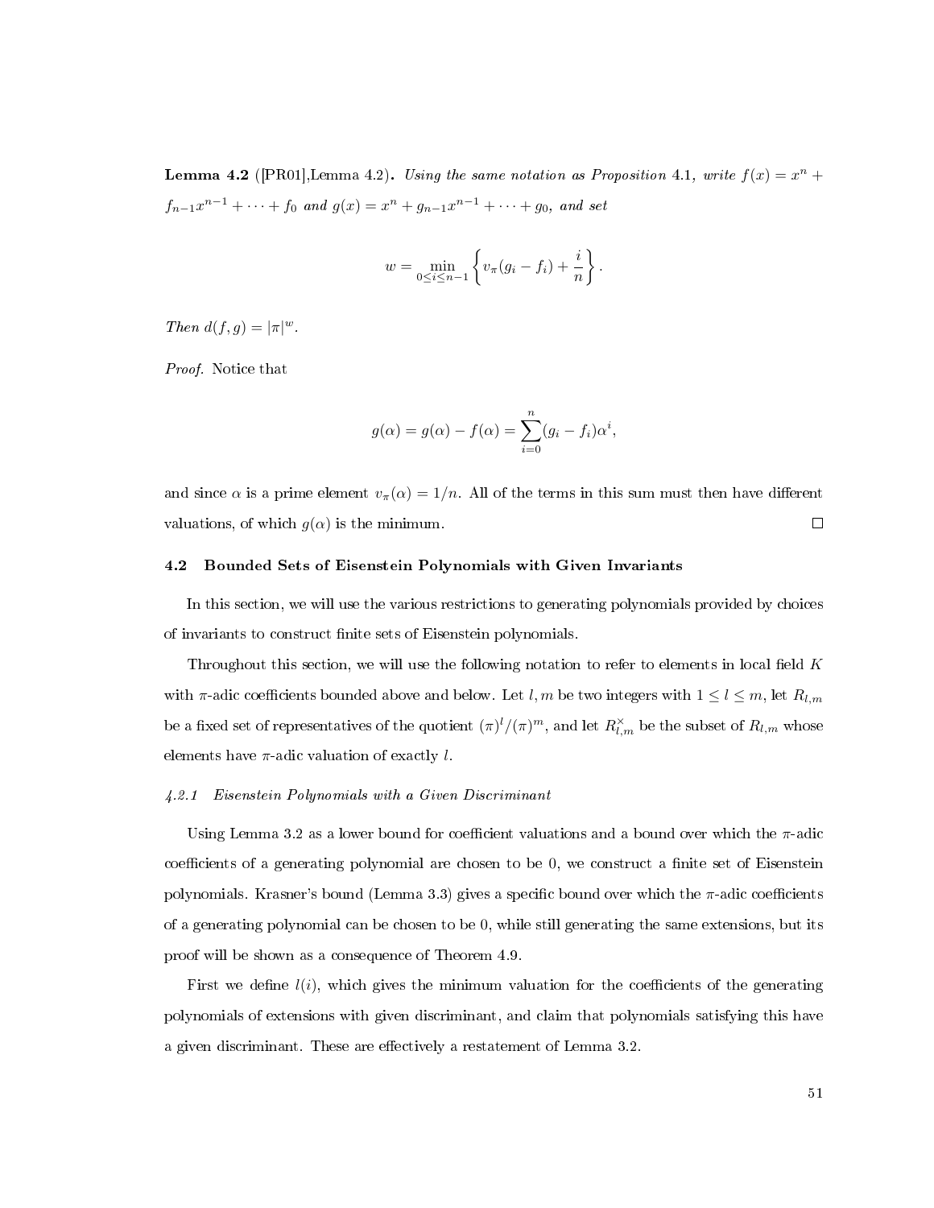**Lemma 4.2** ([PR01],Lemma 4.2)**.** *Using the same notation as Proposition* 4.1*, write $f(x) = x^n + f_{n-1}x^{n-1} + \cdots + f_0$ and $g(x) = x^n + g_{n-1}x^{n-1} + \cdots + g_0$, and set*

$$w = \min_{0 \leq i \leq n-1} \left\{ v_\pi(g_i - f_i) + \frac{i}{n} \right\}.$$

*Then $d(f, g) = |\pi|^w$.*

*Proof.* Notice that

$$g(\alpha) = g(\alpha) - f(\alpha) = \sum_{i=0}^{n} (g_i - f_i)\alpha^i,$$

and since $\alpha$ is a prime element $v_\pi(\alpha) = 1/n$. All of the terms in this sum must then have different valuations, of which $g(\alpha)$ is the minimum. ◻

### 4.2 Bounded Sets of Eisenstein Polynomials with Given Invariants

In this section, we will use the various restrictions to generating polynomials provided by choices of invariants to construct finite sets of Eisenstein polynomials.

Throughout this section, we will use the following notation to refer to elements in local field $K$ with $\pi$-adic coefficients bounded above and below. Let $l, m$ be two integers with $1 \leq l \leq m$, let $R_{l,m}$ be a fixed set of representatives of the quotient $(\pi)^l/(\pi)^m$, and let $R_{l,m}^\times$ be the subset of $R_{l,m}$ whose elements have $\pi$-adic valuation of exactly $l$.

#### *4.2.1 Eisenstein Polynomials with a Given Discriminant*

Using Lemma 3.2 as a lower bound for coefficient valuations and a bound over which the $\pi$-adic coefficients of a generating polynomial are chosen to be 0, we construct a finite set of Eisenstein polynomials. Krasner's bound (Lemma 3.3) gives a specific bound over which the $\pi$-adic coefficients of a generating polynomial can be chosen to be 0, while still generating the same extensions, but its proof will be shown as a consequence of Theorem 4.9.

First we define $l(i)$, which gives the minimum valuation for the coefficients of the generating polynomials of extensions with given discriminant, and claim that polynomials satisfying this have a given discriminant. These are effectively a restatement of Lemma 3.2.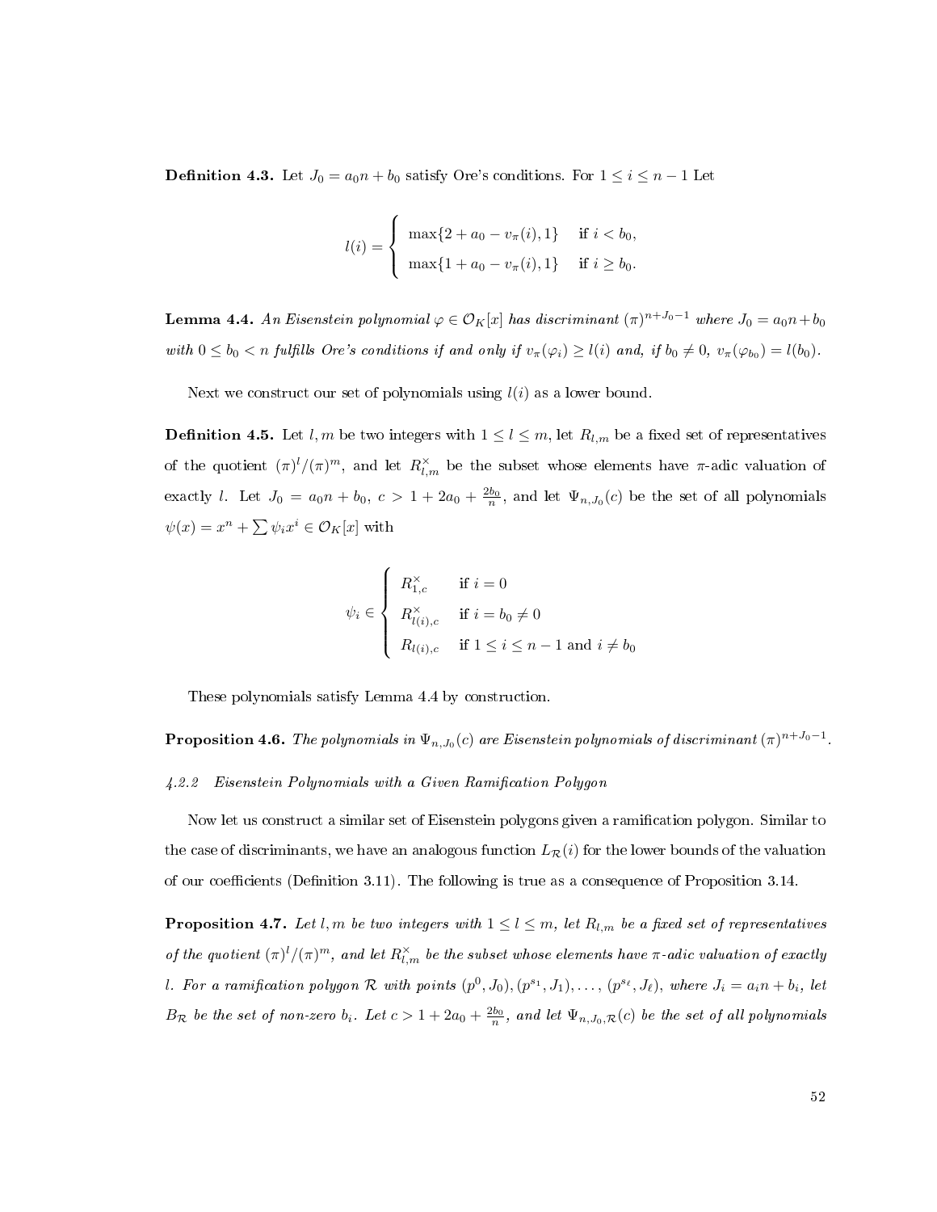**Definition 4.3.** Let $J_0 = a_0 n + b_0$ satisfy Ore's conditions. For $1 \le i \le n-1$ Let

$$l(i) = \begin{cases} \max\{2 + a_0 - v_\pi(i), 1\} & \text{if } i < b_0, \\ \max\{1 + a_0 - v_\pi(i), 1\} & \text{if } i \ge b_0. \end{cases}$$

**Lemma 4.4.** *An Eisenstein polynomial $\varphi \in \mathcal{O}_K[x]$ has discriminant $(\pi)^{n+J_0-1}$ where $J_0 = a_0 n + b_0$ with $0 \le b_0 < n$ fulfills Ore's conditions if and only if $v_\pi(\varphi_i) \ge l(i)$ and, if $b_0 \neq 0$, $v_\pi(\varphi_{b_0}) = l(b_0)$.*

Next we construct our set of polynomials using $l(i)$ as a lower bound.

**Definition 4.5.** Let $l, m$ be two integers with $1 \le l \le m$, let $R_{l,m}$ be a fixed set of representatives of the quotient $(\pi)^l/(\pi)^m$, and let $R_{l,m}^\times$ be the subset whose elements have $\pi$-adic valuation of exactly $l$. Let $J_0 = a_0 n + b_0$, $c > 1 + 2a_0 + \frac{2b_0}{n}$, and let $\Psi_{n,J_0}(c)$ be the set of all polynomials $\psi(x) = x^n + \sum \psi_i x^i \in \mathcal{O}_K[x]$ with

$$\psi_i \in \begin{cases} R_{1,c}^\times & \text{if } i = 0 \\ R_{l(i),c}^\times & \text{if } i = b_0 \neq 0 \\ R_{l(i),c} & \text{if } 1 \le i \le n-1 \text{ and } i \neq b_0 \end{cases}$$

These polynomials satisfy Lemma 4.4 by construction.

**Proposition 4.6.** *The polynomials in $\Psi_{n,J_0}(c)$ are Eisenstein polynomials of discriminant $(\pi)^{n+J_0-1}$.*

*4.2.2 Eisenstein Polynomials with a Given Ramification Polygon*

Now let us construct a similar set of Eisenstein polygons given a ramification polygon. Similar to the case of discriminants, we have an analogous function $L_\mathcal{R}(i)$ for the lower bounds of the valuation of our coefficients (Definition 3.11). The following is true as a consequence of Proposition 3.14.

**Proposition 4.7.** *Let $l, m$ be two integers with $1 \le l \le m$, let $R_{l,m}$ be a fixed set of representatives of the quotient $(\pi)^l/(\pi)^m$, and let $R_{l,m}^\times$ be the subset whose elements have $\pi$-adic valuation of exactly $l$. For a ramification polygon $\mathcal{R}$ with points $(p^0, J_0), (p^{s_1}, J_1), \ldots, (p^{s_\ell}, J_\ell)$, where $J_i = a_i n + b_i$, let $B_\mathcal{R}$ be the set of non-zero $b_i$. Let $c > 1 + 2a_0 + \frac{2b_0}{n}$, and let $\Psi_{n,J_0,\mathcal{R}}(c)$ be the set of all polynomials*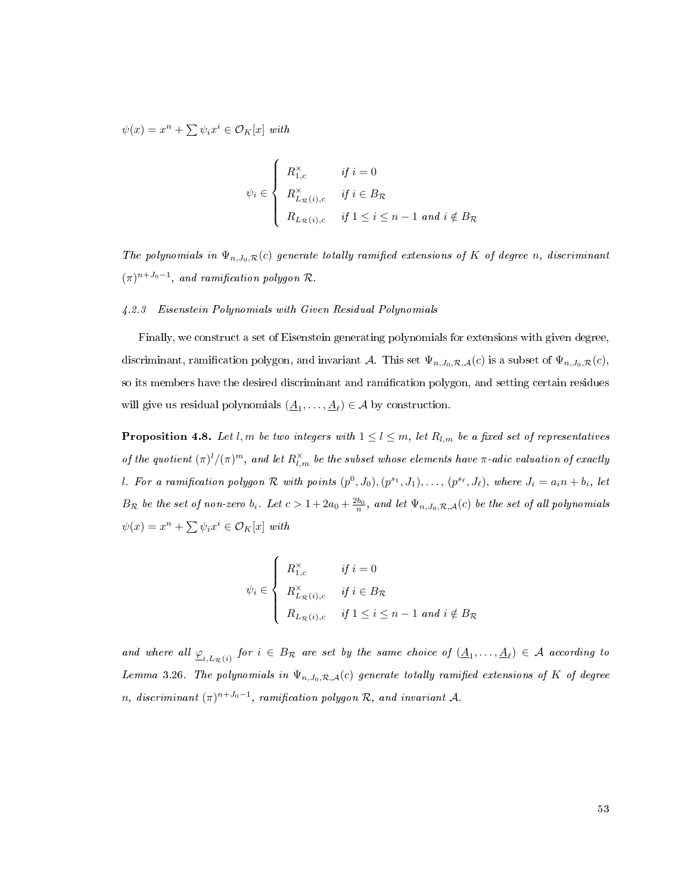*$\psi(x) = x^n + \sum \psi_i x^i \in \mathcal{O}_K[x]$ with*

$$\psi_i \in \begin{cases} R_{1,c}^{\times} & \text{if } i = 0 \\ R_{L_{\mathcal{R}}(i),c}^{\times} & \text{if } i \in B_{\mathcal{R}} \\ R_{L_{\mathcal{R}}(i),c} & \text{if } 1 \le i \le n-1 \text{ and } i \notin B_{\mathcal{R}} \end{cases}$$

*The polynomials in $\Psi_{n,J_0,\mathcal{R}}(c)$ generate totally ramified extensions of $K$ of degree $n$, discriminant $(\pi)^{n+J_0-1}$, and ramification polygon $\mathcal{R}$.*

#### *4.2.3 Eisenstein Polynomials with Given Residual Polynomials*

Finally, we construct a set of Eisenstein generating polynomials for extensions with given degree, discriminant, ramification polygon, and invariant $\mathcal{A}$. This set $\Psi_{n,J_0,\mathcal{R},\mathcal{A}}(c)$ is a subset of $\Psi_{n,J_0,\mathcal{R}}(c)$, so its members have the desired discriminant and ramification polygon, and setting certain residues will give us residual polynomials $(\underline{A}_1, \ldots, \underline{A}_\ell) \in \mathcal{A}$ by construction.

**Proposition 4.8.** *Let $l, m$ be two integers with $1 \le l \le m$, let $R_{l,m}$ be a fixed set of representatives of the quotient $(\pi)^l/(\pi)^m$, and let $R_{l,m}^{\times}$ be the subset whose elements have $\pi$-adic valuation of exactly $l$. For a ramification polygon $\mathcal{R}$ with points $(p^0, J_0), (p^{s_1}, J_1), \ldots, (p^{s_\ell}, J_\ell)$, where $J_i = a_i n + b_i$, let $B_{\mathcal{R}}$ be the set of non-zero $b_i$. Let $c > 1 + 2a_0 + \frac{2b_0}{n}$, and let $\Psi_{n,J_0,\mathcal{R},\mathcal{A}}(c)$ be the set of all polynomials $\psi(x) = x^n + \sum \psi_i x^i \in \mathcal{O}_K[x]$ with*

$$\psi_i \in \begin{cases} R_{1,c}^{\times} & \text{if } i = 0 \\ R_{L_{\mathcal{R}}(i),c}^{\times} & \text{if } i \in B_{\mathcal{R}} \\ R_{L_{\mathcal{R}}(i),c} & \text{if } 1 \le i \le n-1 \text{ and } i \notin B_{\mathcal{R}} \end{cases}$$

*and where all $\underline{\varphi}_{i,L_{\mathcal{R}}(i)}$ for $i \in B_{\mathcal{R}}$ are set by the same choice of $(\underline{A}_1, \ldots, \underline{A}_\ell) \in \mathcal{A}$ according to Lemma 3.26. The polynomials in $\Psi_{n,J_0,\mathcal{R},\mathcal{A}}(c)$ generate totally ramified extensions of $K$ of degree $n$, discriminant $(\pi)^{n+J_0-1}$, ramification polygon $\mathcal{R}$, and invariant $\mathcal{A}$.*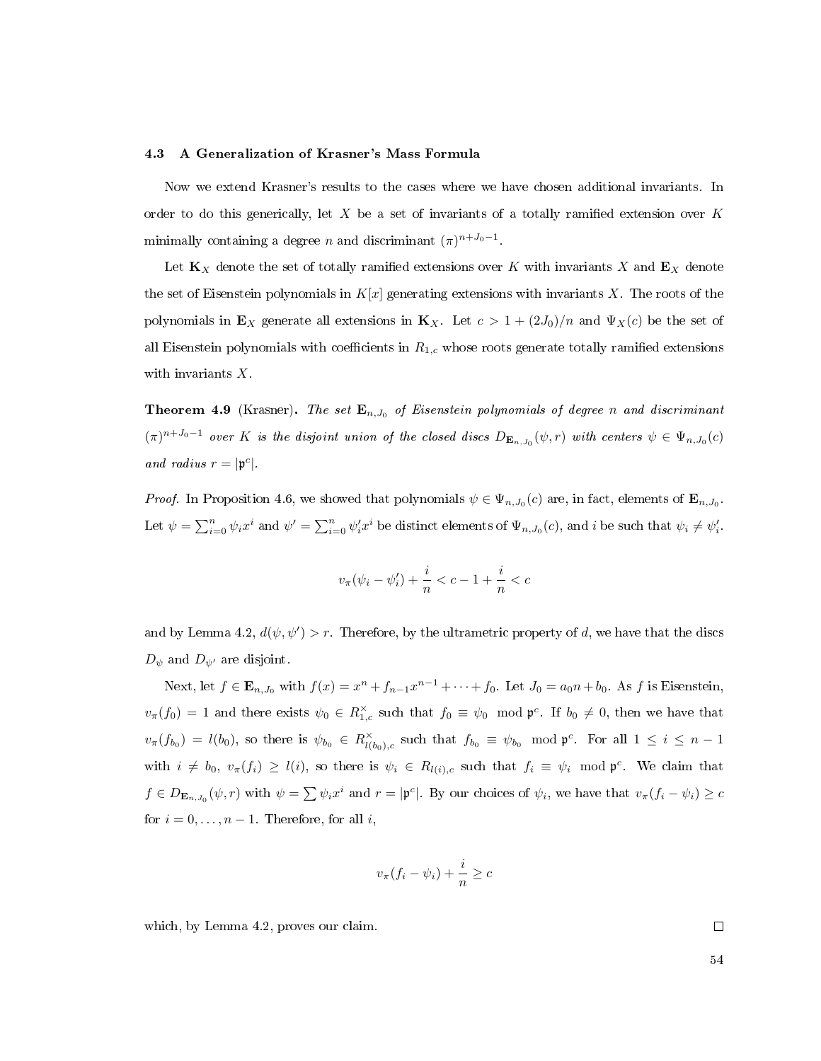### 4.3 A Generalization of Krasner's Mass Formula

Now we extend Krasner's results to the cases where we have chosen additional invariants. In order to do this generically, let $X$ be a set of invariants of a totally ramified extension over $K$ minimally containing a degree $n$ and discriminant $(\pi)^{n+J_0-1}$.

Let $\mathbf{K}_X$ denote the set of totally ramified extensions over $K$ with invariants $X$ and $\mathbf{E}_X$ denote the set of Eisenstein polynomials in $K[x]$ generating extensions with invariants $X$. The roots of the polynomials in $\mathbf{E}_X$ generate all extensions in $\mathbf{K}_X$. Let $c > 1 + (2J_0)/n$ and $\Psi_X(c)$ be the set of all Eisenstein polynomials with coefficients in $R_{1,c}$ whose roots generate totally ramified extensions with invariants $X$.

**Theorem 4.9** (Krasner)**.** *The set $\mathbf{E}_{n,J_0}$ of Eisenstein polynomials of degree $n$ and discriminant $(\pi)^{n+J_0-1}$ over $K$ is the disjoint union of the closed discs $D_{\mathbf{E}_{n,J_0}}(\psi, r)$ with centers $\psi \in \Psi_{n,J_0}(c)$ and radius $r = |\mathfrak{p}^c|$.*

*Proof.* In Proposition 4.6, we showed that polynomials $\psi \in \Psi_{n,J_0}(c)$ are, in fact, elements of $\mathbf{E}_{n,J_0}$. Let $\psi = \sum_{i=0}^{n} \psi_i x^i$ and $\psi' = \sum_{i=0}^{n} \psi'_i x^i$ be distinct elements of $\Psi_{n,J_0}(c)$, and $i$ be such that $\psi_i \neq \psi'_i$.

$$v_\pi(\psi_i - \psi'_i) + \frac{i}{n} < c - 1 + \frac{i}{n} < c$$

and by Lemma 4.2, $d(\psi, \psi') > r$. Therefore, by the ultrametric property of $d$, we have that the discs $D_\psi$ and $D_{\psi'}$ are disjoint.

Next, let $f \in \mathbf{E}_{n,J_0}$ with $f(x) = x^n + f_{n-1}x^{n-1} + \cdots + f_0$. Let $J_0 = a_0 n + b_0$. As $f$ is Eisenstein, $v_\pi(f_0) = 1$ and there exists $\psi_0 \in R_{1,c}^\times$ such that $f_0 \equiv \psi_0 \mod \mathfrak{p}^c$. If $b_0 \neq 0$, then we have that $v_\pi(f_{b_0}) = l(b_0)$, so there is $\psi_{b_0} \in R_{l(b_0),c}^\times$ such that $f_{b_0} \equiv \psi_{b_0} \mod \mathfrak{p}^c$. For all $1 \leq i \leq n-1$ with $i \neq b_0$, $v_\pi(f_i) \geq l(i)$, so there is $\psi_i \in R_{l(i),c}$ such that $f_i \equiv \psi_i \mod \mathfrak{p}^c$. We claim that $f \in D_{\mathbf{E}_{n,J_0}}(\psi, r)$ with $\psi = \sum \psi_i x^i$ and $r = |\mathfrak{p}^c|$. By our choices of $\psi_i$, we have that $v_\pi(f_i - \psi_i) \geq c$ for $i = 0, \ldots, n-1$. Therefore, for all $i$,

$$v_\pi(f_i - \psi_i) + \frac{i}{n} \geq c$$

which, by Lemma 4.2, proves our claim. $\square$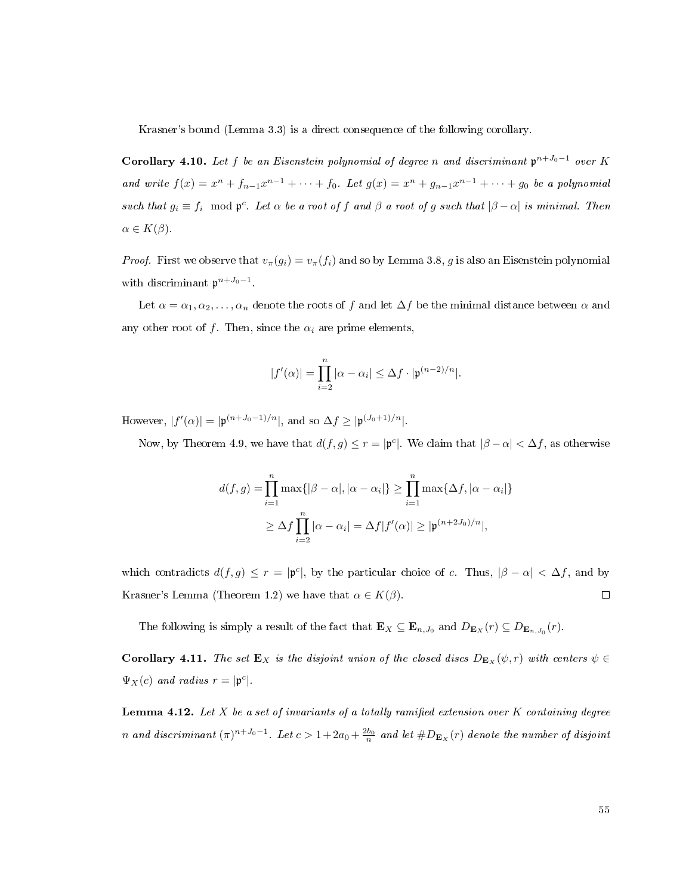Krasner's bound (Lemma 3.3) is a direct consequence of the following corollary.

**Corollary 4.10.** *Let $f$ be an Eisenstein polynomial of degree $n$ and discriminant $\mathfrak{p}^{n+J_0-1}$ over $K$ and write $f(x) = x^n + f_{n-1}x^{n-1} + \cdots + f_0$. Let $g(x) = x^n + g_{n-1}x^{n-1} + \cdots + g_0$ be a polynomial such that $g_i \equiv f_i \mod \mathfrak{p}^c$. Let $\alpha$ be a root of $f$ and $\beta$ a root of $g$ such that $|\beta - \alpha|$ is minimal. Then $\alpha \in K(\beta)$.*

*Proof.* First we observe that $v_\pi(g_i) = v_\pi(f_i)$ and so by Lemma 3.8, $g$ is also an Eisenstein polynomial with discriminant $\mathfrak{p}^{n+J_0-1}$.

Let $\alpha = \alpha_1, \alpha_2, \ldots, \alpha_n$ denote the roots of $f$ and let $\Delta f$ be the minimal distance between $\alpha$ and any other root of $f$. Then, since the $\alpha_i$ are prime elements,

$$|f'(\alpha)| = \prod_{i=2}^{n} |\alpha - \alpha_i| \leq \Delta f \cdot |\mathfrak{p}^{(n-2)/n}|.$$

However, $|f'(\alpha)| = |\mathfrak{p}^{(n+J_0-1)/n}|$, and so $\Delta f \geq |\mathfrak{p}^{(J_0+1)/n}|$.

Now, by Theorem 4.9, we have that $d(f,g) \leq r = |\mathfrak{p}^c|$. We claim that $|\beta - \alpha| < \Delta f$, as otherwise

$$\begin{aligned} d(f,g) = \prod_{i=1}^{n} \max\{|\beta - \alpha|, |\alpha - \alpha_i|\} &\geq \prod_{i=1}^{n} \max\{\Delta f, |\alpha - \alpha_i|\} \\ &\geq \Delta f \prod_{i=2}^{n} |\alpha - \alpha_i| = \Delta f |f'(\alpha)| \geq |\mathfrak{p}^{(n+2J_0)/n}|, \end{aligned}$$

which contradicts $d(f,g) \leq r = |\mathfrak{p}^c|$, by the particular choice of $c$. Thus, $|\beta - \alpha| < \Delta f$, and by Krasner's Lemma (Theorem 1.2) we have that $\alpha \in K(\beta)$. $\square$

The following is simply a result of the fact that $\mathbf{E}_X \subseteq \mathbf{E}_{n,J_0}$ and $D_{\mathbf{E}_X}(r) \subseteq D_{\mathbf{E}_{n,J_0}}(r)$.

**Corollary 4.11.** *The set $\mathbf{E}_X$ is the disjoint union of the closed discs $D_{\mathbf{E}_X}(\psi, r)$ with centers $\psi \in \Psi_X(c)$ and radius $r = |\mathfrak{p}^c|$.*

**Lemma 4.12.** *Let $X$ be a set of invariants of a totally ramified extension over $K$ containing degree $n$ and discriminant $(\pi)^{n+J_0-1}$. Let $c > 1 + 2a_0 + \frac{2b_0}{n}$ and let $\#D_{\mathbf{E}_X}(r)$ denote the number of disjoint*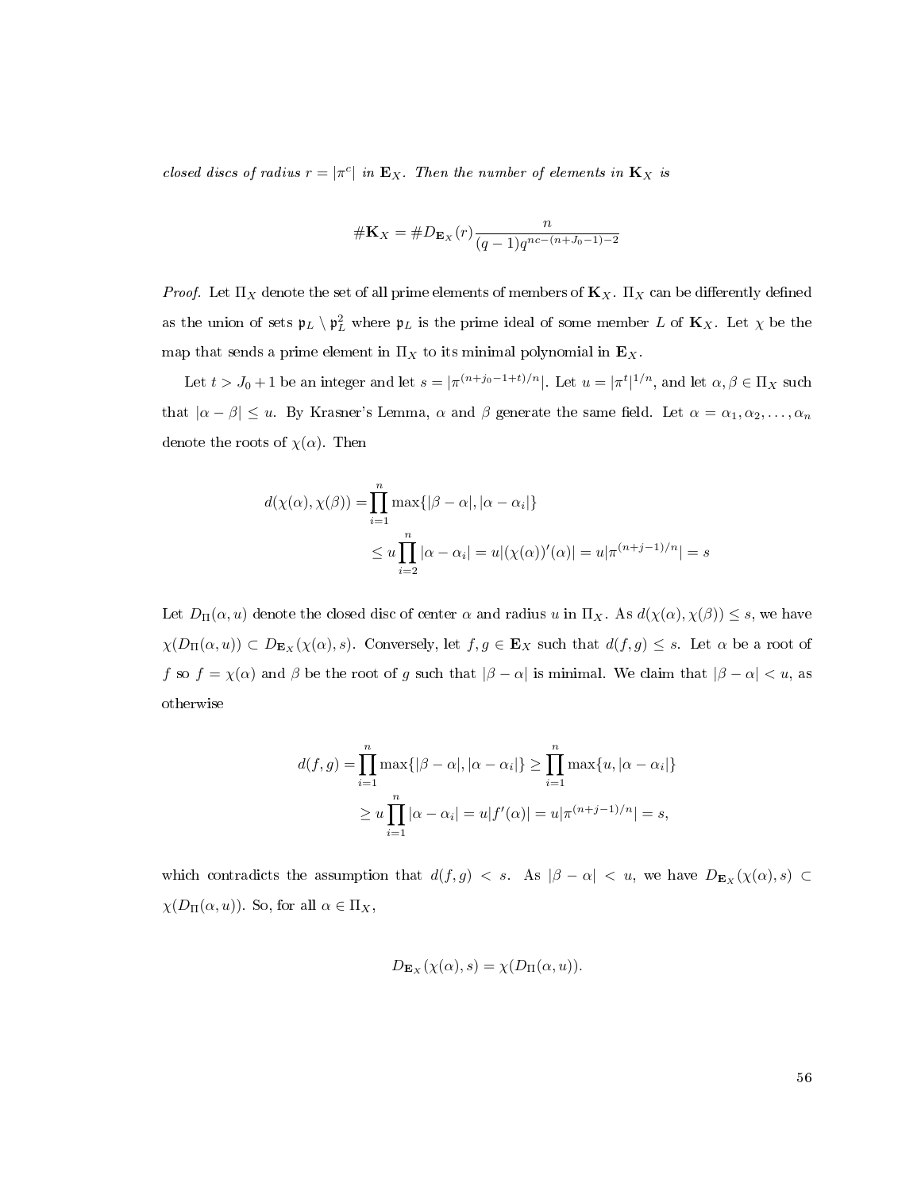*closed discs of radius $r = |\pi^c|$ in $\mathbf{E}_X$. Then the number of elements in $\mathbf{K}_X$ is*

$$\#\mathbf{K}_X = \#D_{\mathbf{E}_X}(r)\frac{n}{(q-1)q^{nc-(n+J_0-1)-2}}$$

*Proof.* Let $\Pi_X$ denote the set of all prime elements of members of $\mathbf{K}_X$. $\Pi_X$ can be differently defined as the union of sets $\mathfrak{p}_L \setminus \mathfrak{p}_L^2$ where $\mathfrak{p}_L$ is the prime ideal of some member $L$ of $\mathbf{K}_X$. Let $\chi$ be the map that sends a prime element in $\Pi_X$ to its minimal polynomial in $\mathbf{E}_X$.

Let $t > J_0 + 1$ be an integer and let $s = |\pi^{(n+j_0-1+t)/n}|$. Let $u = |\pi^t|^{1/n}$, and let $\alpha, \beta \in \Pi_X$ such that $|\alpha - \beta| \leq u$. By Krasner's Lemma, $\alpha$ and $\beta$ generate the same field. Let $\alpha = \alpha_1, \alpha_2, \ldots, \alpha_n$ denote the roots of $\chi(\alpha)$. Then

$$\begin{aligned} d(\chi(\alpha), \chi(\beta)) =& \prod_{i=1}^{n} \max\{|\beta - \alpha|, |\alpha - \alpha_i|\} \\ &\leq u \prod_{i=2}^{n} |\alpha - \alpha_i| = u|(\chi(\alpha))'(\alpha)| = u|\pi^{(n+j-1)/n}| = s \end{aligned}$$

Let $D_\Pi(\alpha, u)$ denote the closed disc of center $\alpha$ and radius $u$ in $\Pi_X$. As $d(\chi(\alpha), \chi(\beta)) \leq s$, we have $\chi(D_\Pi(\alpha, u)) \subset D_{\mathbf{E}_X}(\chi(\alpha), s)$. Conversely, let $f, g \in \mathbf{E}_X$ such that $d(f, g) \leq s$. Let $\alpha$ be a root of $f$ so $f = \chi(\alpha)$ and $\beta$ be the root of $g$ such that $|\beta - \alpha|$ is minimal. We claim that $|\beta - \alpha| < u$, as otherwise

$$\begin{aligned} d(f, g) =& \prod_{i=1}^{n} \max\{|\beta - \alpha|, |\alpha - \alpha_i|\} \geq \prod_{i=1}^{n} \max\{u, |\alpha - \alpha_i|\} \\ &\geq u \prod_{i=1}^{n} |\alpha - \alpha_i| = u|f'(\alpha)| = u|\pi^{(n+j-1)/n}| = s, \end{aligned}$$

which contradicts the assumption that $d(f, g) < s$. As $|\beta - \alpha| < u$, we have $D_{\mathbf{E}_X}(\chi(\alpha), s) \subset \chi(D_\Pi(\alpha, u))$. So, for all $\alpha \in \Pi_X$,

$$D_{\mathbf{E}_X}(\chi(\alpha), s) = \chi(D_\Pi(\alpha, u)).$$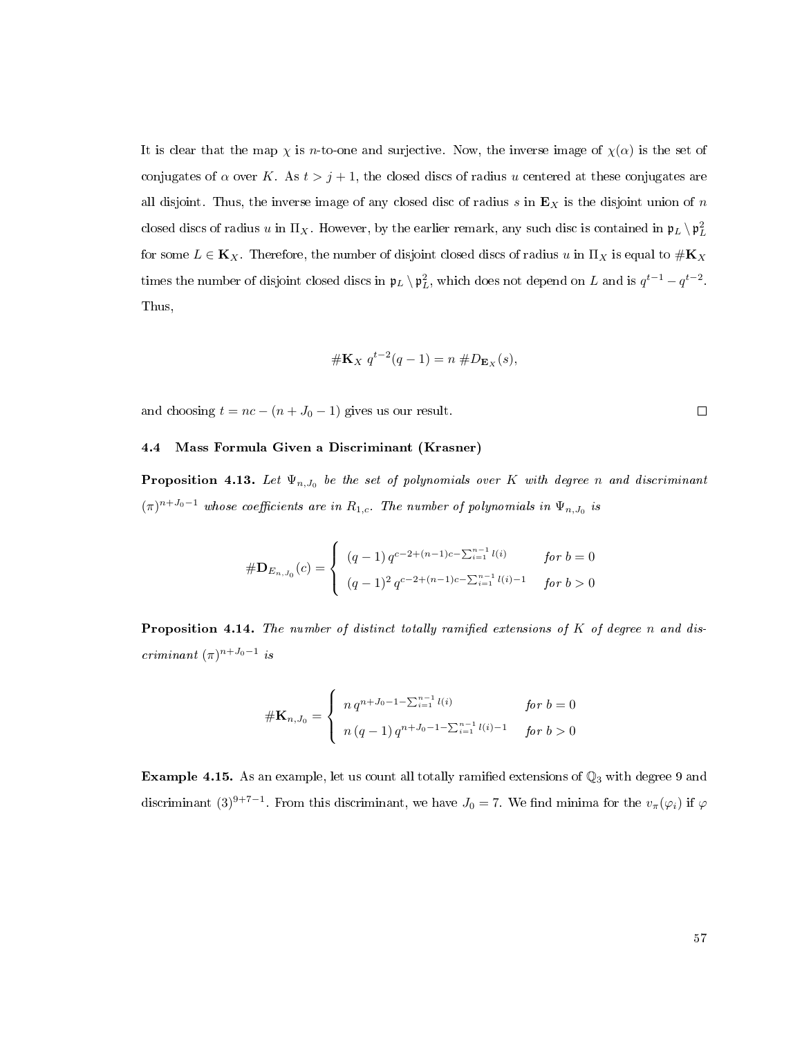It is clear that the map $\chi$ is $n$-to-one and surjective. Now, the inverse image of $\chi(\alpha)$ is the set of conjugates of $\alpha$ over $K$. As $t > j+1$, the closed discs of radius $u$ centered at these conjugates are all disjoint. Thus, the inverse image of any closed disc of radius $s$ in $\mathbf{E}_X$ is the disjoint union of $n$ closed discs of radius $u$ in $\Pi_X$. However, by the earlier remark, any such disc is contained in $\mathfrak{p}_L \setminus \mathfrak{p}_L^2$ for some $L \in \mathbf{K}_X$. Therefore, the number of disjoint closed discs of radius $u$ in $\Pi_X$ is equal to $\#\mathbf{K}_X$ times the number of disjoint closed discs in $\mathfrak{p}_L \setminus \mathfrak{p}_L^2$, which does not depend on $L$ and is $q^{t-1} - q^{t-2}$. Thus,

$$\#\mathbf{K}_X \; q^{t-2}(q-1) = n \; \#D_{\mathbf{E}_X}(s),$$

and choosing $t = nc - (n + J_0 - 1)$ gives us our result. $\square$

### 4.4 Mass Formula Given a Discriminant (Krasner)

**Proposition 4.13.** *Let $\Psi_{n,J_0}$ be the set of polynomials over $K$ with degree $n$ and discriminant $(\pi)^{n+J_0-1}$ whose coefficients are in $R_{1,c}$. The number of polynomials in $\Psi_{n,J_0}$ is*

$$\#\mathbf{D}_{E_{n,J_0}}(c) = \begin{cases} (q-1)\, q^{c-2+(n-1)c-\sum_{i=1}^{n-1} l(i)} & \text{for } b = 0 \\ (q-1)^2\, q^{c-2+(n-1)c-\sum_{i=1}^{n-1} l(i)-1} & \text{for } b > 0 \end{cases}$$

**Proposition 4.14.** *The number of distinct totally ramified extensions of $K$ of degree $n$ and discriminant $(\pi)^{n+J_0-1}$ is*

$$\#\mathbf{K}_{n,J_0} = \begin{cases} n\, q^{n+J_0-1-\sum_{i=1}^{n-1} l(i)} & \text{for } b = 0 \\ n\,(q-1)\, q^{n+J_0-1-\sum_{i=1}^{n-1} l(i)-1} & \text{for } b > 0 \end{cases}$$

**Example 4.15.** As an example, let us count all totally ramified extensions of $\mathbb{Q}_3$ with degree 9 and discriminant $(3)^{9+7-1}$. From this discriminant, we have $J_0 = 7$. We find minima for the $v_\pi(\varphi_i)$ if $\varphi$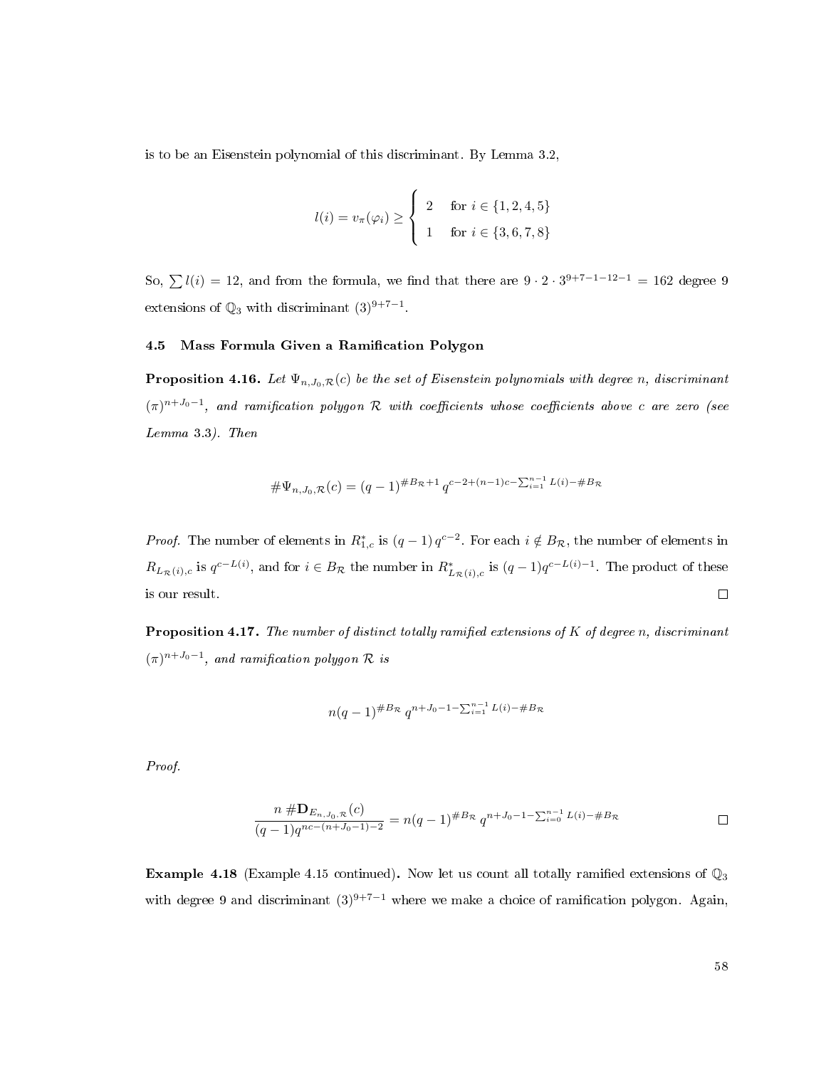is to be an Eisenstein polynomial of this discriminant. By Lemma 3.2,

$$l(i) = v_\pi(\varphi_i) \geq \begin{cases} 2 & \text{for } i \in \{1,2,4,5\} \\ 1 & \text{for } i \in \{3,6,7,8\} \end{cases}$$

So, $\sum l(i) = 12$, and from the formula, we find that there are $9 \cdot 2 \cdot 3^{9+7-1-12-1} = 162$ degree 9 extensions of $\mathbb{Q}_3$ with discriminant $(3)^{9+7-1}$.

### 4.5 Mass Formula Given a Ramification Polygon

**Proposition 4.16.** *Let $\Psi_{n,J_0,\mathcal{R}}(c)$ be the set of Eisenstein polynomials with degree $n$, discriminant $(\pi)^{n+J_0-1}$, and ramification polygon $\mathcal{R}$ with coefficients whose coefficients above $c$ are zero (see Lemma 3.3). Then*

$$\#\Psi_{n,J_0,\mathcal{R}}(c) = (q-1)^{\#B_\mathcal{R}+1}\, q^{c-2+(n-1)c-\sum_{i=1}^{n-1} L(i)-\#B_\mathcal{R}}$$

*Proof.* The number of elements in $R^*_{1,c}$ is $(q-1)\,q^{c-2}$. For each $i \notin B_\mathcal{R}$, the number of elements in $R_{L_\mathcal{R}(i),c}$ is $q^{c-L(i)}$, and for $i \in B_\mathcal{R}$ the number in $R^*_{L_\mathcal{R}(i),c}$ is $(q-1)q^{c-L(i)-1}$. The product of these is our result. □

**Proposition 4.17.** *The number of distinct totally ramified extensions of $K$ of degree $n$, discriminant $(\pi)^{n+J_0-1}$, and ramification polygon $\mathcal{R}$ is*

$$n(q-1)^{\#B_\mathcal{R}}\, q^{n+J_0-1-\sum_{i=1}^{n-1} L(i)-\#B_\mathcal{R}}$$

*Proof.*

$$\frac{n\,\#\mathbf{D}_{E_{n,J_0,\mathcal{R}}}(c)}{(q-1)q^{nc-(n+J_0-1)-2}} = n(q-1)^{\#B_\mathcal{R}}\, q^{n+J_0-1-\sum_{i=0}^{n-1} L(i)-\#B_\mathcal{R}}$$

□

**Example 4.18** (Example 4.15 continued)**.** Now let us count all totally ramified extensions of $\mathbb{Q}_3$ with degree 9 and discriminant $(3)^{9+7-1}$ where we make a choice of ramification polygon. Again,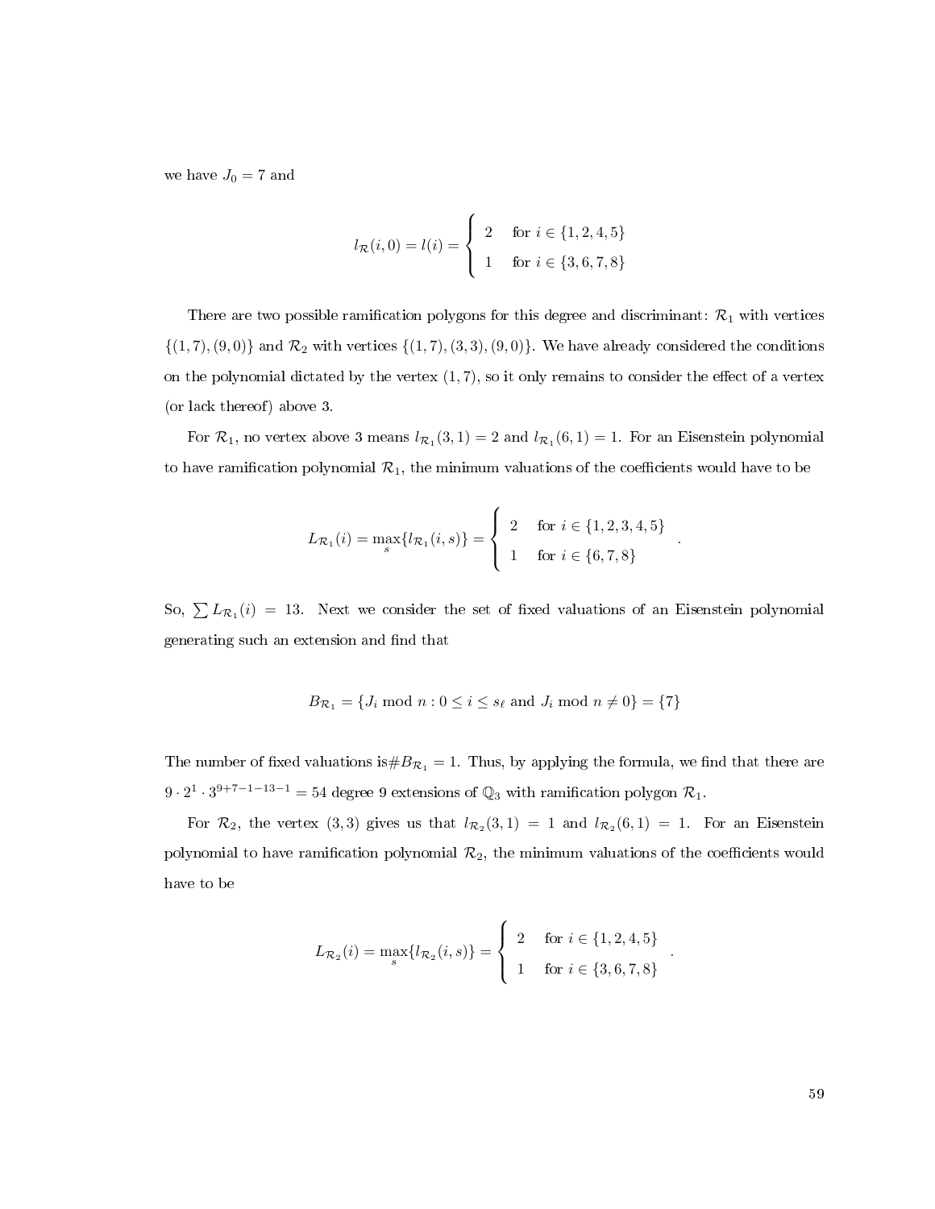we have $J_0 = 7$ and

$$l_{\mathcal{R}}(i,0) = l(i) = \begin{cases} 2 & \text{for } i \in \{1,2,4,5\} \\ 1 & \text{for } i \in \{3,6,7,8\} \end{cases}$$

There are two possible ramification polygons for this degree and discriminant: $\mathcal{R}_1$ with vertices $\{(1,7),(9,0)\}$ and $\mathcal{R}_2$ with vertices $\{(1,7),(3,3),(9,0)\}$. We have already considered the conditions on the polynomial dictated by the vertex $(1,7)$, so it only remains to consider the effect of a vertex (or lack thereof) above 3.

For $\mathcal{R}_1$, no vertex above 3 means $l_{\mathcal{R}_1}(3,1) = 2$ and $l_{\mathcal{R}_1}(6,1) = 1$. For an Eisenstein polynomial to have ramification polynomial $\mathcal{R}_1$, the minimum valuations of the coefficients would have to be

$$L_{\mathcal{R}_1}(i) = \max_s \{l_{\mathcal{R}_1}(i,s)\} = \begin{cases} 2 & \text{for } i \in \{1,2,3,4,5\} \\ 1 & \text{for } i \in \{6,7,8\} \end{cases}.$$

So, $\sum L_{\mathcal{R}_1}(i) = 13$. Next we consider the set of fixed valuations of an Eisenstein polynomial generating such an extension and find that

$$B_{\mathcal{R}_1} = \{J_i \bmod n : 0 \leq i \leq s_\ell \text{ and } J_i \bmod n \neq 0\} = \{7\}$$

The number of fixed valuations is$\#B_{\mathcal{R}_1} = 1$. Thus, by applying the formula, we find that there are $9 \cdot 2^1 \cdot 3^{9+7-1-13-1} = 54$ degree 9 extensions of $\mathbb{Q}_3$ with ramification polygon $\mathcal{R}_1$.

For $\mathcal{R}_2$, the vertex $(3,3)$ gives us that $l_{\mathcal{R}_2}(3,1) = 1$ and $l_{\mathcal{R}_2}(6,1) = 1$. For an Eisenstein polynomial to have ramification polynomial $\mathcal{R}_2$, the minimum valuations of the coefficients would have to be

$$L_{\mathcal{R}_2}(i) = \max_s \{l_{\mathcal{R}_2}(i,s)\} = \begin{cases} 2 & \text{for } i \in \{1,2,4,5\} \\ 1 & \text{for } i \in \{3,6,7,8\} \end{cases}.$$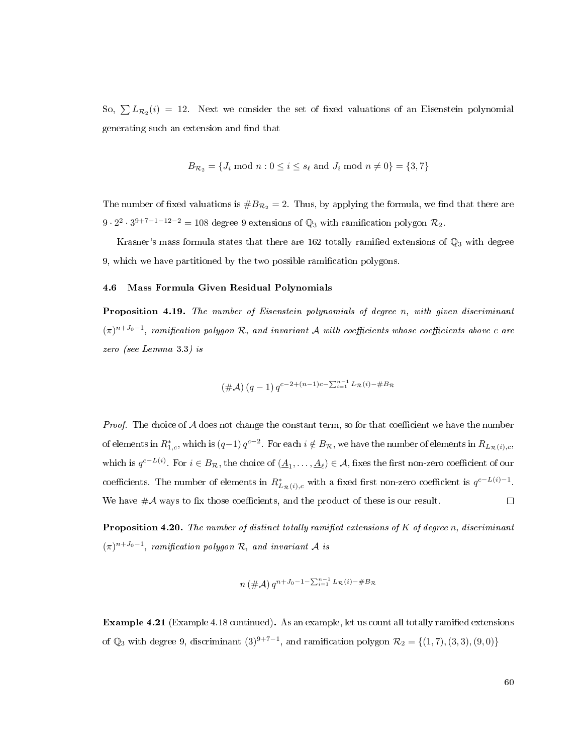So, $\sum L_{\mathcal{R}_2}(i) = 12$. Next we consider the set of fixed valuations of an Eisenstein polynomial generating such an extension and find that

$$B_{\mathcal{R}_2} = \{J_i \bmod n : 0 \leq i \leq s_\ell \text{ and } J_i \bmod n \neq 0\} = \{3, 7\}$$

The number of fixed valuations is $\#B_{\mathcal{R}_2} = 2$. Thus, by applying the formula, we find that there are $9 \cdot 2^2 \cdot 3^{9+7-1-12-2} = 108$ degree 9 extensions of $\mathbb{Q}_3$ with ramification polygon $\mathcal{R}_2$.

Krasner's mass formula states that there are 162 totally ramified extensions of $\mathbb{Q}_3$ with degree 9, which we have partitioned by the two possible ramification polygons.

### 4.6 Mass Formula Given Residual Polynomials

**Proposition 4.19.** *The number of Eisenstein polynomials of degree $n$, with given discriminant $(\pi)^{n+J_0-1}$, ramification polygon $\mathcal{R}$, and invariant $\mathcal{A}$ with coefficients whose coefficients above $c$ are zero (see Lemma 3.3) is*

$$(\#\mathcal{A})\,(q-1)\,q^{c-2+(n-1)c-\sum_{i=1}^{n-1} L_{\mathcal{R}}(i)-\#B_{\mathcal{R}}}$$

*Proof.* The choice of $\mathcal{A}$ does not change the constant term, so for that coefficient we have the number of elements in $R^*_{1,c}$, which is $(q-1)\,q^{c-2}$. For each $i \notin B_{\mathcal{R}}$, we have the number of elements in $R_{L_{\mathcal{R}}(i),c}$, which is $q^{c-L(i)}$. For $i \in B_{\mathcal{R}}$, the choice of $(\underline{A}_1, \ldots, \underline{A}_\ell) \in \mathcal{A}$, fixes the first non-zero coefficient of our coefficients. The number of elements in $R^*_{L_{\mathcal{R}}(i),c}$ with a fixed first non-zero coefficient is $q^{c-L(i)-1}$. We have $\#\mathcal{A}$ ways to fix those coefficients, and the product of these is our result. $\square$

**Proposition 4.20.** *The number of distinct totally ramified extensions of $K$ of degree $n$, discriminant $(\pi)^{n+J_0-1}$, ramification polygon $\mathcal{R}$, and invariant $\mathcal{A}$ is*

$$n\,(\#\mathcal{A})\,q^{n+J_0-1-\sum_{i=1}^{n-1} L_{\mathcal{R}}(i)-\#B_{\mathcal{R}}}$$

**Example 4.21** (Example 4.18 continued)**.** As an example, let us count all totally ramified extensions of $\mathbb{Q}_3$ with degree 9, discriminant $(3)^{9+7-1}$, and ramification polygon $\mathcal{R}_2 = \{(1,7),(3,3),(9,0)\}$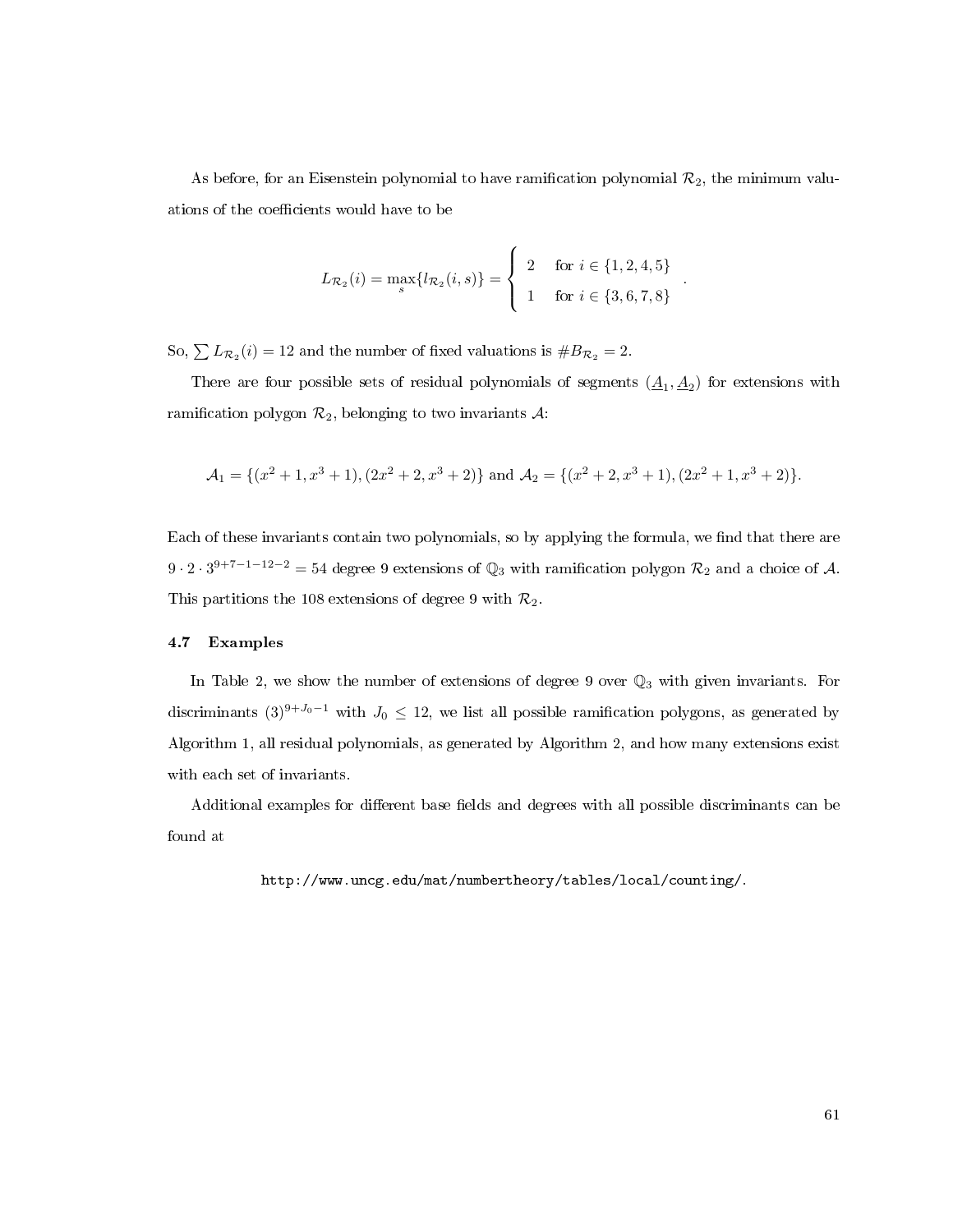As before, for an Eisenstein polynomial to have ramification polynomial $\mathcal{R}_2$, the minimum valuations of the coefficients would have to be

$$L_{\mathcal{R}_2}(i) = \max_s \{l_{\mathcal{R}_2}(i,s)\} = \begin{cases} 2 & \text{for } i \in \{1,2,4,5\} \\ 1 & \text{for } i \in \{3,6,7,8\} \end{cases}.$$

So, $\sum L_{\mathcal{R}_2}(i) = 12$ and the number of fixed valuations is $\#B_{\mathcal{R}_2} = 2$.

There are four possible sets of residual polynomials of segments $(\underline{A}_1, \underline{A}_2)$ for extensions with ramification polygon $\mathcal{R}_2$, belonging to two invariants $\mathcal{A}$:

$$\mathcal{A}_1 = \{(x^2+1, x^3+1), (2x^2+2, x^3+2)\} \text{ and } \mathcal{A}_2 = \{(x^2+2, x^3+1), (2x^2+1, x^3+2)\}.$$

Each of these invariants contain two polynomials, so by applying the formula, we find that there are $9 \cdot 2 \cdot 3^{9+7-1-12-2} = 54$ degree 9 extensions of $\mathbb{Q}_3$ with ramification polygon $\mathcal{R}_2$ and a choice of $\mathcal{A}$. This partitions the 108 extensions of degree 9 with $\mathcal{R}_2$.

### 4.7 Examples

In Table 2, we show the number of extensions of degree 9 over $\mathbb{Q}_3$ with given invariants. For discriminants $(3)^{9+J_0-1}$ with $J_0 \leq 12$, we list all possible ramification polygons, as generated by Algorithm 1, all residual polynomials, as generated by Algorithm 2, and how many extensions exist with each set of invariants.

Additional examples for different base fields and degrees with all possible discriminants can be found at

`http://www.uncg.edu/mat/numbertheory/tables/local/counting/`.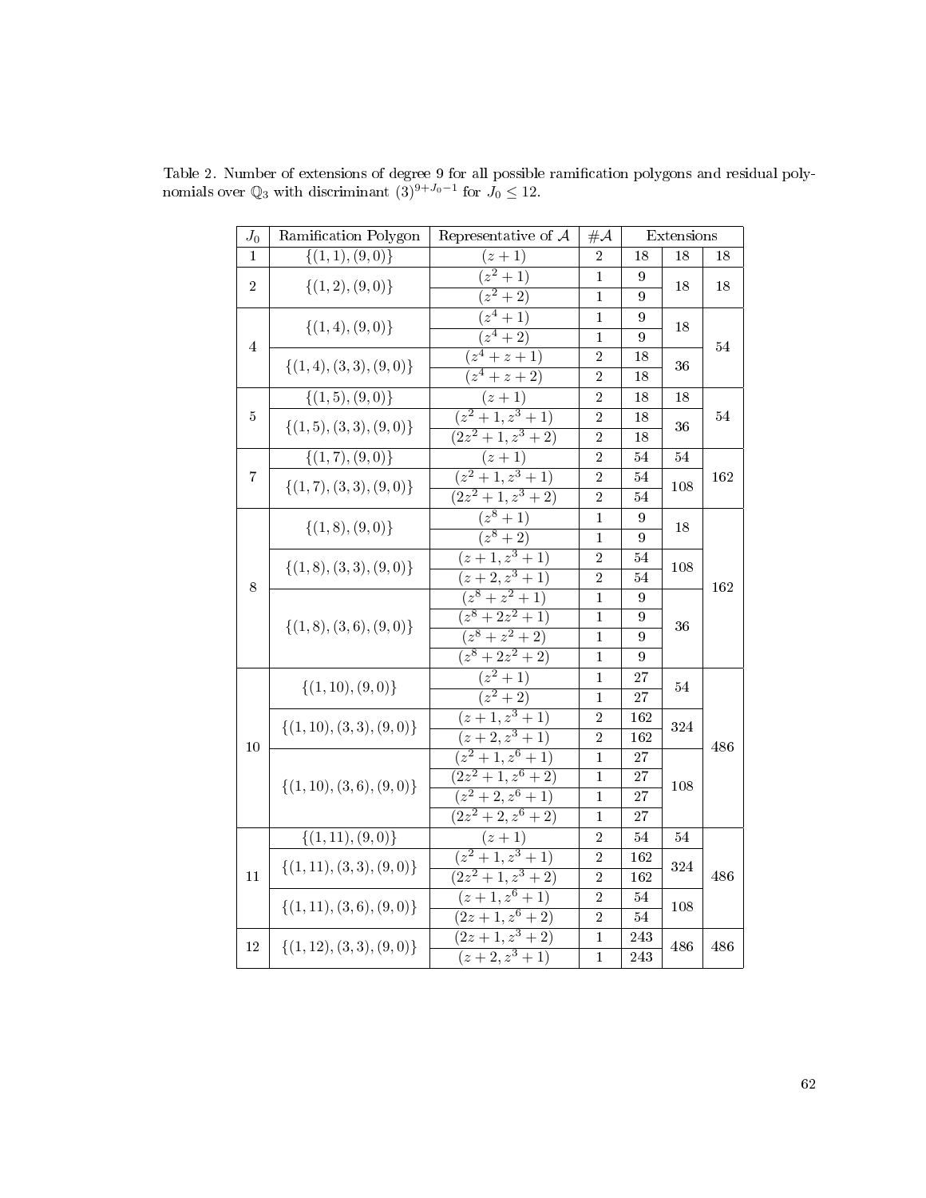Table 2. Number of extensions of degree 9 for all possible ramification polygons and residual polynomials over $\mathbb{Q}_3$ with discriminant $(3)^{9+J_0-1}$ for $J_0 \leq 12$.

| $J_0$ | Ramification Polygon | Representative of $\mathcal{A}$ | $\#\mathcal{A}$ | Extensions | | |
|---|---|---|---|---|---|---|
| 1 | $\{(1,1),(9,0)\}$ | $(z+1)$ | 2 | 18 | 18 | 18 |
| 2 | $\{(1,2),(9,0)\}$ | $(z^2+1)$ | 1 | 9 | 18 | 18 |
| | | $(z^2+2)$ | 1 | 9 | | |
| 4 | $\{(1,4),(9,0)\}$ | $(z^4+1)$ | 1 | 9 | 18 | 54 |
| | | $(z^4+2)$ | 1 | 9 | | |
| | $\{(1,4),(3,3),(9,0)\}$ | $(z^4+z+1)$ | 2 | 18 | 36 | |
| | | $(z^4+z+2)$ | 2 | 18 | | |
| 5 | $\{(1,5),(9,0)\}$ | $(z+1)$ | 2 | 18 | 18 | 54 |
| | $\{(1,5),(3,3),(9,0)\}$ | $(z^2+1, z^3+1)$ | 2 | 18 | 36 | |
| | | $(2z^2+1, z^3+2)$ | 2 | 18 | | |
| 7 | $\{(1,7),(9,0)\}$ | $(z+1)$ | 2 | 54 | 54 | 162 |
| | $\{(1,7),(3,3),(9,0)\}$ | $(z^2+1, z^3+1)$ | 2 | 54 | 108 | |
| | | $(2z^2+1, z^3+2)$ | 2 | 54 | | |
| 8 | $\{(1,8),(9,0)\}$ | $(z^8+1)$ | 1 | 9 | 18 | 162 |
| | | $(z^8+2)$ | 1 | 9 | | |
| | $\{(1,8),(3,3),(9,0)\}$ | $(z+1, z^3+1)$ | 2 | 54 | 108 | |
| | | $(z+2, z^3+1)$ | 2 | 54 | | |
| | $\{(1,8),(3,6),(9,0)\}$ | $(z^8+z^2+1)$ | 1 | 9 | 36 | |
| | | $(z^8+2z^2+1)$ | 1 | 9 | | |
| | | $(z^8+z^2+2)$ | 1 | 9 | | |
| | | $(z^8+2z^2+2)$ | 1 | 9 | | |
| 10 | $\{(1,10),(9,0)\}$ | $(z^2+1)$ | 1 | 27 | 54 | 486 |
| | | $(z^2+2)$ | 1 | 27 | | |
| | $\{(1,10),(3,3),(9,0)\}$ | $(z+1, z^3+1)$ | 2 | 162 | 324 | |
| | | $(z+2, z^3+1)$ | 2 | 162 | | |
| | $\{(1,10),(3,6),(9,0)\}$ | $(z^2+1, z^6+1)$ | 1 | 27 | 108 | |
| | | $(2z^2+1, z^6+2)$ | 1 | 27 | | |
| | | $(z^2+2, z^6+1)$ | 1 | 27 | | |
| | | $(2z^2+2, z^6+2)$ | 1 | 27 | | |
| 11 | $\{(1,11),(9,0)\}$ | $(z+1)$ | 2 | 54 | 54 | 486 |
| | $\{(1,11),(3,3),(9,0)\}$ | $(z^2+1, z^3+1)$ | 2 | 162 | 324 | |
| | | $(2z^2+1, z^3+2)$ | 2 | 162 | | |
| | $\{(1,11),(3,6),(9,0)\}$ | $(z+1, z^6+1)$ | 2 | 54 | 108 | |
| | | $(2z+1, z^6+2)$ | 2 | 54 | | |
| 12 | $\{(1,12),(3,3),(9,0)\}$ | $(2z+1, z^3+2)$ | 1 | 243 | 486 | 486 |
| | | $(z+2, z^3+1)$ | 1 | 243 | | |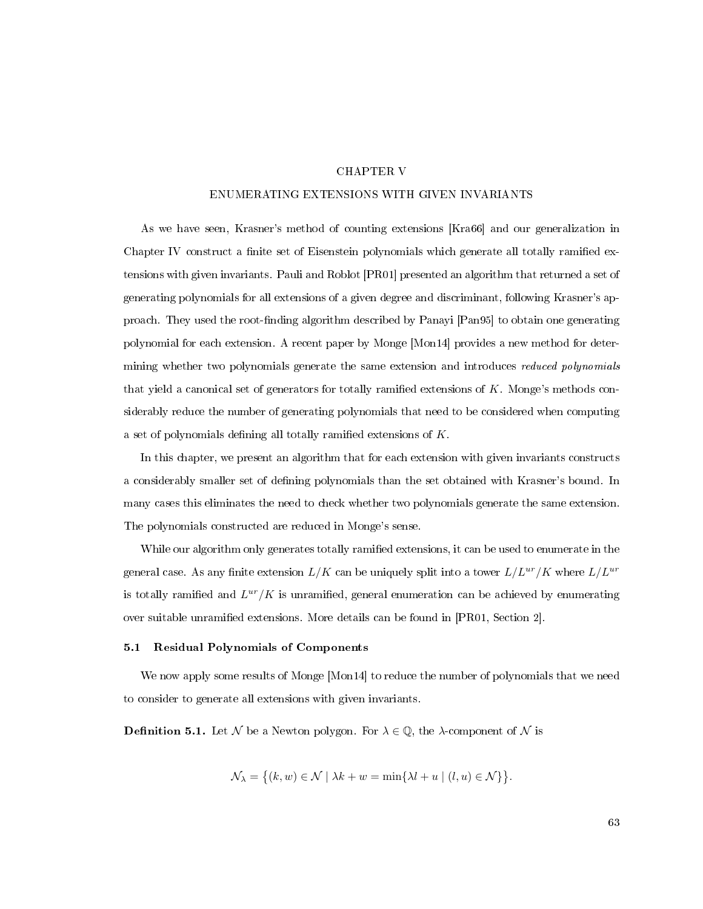# CHAPTER V

## ENUMERATING EXTENSIONS WITH GIVEN INVARIANTS

As we have seen, Krasner's method of counting extensions [Kra66] and our generalization in Chapter IV construct a finite set of Eisenstein polynomials which generate all totally ramified extensions with given invariants. Pauli and Roblot [PR01] presented an algorithm that returned a set of generating polynomials for all extensions of a given degree and discriminant, following Krasner's approach. They used the root-finding algorithm described by Panayi [Pan95] to obtain one generating polynomial for each extension. A recent paper by Monge [Mon14] provides a new method for determining whether two polynomials generate the same extension and introduces *reduced polynomials* that yield a canonical set of generators for totally ramified extensions of $K$. Monge's methods considerably reduce the number of generating polynomials that need to be considered when computing a set of polynomials defining all totally ramified extensions of $K$.

In this chapter, we present an algorithm that for each extension with given invariants constructs a considerably smaller set of defining polynomials than the set obtained with Krasner's bound. In many cases this eliminates the need to check whether two polynomials generate the same extension. The polynomials constructed are reduced in Monge's sense.

While our algorithm only generates totally ramified extensions, it can be used to enumerate in the general case. As any finite extension $L/K$ can be uniquely split into a tower $L/L^{ur}/K$ where $L/L^{ur}$ is totally ramified and $L^{ur}/K$ is unramified, general enumeration can be achieved by enumerating over suitable unramified extensions. More details can be found in [PR01, Section 2].

### 5.1 Residual Polynomials of Components

We now apply some results of Monge [Mon14] to reduce the number of polynomials that we need to consider to generate all extensions with given invariants.

**Definition 5.1.** Let $\mathcal{N}$ be a Newton polygon. For $\lambda \in \mathbb{Q}$, the $\lambda$-component of $\mathcal{N}$ is

$$\mathcal{N}_\lambda = \big\{(k, w) \in \mathcal{N} \mid \lambda k + w = \min\{\lambda l + u \mid (l, u) \in \mathcal{N}\}\big\}.$$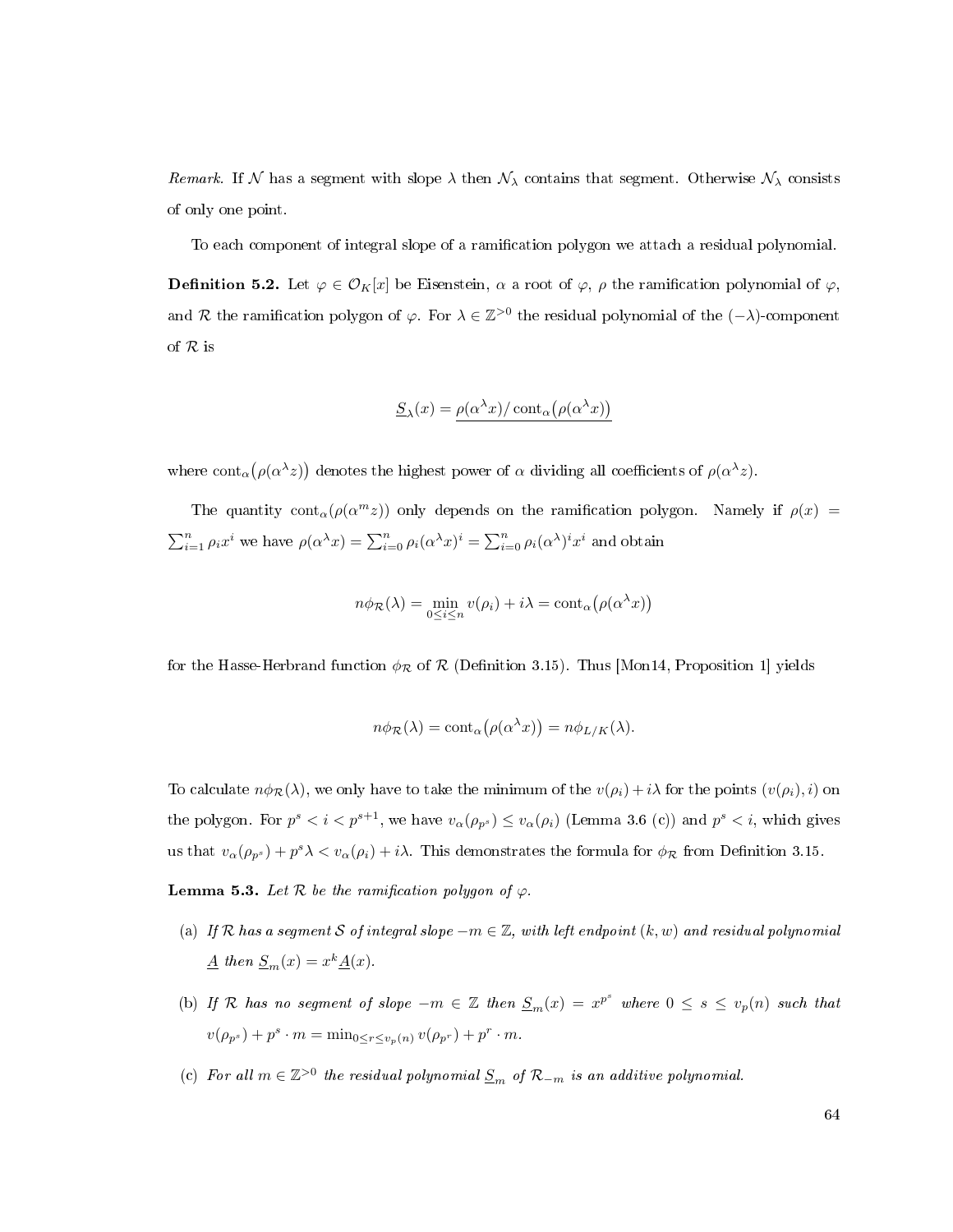*Remark.* If $\mathcal{N}$ has a segment with slope $\lambda$ then $\mathcal{N}_\lambda$ contains that segment. Otherwise $\mathcal{N}_\lambda$ consists of only one point.

To each component of integral slope of a ramification polygon we attach a residual polynomial.

**Definition 5.2.** Let $\varphi \in \mathcal{O}_K[x]$ be Eisenstein, $\alpha$ a root of $\varphi$, $\rho$ the ramification polynomial of $\varphi$, and $\mathcal{R}$ the ramification polygon of $\varphi$. For $\lambda \in \mathbb{Z}^{>0}$ the residual polynomial of the $(-\lambda)$-component of $\mathcal{R}$ is

$$\underline{S}_\lambda(x) = \underline{\rho(\alpha^\lambda x)/\operatorname{cont}_\alpha\big(\rho(\alpha^\lambda x)\big)}$$

where $\operatorname{cont}_\alpha\big(\rho(\alpha^\lambda z)\big)$ denotes the highest power of $\alpha$ dividing all coefficients of $\rho(\alpha^\lambda z)$.

The quantity $\operatorname{cont}_\alpha(\rho(\alpha^m z))$ only depends on the ramification polygon. Namely if $\rho(x) = \sum_{i=1}^n \rho_i x^i$ we have $\rho(\alpha^\lambda x) = \sum_{i=0}^n \rho_i(\alpha^\lambda x)^i = \sum_{i=0}^n \rho_i(\alpha^\lambda)^i x^i$ and obtain

$$n\phi_{\mathcal{R}}(\lambda) = \min_{0\le i\le n} v(\rho_i) + i\lambda = \operatorname{cont}_\alpha\big(\rho(\alpha^\lambda x)\big)$$

for the Hasse-Herbrand function $\phi_{\mathcal{R}}$ of $\mathcal{R}$ (Definition 3.15). Thus [Mon14, Proposition 1] yields

$$n\phi_{\mathcal{R}}(\lambda) = \operatorname{cont}_\alpha\big(\rho(\alpha^\lambda x)\big) = n\phi_{L/K}(\lambda).$$

To calculate $n\phi_{\mathcal{R}}(\lambda)$, we only have to take the minimum of the $v(\rho_i) + i\lambda$ for the points $(v(\rho_i), i)$ on the polygon. For $p^s < i < p^{s+1}$, we have $v_\alpha(\rho_{p^s}) \le v_\alpha(\rho_i)$ (Lemma 3.6 (c)) and $p^s < i$, which gives us that $v_\alpha(\rho_{p^s}) + p^s\lambda < v_\alpha(\rho_i) + i\lambda$. This demonstrates the formula for $\phi_{\mathcal{R}}$ from Definition 3.15.

**Lemma 5.3.** *Let $\mathcal{R}$ be the ramification polygon of $\varphi$.*

(a) *If $\mathcal{R}$ has a segment $\mathcal{S}$ of integral slope $-m \in \mathbb{Z}$, with left endpoint $(k, w)$ and residual polynomial $\underline{A}$ then $\underline{S}_m(x) = x^k\underline{A}(x)$.*

(b) *If $\mathcal{R}$ has no segment of slope $-m \in \mathbb{Z}$ then $\underline{S}_m(x) = x^{p^s}$ where $0 \le s \le v_p(n)$ such that $v(\rho_{p^s}) + p^s \cdot m = \min_{0\le r\le v_p(n)} v(\rho_{p^r}) + p^r \cdot m$.*

(c) *For all $m \in \mathbb{Z}^{>0}$ the residual polynomial $\underline{S}_m$ of $\mathcal{R}_{-m}$ is an additive polynomial.*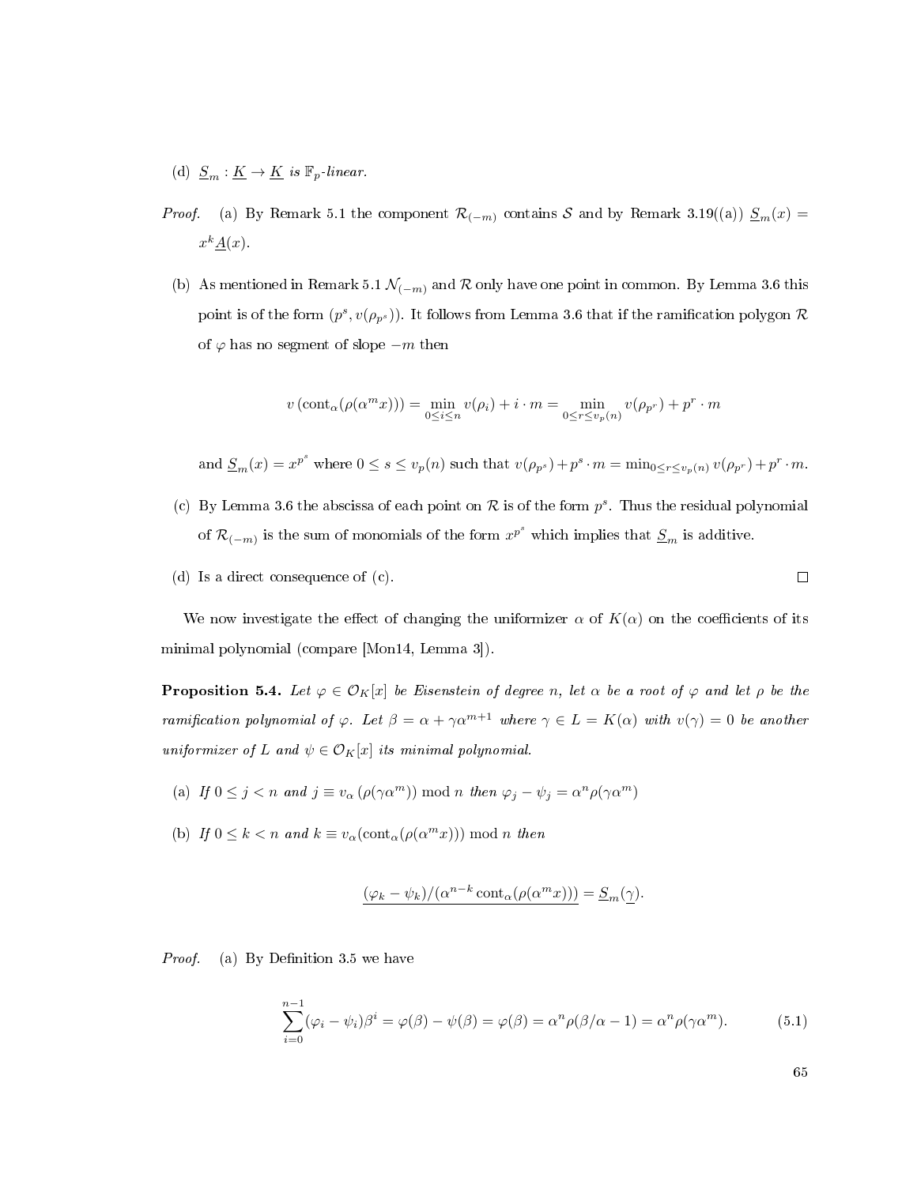(d) $\underline{S}_m : \underline{K} \to \underline{K}$ *is* $\mathbb{F}_p$*-linear.*

*Proof.* (a) By Remark 5.1 the component $\mathcal{R}_{(-m)}$ contains $\mathcal{S}$ and by Remark 3.19((a)) $\underline{S}_m(x) = x^k \underline{A}(x)$.

(b) As mentioned in Remark 5.1 $\mathcal{N}_{(-m)}$ and $\mathcal{R}$ only have one point in common. By Lemma 3.6 this point is of the form $(p^s, v(\rho_{p^s}))$. It follows from Lemma 3.6 that if the ramification polygon $\mathcal{R}$ of $\varphi$ has no segment of slope $-m$ then

$$v\left(\operatorname{cont}_\alpha(\rho(\alpha^m x))\right) = \min_{0 \le i \le n} v(\rho_i) + i \cdot m = \min_{0 \le r \le v_p(n)} v(\rho_{p^r}) + p^r \cdot m$$

and $\underline{S}_m(x) = x^{p^s}$ where $0 \le s \le v_p(n)$ such that $v(\rho_{p^s}) + p^s \cdot m = \min_{0 \le r \le v_p(n)} v(\rho_{p^r}) + p^r \cdot m$.

(c) By Lemma 3.6 the abscissa of each point on $\mathcal{R}$ is of the form $p^s$. Thus the residual polynomial of $\mathcal{R}_{(-m)}$ is the sum of monomials of the form $x^{p^s}$ which implies that $\underline{S}_m$ is additive.

(d) Is a direct consequence of (c). $\square$

We now investigate the effect of changing the uniformizer $\alpha$ of $K(\alpha)$ on the coefficients of its minimal polynomial (compare [Mon14, Lemma 3]).

**Proposition 5.4.** *Let $\varphi \in \mathcal{O}_K[x]$ be Eisenstein of degree $n$, let $\alpha$ be a root of $\varphi$ and let $\rho$ be the ramification polynomial of $\varphi$. Let $\beta = \alpha + \gamma\alpha^{m+1}$ where $\gamma \in L = K(\alpha)$ with $v(\gamma) = 0$ be another uniformizer of $L$ and $\psi \in \mathcal{O}_K[x]$ its minimal polynomial.*

(a) *If $0 \le j < n$ and $j \equiv v_\alpha(\rho(\gamma\alpha^m)) \bmod n$ then $\varphi_j - \psi_j = \alpha^n \rho(\gamma\alpha^m)$*

(b) *If $0 \le k < n$ and $k \equiv v_\alpha(\operatorname{cont}_\alpha(\rho(\alpha^m x))) \bmod n$ then*

$$\underline{(\varphi_k - \psi_k)/(\alpha^{n-k}\operatorname{cont}_\alpha(\rho(\alpha^m x)))} = \underline{S}_m(\underline{\gamma}).$$

*Proof.* (a) By Definition 3.5 we have

$$\sum_{i=0}^{n-1} (\varphi_i - \psi_i)\beta^i = \varphi(\beta) - \psi(\beta) = \varphi(\beta) = \alpha^n \rho(\beta/\alpha - 1) = \alpha^n \rho(\gamma\alpha^m). \tag{5.1}$$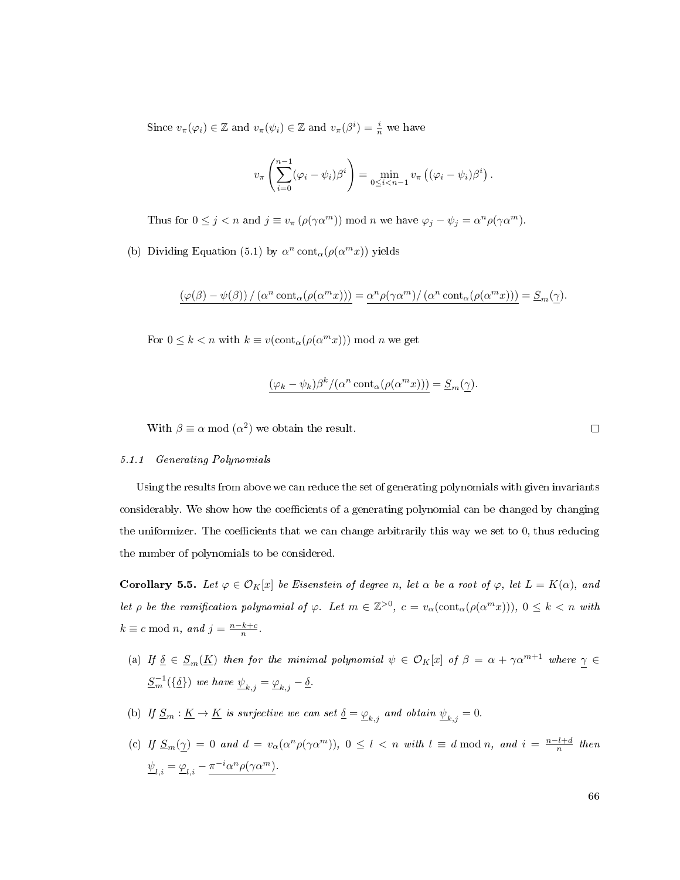Since $v_\pi(\varphi_i) \in \mathbb{Z}$ and $v_\pi(\psi_i) \in \mathbb{Z}$ and $v_\pi(\beta^i) = \frac{i}{n}$ we have

$$v_\pi\left(\sum_{i=0}^{n-1}(\varphi_i - \psi_i)\beta^i\right) = \min_{0\le i<n-1} v_\pi\left((\varphi_i - \psi_i)\beta^i\right).$$

Thus for $0 \le j < n$ and $j \equiv v_\pi(\rho(\gamma\alpha^m)) \bmod n$ we have $\varphi_j - \psi_j = \alpha^n\rho(\gamma\alpha^m)$.

(b) Dividing Equation (5.1) by $\alpha^n \operatorname{cont}_\alpha(\rho(\alpha^m x))$ yields

$$\underline{(\varphi(\beta) - \psi(\beta)) / (\alpha^n \operatorname{cont}_\alpha(\rho(\alpha^m x)))} = \underline{\alpha^n\rho(\gamma\alpha^m)/ (\alpha^n \operatorname{cont}_\alpha(\rho(\alpha^m x)))} = \underline{S}_m(\underline{\gamma}).$$

For $0 \le k < n$ with $k \equiv v(\operatorname{cont}_\alpha(\rho(\alpha^m x))) \bmod n$ we get

$$\underline{(\varphi_k - \psi_k)\beta^k/(\alpha^n \operatorname{cont}_\alpha(\rho(\alpha^m x)))} = \underline{S}_m(\underline{\gamma}).$$

With $\beta \equiv \alpha \bmod (\alpha^2)$ we obtain the result. $\square$

#### 5.1.1 Generating Polynomials

Using the results from above we can reduce the set of generating polynomials with given invariants considerably. We show how the coefficients of a generating polynomial can be changed by changing the uniformizer. The coefficients that we can change arbitrarily this way we set to 0, thus reducing the number of polynomials to be considered.

**Corollary 5.5.** *Let $\varphi \in \mathcal{O}_K[x]$ be Eisenstein of degree $n$, let $\alpha$ be a root of $\varphi$, let $L = K(\alpha)$, and let $\rho$ be the ramification polynomial of $\varphi$. Let $m \in \mathbb{Z}^{>0}$, $c = v_\alpha(\operatorname{cont}_\alpha(\rho(\alpha^m x)))$, $0 \le k < n$ with $k \equiv c \bmod n$, and $j = \frac{n-k+c}{n}$.*

(a) *If $\underline{\delta} \in \underline{S}_m(\underline{K})$ then for the minimal polynomial $\psi \in \mathcal{O}_K[x]$ of $\beta = \alpha + \gamma\alpha^{m+1}$ where $\underline{\gamma} \in \underline{S}_m^{-1}(\{\underline{\delta}\})$ we have $\underline{\psi}_{k,j} = \underline{\varphi}_{k,j} - \underline{\delta}$.*

(b) *If $\underline{S}_m : \underline{K} \to \underline{K}$ is surjective we can set $\underline{\delta} = \underline{\varphi}_{k,j}$ and obtain $\underline{\psi}_{k,j} = 0$.*

(c) *If $\underline{S}_m(\underline{\gamma}) = 0$ and $d = v_\alpha(\alpha^n\rho(\gamma\alpha^m))$, $0 \le l < n$ with $l \equiv d \bmod n$, and $i = \frac{n-l+d}{n}$ then $\underline{\psi}_{l,i} = \underline{\varphi}_{l,i} - \underline{\pi^{-i}\alpha^n\rho(\gamma\alpha^m)}$.*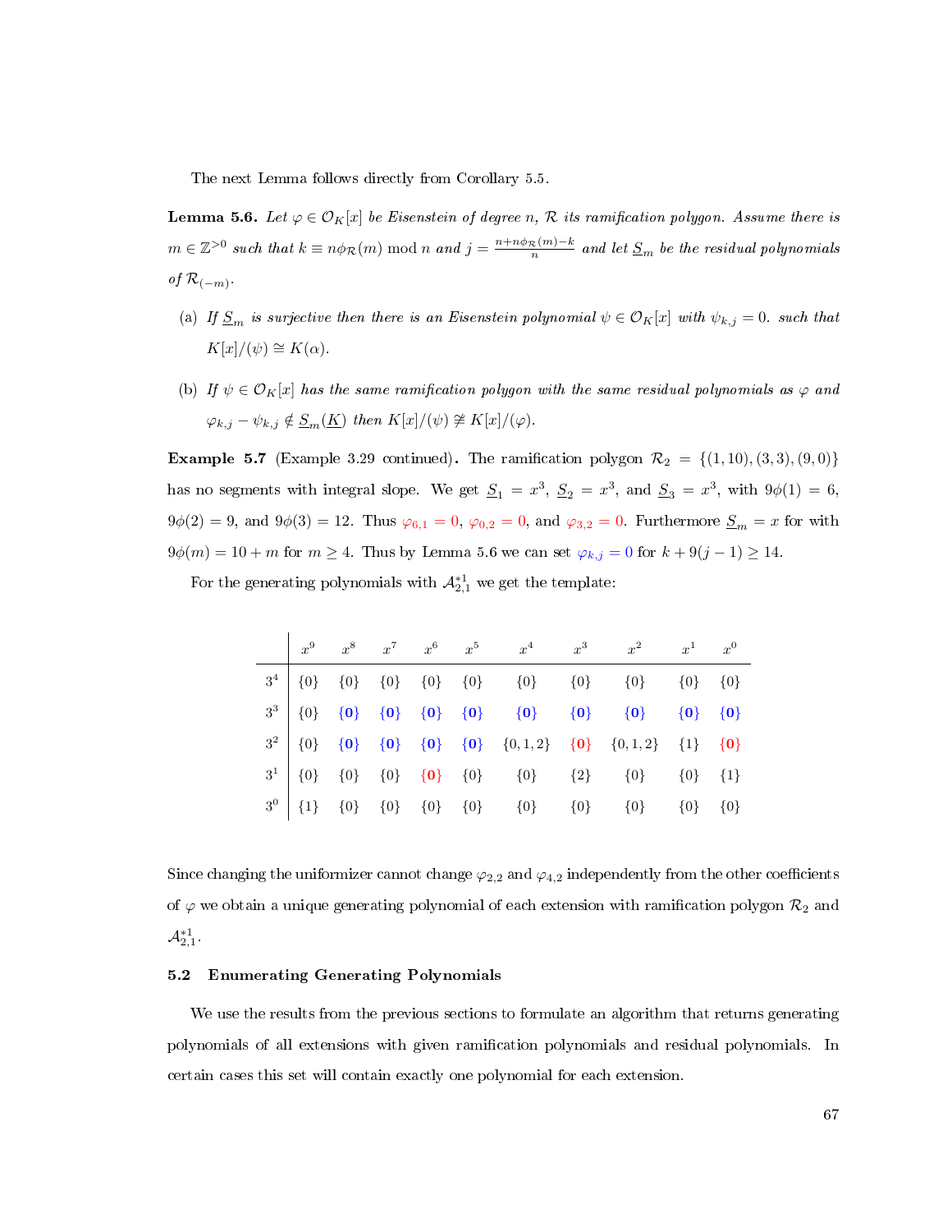The next Lemma follows directly from Corollary 5.5.

**Lemma 5.6.** *Let $\varphi \in \mathcal{O}_K[x]$ be Eisenstein of degree $n$, $\mathcal{R}$ its ramification polygon. Assume there is $m \in \mathbb{Z}^{>0}$ such that $k \equiv n\phi_{\mathcal{R}}(m) \bmod n$ and $j = \frac{n+n\phi_{\mathcal{R}}(m)-k}{n}$ and let $\underline{S}_m$ be the residual polynomials of $\mathcal{R}_{(-m)}$.*

(a) *If $\underline{S}_m$ is surjective then there is an Eisenstein polynomial $\psi \in \mathcal{O}_K[x]$ with $\psi_{k,j} = 0$. such that $K[x]/(\psi) \cong K(\alpha)$.*

(b) *If $\psi \in \mathcal{O}_K[x]$ has the same ramification polygon with the same residual polynomials as $\varphi$ and $\varphi_{k,j} - \psi_{k,j} \notin \underline{S}_m(\underline{K})$ then $K[x]/(\psi) \ncong K[x]/(\varphi)$.*

**Example 5.7** (Example 3.29 continued)**.** The ramification polygon $\mathcal{R}_2 = \{(1,10),(3,3),(9,0)\}$ has no segments with integral slope. We get $\underline{S}_1 = x^3$, $\underline{S}_2 = x^3$, and $\underline{S}_3 = x^3$, with $9\phi(1) = 6$, $9\phi(2) = 9$, and $9\phi(3) = 12$. Thus $\varphi_{6,1} = 0$, $\varphi_{0,2} = 0$, and $\varphi_{3,2} = 0$. Furthermore $\underline{S}_m = x$ for with $9\phi(m) = 10 + m$ for $m \geq 4$. Thus by Lemma 5.6 we can set $\varphi_{k,j} = 0$ for $k + 9(j-1) \geq 14$.

For the generating polynomials with $\mathcal{A}^{*1}_{2,1}$ we get the template:

| | $x^9$ | $x^8$ | $x^7$ | $x^6$ | $x^5$ | $x^4$ | $x^3$ | $x^2$ | $x^1$ | $x^0$ |
|---|---|---|---|---|---|---|---|---|---|---|
| $3^4$ | $\{0\}$ | $\{0\}$ | $\{0\}$ | $\{0\}$ | $\{0\}$ | $\{0\}$ | $\{0\}$ | $\{0\}$ | $\{0\}$ | $\{0\}$ |
| $3^3$ | $\{0\}$ | $\{\mathbf{0}\}$ | $\{\mathbf{0}\}$ | $\{\mathbf{0}\}$ | $\{\mathbf{0}\}$ | $\{\mathbf{0}\}$ | $\{\mathbf{0}\}$ | $\{\mathbf{0}\}$ | $\{\mathbf{0}\}$ | $\{\mathbf{0}\}$ |
| $3^2$ | $\{0\}$ | $\{\mathbf{0}\}$ | $\{\mathbf{0}\}$ | $\{\mathbf{0}\}$ | $\{\mathbf{0}\}$ | $\{0,1,2\}$ | $\{\mathbf{0}\}$ | $\{0,1,2\}$ | $\{1\}$ | $\{\mathbf{0}\}$ |
| $3^1$ | $\{0\}$ | $\{0\}$ | $\{0\}$ | $\{\mathbf{0}\}$ | $\{0\}$ | $\{0\}$ | $\{2\}$ | $\{0\}$ | $\{0\}$ | $\{1\}$ |
| $3^0$ | $\{1\}$ | $\{0\}$ | $\{0\}$ | $\{0\}$ | $\{0\}$ | $\{0\}$ | $\{0\}$ | $\{0\}$ | $\{0\}$ | $\{0\}$ |

Since changing the uniformizer cannot change $\varphi_{2,2}$ and $\varphi_{4,2}$ independently from the other coefficients of $\varphi$ we obtain a unique generating polynomial of each extension with ramification polygon $\mathcal{R}_2$ and $\mathcal{A}^{*1}_{2,1}$.

### 5.2 Enumerating Generating Polynomials

We use the results from the previous sections to formulate an algorithm that returns generating polynomials of all extensions with given ramification polynomials and residual polynomials. In certain cases this set will contain exactly one polynomial for each extension.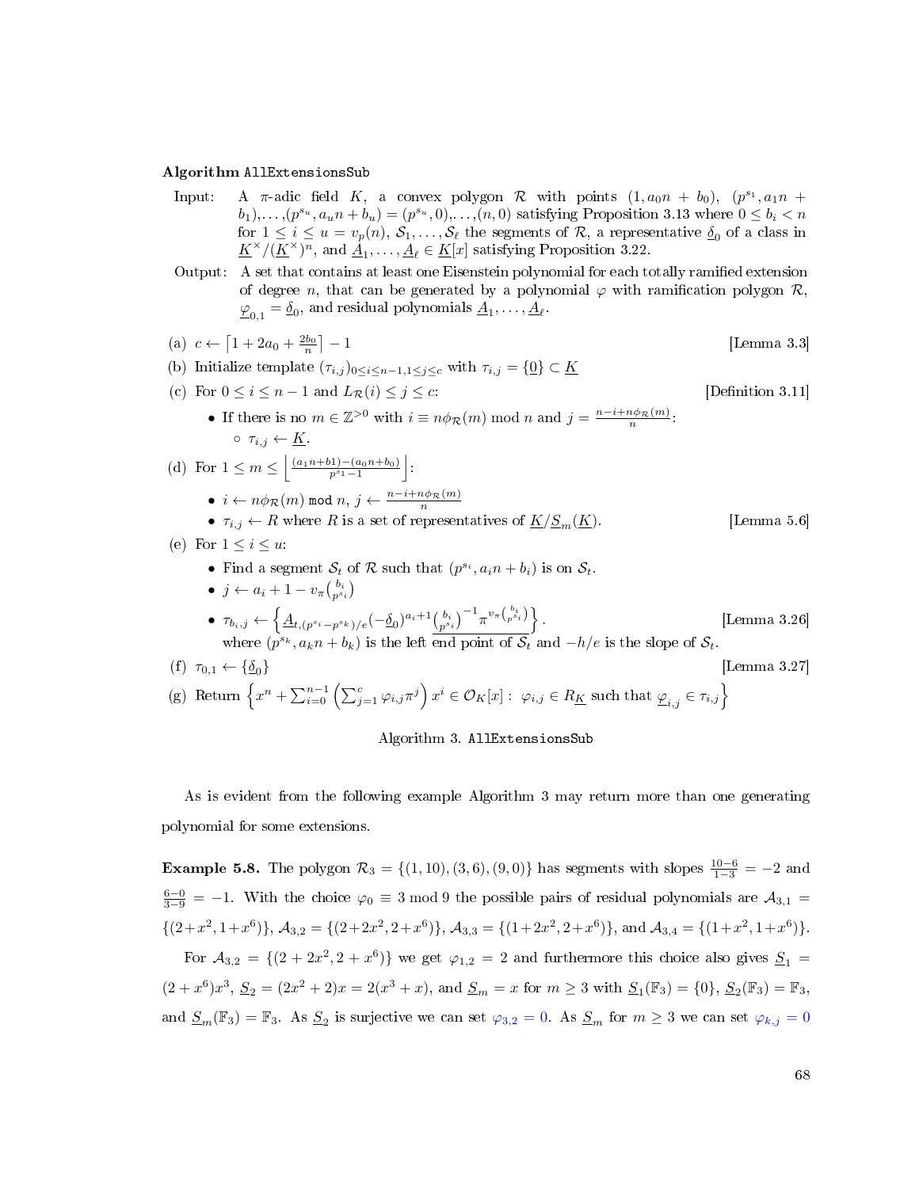**Algorithm** `AllExtensionsSub`

Input: A $\pi$-adic field $K$, a convex polygon $\mathcal{R}$ with points $(1, a_0n + b_0)$, $(p^{s_1}, a_1n + b_1), \ldots, (p^{s_u}, a_un + b_u) = (p^{s_u}, 0), \ldots, (n, 0)$ satisfying Proposition 3.13 where $0 \le b_i < n$ for $1 \le i \le u = v_p(n)$, $\mathcal{S}_1, \ldots, \mathcal{S}_\ell$ the segments of $\mathcal{R}$, a representative $\underline{\delta}_0$ of a class in $\underline{K}^\times/(\underline{K}^\times)^n$, and $\underline{A}_1, \ldots, \underline{A}_\ell \in \underline{K}[x]$ satisfying Proposition 3.22.

Output: A set that contains at least one Eisenstein polynomial for each totally ramified extension of degree $n$, that can be generated by a polynomial $\varphi$ with ramification polygon $\mathcal{R}$, $\underline{\varphi}_{0,1} = \underline{\delta}_0$, and residual polynomials $\underline{A}_1, \ldots, \underline{A}_\ell$.

(a) $c \leftarrow \lceil 1 + 2a_0 + \frac{2b_0}{n} \rceil - 1$ [Lemma 3.3]

(b) Initialize template $(\tau_{i,j})_{0 \le i \le n-1, 1 \le j \le c}$ with $\tau_{i,j} = \{\underline{0}\} \subset \underline{K}$

(c) For $0 \le i \le n-1$ and $L_\mathcal{R}(i) \le j \le c$: [Definition 3.11]

- If there is no $m \in \mathbb{Z}^{>0}$ with $i \equiv n\phi_\mathcal{R}(m) \bmod n$ and $j = \frac{n - i + n\phi_\mathcal{R}(m)}{n}$:
  - $\tau_{i,j} \leftarrow \underline{K}$.

(d) For $1 \le m \le \left\lfloor \frac{(a_1n+b1)-(a_0n+b_0)}{p^{s_1}-1} \right\rfloor$:

- $i \leftarrow n\phi_\mathcal{R}(m) \bmod n$, $j \leftarrow \frac{n-i+n\phi_\mathcal{R}(m)}{n}$
- $\tau_{i,j} \leftarrow R$ where $R$ is a set of representatives of $\underline{K}/\underline{S}_m(\underline{K})$. [Lemma 5.6]

(e) For $1 \le i \le u$:

- Find a segment $\mathcal{S}_t$ of $\mathcal{R}$ such that $(p^{s_i}, a_in + b_i)$ is on $\mathcal{S}_t$.
- $j \leftarrow a_i + 1 - v_\pi\binom{b_i}{p^{s_i}}$
- $\tau_{b_i,j} \leftarrow \left\{ \underline{A_{t,(p^{s_i}-p^{s_k})/e}(-\delta_0)^{a_i+1}\binom{b_i}{p^{s_i}}^{-1}\pi^{v_\pi\binom{b_i}{p^{s_i}}}} \right\}$. [Lemma 3.26]

  where $(p^{s_k}, a_kn + b_k)$ is the left end point of $\mathcal{S}_t$ and $-h/e$ is the slope of $\mathcal{S}_t$.

(f) $\tau_{0,1} \leftarrow \{\underline{\delta}_0\}$ [Lemma 3.27]

(g) Return $\left\{ x^n + \sum_{i=0}^{n-1} \left( \sum_{j=1}^{c} \varphi_{i,j}\pi^j \right) x^i \in \mathcal{O}_K[x] : \ \varphi_{i,j} \in R_{\underline{K}} \text{ such that } \underline{\varphi}_{i,j} \in \tau_{i,j} \right\}$

Algorithm 3. `AllExtensionsSub`

As is evident from the following example Algorithm 3 may return more than one generating polynomial for some extensions.

**Example 5.8.** The polygon $\mathcal{R}_3 = \{(1, 10), (3, 6), (9, 0)\}$ has segments with slopes $\frac{10-6}{1-3} = -2$ and $\frac{6-0}{3-9} = -1$. With the choice $\varphi_0 \equiv 3 \bmod 9$ the possible pairs of residual polynomials are $\mathcal{A}_{3,1} = \{(2+x^2, 1+x^6)\}$, $\mathcal{A}_{3,2} = \{(2+2x^2, 2+x^6)\}$, $\mathcal{A}_{3,3} = \{(1+2x^2, 2+x^6)\}$, and $\mathcal{A}_{3,4} = \{(1+x^2, 1+x^6)\}$.

For $\mathcal{A}_{3,2} = \{(2 + 2x^2, 2 + x^6)\}$ we get $\varphi_{1,2} = 2$ and furthermore this choice also gives $\underline{S}_1 = (2 + x^6)x^3$, $\underline{S}_2 = (2x^2 + 2)x = 2(x^3 + x)$, and $\underline{S}_m = x$ for $m \ge 3$ with $\underline{S}_1(\mathbb{F}_3) = \{0\}$, $\underline{S}_2(\mathbb{F}_3) = \mathbb{F}_3$, and $\underline{S}_m(\mathbb{F}_3) = \mathbb{F}_3$. As $\underline{S}_2$ is surjective we can set $\varphi_{3,2} = 0$. As $\underline{S}_m$ for $m \ge 3$ we can set $\varphi_{k,j} = 0$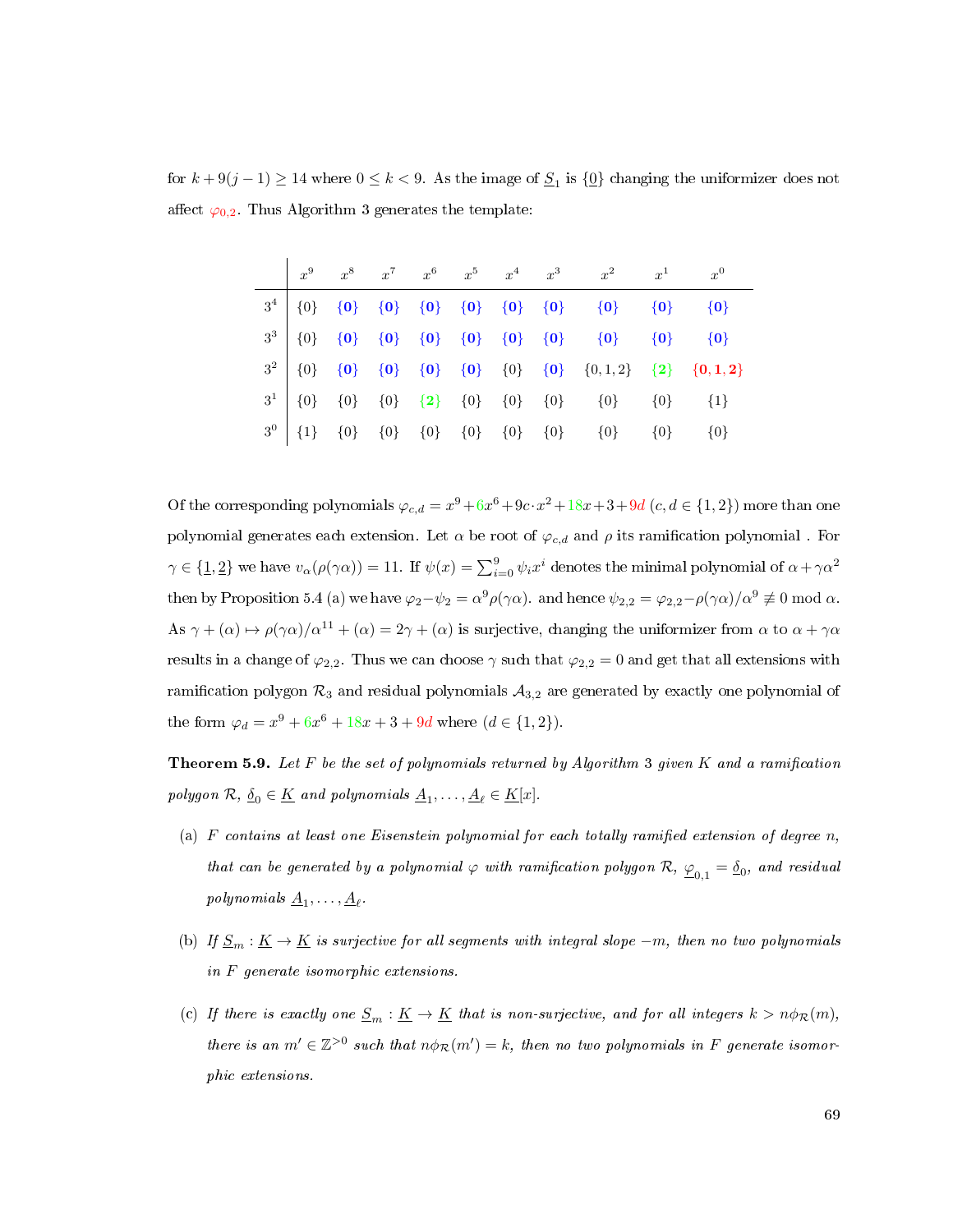for $k + 9(j-1) \geq 14$ where $0 \leq k < 9$. As the image of $\underline{S}_1$ is $\{\underline{0}\}$ changing the uniformizer does not affect $\varphi_{0,2}$. Thus Algorithm 3 generates the template:

| | $x^9$ | $x^8$ | $x^7$ | $x^6$ | $x^5$ | $x^4$ | $x^3$ | $x^2$ | $x^1$ | $x^0$ |
|---|---|---|---|---|---|---|---|---|---|---|
| $3^4$ | $\{0\}$ | $\mathbf{\{0\}}$ | $\mathbf{\{0\}}$ | $\mathbf{\{0\}}$ | $\mathbf{\{0\}}$ | $\mathbf{\{0\}}$ | $\mathbf{\{0\}}$ | $\mathbf{\{0\}}$ | $\mathbf{\{0\}}$ | $\mathbf{\{0\}}$ |
| $3^3$ | $\{0\}$ | $\mathbf{\{0\}}$ | $\mathbf{\{0\}}$ | $\mathbf{\{0\}}$ | $\mathbf{\{0\}}$ | $\mathbf{\{0\}}$ | $\mathbf{\{0\}}$ | $\mathbf{\{0\}}$ | $\mathbf{\{0\}}$ | $\mathbf{\{0\}}$ |
| $3^2$ | $\{0\}$ | $\mathbf{\{0\}}$ | $\mathbf{\{0\}}$ | $\mathbf{\{0\}}$ | $\mathbf{\{0\}}$ | $\{0\}$ | $\mathbf{\{0\}}$ | $\{0,1,2\}$ | $\mathbf{\{2\}}$ | $\mathbf{\{0,1,2\}}$ |
| $3^1$ | $\{0\}$ | $\{0\}$ | $\{0\}$ | $\mathbf{\{2\}}$ | $\{0\}$ | $\{0\}$ | $\{0\}$ | $\{0\}$ | $\{0\}$ | $\{1\}$ |
| $3^0$ | $\{1\}$ | $\{0\}$ | $\{0\}$ | $\{0\}$ | $\{0\}$ | $\{0\}$ | $\{0\}$ | $\{0\}$ | $\{0\}$ | $\{0\}$ |

Of the corresponding polynomials $\varphi_{c,d} = x^9 + 6x^6 + 9c \cdot x^2 + 18x + 3 + 9d$ ($c, d \in \{1, 2\}$) more than one polynomial generates each extension. Let $\alpha$ be root of $\varphi_{c,d}$ and $\rho$ its ramification polynomial . For $\gamma \in \{\underline{1}, \underline{2}\}$ we have $v_\alpha(\rho(\gamma\alpha)) = 11$. If $\psi(x) = \sum_{i=0}^{9} \psi_i x^i$ denotes the minimal polynomial of $\alpha + \gamma\alpha^2$ then by Proposition 5.4 (a) we have $\varphi_2 - \psi_2 = \alpha^9 \rho(\gamma\alpha)$. and hence $\psi_{2,2} = \varphi_{2,2} - \rho(\gamma\alpha)/\alpha^9 \not\equiv 0 \bmod \alpha$. As $\gamma + (\alpha) \mapsto \rho(\gamma\alpha)/\alpha^{11} + (\alpha) = 2\gamma + (\alpha)$ is surjective, changing the uniformizer from $\alpha$ to $\alpha + \gamma\alpha$ results in a change of $\varphi_{2,2}$. Thus we can choose $\gamma$ such that $\varphi_{2,2} = 0$ and get that all extensions with ramification polygon $\mathcal{R}_3$ and residual polynomials $\mathcal{A}_{3,2}$ are generated by exactly one polynomial of the form $\varphi_d = x^9 + 6x^6 + 18x + 3 + 9d$ where ($d \in \{1, 2\}$).

**Theorem 5.9.** *Let $F$ be the set of polynomials returned by Algorithm 3 given $K$ and a ramification polygon $\mathcal{R}$, $\underline{\delta}_0 \in \underline{K}$ and polynomials $\underline{A}_1, \ldots, \underline{A}_\ell \in \underline{K}[x]$.*

(a) *$F$ contains at least one Eisenstein polynomial for each totally ramified extension of degree $n$, that can be generated by a polynomial $\varphi$ with ramification polygon $\mathcal{R}$, $\underline{\varphi}_{0,1} = \underline{\delta}_0$, and residual polynomials $\underline{A}_1, \ldots, \underline{A}_\ell$.*

(b) *If $\underline{S}_m : \underline{K} \to \underline{K}$ is surjective for all segments with integral slope $-m$, then no two polynomials in $F$ generate isomorphic extensions.*

(c) *If there is exactly one $\underline{S}_m : \underline{K} \to \underline{K}$ that is non-surjective, and for all integers $k > n\phi_{\mathcal{R}}(m)$, there is an $m' \in \mathbb{Z}^{>0}$ such that $n\phi_{\mathcal{R}}(m') = k$, then no two polynomials in $F$ generate isomorphic extensions.*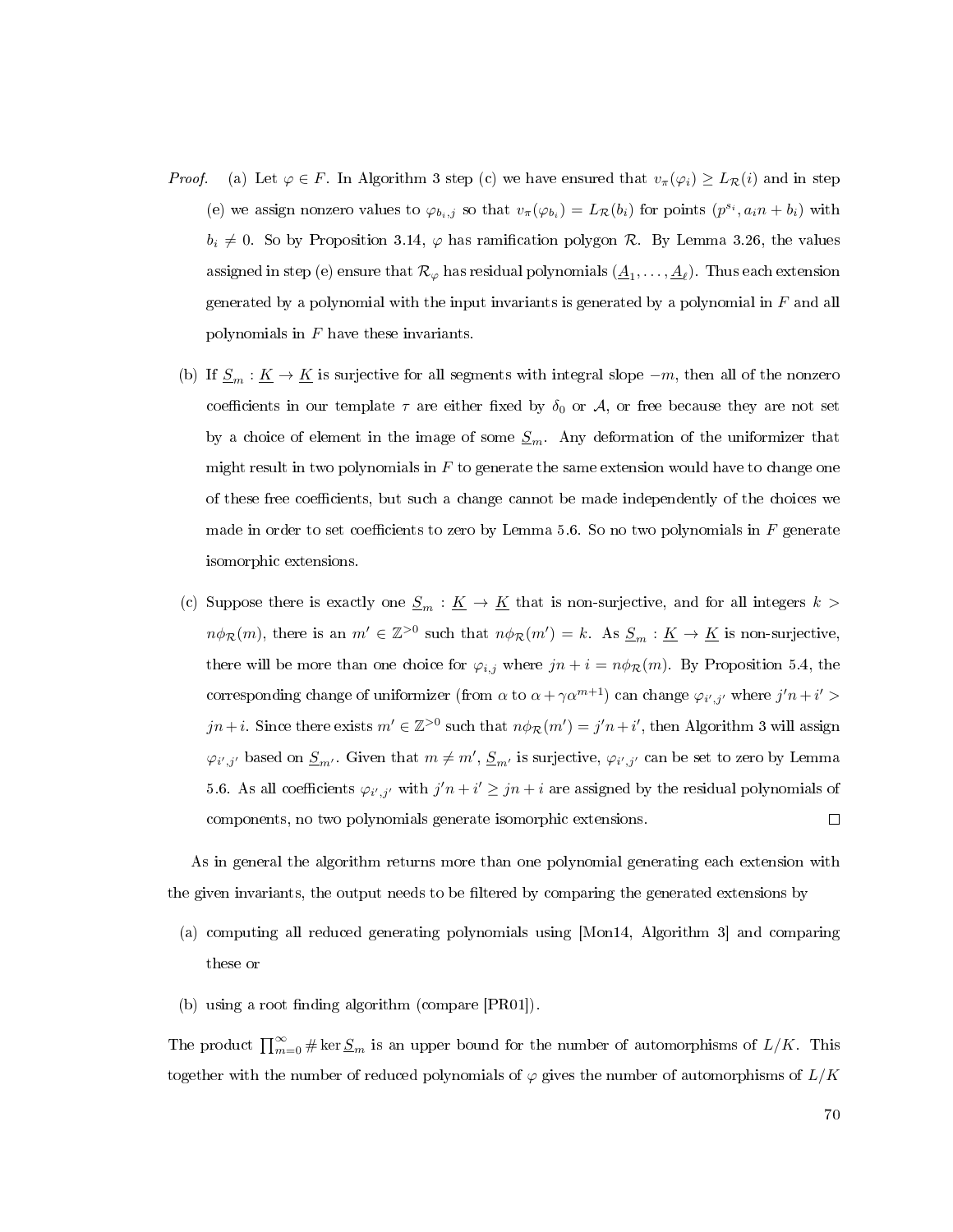*Proof.* (a) Let $\varphi \in F$. In Algorithm 3 step (c) we have ensured that $v_\pi(\varphi_i) \geq L_{\mathcal{R}}(i)$ and in step (e) we assign nonzero values to $\varphi_{b_i,j}$ so that $v_\pi(\varphi_{b_i}) = L_{\mathcal{R}}(b_i)$ for points $(p^{s_i}, a_i n + b_i)$ with $b_i \neq 0$. So by Proposition 3.14, $\varphi$ has ramification polygon $\mathcal{R}$. By Lemma 3.26, the values assigned in step (e) ensure that $\mathcal{R}_\varphi$ has residual polynomials $(\underline{A}_1, \ldots, \underline{A}_\ell)$. Thus each extension generated by a polynomial with the input invariants is generated by a polynomial in $F$ and all polynomials in $F$ have these invariants.

(b) If $\underline{S}_m : \underline{K} \to \underline{K}$ is surjective for all segments with integral slope $-m$, then all of the nonzero coefficients in our template $\tau$ are either fixed by $\delta_0$ or $\mathcal{A}$, or free because they are not set by a choice of element in the image of some $\underline{S}_m$. Any deformation of the uniformizer that might result in two polynomials in $F$ to generate the same extension would have to change one of these free coefficients, but such a change cannot be made independently of the choices we made in order to set coefficients to zero by Lemma 5.6. So no two polynomials in $F$ generate isomorphic extensions.

(c) Suppose there is exactly one $\underline{S}_m : \underline{K} \to \underline{K}$ that is non-surjective, and for all integers $k > n\phi_{\mathcal{R}}(m)$, there is an $m' \in \mathbb{Z}^{>0}$ such that $n\phi_{\mathcal{R}}(m') = k$. As $\underline{S}_m : \underline{K} \to \underline{K}$ is non-surjective, there will be more than one choice for $\varphi_{i,j}$ where $jn + i = n\phi_{\mathcal{R}}(m)$. By Proposition 5.4, the corresponding change of uniformizer (from $\alpha$ to $\alpha + \gamma\alpha^{m+1}$) can change $\varphi_{i',j'}$ where $j'n + i' > jn + i$. Since there exists $m' \in \mathbb{Z}^{>0}$ such that $n\phi_{\mathcal{R}}(m') = j'n + i'$, then Algorithm 3 will assign $\varphi_{i',j'}$ based on $\underline{S}_{m'}$. Given that $m \neq m'$, $\underline{S}_{m'}$ is surjective, $\varphi_{i',j'}$ can be set to zero by Lemma 5.6. As all coefficients $\varphi_{i',j'}$ with $j'n + i' \geq jn + i$ are assigned by the residual polynomials of components, no two polynomials generate isomorphic extensions. ∎

As in general the algorithm returns more than one polynomial generating each extension with the given invariants, the output needs to be filtered by comparing the generated extensions by

(a) computing all reduced generating polynomials using [Mon14, Algorithm 3] and comparing these or

(b) using a root finding algorithm (compare [PR01]).

The product $\prod_{m=0}^{\infty} \# \ker \underline{S}_m$ is an upper bound for the number of automorphisms of $L/K$. This together with the number of reduced polynomials of $\varphi$ gives the number of automorphisms of $L/K$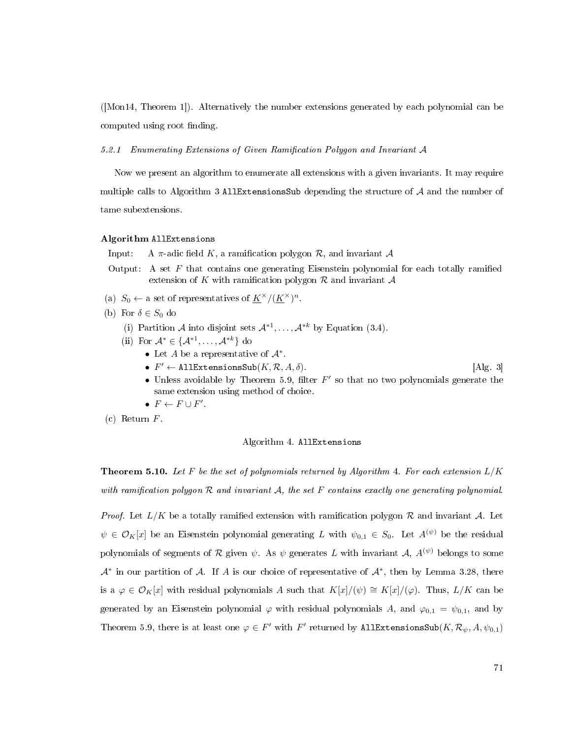([Mon14, Theorem 1]). Alternatively the number extensions generated by each polynomial can be computed using root finding.

#### 5.2.1 Enumerating Extensions of Given Ramification Polygon and Invariant $\mathcal{A}$

Now we present an algorithm to enumerate all extensions with a given invariants. It may require multiple calls to Algorithm 3 `AllExtensionsSub` depending the structure of $\mathcal{A}$ and the number of tame subextensions.

**Algorithm** `AllExtensions`

Input: A $\pi$-adic field $K$, a ramification polygon $\mathcal{R}$, and invariant $\mathcal{A}$

Output: A set $F$ that contains one generating Eisenstein polynomial for each totally ramified extension of $K$ with ramification polygon $\mathcal{R}$ and invariant $\mathcal{A}$

(a) $S_0 \leftarrow$ a set of representatives of $\underline{K}^\times/(\underline{K}^\times)^n$.

(b) For $\delta \in S_0$ do

  (i) Partition $\mathcal{A}$ into disjoint sets $\mathcal{A}^{*1}, \dots, \mathcal{A}^{*k}$ by Equation (3.4).

  (ii) For $\mathcal{A}^* \in \{\mathcal{A}^{*1}, \dots, \mathcal{A}^{*k}\}$ do

  - Let $A$ be a representative of $\mathcal{A}^*$.
  - $F' \leftarrow$ `AllExtensionsSub`$(K, \mathcal{R}, A, \delta)$. [Alg. 3]
  - Unless avoidable by Theorem 5.9, filter $F'$ so that no two polynomials generate the same extension using method of choice.
  - $F \leftarrow F \cup F'$.

(c) Return $F$.

Algorithm 4. `AllExtensions`

**Theorem 5.10.** *Let $F$ be the set of polynomials returned by Algorithm 4. For each extension $L/K$ with ramification polygon $\mathcal{R}$ and invariant $\mathcal{A}$, the set $F$ contains exactly one generating polynomial.*

*Proof.* Let $L/K$ be a totally ramified extension with ramification polygon $\mathcal{R}$ and invariant $\mathcal{A}$. Let $\psi \in \mathcal{O}_K[x]$ be an Eisenstein polynomial generating $L$ with $\psi_{0,1} \in S_0$. Let $A^{(\psi)}$ be the residual polynomials of segments of $\mathcal{R}$ given $\psi$. As $\psi$ generates $L$ with invariant $\mathcal{A}$, $A^{(\psi)}$ belongs to some $\mathcal{A}^*$ in our partition of $\mathcal{A}$. If $A$ is our choice of representative of $\mathcal{A}^*$, then by Lemma 3.28, there is a $\varphi \in \mathcal{O}_K[x]$ with residual polynomials $A$ such that $K[x]/(\psi) \cong K[x]/(\varphi)$. Thus, $L/K$ can be generated by an Eisenstein polynomial $\varphi$ with residual polynomials $A$, and $\varphi_{0,1} = \psi_{0,1}$, and by Theorem 5.9, there is at least one $\varphi \in F'$ with $F'$ returned by `AllExtensionsSub`$(K, \mathcal{R}_\psi, A, \psi_{0,1})$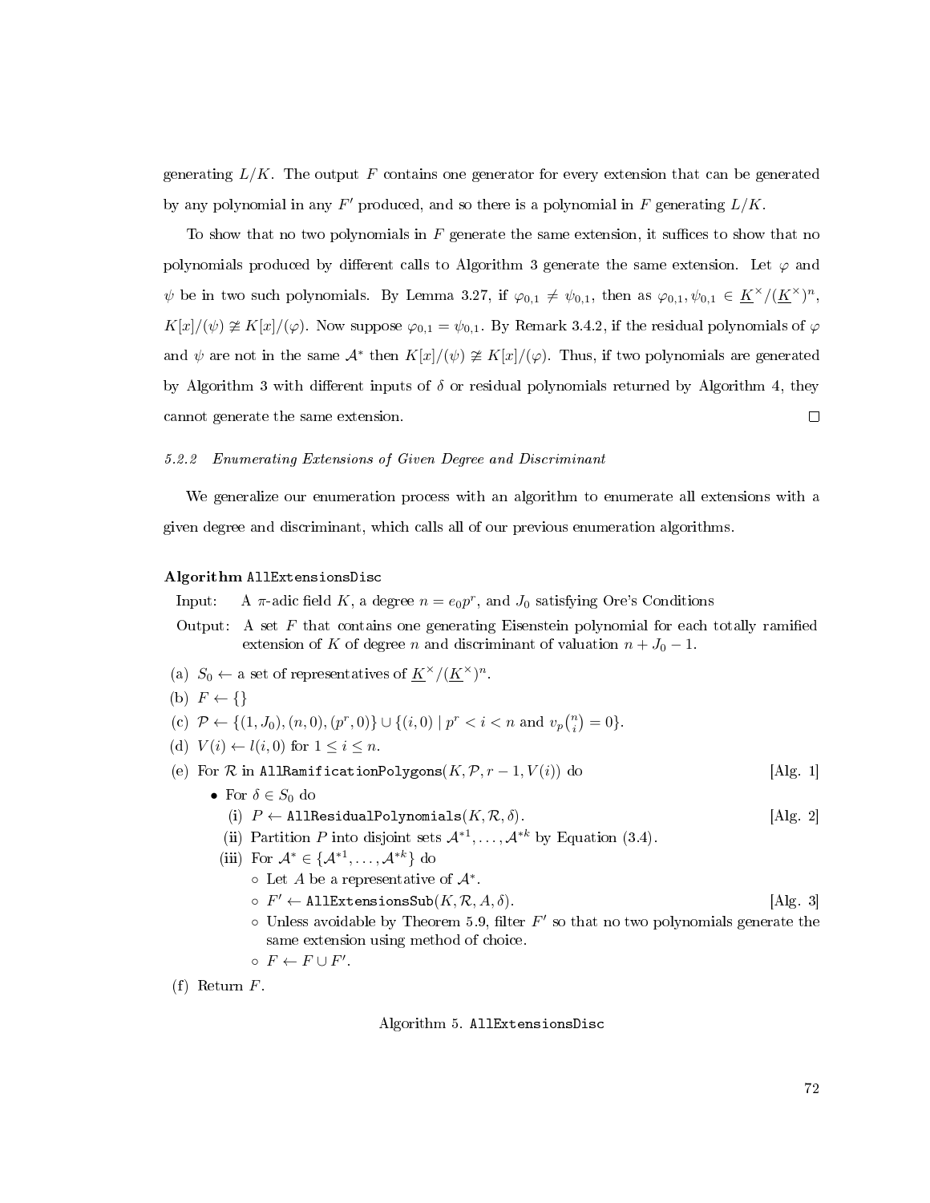generating $L/K$. The output $F$ contains one generator for every extension that can be generated by any polynomial in any $F'$ produced, and so there is a polynomial in $F$ generating $L/K$.

To show that no two polynomials in $F$ generate the same extension, it suffices to show that no polynomials produced by different calls to Algorithm 3 generate the same extension. Let $\varphi$ and $\psi$ be in two such polynomials. By Lemma 3.27, if $\varphi_{0,1} \neq \psi_{0,1}$, then as $\varphi_{0,1}, \psi_{0,1} \in \underline{K}^\times/(\underline{K}^\times)^n$, $K[x]/(\psi) \not\cong K[x]/(\varphi)$. Now suppose $\varphi_{0,1} = \psi_{0,1}$. By Remark 3.4.2, if the residual polynomials of $\varphi$ and $\psi$ are not in the same $\mathcal{A}^*$ then $K[x]/(\psi) \not\cong K[x]/(\varphi)$. Thus, if two polynomials are generated by Algorithm 3 with different inputs of $\delta$ or residual polynomials returned by Algorithm 4, they cannot generate the same extension. □

#### 5.2.2 *Enumerating Extensions of Given Degree and Discriminant*

We generalize our enumeration process with an algorithm to enumerate all extensions with a given degree and discriminant, which calls all of our previous enumeration algorithms.

**Algorithm** `AllExtensionsDisc`

Input: A $\pi$-adic field $K$, a degree $n = e_0 p^r$, and $J_0$ satisfying Ore's Conditions

Output: A set $F$ that contains one generating Eisenstein polynomial for each totally ramified extension of $K$ of degree $n$ and discriminant of valuation $n + J_0 - 1$.

(a) $S_0 \leftarrow$ a set of representatives of $\underline{K}^\times/(\underline{K}^\times)^n$.

(b) $F \leftarrow \{\}$

(c) $\mathcal{P} \leftarrow \{(1, J_0), (n, 0), (p^r, 0)\} \cup \{(i, 0) \mid p^r < i < n \text{ and } v_p\binom{n}{i} = 0\}$.

(d) $V(i) \leftarrow l(i, 0)$ for $1 \leq i \leq n$.

(e) For $\mathcal{R}$ in `AllRamificationPolygons`$(K, \mathcal{P}, r-1, V(i))$ do [Alg. 1]

- For $\delta \in S_0$ do
  - (i) $P \leftarrow$ `AllResidualPolynomials`$(K, \mathcal{R}, \delta)$. [Alg. 2]
  - (ii) Partition $P$ into disjoint sets $\mathcal{A}^{*1}, \ldots, \mathcal{A}^{*k}$ by Equation (3.4).
  - (iii) For $\mathcal{A}^* \in \{\mathcal{A}^{*1}, \ldots, \mathcal{A}^{*k}\}$ do
    - Let $A$ be a representative of $\mathcal{A}^*$.
    - $F' \leftarrow$ `AllExtensionsSub`$(K, \mathcal{R}, A, \delta)$. [Alg. 3]
    - Unless avoidable by Theorem 5.9, filter $F'$ so that no two polynomials generate the same extension using method of choice.
    - $F \leftarrow F \cup F'$.

(f) Return $F$.

Algorithm 5. `AllExtensionsDisc`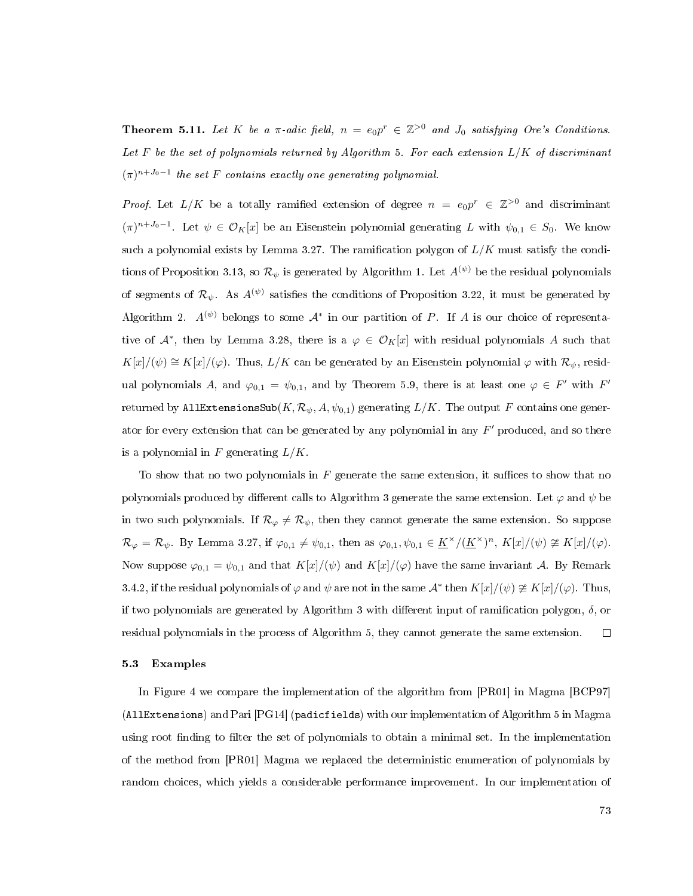**Theorem 5.11.** *Let $K$ be a $\pi$-adic field, $n = e_0 p^r \in \mathbb{Z}^{>0}$ and $J_0$ satisfying Ore's Conditions. Let $F$ be the set of polynomials returned by Algorithm 5. For each extension $L/K$ of discriminant $(\pi)^{n+J_0-1}$ the set $F$ contains exactly one generating polynomial.*

*Proof.* Let $L/K$ be a totally ramified extension of degree $n = e_0 p^r \in \mathbb{Z}^{>0}$ and discriminant $(\pi)^{n+J_0-1}$. Let $\psi \in \mathcal{O}_K[x]$ be an Eisenstein polynomial generating $L$ with $\psi_{0,1} \in S_0$. We know such a polynomial exists by Lemma 3.27. The ramification polygon of $L/K$ must satisfy the conditions of Proposition 3.13, so $\mathcal{R}_\psi$ is generated by Algorithm 1. Let $A^{(\psi)}$ be the residual polynomials of segments of $\mathcal{R}_\psi$. As $A^{(\psi)}$ satisfies the conditions of Proposition 3.22, it must be generated by Algorithm 2. $A^{(\psi)}$ belongs to some $\mathcal{A}^*$ in our partition of $P$. If $A$ is our choice of representative of $\mathcal{A}^*$, then by Lemma 3.28, there is a $\varphi \in \mathcal{O}_K[x]$ with residual polynomials $A$ such that $K[x]/(\psi) \cong K[x]/(\varphi)$. Thus, $L/K$ can be generated by an Eisenstein polynomial $\varphi$ with $\mathcal{R}_\psi$, residual polynomials $A$, and $\varphi_{0,1} = \psi_{0,1}$, and by Theorem 5.9, there is at least one $\varphi \in F'$ with $F'$ returned by `AllExtensionsSub`$(K, \mathcal{R}_\psi, A, \psi_{0,1})$ generating $L/K$. The output $F$ contains one generator for every extension that can be generated by any polynomial in any $F'$ produced, and so there is a polynomial in $F$ generating $L/K$.

To show that no two polynomials in $F$ generate the same extension, it suffices to show that no polynomials produced by different calls to Algorithm 3 generate the same extension. Let $\varphi$ and $\psi$ be in two such polynomials. If $\mathcal{R}_\varphi \neq \mathcal{R}_\psi$, then they cannot generate the same extension. So suppose $\mathcal{R}_\varphi = \mathcal{R}_\psi$. By Lemma 3.27, if $\varphi_{0,1} \neq \psi_{0,1}$, then as $\varphi_{0,1}, \psi_{0,1} \in \underline{K}^\times/(\underline{K}^\times)^n$, $K[x]/(\psi) \not\cong K[x]/(\varphi)$. Now suppose $\varphi_{0,1} = \psi_{0,1}$ and that $K[x]/(\psi)$ and $K[x]/(\varphi)$ have the same invariant $\mathcal{A}$. By Remark 3.4.2, if the residual polynomials of $\varphi$ and $\psi$ are not in the same $\mathcal{A}^*$ then $K[x]/(\psi) \not\cong K[x]/(\varphi)$. Thus, if two polynomials are generated by Algorithm 3 with different input of ramification polygon, $\delta$, or residual polynomials in the process of Algorithm 5, they cannot generate the same extension. $\square$

### 5.3 Examples

In Figure 4 we compare the implementation of the algorithm from [PR01] in Magma [BCP97] (`AllExtensions`) and Pari [PG14] (`padicfields`) with our implementation of Algorithm 5 in Magma using root finding to filter the set of polynomials to obtain a minimal set. In the implementation of the method from [PR01] Magma we replaced the deterministic enumeration of polynomials by random choices, which yields a considerable performance improvement. In our implementation of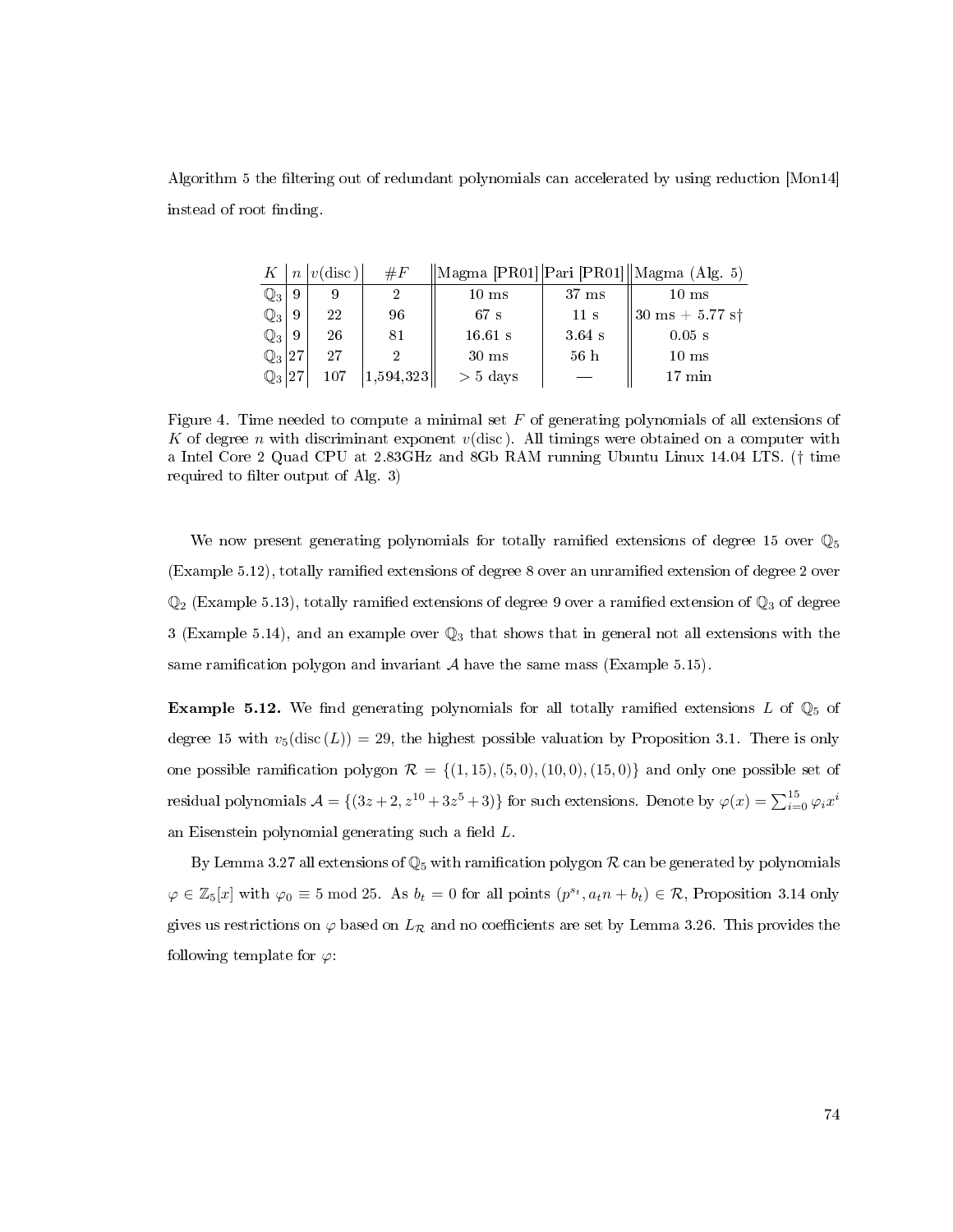Algorithm 5 the filtering out of redundant polynomials can accelerated by using reduction [Mon14] instead of root finding.

| $K$ | $n$ | $v(\text{disc})$ | $\#F$ | Magma [PR01] | Pari [PR01] | Magma (Alg. 5) |
|---|---|---|---|---|---|---|
| $\mathbb{Q}_3$ | 9 | 9 | 2 | 10 ms | 37 ms | 10 ms |
| $\mathbb{Q}_3$ | 9 | 22 | 96 | 67 s | 11 s | 30 ms + 5.77 s† |
| $\mathbb{Q}_3$ | 9 | 26 | 81 | 16.61 s | 3.64 s | 0.05 s |
| $\mathbb{Q}_3$ | 27 | 27 | 2 | 30 ms | 56 h | 10 ms |
| $\mathbb{Q}_3$ | 27 | 107 | 1,594,323 | > 5 days | — | 17 min |

Figure 4. Time needed to compute a minimal set $F$ of generating polynomials of all extensions of $K$ of degree $n$ with discriminant exponent $v(\text{disc})$. All timings were obtained on a computer with a Intel Core 2 Quad CPU at 2.83GHz and 8Gb RAM running Ubuntu Linux 14.04 LTS. († time required to filter output of Alg. 3)

We now present generating polynomials for totally ramified extensions of degree 15 over $\mathbb{Q}_5$ (Example 5.12), totally ramified extensions of degree 8 over an unramified extension of degree 2 over $\mathbb{Q}_2$ (Example 5.13), totally ramified extensions of degree 9 over a ramified extension of $\mathbb{Q}_3$ of degree 3 (Example 5.14), and an example over $\mathbb{Q}_3$ that shows that in general not all extensions with the same ramification polygon and invariant $\mathcal{A}$ have the same mass (Example 5.15).

**Example 5.12.** We find generating polynomials for all totally ramified extensions $L$ of $\mathbb{Q}_5$ of degree 15 with $v_5(\text{disc}(L)) = 29$, the highest possible valuation by Proposition 3.1. There is only one possible ramification polygon $\mathcal{R} = \{(1, 15), (5, 0), (10, 0), (15, 0)\}$ and only one possible set of residual polynomials $\mathcal{A} = \{(3z + 2, z^{10} + 3z^5 + 3)\}$ for such extensions. Denote by $\varphi(x) = \sum_{i=0}^{15} \varphi_i x^i$ an Eisenstein polynomial generating such a field $L$.

By Lemma 3.27 all extensions of $\mathbb{Q}_5$ with ramification polygon $\mathcal{R}$ can be generated by polynomials $\varphi \in \mathbb{Z}_5[x]$ with $\varphi_0 \equiv 5 \bmod 25$. As $b_t = 0$ for all points $(p^{s_t}, a_t n + b_t) \in \mathcal{R}$, Proposition 3.14 only gives us restrictions on $\varphi$ based on $L_{\mathcal{R}}$ and no coefficients are set by Lemma 3.26. This provides the following template for $\varphi$: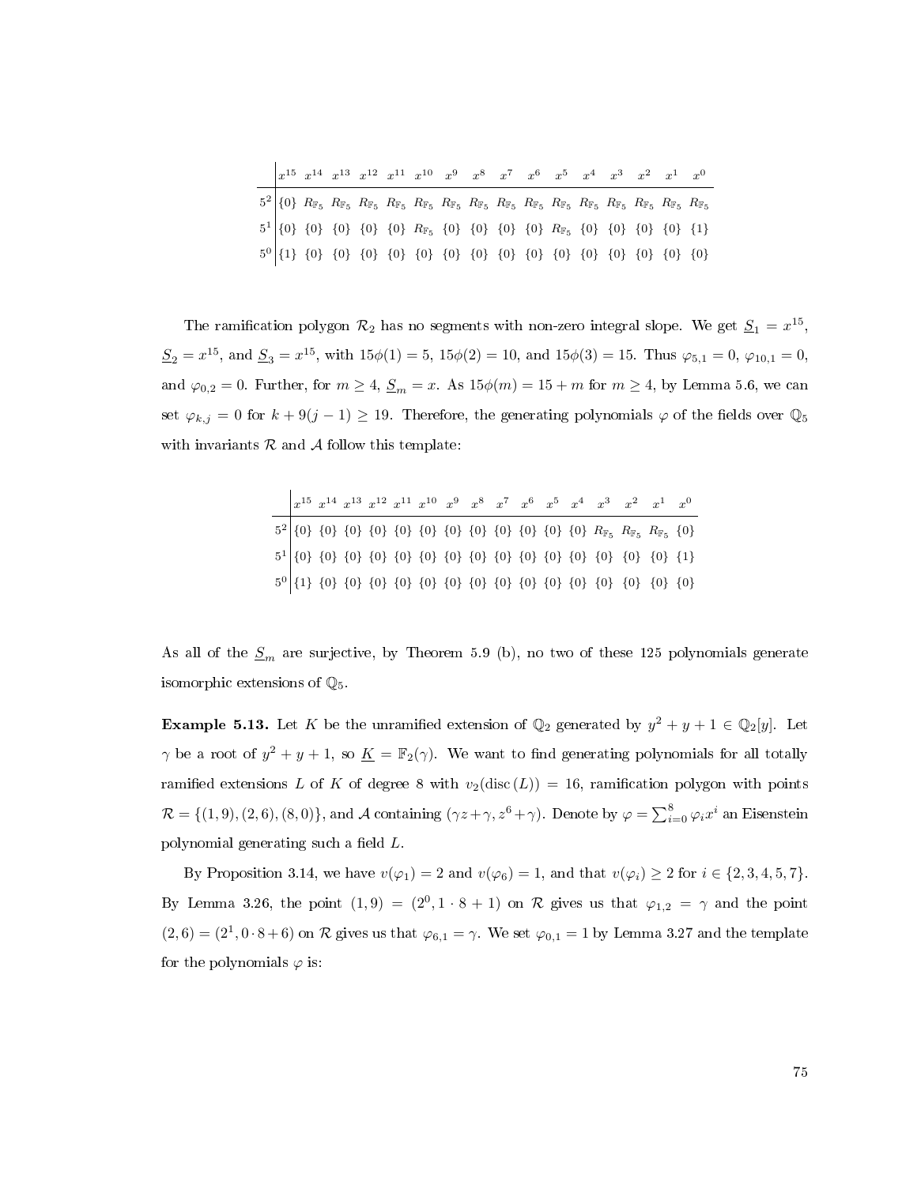| | $x^{15}$ | $x^{14}$ | $x^{13}$ | $x^{12}$ | $x^{11}$ | $x^{10}$ | $x^{9}$ | $x^{8}$ | $x^{7}$ | $x^{6}$ | $x^{5}$ | $x^{4}$ | $x^{3}$ | $x^{2}$ | $x^{1}$ | $x^{0}$ |
|---|---|---|---|---|---|---|---|---|---|---|---|---|---|---|---|---|
| $5^2$ | $\{0\}$ | $R_{\mathbb{F}_5}$ | $R_{\mathbb{F}_5}$ | $R_{\mathbb{F}_5}$ | $R_{\mathbb{F}_5}$ | $R_{\mathbb{F}_5}$ | $R_{\mathbb{F}_5}$ | $R_{\mathbb{F}_5}$ | $R_{\mathbb{F}_5}$ | $R_{\mathbb{F}_5}$ | $R_{\mathbb{F}_5}$ | $R_{\mathbb{F}_5}$ | $R_{\mathbb{F}_5}$ | $R_{\mathbb{F}_5}$ | $R_{\mathbb{F}_5}$ | $R_{\mathbb{F}_5}$ |
| $5^1$ | $\{0\}$ | $\{0\}$ | $\{0\}$ | $\{0\}$ | $\{0\}$ | $R_{\mathbb{F}_5}$ | $\{0\}$ | $\{0\}$ | $\{0\}$ | $\{0\}$ | $R_{\mathbb{F}_5}$ | $\{0\}$ | $\{0\}$ | $\{0\}$ | $\{0\}$ | $\{1\}$ |
| $5^0$ | $\{1\}$ | $\{0\}$ | $\{0\}$ | $\{0\}$ | $\{0\}$ | $\{0\}$ | $\{0\}$ | $\{0\}$ | $\{0\}$ | $\{0\}$ | $\{0\}$ | $\{0\}$ | $\{0\}$ | $\{0\}$ | $\{0\}$ | $\{0\}$ |

The ramification polygon $\mathcal{R}_2$ has no segments with non-zero integral slope. We get $\underline{S}_1 = x^{15}$, $\underline{S}_2 = x^{15}$, and $\underline{S}_3 = x^{15}$, with $15\phi(1) = 5$, $15\phi(2) = 10$, and $15\phi(3) = 15$. Thus $\varphi_{5,1} = 0$, $\varphi_{10,1} = 0$, and $\varphi_{0,2} = 0$. Further, for $m \geq 4$, $\underline{S}_m = x$. As $15\phi(m) = 15 + m$ for $m \geq 4$, by Lemma 5.6, we can set $\varphi_{k,j} = 0$ for $k + 9(j-1) \geq 19$. Therefore, the generating polynomials $\varphi$ of the fields over $\mathbb{Q}_5$ with invariants $\mathcal{R}$ and $\mathcal{A}$ follow this template:

| | $x^{15}$ | $x^{14}$ | $x^{13}$ | $x^{12}$ | $x^{11}$ | $x^{10}$ | $x^{9}$ | $x^{8}$ | $x^{7}$ | $x^{6}$ | $x^{5}$ | $x^{4}$ | $x^{3}$ | $x^{2}$ | $x^{1}$ | $x^{0}$ |
|---|---|---|---|---|---|---|---|---|---|---|---|---|---|---|---|---|
| $5^2$ | $\{0\}$ | $\{0\}$ | $\{0\}$ | $\{0\}$ | $\{0\}$ | $\{0\}$ | $\{0\}$ | $\{0\}$ | $\{0\}$ | $\{0\}$ | $\{0\}$ | $\{0\}$ | $R_{\mathbb{F}_5}$ | $R_{\mathbb{F}_5}$ | $R_{\mathbb{F}_5}$ | $\{0\}$ |
| $5^1$ | $\{0\}$ | $\{0\}$ | $\{0\}$ | $\{0\}$ | $\{0\}$ | $\{0\}$ | $\{0\}$ | $\{0\}$ | $\{0\}$ | $\{0\}$ | $\{0\}$ | $\{0\}$ | $\{0\}$ | $\{0\}$ | $\{0\}$ | $\{1\}$ |
| $5^0$ | $\{1\}$ | $\{0\}$ | $\{0\}$ | $\{0\}$ | $\{0\}$ | $\{0\}$ | $\{0\}$ | $\{0\}$ | $\{0\}$ | $\{0\}$ | $\{0\}$ | $\{0\}$ | $\{0\}$ | $\{0\}$ | $\{0\}$ | $\{0\}$ |

As all of the $\underline{S}_m$ are surjective, by Theorem 5.9 (b), no two of these 125 polynomials generate isomorphic extensions of $\mathbb{Q}_5$.

**Example 5.13.** Let $K$ be the unramified extension of $\mathbb{Q}_2$ generated by $y^2 + y + 1 \in \mathbb{Q}_2[y]$. Let $\gamma$ be a root of $y^2 + y + 1$, so $\underline{K} = \mathbb{F}_2(\gamma)$. We want to find generating polynomials for all totally ramified extensions $L$ of $K$ of degree 8 with $v_2(\operatorname{disc}(L)) = 16$, ramification polygon with points $\mathcal{R} = \{(1, 9), (2, 6), (8, 0)\}$, and $\mathcal{A}$ containing $(\gamma z + \gamma, z^6 + \gamma)$. Denote by $\varphi = \sum_{i=0}^{8} \varphi_i x^i$ an Eisenstein polynomial generating such a field $L$.

By Proposition 3.14, we have $v(\varphi_1) = 2$ and $v(\varphi_6) = 1$, and that $v(\varphi_i) \geq 2$ for $i \in \{2, 3, 4, 5, 7\}$. By Lemma 3.26, the point $(1, 9) = (2^0, 1 \cdot 8 + 1)$ on $\mathcal{R}$ gives us that $\varphi_{1,2} = \gamma$ and the point $(2, 6) = (2^1, 0 \cdot 8 + 6)$ on $\mathcal{R}$ gives us that $\varphi_{6,1} = \gamma$. We set $\varphi_{0,1} = 1$ by Lemma 3.27 and the template for the polynomials $\varphi$ is: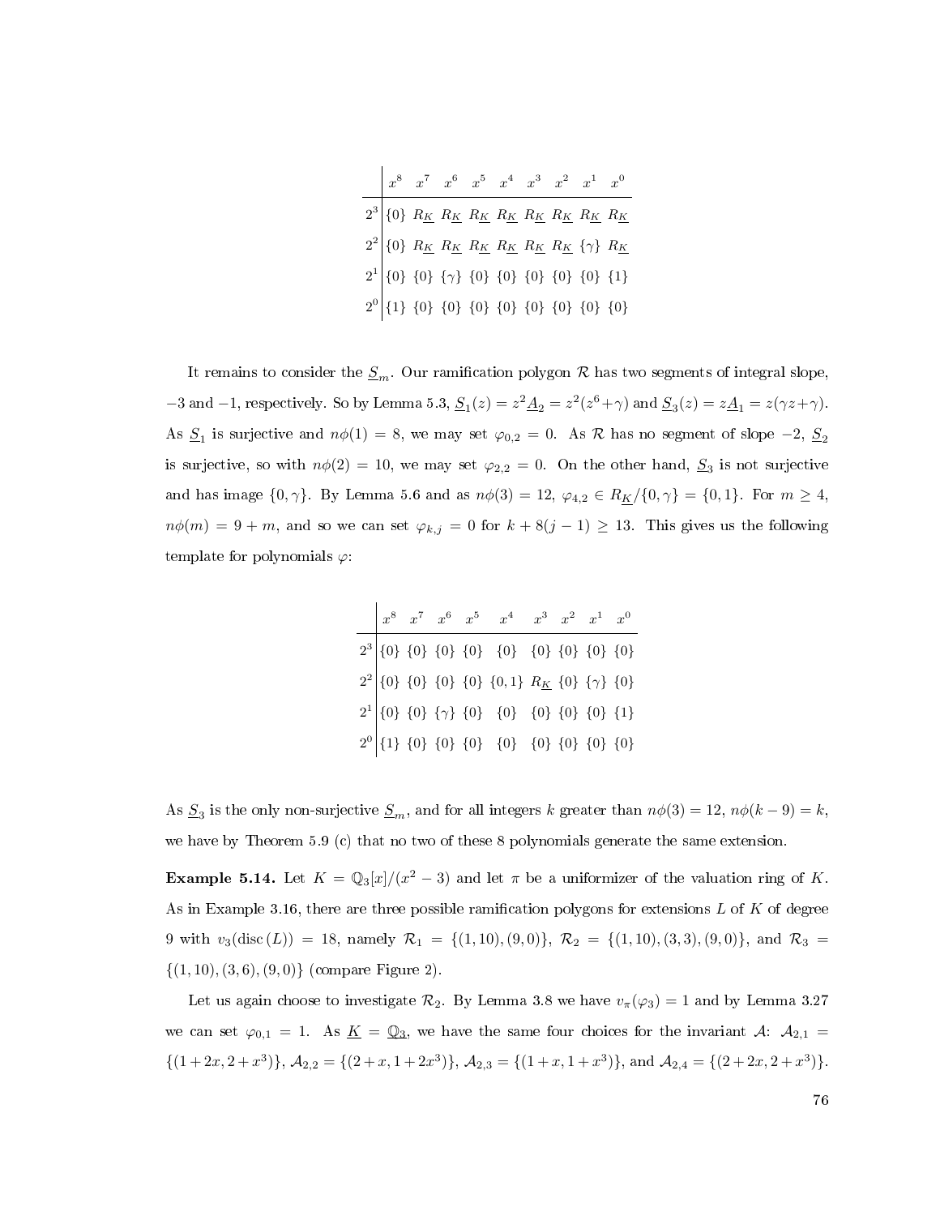| | $x^8$ | $x^7$ | $x^6$ | $x^5$ | $x^4$ | $x^3$ | $x^2$ | $x^1$ | $x^0$ |
|---|---|---|---|---|---|---|---|---|---|
| $2^3$ | $\{0\}$ | $R_{\underline{K}}$ | $R_{\underline{K}}$ | $R_{\underline{K}}$ | $R_{\underline{K}}$ | $R_{\underline{K}}$ | $R_{\underline{K}}$ | $R_{\underline{K}}$ | $R_{\underline{K}}$ |
| $2^2$ | $\{0\}$ | $R_{\underline{K}}$ | $R_{\underline{K}}$ | $R_{\underline{K}}$ | $R_{\underline{K}}$ | $R_{\underline{K}}$ | $R_{\underline{K}}$ | $\{\gamma\}$ | $R_{\underline{K}}$ |
| $2^1$ | $\{0\}$ | $\{0\}$ | $\{\gamma\}$ | $\{0\}$ | $\{0\}$ | $\{0\}$ | $\{0\}$ | $\{0\}$ | $\{1\}$ |
| $2^0$ | $\{1\}$ | $\{0\}$ | $\{0\}$ | $\{0\}$ | $\{0\}$ | $\{0\}$ | $\{0\}$ | $\{0\}$ | $\{0\}$ |

It remains to consider the $\underline{S}_m$. Our ramification polygon $\mathcal{R}$ has two segments of integral slope, $-3$ and $-1$, respectively. So by Lemma 5.3, $\underline{S}_1(z) = z^2\underline{A}_2 = z^2(z^6+\gamma)$ and $\underline{S}_3(z) = z\underline{A}_1 = z(\gamma z+\gamma)$. As $\underline{S}_1$ is surjective and $n\phi(1) = 8$, we may set $\varphi_{0,2} = 0$. As $\mathcal{R}$ has no segment of slope $-2$, $\underline{S}_2$ is surjective, so with $n\phi(2) = 10$, we may set $\varphi_{2,2} = 0$. On the other hand, $\underline{S}_3$ is not surjective and has image $\{0, \gamma\}$. By Lemma 5.6 and as $n\phi(3) = 12$, $\varphi_{4,2} \in R_{\underline{K}}/\{0,\gamma\} = \{0, 1\}$. For $m \geq 4$, $n\phi(m) = 9 + m$, and so we can set $\varphi_{k,j} = 0$ for $k + 8(j-1) \geq 13$. This gives us the following template for polynomials $\varphi$:

| | $x^8$ | $x^7$ | $x^6$ | $x^5$ | $x^4$ | $x^3$ | $x^2$ | $x^1$ | $x^0$ |
|---|---|---|---|---|---|---|---|---|---|
| $2^3$ | $\{0\}$ | $\{0\}$ | $\{0\}$ | $\{0\}$ | $\{0\}$ | $\{0\}$ | $\{0\}$ | $\{0\}$ | $\{0\}$ |
| $2^2$ | $\{0\}$ | $\{0\}$ | $\{0\}$ | $\{0\}$ | $\{0,1\}$ | $R_{\underline{K}}$ | $\{0\}$ | $\{\gamma\}$ | $\{0\}$ |
| $2^1$ | $\{0\}$ | $\{0\}$ | $\{\gamma\}$ | $\{0\}$ | $\{0\}$ | $\{0\}$ | $\{0\}$ | $\{0\}$ | $\{1\}$ |
| $2^0$ | $\{1\}$ | $\{0\}$ | $\{0\}$ | $\{0\}$ | $\{0\}$ | $\{0\}$ | $\{0\}$ | $\{0\}$ | $\{0\}$ |

As $\underline{S}_3$ is the only non-surjective $\underline{S}_m$, and for all integers $k$ greater than $n\phi(3) = 12$, $n\phi(k-9) = k$, we have by Theorem 5.9 (c) that no two of these 8 polynomials generate the same extension.

**Example 5.14.** Let $K = \mathbb{Q}_3[x]/(x^2-3)$ and let $\pi$ be a uniformizer of the valuation ring of $K$. As in Example 3.16, there are three possible ramification polygons for extensions $L$ of $K$ of degree 9 with $v_3(\operatorname{disc}(L)) = 18$, namely $\mathcal{R}_1 = \{(1,10),(9,0)\}$, $\mathcal{R}_2 = \{(1,10),(3,3),(9,0)\}$, and $\mathcal{R}_3 = \{(1,10),(3,6),(9,0)\}$ (compare Figure 2).

Let us again choose to investigate $\mathcal{R}_2$. By Lemma 3.8 we have $v_\pi(\varphi_3) = 1$ and by Lemma 3.27 we can set $\varphi_{0,1} = 1$. As $\underline{K} = \underline{\mathbb{Q}_3}$, we have the same four choices for the invariant $\mathcal{A}$: $\mathcal{A}_{2,1} = \{(1+2x, 2+x^3)\}$, $\mathcal{A}_{2,2} = \{(2+x, 1+2x^3)\}$, $\mathcal{A}_{2,3} = \{(1+x, 1+x^3)\}$, and $\mathcal{A}_{2,4} = \{(2+2x, 2+x^3)\}$.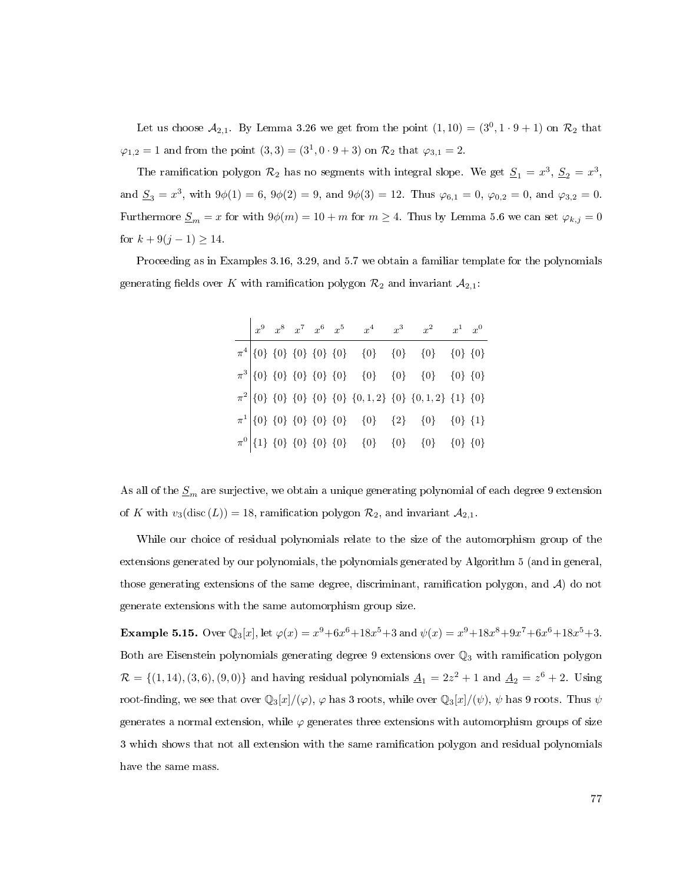Let us choose $\mathcal{A}_{2,1}$. By Lemma 3.26 we get from the point $(1, 10) = (3^0, 1 \cdot 9 + 1)$ on $\mathcal{R}_2$ that $\varphi_{1,2} = 1$ and from the point $(3, 3) = (3^1, 0 \cdot 9 + 3)$ on $\mathcal{R}_2$ that $\varphi_{3,1} = 2$.

The ramification polygon $\mathcal{R}_2$ has no segments with integral slope. We get $\underline{S}_1 = x^3$, $\underline{S}_2 = x^3$, and $\underline{S}_3 = x^3$, with $9\phi(1) = 6$, $9\phi(2) = 9$, and $9\phi(3) = 12$. Thus $\varphi_{6,1} = 0$, $\varphi_{0,2} = 0$, and $\varphi_{3,2} = 0$. Furthermore $\underline{S}_m = x$ for with $9\phi(m) = 10 + m$ for $m \geq 4$. Thus by Lemma 5.6 we can set $\varphi_{k,j} = 0$ for $k + 9(j - 1) \geq 14$.

Proceeding as in Examples 3.16, 3.29, and 5.7 we obtain a familiar template for the polynomials generating fields over $K$ with ramification polygon $\mathcal{R}_2$ and invariant $\mathcal{A}_{2,1}$:

| | $x^9$ | $x^8$ | $x^7$ | $x^6$ | $x^5$ | $x^4$ | $x^3$ | $x^2$ | $x^1$ | $x^0$ |
|---|---|---|---|---|---|---|---|---|---|---|
| $\pi^4$ | $\{0\}$ | $\{0\}$ | $\{0\}$ | $\{0\}$ | $\{0\}$ | $\{0\}$ | $\{0\}$ | $\{0\}$ | $\{0\}$ | $\{0\}$ |
| $\pi^3$ | $\{0\}$ | $\{0\}$ | $\{0\}$ | $\{0\}$ | $\{0\}$ | $\{0\}$ | $\{0\}$ | $\{0\}$ | $\{0\}$ | $\{0\}$ |
| $\pi^2$ | $\{0\}$ | $\{0\}$ | $\{0\}$ | $\{0\}$ | $\{0\}$ | $\{0, 1, 2\}$ | $\{0\}$ | $\{0, 1, 2\}$ | $\{1\}$ | $\{0\}$ |
| $\pi^1$ | $\{0\}$ | $\{0\}$ | $\{0\}$ | $\{0\}$ | $\{0\}$ | $\{0\}$ | $\{2\}$ | $\{0\}$ | $\{0\}$ | $\{1\}$ |
| $\pi^0$ | $\{1\}$ | $\{0\}$ | $\{0\}$ | $\{0\}$ | $\{0\}$ | $\{0\}$ | $\{0\}$ | $\{0\}$ | $\{0\}$ | $\{0\}$ |

As all of the $\underline{S}_m$ are surjective, we obtain a unique generating polynomial of each degree 9 extension of $K$ with $v_3(\operatorname{disc}(L)) = 18$, ramification polygon $\mathcal{R}_2$, and invariant $\mathcal{A}_{2,1}$.

While our choice of residual polynomials relate to the size of the automorphism group of the extensions generated by our polynomials, the polynomials generated by Algorithm 5 (and in general, those generating extensions of the same degree, discriminant, ramification polygon, and $\mathcal{A}$) do not generate extensions with the same automorphism group size.

**Example 5.15.** Over $\mathbb{Q}_3[x]$, let $\varphi(x) = x^9+6x^6+18x^5+3$ and $\psi(x) = x^9+18x^8+9x^7+6x^6+18x^5+3$. Both are Eisenstein polynomials generating degree 9 extensions over $\mathbb{Q}_3$ with ramification polygon $\mathcal{R} = \{(1, 14), (3, 6), (9, 0)\}$ and having residual polynomials $\underline{A}_1 = 2z^2 + 1$ and $\underline{A}_2 = z^6 + 2$. Using root-finding, we see that over $\mathbb{Q}_3[x]/(\varphi)$, $\varphi$ has 3 roots, while over $\mathbb{Q}_3[x]/(\psi)$, $\psi$ has 9 roots. Thus $\psi$ generates a normal extension, while $\varphi$ generates three extensions with automorphism groups of size 3 which shows that not all extension with the same ramification polygon and residual polynomials have the same mass.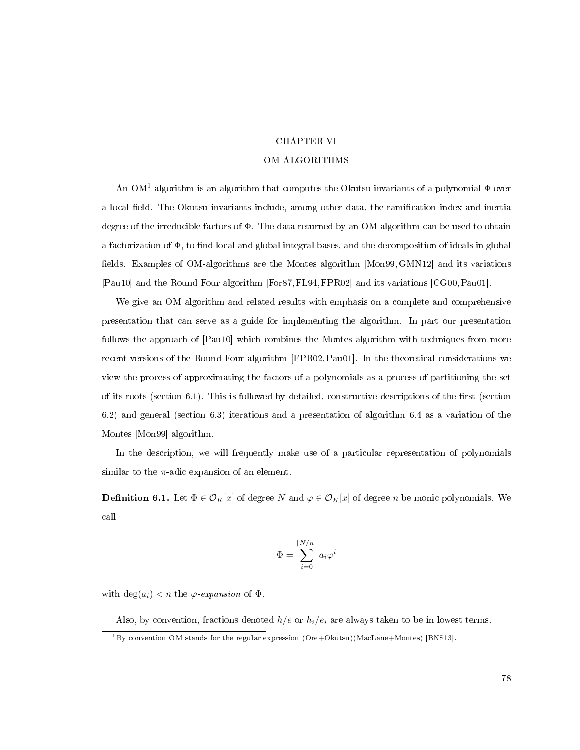# CHAPTER VI

# OM ALGORITHMS

An OM[1] algorithm is an algorithm that computes the Okutsu invariants of a polynomial $\Phi$ over a local field. The Okutsu invariants include, among other data, the ramification index and inertia degree of the irreducible factors of $\Phi$. The data returned by an OM algorithm can be used to obtain a factorization of $\Phi$, to find local and global integral bases, and the decomposition of ideals in global fields. Examples of OM-algorithms are the Montes algorithm [Mon99, GMN12] and its variations [Pau10] and the Round Four algorithm [For87, FL94, FPR02] and its variations [CG00, Pau01].

We give an OM algorithm and related results with emphasis on a complete and comprehensive presentation that can serve as a guide for implementing the algorithm. In part our presentation follows the approach of [Pau10] which combines the Montes algorithm with techniques from more recent versions of the Round Four algorithm [FPR02, Pau01]. In the theoretical considerations we view the process of approximating the factors of a polynomials as a process of partitioning the set of its roots (section 6.1). This is followed by detailed, constructive descriptions of the first (section 6.2) and general (section 6.3) iterations and a presentation of algorithm 6.4 as a variation of the Montes [Mon99] algorithm.

In the description, we will frequently make use of a particular representation of polynomials similar to the $\pi$-adic expansion of an element.

**Definition 6.1.** Let $\Phi \in \mathcal{O}_K[x]$ of degree $N$ and $\varphi \in \mathcal{O}_K[x]$ of degree $n$ be monic polynomials. We call

$$\Phi = \sum_{i=0}^{\lceil N/n \rceil} a_i \varphi^i$$

with $\deg(a_i) < n$ the *$\varphi$-expansion* of $\Phi$.

Also, by convention, fractions denoted $h/e$ or $h_i/e_i$ are always taken to be in lowest terms.

[1] By convention OM stands for the regular expression (Ore+Okutsu)(MacLane+Montes) [BNS13].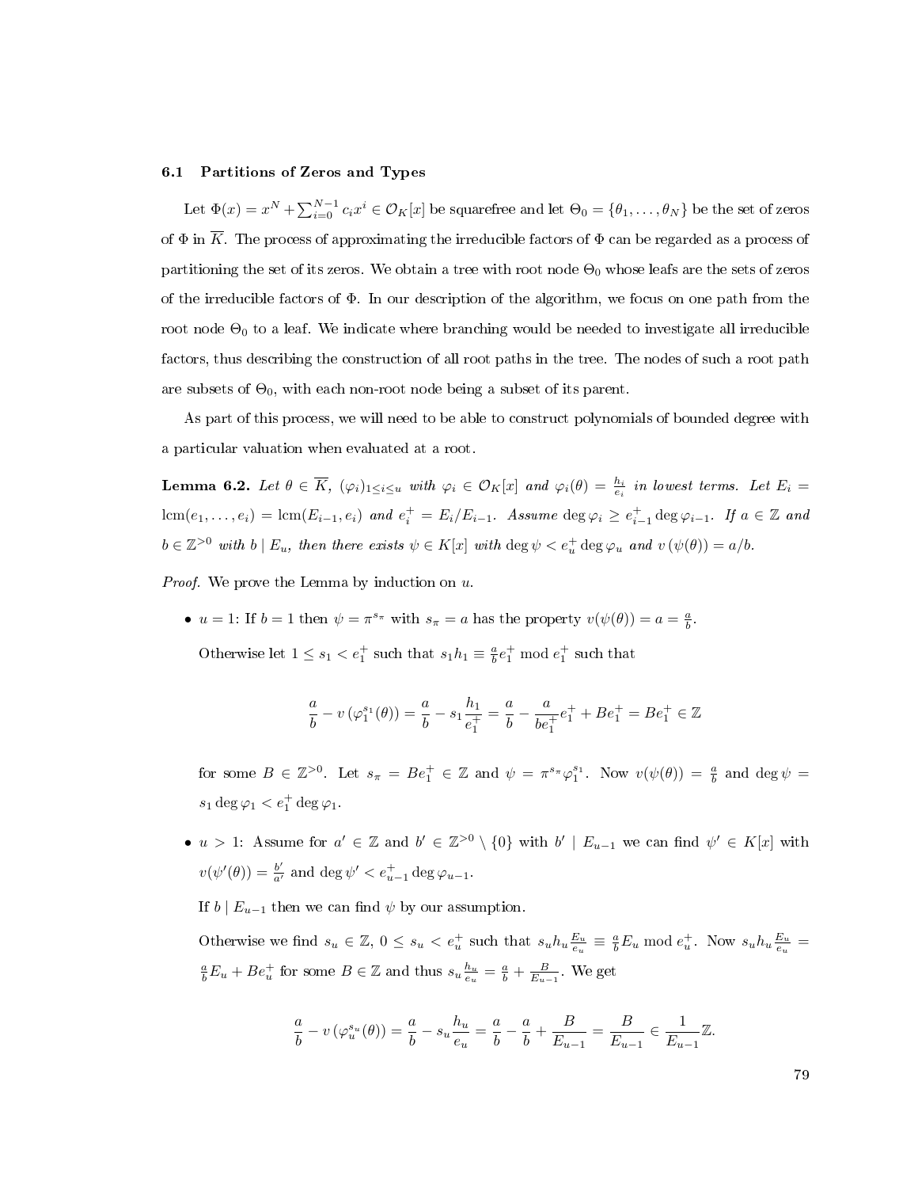### 6.1 Partitions of Zeros and Types

Let $\Phi(x) = x^N + \sum_{i=0}^{N-1} c_i x^i \in \mathcal{O}_K[x]$ be squarefree and let $\Theta_0 = \{\theta_1, \ldots, \theta_N\}$ be the set of zeros of $\Phi$ in $\overline{K}$. The process of approximating the irreducible factors of $\Phi$ can be regarded as a process of partitioning the set of its zeros. We obtain a tree with root node $\Theta_0$ whose leafs are the sets of zeros of the irreducible factors of $\Phi$. In our description of the algorithm, we focus on one path from the root node $\Theta_0$ to a leaf. We indicate where branching would be needed to investigate all irreducible factors, thus describing the construction of all root paths in the tree. The nodes of such a root path are subsets of $\Theta_0$, with each non-root node being a subset of its parent.

As part of this process, we will need to be able to construct polynomials of bounded degree with a particular valuation when evaluated at a root.

**Lemma 6.2.** *Let $\theta \in \overline{K}$, $(\varphi_i)_{1 \le i \le u}$ with $\varphi_i \in \mathcal{O}_K[x]$ and $\varphi_i(\theta) = \frac{h_i}{e_i}$ in lowest terms. Let $E_i = \operatorname{lcm}(e_1, \ldots, e_i) = \operatorname{lcm}(E_{i-1}, e_i)$ and $e_i^+ = E_i / E_{i-1}$. Assume $\deg \varphi_i \ge e_{i-1}^+ \deg \varphi_{i-1}$. If $a \in \mathbb{Z}$ and $b \in \mathbb{Z}^{>0}$ with $b \mid E_u$, then there exists $\psi \in K[x]$ with $\deg \psi < e_u^+ \deg \varphi_u$ and $v(\psi(\theta)) = a/b$.*

*Proof.* We prove the Lemma by induction on $u$.

- $u = 1$: If $b = 1$ then $\psi = \pi^{s_\pi}$ with $s_\pi = a$ has the property $v(\psi(\theta)) = a = \frac{a}{b}$.

  Otherwise let $1 \le s_1 < e_1^+$ such that $s_1 h_1 \equiv \frac{a}{b} e_1^+ \bmod e_1^+$ such that

  $$\frac{a}{b} - v(\varphi_1^{s_1}(\theta)) = \frac{a}{b} - s_1 \frac{h_1}{e_1^+} = \frac{a}{b} - \frac{a}{b e_1^+} e_1^+ + B e_1^+ = B e_1^+ \in \mathbb{Z}$$

  for some $B \in \mathbb{Z}^{>0}$. Let $s_\pi = B e_1^+ \in \mathbb{Z}$ and $\psi = \pi^{s_\pi} \varphi_1^{s_1}$. Now $v(\psi(\theta)) = \frac{a}{b}$ and $\deg \psi = s_1 \deg \varphi_1 < e_1^+ \deg \varphi_1$.

- $u > 1$: Assume for $a' \in \mathbb{Z}$ and $b' \in \mathbb{Z}^{>0} \setminus \{0\}$ with $b' \mid E_{u-1}$ we can find $\psi' \in K[x]$ with $v(\psi'(\theta)) = \frac{b'}{a'}$ and $\deg \psi' < e_{u-1}^+ \deg \varphi_{u-1}$.

  If $b \mid E_{u-1}$ then we can find $\psi$ by our assumption.

  Otherwise we find $s_u \in \mathbb{Z}$, $0 \le s_u < e_u^+$ such that $s_u h_u \frac{E_u}{e_u} \equiv \frac{a}{b} E_u \bmod e_u^+$. Now $s_u h_u \frac{E_u}{e_u} = \frac{a}{b} E_u + B e_u^+$ for some $B \in \mathbb{Z}$ and thus $s_u \frac{h_u}{e_u} = \frac{a}{b} + \frac{B}{E_{u-1}}$. We get

  $$\frac{a}{b} - v(\varphi_u^{s_u}(\theta)) = \frac{a}{b} - s_u \frac{h_u}{e_u} = \frac{a}{b} - \frac{a}{b} + \frac{B}{E_{u-1}} = \frac{B}{E_{u-1}} \in \frac{1}{E_{u-1}} \mathbb{Z}.$$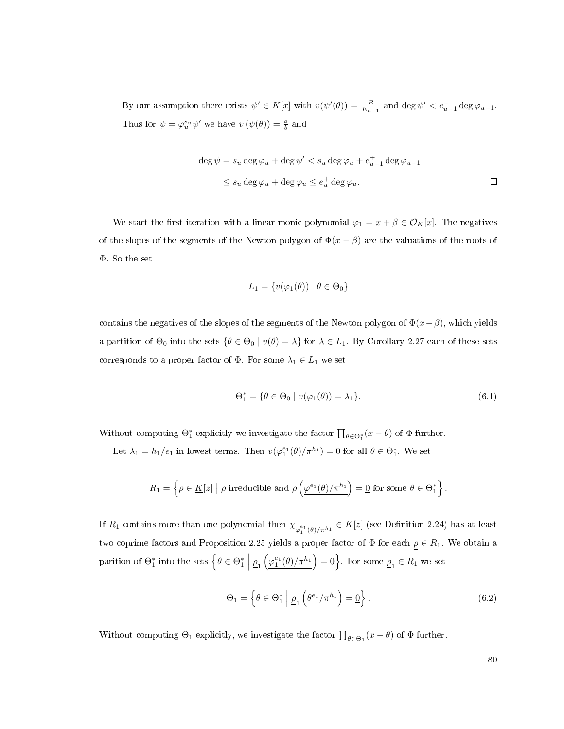By our assumption there exists $\psi' \in K[x]$ with $v(\psi'(\theta)) = \frac{B}{E_{u-1}}$ and $\deg \psi' < e_{u-1}^{+} \deg \varphi_{u-1}$. Thus for $\psi = \varphi_u^{s_u} \psi'$ we have $v\left(\psi(\theta)\right) = \frac{a}{b}$ and

$$
\begin{aligned}
\deg \psi = s_u \deg \varphi_u + \deg \psi' &< s_u \deg \varphi_u + e_{u-1}^{+} \deg \varphi_{u-1} \\
&\leq s_u \deg \varphi_u + \deg \varphi_u \leq e_u^{+} \deg \varphi_u.
\end{aligned}
$$

□

We start the first iteration with a linear monic polynomial $\varphi_1 = x + \beta \in \mathcal{O}_K[x]$. The negatives of the slopes of the segments of the Newton polygon of $\Phi(x - \beta)$ are the valuations of the roots of $\Phi$. So the set

$$L_1 = \{v(\varphi_1(\theta)) \mid \theta \in \Theta_0\}$$

contains the negatives of the slopes of the segments of the Newton polygon of $\Phi(x-\beta)$, which yields a partition of $\Theta_0$ into the sets $\{\theta \in \Theta_0 \mid v(\theta) = \lambda\}$ for $\lambda \in L_1$. By Corollary 2.27 each of these sets corresponds to a proper factor of $\Phi$. For some $\lambda_1 \in L_1$ we set

$$\Theta_1^* = \{\theta \in \Theta_0 \mid v(\varphi_1(\theta)) = \lambda_1\}. \tag{6.1}$$

Without computing $\Theta_1^*$ explicitly we investigate the factor $\prod_{\theta \in \Theta_1^*}(x - \theta)$ of $\Phi$ further.

Let $\lambda_1 = h_1/e_1$ in lowest terms. Then $v(\varphi_1^{e_1}(\theta)/\pi^{h_1}) = 0$ for all $\theta \in \Theta_1^*$. We set

$$R_1 = \left\{ \underline{\rho} \in \underline{K}[z] \;\middle|\; \underline{\rho} \text{ irreducible and } \underline{\rho}\left(\underline{\varphi^{e_1}(\theta)/\pi^{h_1}}\right) = \underline{0} \text{ for some } \theta \in \Theta_1^* \right\}.$$

If $R_1$ contains more than one polynomial then $\underline{\chi}_{\varphi_1^{e_1}(\theta)/\pi^{h_1}} \in \underline{K}[z]$ (see Definition 2.24) has at least two coprime factors and Proposition 2.25 yields a proper factor of $\Phi$ for each $\underline{\rho} \in R_1$. We obtain a parition of $\Theta_1^*$ into the sets $\left\{\theta \in \Theta_1^* \;\middle|\; \underline{\rho}_1\left(\underline{\varphi_1^{e_1}(\theta)/\pi^{h_1}}\right) = \underline{0}\right\}$. For some $\underline{\rho}_1 \in R_1$ we set

$$\Theta_1 = \left\{ \theta \in \Theta_1^* \;\middle|\; \underline{\rho}_1\left(\underline{\theta^{e_1}/\pi^{h_1}}\right) = \underline{0} \right\}. \tag{6.2}$$

Without computing $\Theta_1$ explicitly, we investigate the factor $\prod_{\theta \in \Theta_1}(x - \theta)$ of $\Phi$ further.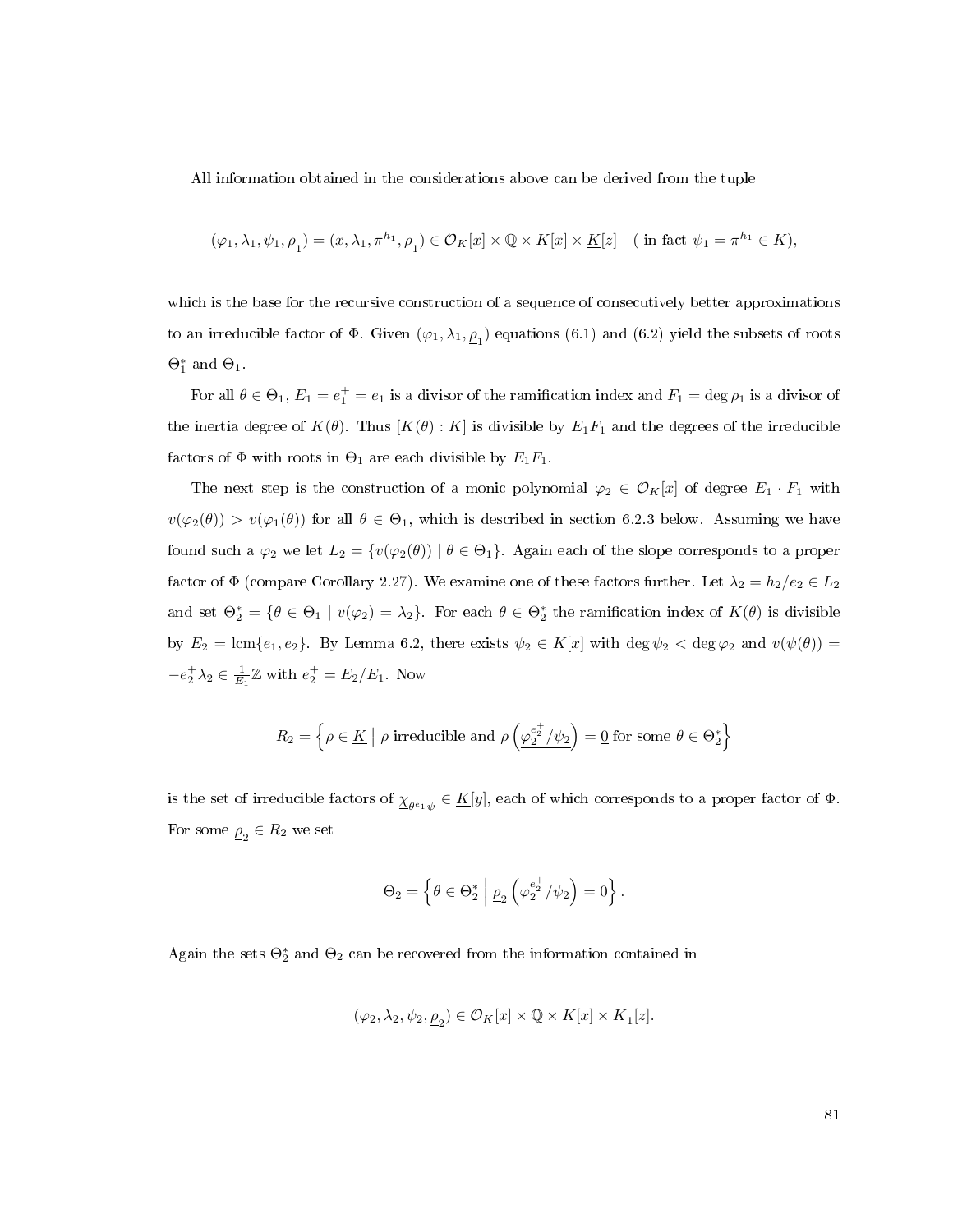All information obtained in the considerations above can be derived from the tuple

$$(\varphi_1, \lambda_1, \psi_1, \underline{\rho}_1) = (x, \lambda_1, \pi^{h_1}, \underline{\rho}_1) \in \mathcal{O}_K[x] \times \mathbb{Q} \times K[x] \times \underline{K}[z] \quad (\text{ in fact } \psi_1 = \pi^{h_1} \in K),$$

which is the base for the recursive construction of a sequence of consecutively better approximations to an irreducible factor of $\Phi$. Given $(\varphi_1, \lambda_1, \underline{\rho}_1)$ equations (6.1) and (6.2) yield the subsets of roots $\Theta_1^*$ and $\Theta_1$.

For all $\theta \in \Theta_1$, $E_1 = e_1^+ = e_1$ is a divisor of the ramification index and $F_1 = \deg \rho_1$ is a divisor of the inertia degree of $K(\theta)$. Thus $[K(\theta) : K]$ is divisible by $E_1 F_1$ and the degrees of the irreducible factors of $\Phi$ with roots in $\Theta_1$ are each divisible by $E_1 F_1$.

The next step is the construction of a monic polynomial $\varphi_2 \in \mathcal{O}_K[x]$ of degree $E_1 \cdot F_1$ with $v(\varphi_2(\theta)) > v(\varphi_1(\theta))$ for all $\theta \in \Theta_1$, which is described in section 6.2.3 below. Assuming we have found such a $\varphi_2$ we let $L_2 = \{v(\varphi_2(\theta)) \mid \theta \in \Theta_1\}$. Again each of the slope corresponds to a proper factor of $\Phi$ (compare Corollary 2.27). We examine one of these factors further. Let $\lambda_2 = h_2/e_2 \in L_2$ and set $\Theta_2^* = \{\theta \in \Theta_1 \mid v(\varphi_2) = \lambda_2\}$. For each $\theta \in \Theta_2^*$ the ramification index of $K(\theta)$ is divisible by $E_2 = \operatorname{lcm}\{e_1, e_2\}$. By Lemma 6.2, there exists $\psi_2 \in K[x]$ with $\deg \psi_2 < \deg \varphi_2$ and $v(\psi(\theta)) = -e_2^+ \lambda_2 \in \frac{1}{E_1}\mathbb{Z}$ with $e_2^+ = E_2/E_1$. Now

$$R_2 = \left\{ \underline{\rho} \in \underline{K} \mid \underline{\rho} \text{ irreducible and } \underline{\rho}\left(\underline{\varphi_2^{e_2^+}/\psi_2}\right) = \underline{0} \text{ for some } \theta \in \Theta_2^* \right\}$$

is the set of irreducible factors of $\underline{\chi}_{\theta^{e_1}\psi} \in \underline{K}[y]$, each of which corresponds to a proper factor of $\Phi$. For some $\underline{\rho}_2 \in R_2$ we set

$$\Theta_2 = \left\{ \theta \in \Theta_2^* \;\middle|\; \underline{\rho}_2\left(\underline{\varphi_2^{e_2^+}/\psi_2}\right) = \underline{0} \right\}.$$

Again the sets $\Theta_2^*$ and $\Theta_2$ can be recovered from the information contained in

$$(\varphi_2, \lambda_2, \psi_2, \underline{\rho}_2) \in \mathcal{O}_K[x] \times \mathbb{Q} \times K[x] \times \underline{K}_1[z].$$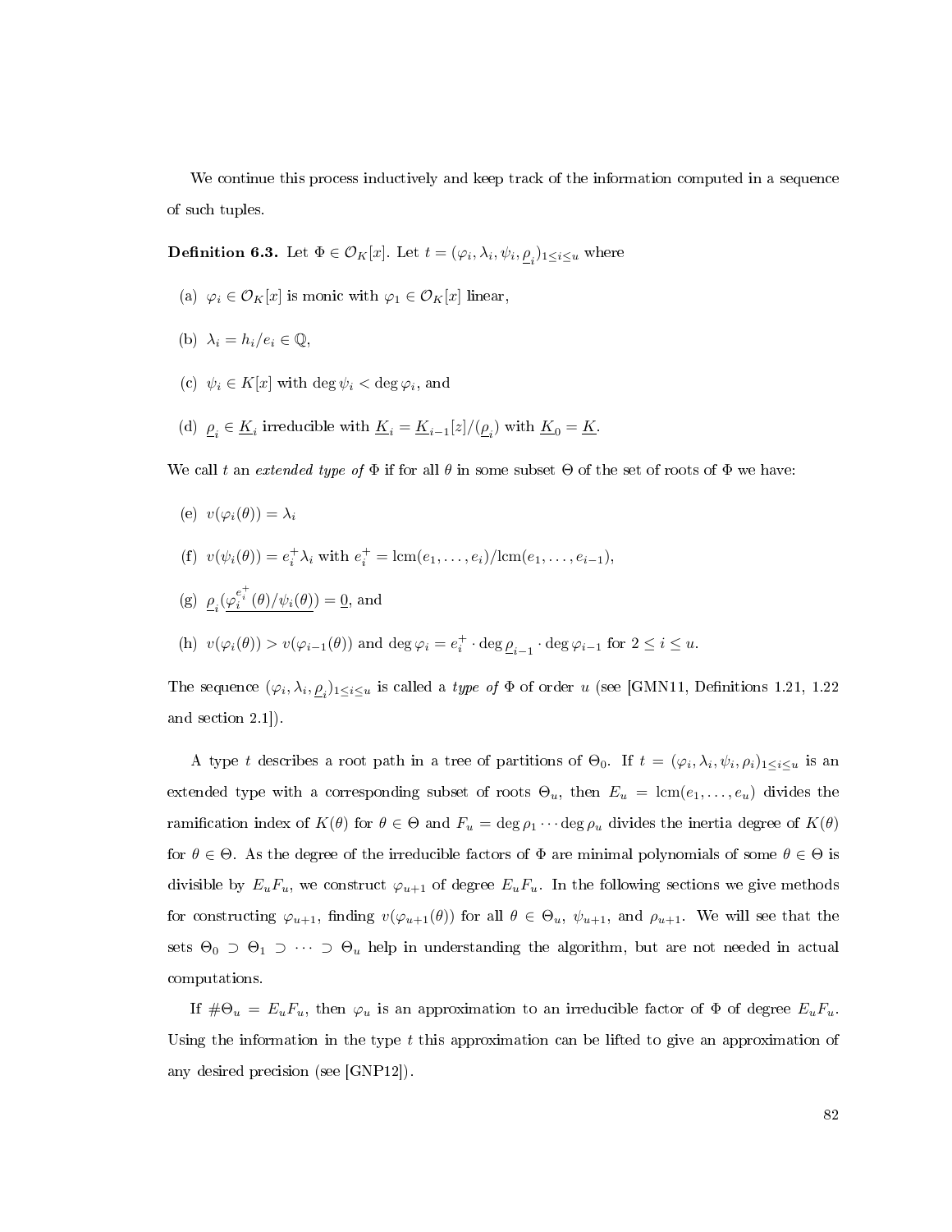We continue this process inductively and keep track of the information computed in a sequence of such tuples.

**Definition 6.3.** Let $\Phi \in \mathcal{O}_K[x]$. Let $t = (\varphi_i, \lambda_i, \psi_i, \underline{\rho}_i)_{1 \le i \le u}$ where

(a) $\varphi_i \in \mathcal{O}_K[x]$ is monic with $\varphi_1 \in \mathcal{O}_K[x]$ linear,

(b) $\lambda_i = h_i/e_i \in \mathbb{Q}$,

(c) $\psi_i \in K[x]$ with $\deg \psi_i < \deg \varphi_i$, and

(d) $\underline{\rho}_i \in \underline{K}_i$ irreducible with $\underline{K}_i = \underline{K}_{i-1}[z]/(\underline{\rho}_i)$ with $\underline{K}_0 = \underline{K}$.

We call $t$ an *extended type of* $\Phi$ if for all $\theta$ in some subset $\Theta$ of the set of roots of $\Phi$ we have:

(e) $v(\varphi_i(\theta)) = \lambda_i$

(f) $v(\psi_i(\theta)) = e_i^+ \lambda_i$ with $e_i^+ = \operatorname{lcm}(e_1, \ldots, e_i)/\operatorname{lcm}(e_1, \ldots, e_{i-1})$,

(g) $\underline{\rho}_i(\underline{\varphi_i^{e_i^+}(\theta)/\psi_i(\theta)}) = \underline{0}$, and

(h) $v(\varphi_i(\theta)) > v(\varphi_{i-1}(\theta))$ and $\deg \varphi_i = e_i^+ \cdot \deg \underline{\rho}_{i-1} \cdot \deg \varphi_{i-1}$ for $2 \le i \le u$.

The sequence $(\varphi_i, \lambda_i, \underline{\rho}_i)_{1 \le i \le u}$ is called a *type of* $\Phi$ of order $u$ (see [GMN11, Definitions 1.21, 1.22 and section 2.1]).

A type $t$ describes a root path in a tree of partitions of $\Theta_0$. If $t = (\varphi_i, \lambda_i, \psi_i, \rho_i)_{1 \le i \le u}$ is an extended type with a corresponding subset of roots $\Theta_u$, then $E_u = \operatorname{lcm}(e_1, \ldots, e_u)$ divides the ramification index of $K(\theta)$ for $\theta \in \Theta$ and $F_u = \deg \rho_1 \cdots \deg \rho_u$ divides the inertia degree of $K(\theta)$ for $\theta \in \Theta$. As the degree of the irreducible factors of $\Phi$ are minimal polynomials of some $\theta \in \Theta$ is divisible by $E_u F_u$, we construct $\varphi_{u+1}$ of degree $E_u F_u$. In the following sections we give methods for constructing $\varphi_{u+1}$, finding $v(\varphi_{u+1}(\theta))$ for all $\theta \in \Theta_u$, $\psi_{u+1}$, and $\rho_{u+1}$. We will see that the sets $\Theta_0 \supset \Theta_1 \supset \cdots \supset \Theta_u$ help in understanding the algorithm, but are not needed in actual computations.

If $\#\Theta_u = E_u F_u$, then $\varphi_u$ is an approximation to an irreducible factor of $\Phi$ of degree $E_u F_u$. Using the information in the type $t$ this approximation can be lifted to give an approximation of any desired precision (see [GNP12]).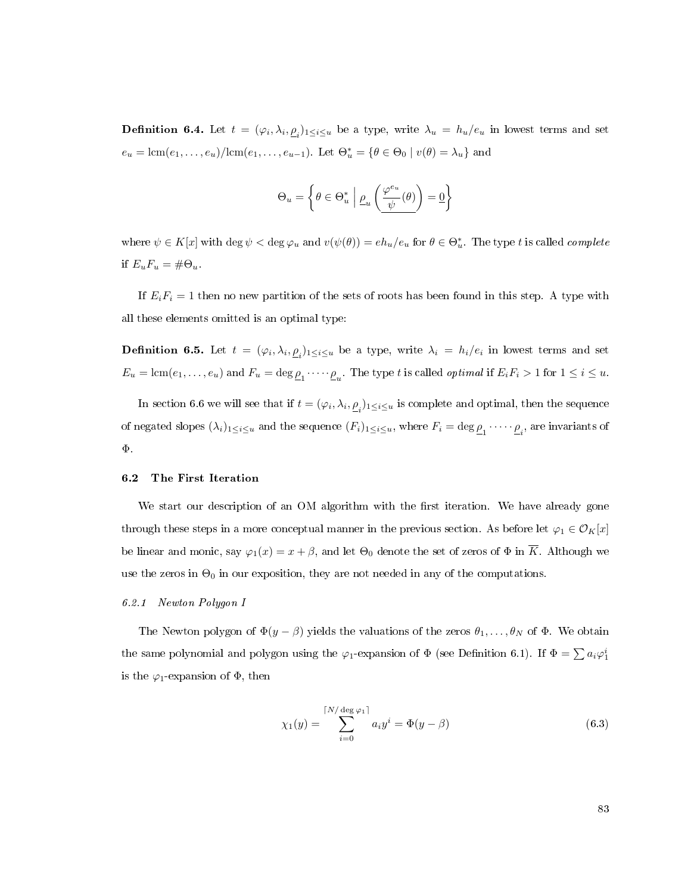**Definition 6.4.** Let $t = (\varphi_i, \lambda_i, \underline{\rho}_i)_{1 \le i \le u}$ be a type, write $\lambda_u = h_u/e_u$ in lowest terms and set $e_u = \text{lcm}(e_1, \ldots, e_u)/\text{lcm}(e_1, \ldots, e_{u-1})$. Let $\Theta_u^* = \{\theta \in \Theta_0 \mid v(\theta) = \lambda_u\}$ and

$$\Theta_u = \left\{ \theta \in \Theta_u^* \;\middle|\; \underline{\rho}_u \left( \underline{\frac{\varphi^{e_u}}{\psi}(\theta)} \right) = \underline{0} \right\}$$

where $\psi \in K[x]$ with $\deg \psi < \deg \varphi_u$ and $v(\psi(\theta)) = eh_u/e_u$ for $\theta \in \Theta_u^*$. The type $t$ is called *complete* if $E_u F_u = \#\Theta_u$.

If $E_i F_i = 1$ then no new partition of the sets of roots has been found in this step. A type with all these elements omitted is an optimal type:

**Definition 6.5.** Let $t = (\varphi_i, \lambda_i, \underline{\rho}_i)_{1 \le i \le u}$ be a type, write $\lambda_i = h_i/e_i$ in lowest terms and set $E_u = \text{lcm}(e_1, \ldots, e_u)$ and $F_u = \deg \underline{\rho}_1 \cdot \cdots \cdot \underline{\rho}_u$. The type $t$ is called *optimal* if $E_i F_i > 1$ for $1 \le i \le u$.

In section 6.6 we will see that if $t = (\varphi_i, \lambda_i, \underline{\rho}_i)_{1 \le i \le u}$ is complete and optimal, then the sequence of negated slopes $(\lambda_i)_{1 \le i \le u}$ and the sequence $(F_i)_{1 \le i \le u}$, where $F_i = \deg \underline{\rho}_1 \cdot \cdots \cdot \underline{\rho}_i$, are invariants of $\Phi$.

## 6.2 The First Iteration

We start our description of an OM algorithm with the first iteration. We have already gone through these steps in a more conceptual manner in the previous section. As before let $\varphi_1 \in \mathcal{O}_K[x]$ be linear and monic, say $\varphi_1(x) = x + \beta$, and let $\Theta_0$ denote the set of zeros of $\Phi$ in $\overline{K}$. Although we use the zeros in $\Theta_0$ in our exposition, they are not needed in any of the computations.

### 6.2.1 Newton Polygon I

The Newton polygon of $\Phi(y - \beta)$ yields the valuations of the zeros $\theta_1, \ldots, \theta_N$ of $\Phi$. We obtain the same polynomial and polygon using the $\varphi_1$-expansion of $\Phi$ (see Definition 6.1). If $\Phi = \sum a_i \varphi_1^i$ is the $\varphi_1$-expansion of $\Phi$, then

$$\chi_1(y) = \sum_{i=0}^{\lceil N/\deg \varphi_1 \rceil} a_i y^i = \Phi(y - \beta) \tag{6.3}$$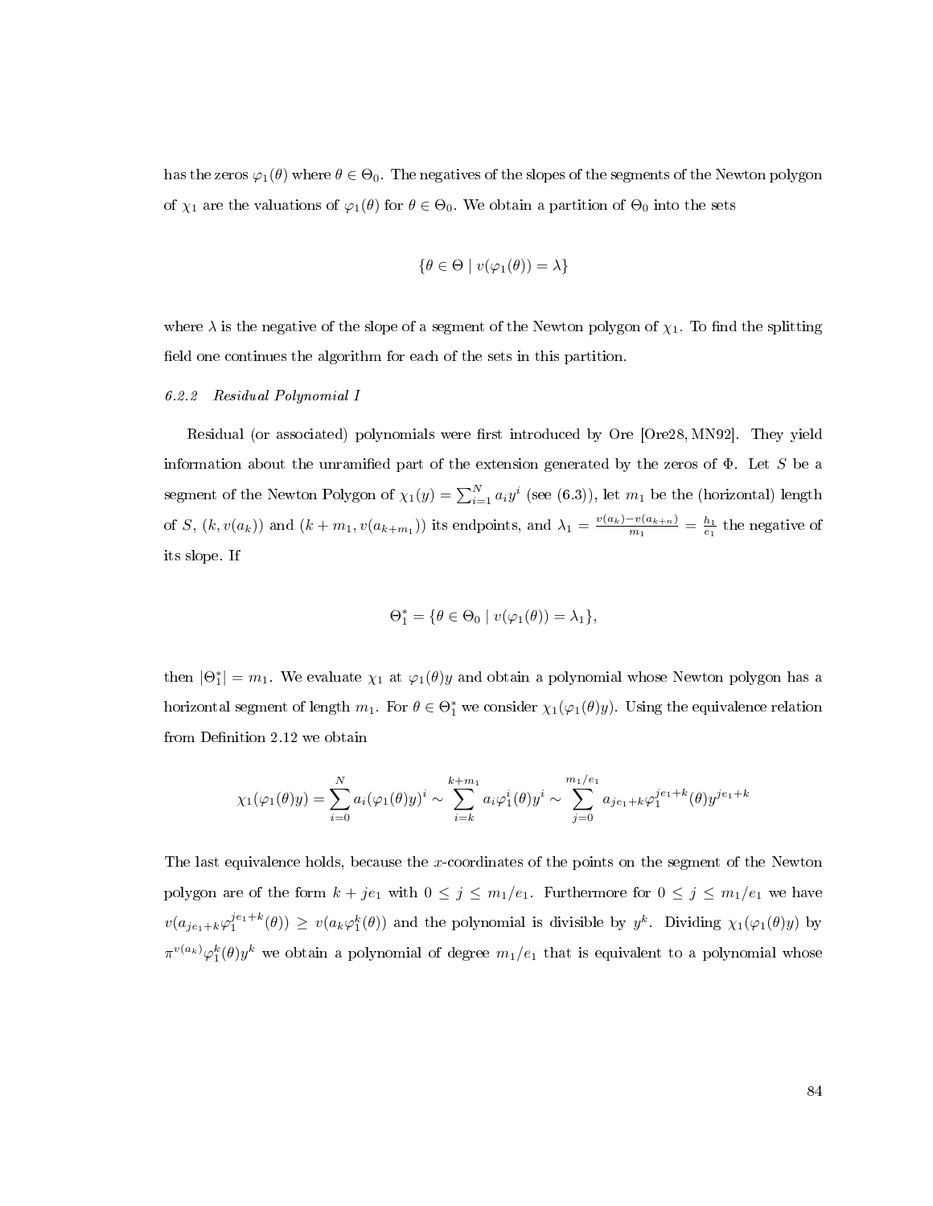has the zeros $\varphi_1(\theta)$ where $\theta \in \Theta_0$. The negatives of the slopes of the segments of the Newton polygon of $\chi_1$ are the valuations of $\varphi_1(\theta)$ for $\theta \in \Theta_0$. We obtain a partition of $\Theta_0$ into the sets

$$\{\theta \in \Theta \mid v(\varphi_1(\theta)) = \lambda\}$$

where $\lambda$ is the negative of the slope of a segment of the Newton polygon of $\chi_1$. To find the splitting field one continues the algorithm for each of the sets in this partition.

### *6.2.2 Residual Polynomial I*

Residual (or associated) polynomials were first introduced by Ore [Ore28, MN92]. They yield information about the unramified part of the extension generated by the zeros of $\Phi$. Let $S$ be a segment of the Newton Polygon of $\chi_1(y) = \sum_{i=1}^{N} a_i y^i$ (see (6.3)), let $m_1$ be the (horizontal) length of $S$, $(k, v(a_k))$ and $(k + m_1, v(a_{k+m_1}))$ its endpoints, and $\lambda_1 = \frac{v(a_k)-v(a_{k+n})}{m_1} = \frac{h_1}{e_1}$ the negative of its slope. If

$$\Theta_1^* = \{\theta \in \Theta_0 \mid v(\varphi_1(\theta)) = \lambda_1\},$$

then $|\Theta_1^*| = m_1$. We evaluate $\chi_1$ at $\varphi_1(\theta)y$ and obtain a polynomial whose Newton polygon has a horizontal segment of length $m_1$. For $\theta \in \Theta_1^*$ we consider $\chi_1(\varphi_1(\theta)y)$. Using the equivalence relation from Definition 2.12 we obtain

$$\chi_1(\varphi_1(\theta)y) = \sum_{i=0}^{N} a_i(\varphi_1(\theta)y)^i \sim \sum_{i=k}^{k+m_1} a_i\varphi_1^i(\theta)y^i \sim \sum_{j=0}^{m_1/e_1} a_{je_1+k}\varphi_1^{je_1+k}(\theta)y^{je_1+k}$$

The last equivalence holds, because the $x$-coordinates of the points on the segment of the Newton polygon are of the form $k + je_1$ with $0 \le j \le m_1/e_1$. Furthermore for $0 \le j \le m_1/e_1$ we have $v(a_{je_1+k}\varphi_1^{je_1+k}(\theta)) \ge v(a_k\varphi_1^k(\theta))$ and the polynomial is divisible by $y^k$. Dividing $\chi_1(\varphi_1(\theta)y)$ by $\pi^{v(a_k)}\varphi_1^k(\theta)y^k$ we obtain a polynomial of degree $m_1/e_1$ that is equivalent to a polynomial whose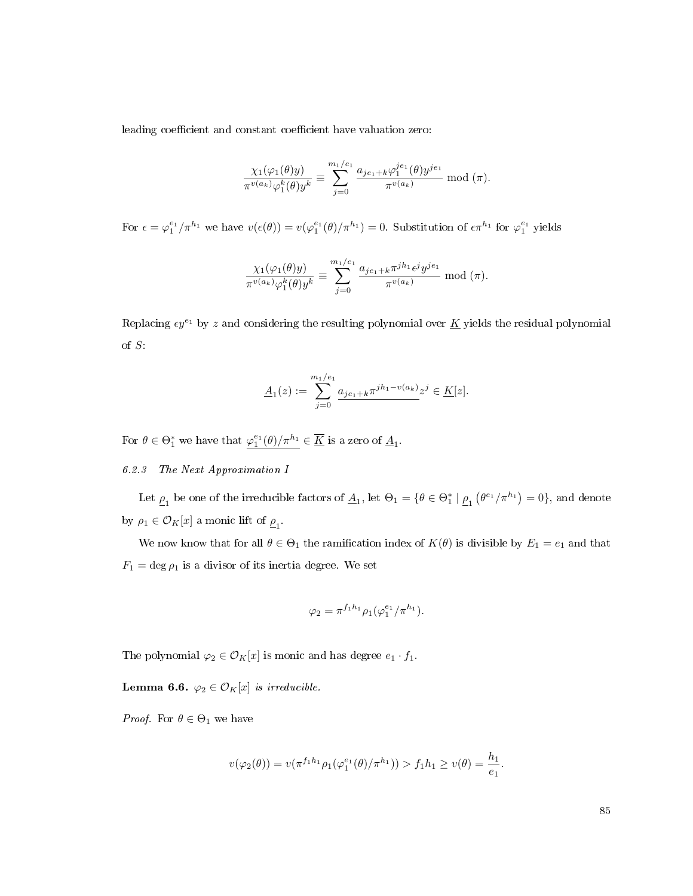leading coefficient and constant coefficient have valuation zero:

$$\frac{\chi_1(\varphi_1(\theta)y)}{\pi^{v(a_k)}\varphi_1^k(\theta)y^k} \equiv \sum_{j=0}^{m_1/e_1} \frac{a_{je_1+k}\varphi_1^{je_1}(\theta)y^{je_1}}{\pi^{v(a_k)}} \bmod (\pi).$$

For $\epsilon = \varphi_1^{e_1}/\pi^{h_1}$ we have $v(\epsilon(\theta)) = v(\varphi_1^{e_1}(\theta)/\pi^{h_1}) = 0$. Substitution of $\epsilon\pi^{h_1}$ for $\varphi_1^{e_1}$ yields

$$\frac{\chi_1(\varphi_1(\theta)y)}{\pi^{v(a_k)}\varphi_1^k(\theta)y^k} \equiv \sum_{j=0}^{m_1/e_1} \frac{a_{je_1+k}\pi^{jh_1}\epsilon^j y^{je_1}}{\pi^{v(a_k)}} \bmod (\pi).$$

Replacing $\epsilon y^{e_1}$ by $z$ and considering the resulting polynomial over $\underline{K}$ yields the residual polynomial of $S$:

$$\underline{A}_1(z) := \sum_{j=0}^{m_1/e_1} \underline{a_{je_1+k}\pi^{jh_1-v(a_k)}} z^j \in \underline{K}[z].$$

For $\theta \in \Theta_1^*$ we have that $\underline{\varphi_1^{e_1}(\theta)/\pi^{h_1}} \in \overline{K}$ is a zero of $\underline{A}_1$.

*6.2.3 The Next Approximation I*

Let $\underline{\rho}_1$ be one of the irreducible factors of $\underline{A}_1$, let $\Theta_1 = \{\theta \in \Theta_1^* \mid \underline{\rho}_1\left(\theta^{e_1}/\pi^{h_1}\right) = 0\}$, and denote by $\rho_1 \in \mathcal{O}_K[x]$ a monic lift of $\underline{\rho}_1$.

We now know that for all $\theta \in \Theta_1$ the ramification index of $K(\theta)$ is divisible by $E_1 = e_1$ and that $F_1 = \deg \rho_1$ is a divisor of its inertia degree. We set

$$\varphi_2 = \pi^{f_1 h_1}\rho_1(\varphi_1^{e_1}/\pi^{h_1}).$$

The polynomial $\varphi_2 \in \mathcal{O}_K[x]$ is monic and has degree $e_1 \cdot f_1$.

**Lemma 6.6.** *$\varphi_2 \in \mathcal{O}_K[x]$ is irreducible.*

*Proof.* For $\theta \in \Theta_1$ we have

$$v(\varphi_2(\theta)) = v(\pi^{f_1h_1}\rho_1(\varphi_1^{e_1}(\theta)/\pi^{h_1})) > f_1h_1 \geq v(\theta) = \frac{h_1}{e_1}.$$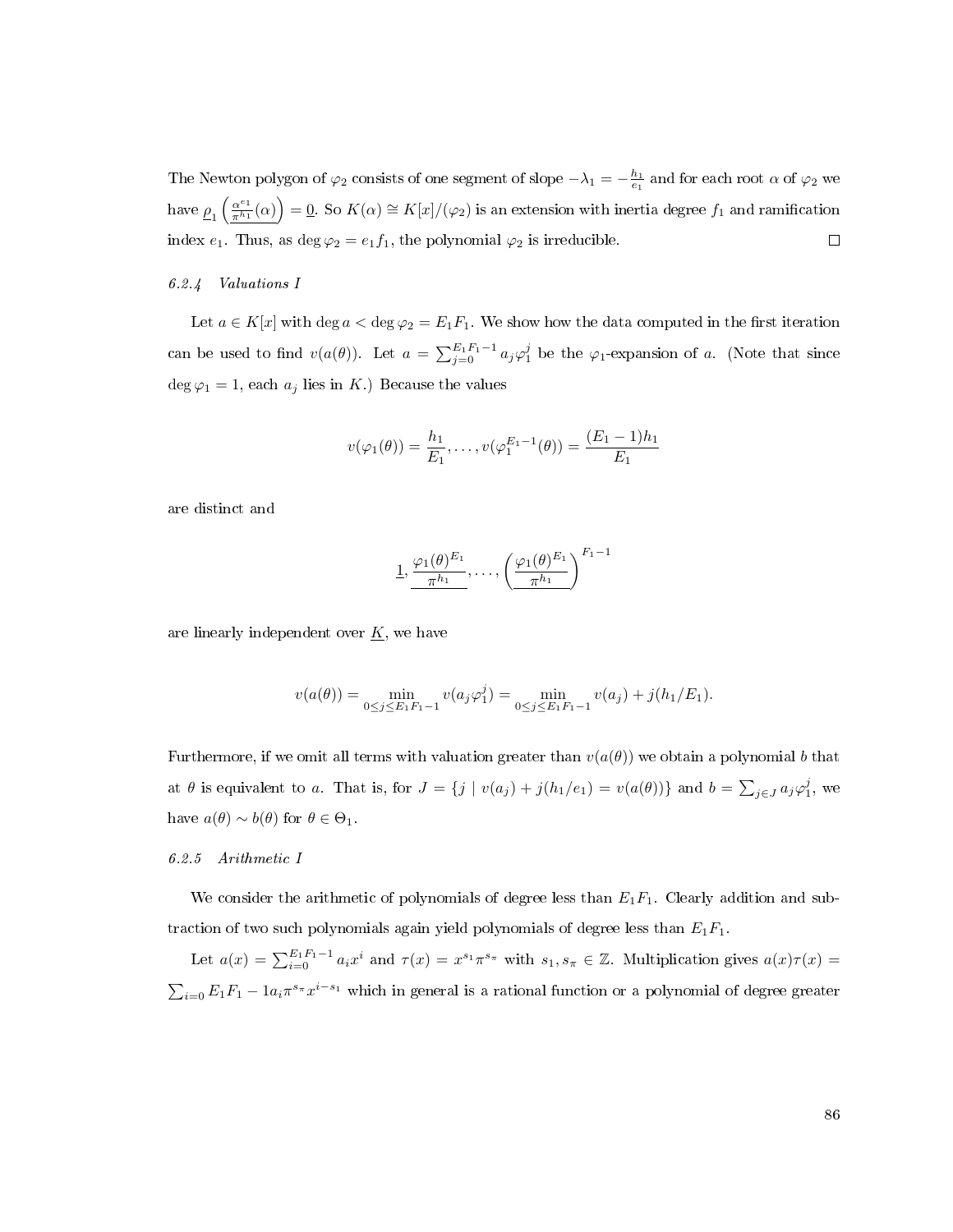The Newton polygon of $\varphi_2$ consists of one segment of slope $-\lambda_1 = -\frac{h_1}{e_1}$ and for each root $\alpha$ of $\varphi_2$ we have $\underline{\rho_1}\left(\frac{\alpha^{e_1}}{\pi^{h_1}}(\alpha)\right) = \underline{0}$. So $K(\alpha) \cong K[x]/(\varphi_2)$ is an extension with inertia degree $f_1$ and ramification index $e_1$. Thus, as $\deg \varphi_2 = e_1 f_1$, the polynomial $\varphi_2$ is irreducible. $\square$

#### 6.2.4 Valuations I

Let $a \in K[x]$ with $\deg a < \deg \varphi_2 = E_1 F_1$. We show how the data computed in the first iteration can be used to find $v(a(\theta))$. Let $a = \sum_{j=0}^{E_1F_1-1} a_j \varphi_1^j$ be the $\varphi_1$-expansion of $a$. (Note that since $\deg \varphi_1 = 1$, each $a_j$ lies in $K$.) Because the values

$$v(\varphi_1(\theta)) = \frac{h_1}{E_1}, \ldots, v(\varphi_1^{E_1-1}(\theta)) = \frac{(E_1 - 1)h_1}{E_1}$$

are distinct and

$$\underline{1}, \underline{\frac{\varphi_1(\theta)^{E_1}}{\pi^{h_1}}}, \ldots, \underline{\left(\frac{\varphi_1(\theta)^{E_1}}{\pi^{h_1}}\right)}^{F_1-1}$$

are linearly independent over $\underline{K}$, we have

$$v(a(\theta)) = \min_{0 \leq j \leq E_1F_1-1} v(a_j\varphi_1^j) = \min_{0 \leq j \leq E_1F_1-1} v(a_j) + j(h_1/E_1).$$

Furthermore, if we omit all terms with valuation greater than $v(a(\theta))$ we obtain a polynomial $b$ that at $\theta$ is equivalent to $a$. That is, for $J = \{j \mid v(a_j) + j(h_1/e_1) = v(a(\theta))\}$ and $b = \sum_{j \in J} a_j \varphi_1^j$, we have $a(\theta) \sim b(\theta)$ for $\theta \in \Theta_1$.

#### 6.2.5 Arithmetic I

We consider the arithmetic of polynomials of degree less than $E_1F_1$. Clearly addition and subtraction of two such polynomials again yield polynomials of degree less than $E_1F_1$.

Let $a(x) = \sum_{i=0}^{E_1F_1-1} a_i x^i$ and $\tau(x) = x^{s_1}\pi^{s_\pi}$ with $s_1, s_\pi \in \mathbb{Z}$. Multiplication gives $a(x)\tau(x) = \sum_{i=0} E_1F_1 - 1 a_i \pi^{s_\pi} x^{i-s_1}$ which in general is a rational function or a polynomial of degree greater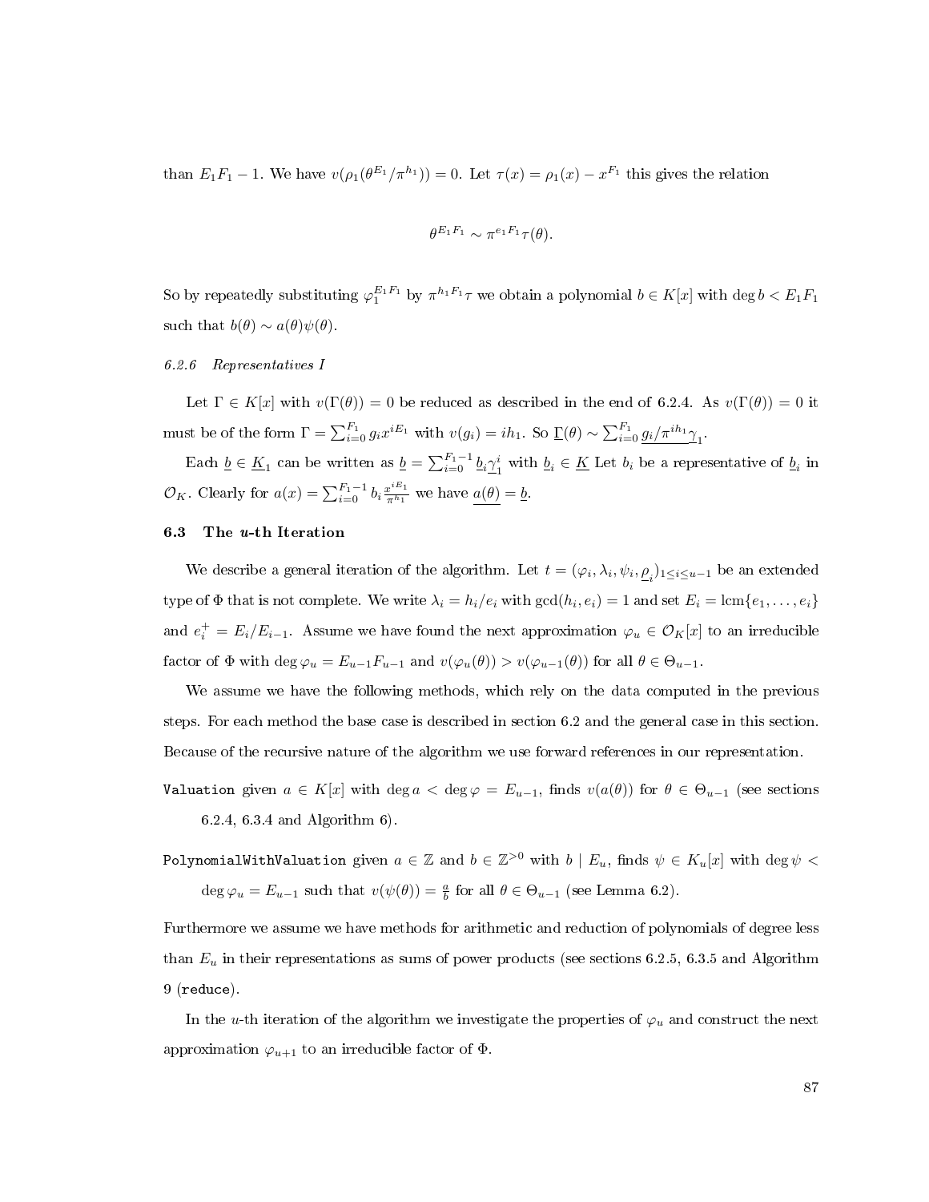than $E_1F_1 - 1$. We have $v(\rho_1(\theta^{E_1}/\pi^{h_1})) = 0$. Let $\tau(x) = \rho_1(x) - x^{F_1}$ this gives the relation

$$\theta^{E_1F_1} \sim \pi^{e_1F_1}\tau(\theta).$$

So by repeatedly substituting $\varphi_1^{E_1F_1}$ by $\pi^{h_1F_1}\tau$ we obtain a polynomial $b \in K[x]$ with $\deg b < E_1F_1$ such that $b(\theta) \sim a(\theta)\psi(\theta)$.

#### 6.2.6 Representatives I

Let $\Gamma \in K[x]$ with $v(\Gamma(\theta)) = 0$ be reduced as described in the end of 6.2.4. As $v(\Gamma(\theta)) = 0$ it must be of the form $\Gamma = \sum_{i=0}^{F_1} g_i x^{iE_1}$ with $v(g_i) = ih_1$. So $\underline{\Gamma}(\theta) \sim \sum_{i=0}^{F_1} \underline{g_i/\pi^{ih_1}\gamma}_1$.

Each $\underline{b} \in \underline{K}_1$ can be written as $\underline{b} = \sum_{i=0}^{F_1-1} \underline{b}_i \underline{\gamma}_1^i$ with $\underline{b}_i \in \underline{K}$ Let $b_i$ be a representative of $\underline{b}_i$ in $\mathcal{O}_K$. Clearly for $a(x) = \sum_{i=0}^{F_1-1} b_i \frac{x^{iE_1}}{\pi^{h_1}}$ we have $\underline{a(\theta)} = \underline{b}$.

### 6.3 The $u$-th Iteration

We describe a general iteration of the algorithm. Let $t = (\varphi_i, \lambda_i, \psi_i, \underline{\rho}_i)_{1 \le i \le u-1}$ be an extended type of $\Phi$ that is not complete. We write $\lambda_i = h_i/e_i$ with $\gcd(h_i, e_i) = 1$ and set $E_i = \operatorname{lcm}\{e_1, \ldots, e_i\}$ and $e_i^+ = E_i/E_{i-1}$. Assume we have found the next approximation $\varphi_u \in \mathcal{O}_K[x]$ to an irreducible factor of $\Phi$ with $\deg \varphi_u = E_{u-1}F_{u-1}$ and $v(\varphi_u(\theta)) > v(\varphi_{u-1}(\theta))$ for all $\theta \in \Theta_{u-1}$.

We assume we have the following methods, which rely on the data computed in the previous steps. For each method the base case is described in section 6.2 and the general case in this section. Because of the recursive nature of the algorithm we use forward references in our representation.

`Valuation` given $a \in K[x]$ with $\deg a < \deg \varphi = E_{u-1}$, finds $v(a(\theta))$ for $\theta \in \Theta_{u-1}$ (see sections 6.2.4, 6.3.4 and Algorithm 6).

`PolynomialWithValuation` given $a \in \mathbb{Z}$ and $b \in \mathbb{Z}^{>0}$ with $b \mid E_u$, finds $\psi \in K_u[x]$ with $\deg \psi < \deg \varphi_u = E_{u-1}$ such that $v(\psi(\theta)) = \frac{a}{b}$ for all $\theta \in \Theta_{u-1}$ (see Lemma 6.2).

Furthermore we assume we have methods for arithmetic and reduction of polynomials of degree less than $E_u$ in their representations as sums of power products (see sections 6.2.5, 6.3.5 and Algorithm 9 (`reduce`).

In the $u$-th iteration of the algorithm we investigate the properties of $\varphi_u$ and construct the next approximation $\varphi_{u+1}$ to an irreducible factor of $\Phi$.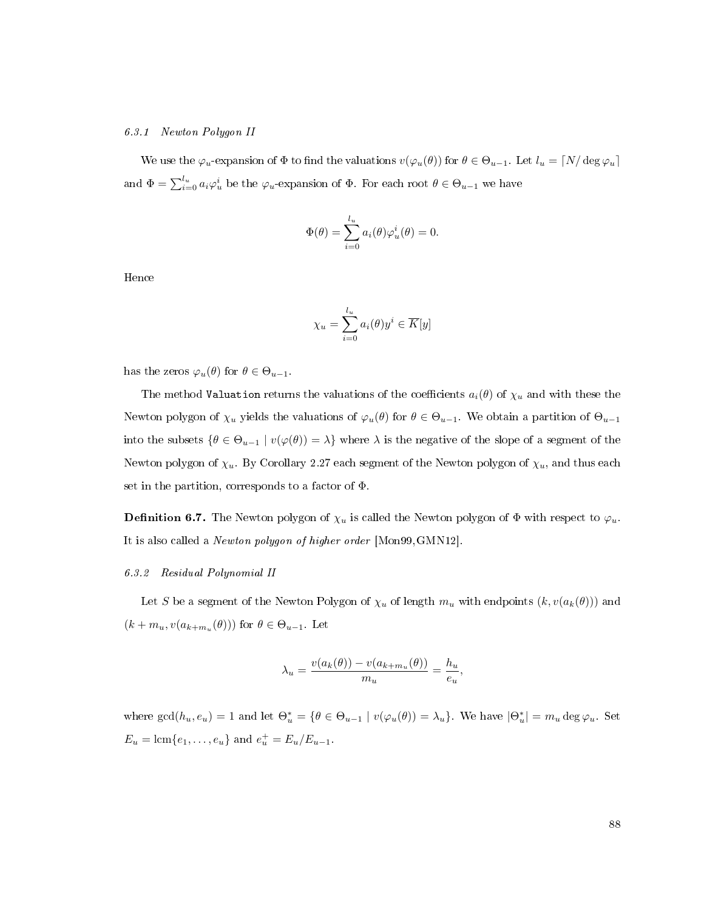#### 6.3.1 Newton Polygon II

We use the $\varphi_u$-expansion of $\Phi$ to find the valuations $v(\varphi_u(\theta))$ for $\theta \in \Theta_{u-1}$. Let $l_u = \lceil N/\deg \varphi_u \rceil$ and $\Phi = \sum_{i=0}^{l_u} a_i \varphi_u^i$ be the $\varphi_u$-expansion of $\Phi$. For each root $\theta \in \Theta_{u-1}$ we have

$$\Phi(\theta) = \sum_{i=0}^{l_u} a_i(\theta)\varphi_u^i(\theta) = 0.$$

Hence

$$\chi_u = \sum_{i=0}^{l_u} a_i(\theta) y^i \in \overline{K}[y]$$

has the zeros $\varphi_u(\theta)$ for $\theta \in \Theta_{u-1}$.

The method `Valuation` returns the valuations of the coefficients $a_i(\theta)$ of $\chi_u$ and with these the Newton polygon of $\chi_u$ yields the valuations of $\varphi_u(\theta)$ for $\theta \in \Theta_{u-1}$. We obtain a partition of $\Theta_{u-1}$ into the subsets $\{\theta \in \Theta_{u-1} \mid v(\varphi(\theta)) = \lambda\}$ where $\lambda$ is the negative of the slope of a segment of the Newton polygon of $\chi_u$. By Corollary 2.27 each segment of the Newton polygon of $\chi_u$, and thus each set in the partition, corresponds to a factor of $\Phi$.

**Definition 6.7.** The Newton polygon of $\chi_u$ is called the Newton polygon of $\Phi$ with respect to $\varphi_u$. It is also called a *Newton polygon of higher order* [Mon99,GMN12].

#### 6.3.2 Residual Polynomial II

Let $S$ be a segment of the Newton Polygon of $\chi_u$ of length $m_u$ with endpoints $(k, v(a_k(\theta)))$ and $(k + m_u, v(a_{k+m_u}(\theta)))$ for $\theta \in \Theta_{u-1}$. Let

$$\lambda_u = \frac{v(a_k(\theta)) - v(a_{k+m_u}(\theta))}{m_u} = \frac{h_u}{e_u},$$

where $\gcd(h_u, e_u) = 1$ and let $\Theta_u^* = \{\theta \in \Theta_{u-1} \mid v(\varphi_u(\theta)) = \lambda_u\}$. We have $|\Theta_u^*| = m_u \deg \varphi_u$. Set $E_u = \operatorname{lcm}\{e_1, \ldots, e_u\}$ and $e_u^+ = E_u/E_{u-1}$.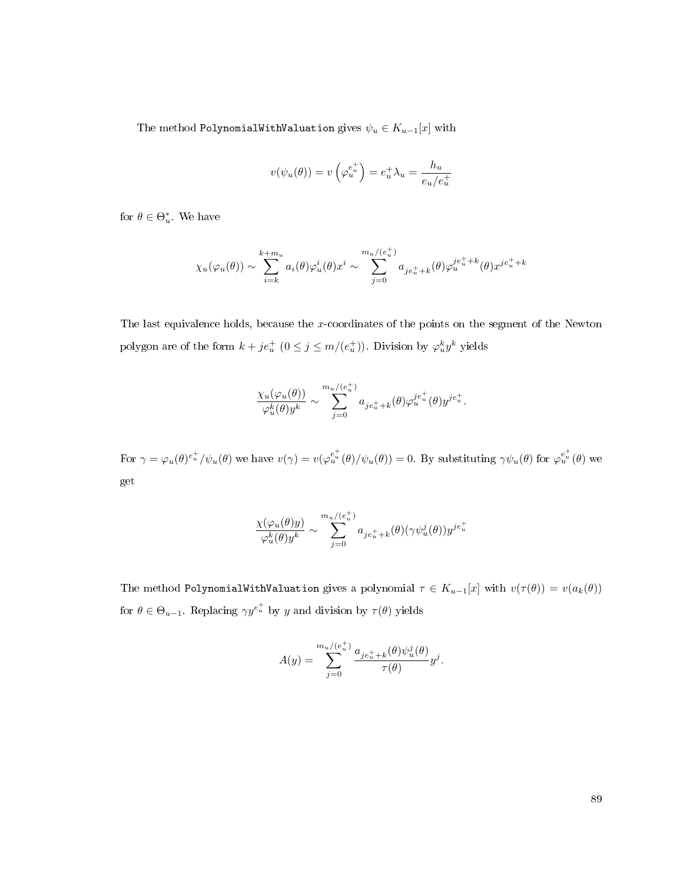The method `PolynomialWithValuation` gives $\psi_u \in K_{u-1}[x]$ with

$$v(\psi_u(\theta)) = v\left(\varphi_u^{e_u^+}\right) = e_u^+ \lambda_u = \frac{h_u}{e_u/e_u^+}$$

for $\theta \in \Theta_u^*$. We have

$$\chi_u(\varphi_u(\theta)) \sim \sum_{i=k}^{k+m_u} a_i(\theta)\varphi_u^i(\theta)x^i \sim \sum_{j=0}^{m_u/(e_u^+)} a_{je_u^+ + k}(\theta)\varphi_u^{je_u^+ + k}(\theta)x^{je_u^+ + k}$$

The last equivalence holds, because the $x$-coordinates of the points on the segment of the Newton polygon are of the form $k + je_u^+$ $(0 \leq j \leq m/(e_u^+))$. Division by $\varphi_u^k y^k$ yields

$$\frac{\chi_u(\varphi_u(\theta))}{\varphi_u^k(\theta)y^k} \sim \sum_{j=0}^{m_u/(e_u^+)} a_{je_u^+ + k}(\theta)\varphi_u^{je_u^+}(\theta)y^{je_u^+}.$$

For $\gamma = \varphi_u(\theta)^{e_u^+}/\psi_u(\theta)$ we have $v(\gamma) = v(\varphi_u^{e_u^+}(\theta)/\psi_u(\theta)) = 0$. By substituting $\gamma\psi_u(\theta)$ for $\varphi_u^{e_u^+}(\theta)$ we get

$$\frac{\chi(\varphi_u(\theta)y)}{\varphi_u^k(\theta)y^k} \sim \sum_{j=0}^{m_u/(e_u^+)} a_{je_u^+ + k}(\theta)(\gamma\psi_u^j(\theta))y^{je_u^+}$$

The method `PolynomialWithValuation` gives a polynomial $\tau \in K_{u-1}[x]$ with $v(\tau(\theta)) = v(a_k(\theta))$ for $\theta \in \Theta_{u-1}$. Replacing $\gamma y^{e_u^+}$ by $y$ and division by $\tau(\theta)$ yields

$$A(y) = \sum_{j=0}^{m_u/(e_u^+)} \frac{a_{je_u^+ + k}(\theta)\psi_u^j(\theta)}{\tau(\theta)} y^j.$$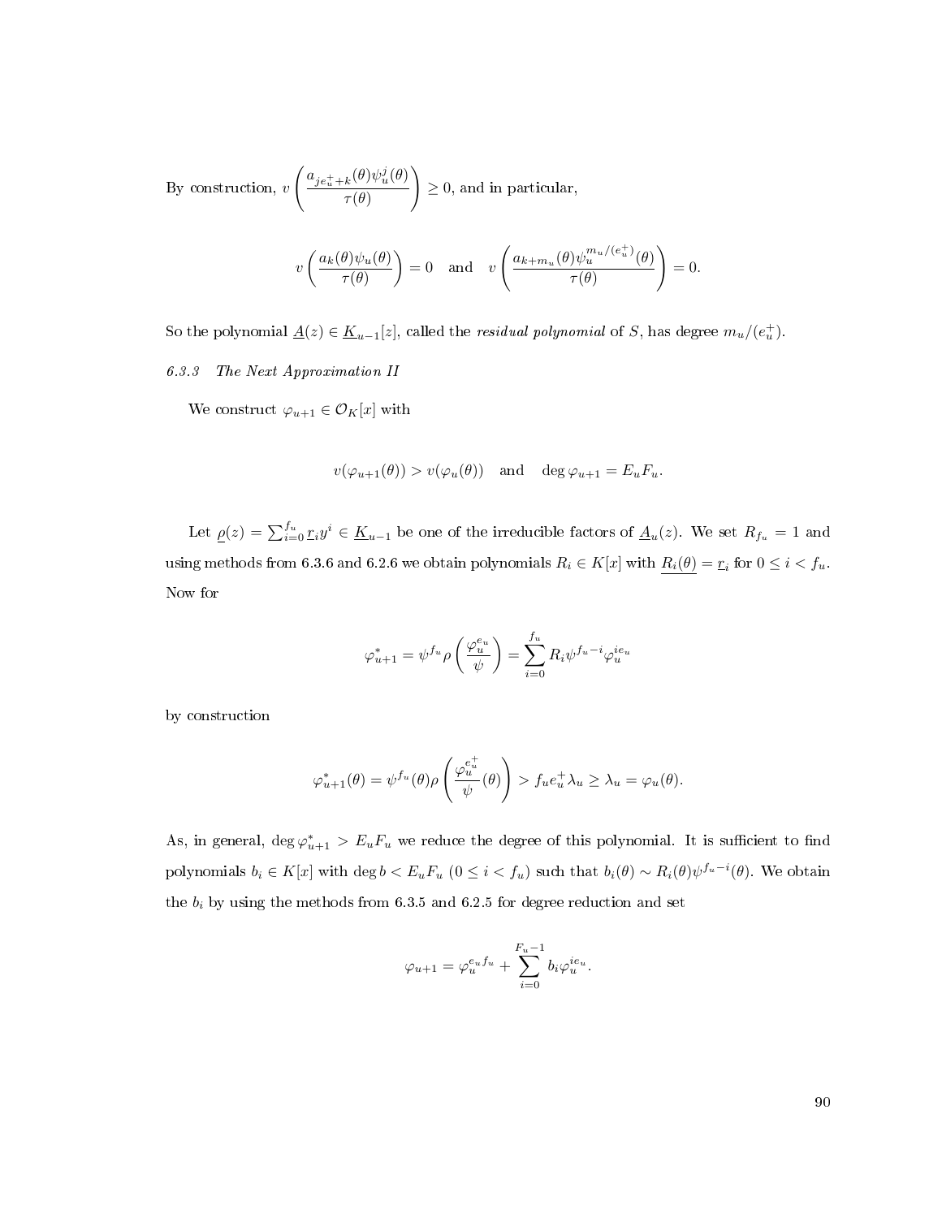By construction, $v\left(\frac{a_{je_u^+ + k}(\theta)\psi_u^j(\theta)}{\tau(\theta)}\right) \geq 0$, and in particular,

$$v\left(\frac{a_k(\theta)\psi_u(\theta)}{\tau(\theta)}\right) = 0 \quad \text{and} \quad v\left(\frac{a_{k+m_u}(\theta)\psi_u^{m_u/(e_u^+)}(\theta)}{\tau(\theta)}\right) = 0.$$

So the polynomial $\underline{A}(z) \in \underline{K}_{u-1}[z]$, called the *residual polynomial* of $S$, has degree $m_u/(e_u^+)$.

### 6.3.3 The Next Approximation II

We construct $\varphi_{u+1} \in \mathcal{O}_K[x]$ with

$$v(\varphi_{u+1}(\theta)) > v(\varphi_u(\theta)) \quad \text{and} \quad \deg \varphi_{u+1} = E_u F_u.$$

Let $\underline{\rho}(z) = \sum_{i=0}^{f_u} \underline{r}_i y^i \in \underline{K}_{u-1}$ be one of the irreducible factors of $\underline{A}_u(z)$. We set $R_{f_u} = 1$ and using methods from 6.3.6 and 6.2.6 we obtain polynomials $R_i \in K[x]$ with $\underline{R_i(\theta)} = \underline{r}_i$ for $0 \leq i < f_u$. Now for

$$\varphi_{u+1}^* = \psi^{f_u} \rho\left(\frac{\varphi_u^{e_u}}{\psi}\right) = \sum_{i=0}^{f_u} R_i \psi^{f_u - i} \varphi_u^{i e_u}$$

by construction

$$\varphi_{u+1}^*(\theta) = \psi^{f_u}(\theta)\rho\left(\frac{\varphi_u^{e_u^+}}{\psi}(\theta)\right) > f_u e_u^+ \lambda_u \geq \lambda_u = \varphi_u(\theta).$$

As, in general, $\deg \varphi_{u+1}^* > E_u F_u$ we reduce the degree of this polynomial. It is sufficient to find polynomials $b_i \in K[x]$ with $\deg b < E_u F_u$ $(0 \leq i < f_u)$ such that $b_i(\theta) \sim R_i(\theta)\psi^{f_u - i}(\theta)$. We obtain the $b_i$ by using the methods from 6.3.5 and 6.2.5 for degree reduction and set

$$\varphi_{u+1} = \varphi_u^{e_u f_u} + \sum_{i=0}^{F_u - 1} b_i \varphi_u^{i e_u}.$$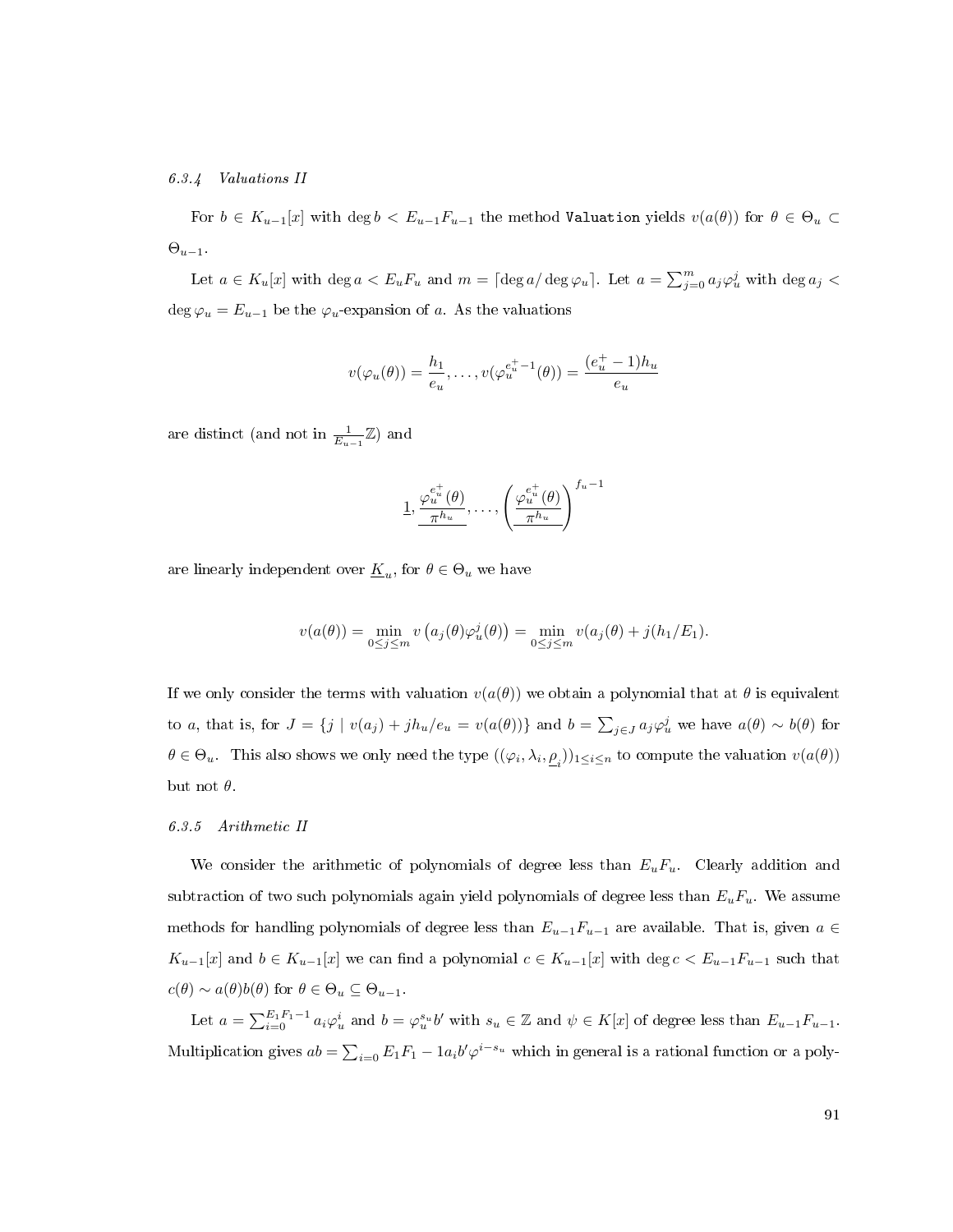#### 6.3.4 Valuations II

For $b \in K_{u-1}[x]$ with $\deg b < E_{u-1}F_{u-1}$ the method `Valuation` yields $v(a(\theta))$ for $\theta \in \Theta_u \subset \Theta_{u-1}$.

Let $a \in K_u[x]$ with $\deg a < E_u F_u$ and $m = \lceil \deg a / \deg \varphi_u \rceil$. Let $a = \sum_{j=0}^{m} a_j \varphi_u^j$ with $\deg a_j < \deg \varphi_u = E_{u-1}$ be the $\varphi_u$-expansion of $a$. As the valuations

$$v(\varphi_u(\theta)) = \frac{h_1}{e_u}, \ldots, v(\varphi_u^{e_u^+ - 1}(\theta)) = \frac{(e_u^+ - 1)h_u}{e_u}$$

are distinct (and not in $\frac{1}{E_{u-1}}\mathbb{Z}$) and

$$\underline{1}, \underline{\frac{\varphi_u^{e_u^+}(\theta)}{\pi^{h_u}}}, \ldots, \left(\underline{\frac{\varphi_u^{e_u^+}(\theta)}{\pi^{h_u}}}\right)^{f_u - 1}$$

are linearly independent over $\underline{K}_u$, for $\theta \in \Theta_u$ we have

$$v(a(\theta)) = \min_{0 \le j \le m} v\left(a_j(\theta)\varphi_u^j(\theta)\right) = \min_{0 \le j \le m} v(a_j(\theta) + j(h_1/E_1).$$

If we only consider the terms with valuation $v(a(\theta))$ we obtain a polynomial that at $\theta$ is equivalent to $a$, that is, for $J = \{j \mid v(a_j) + jh_u/e_u = v(a(\theta))\}$ and $b = \sum_{j \in J} a_j \varphi_u^j$ we have $a(\theta) \sim b(\theta)$ for $\theta \in \Theta_u$. This also shows we only need the type $((\varphi_i, \lambda_i, \underline{\rho}_i))_{1 \le i \le n}$ to compute the valuation $v(a(\theta))$ but not $\theta$.

#### 6.3.5 Arithmetic II

We consider the arithmetic of polynomials of degree less than $E_u F_u$. Clearly addition and subtraction of two such polynomials again yield polynomials of degree less than $E_u F_u$. We assume methods for handling polynomials of degree less than $E_{u-1}F_{u-1}$ are available. That is, given $a \in K_{u-1}[x]$ and $b \in K_{u-1}[x]$ we can find a polynomial $c \in K_{u-1}[x]$ with $\deg c < E_{u-1}F_{u-1}$ such that $c(\theta) \sim a(\theta)b(\theta)$ for $\theta \in \Theta_u \subseteq \Theta_{u-1}$.

Let $a = \sum_{i=0}^{E_1F_1 - 1} a_i \varphi_u^i$ and $b = \varphi_u^{s_u} b'$ with $s_u \in \mathbb{Z}$ and $\psi \in K[x]$ of degree less than $E_{u-1}F_{u-1}$. Multiplication gives $ab = \sum_{i=0} E_1F_1 - 1 a_i b' \varphi^{i - s_u}$ which in general is a rational function or a poly-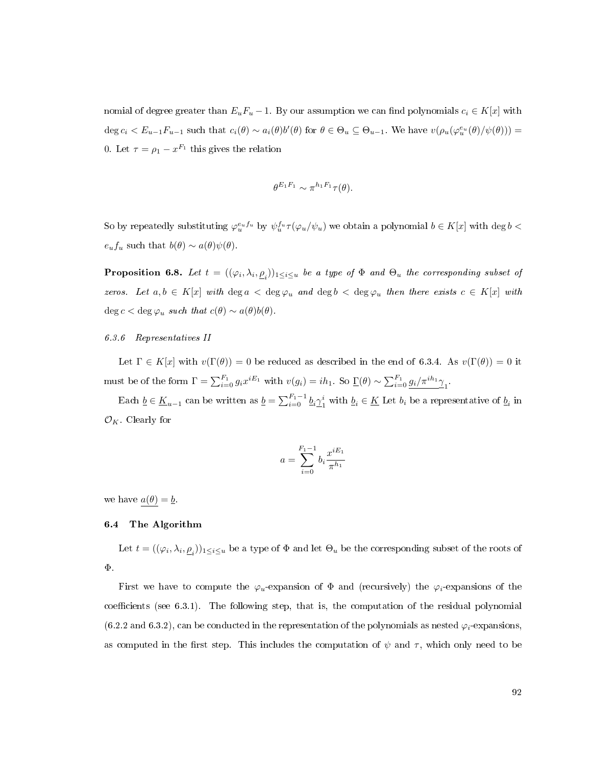nomial of degree greater than $E_uF_u - 1$. By our assumption we can find polynomials $c_i \in K[x]$ with $\deg c_i < E_{u-1}F_{u-1}$ such that $c_i(\theta) \sim a_i(\theta)b'(\theta)$ for $\theta \in \Theta_u \subseteq \Theta_{u-1}$. We have $v(\rho_u(\varphi_u^{e_u}(\theta)/\psi(\theta))) = 0$. Let $\tau = \rho_1 - x^{F_1}$ this gives the relation

$$\theta^{E_1F_1} \sim \pi^{h_1F_1}\tau(\theta).$$

So by repeatedly substituting $\varphi_u^{e_uf_u}$ by $\psi_u^{f_u}\tau(\varphi_u/\psi_u)$ we obtain a polynomial $b \in K[x]$ with $\deg b < e_uf_u$ such that $b(\theta) \sim a(\theta)\psi(\theta)$.

**Proposition 6.8.** *Let $t = ((\varphi_i, \lambda_i, \underline{\rho}_i))_{1\le i\le u}$ be a type of $\Phi$ and $\Theta_u$ the corresponding subset of zeros. Let $a, b \in K[x]$ with $\deg a < \deg \varphi_u$ and $\deg b < \deg \varphi_u$ then there exists $c \in K[x]$ with $\deg c < \deg \varphi_u$ such that $c(\theta) \sim a(\theta)b(\theta)$.*

#### 6.3.6 Representatives II

Let $\Gamma \in K[x]$ with $v(\Gamma(\theta)) = 0$ be reduced as described in the end of 6.3.4. As $v(\Gamma(\theta)) = 0$ it must be of the form $\Gamma = \sum_{i=0}^{F_1} g_i x^{iE_1}$ with $v(g_i) = ih_1$. So $\underline{\Gamma}(\theta) \sim \sum_{i=0}^{F_1} \underline{g_i/\pi^{ih_1}}\underline{\gamma}_1$.

Each $\underline{b} \in \underline{K}_{u-1}$ can be written as $\underline{b} = \sum_{i=0}^{F_1-1} \underline{b}_i\underline{\gamma}_1^i$ with $\underline{b}_i \in \underline{K}$ Let $b_i$ be a representative of $\underline{b}_i$ in $\mathcal{O}_K$. Clearly for

$$a = \sum_{i=0}^{F_1-1} b_i \frac{x^{iE_1}}{\pi^{h_1}}$$

we have $\underline{a(\theta)} = \underline{b}$.

### 6.4 The Algorithm

Let $t = ((\varphi_i, \lambda_i, \underline{\rho}_i))_{1\le i\le u}$ be a type of $\Phi$ and let $\Theta_u$ be the corresponding subset of the roots of $\Phi$.

First we have to compute the $\varphi_u$-expansion of $\Phi$ and (recursively) the $\varphi_i$-expansions of the coefficients (see 6.3.1). The following step, that is, the computation of the residual polynomial (6.2.2 and 6.3.2), can be conducted in the representation of the polynomials as nested $\varphi_i$-expansions, as computed in the first step. This includes the computation of $\psi$ and $\tau$, which only need to be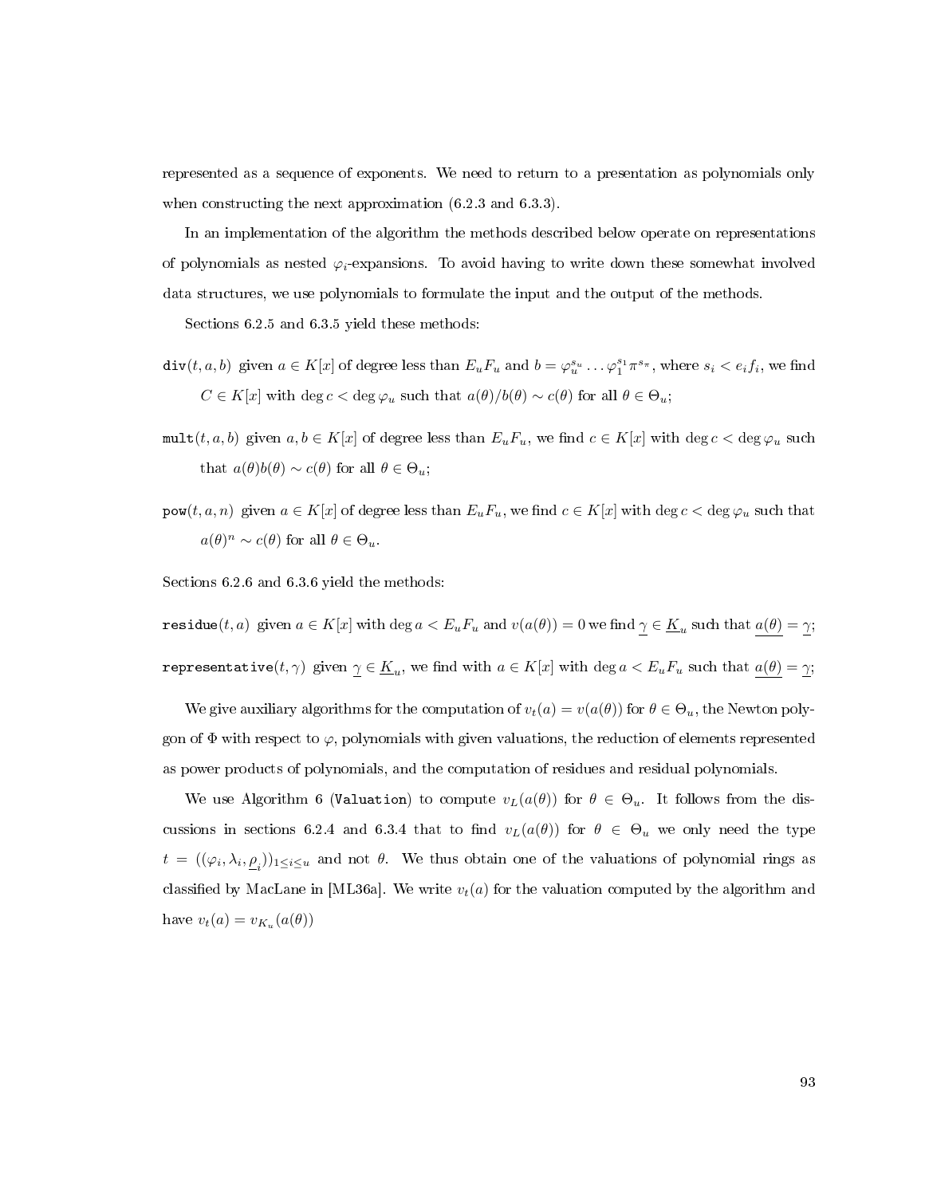represented as a sequence of exponents. We need to return to a presentation as polynomials only when constructing the next approximation (6.2.3 and 6.3.3).

In an implementation of the algorithm the methods described below operate on representations of polynomials as nested $\varphi_i$-expansions. To avoid having to write down these somewhat involved data structures, we use polynomials to formulate the input and the output of the methods.

Sections 6.2.5 and 6.3.5 yield these methods:

`div`$(t, a, b)$ given $a \in K[x]$ of degree less than $E_u F_u$ and $b = \varphi_u^{s_u} \ldots \varphi_1^{s_1} \pi^{s_\pi}$, where $s_i < e_i f_i$, we find $C \in K[x]$ with $\deg c < \deg \varphi_u$ such that $a(\theta)/b(\theta) \sim c(\theta)$ for all $\theta \in \Theta_u$;

`mult`$(t, a, b)$ given $a, b \in K[x]$ of degree less than $E_u F_u$, we find $c \in K[x]$ with $\deg c < \deg \varphi_u$ such that $a(\theta)b(\theta) \sim c(\theta)$ for all $\theta \in \Theta_u$;

`pow`$(t, a, n)$ given $a \in K[x]$ of degree less than $E_u F_u$, we find $c \in K[x]$ with $\deg c < \deg \varphi_u$ such that $a(\theta)^n \sim c(\theta)$ for all $\theta \in \Theta_u$.

Sections 6.2.6 and 6.3.6 yield the methods:

`residue`$(t, a)$ given $a \in K[x]$ with $\deg a < E_u F_u$ and $v(a(\theta)) = 0$ we find $\underline{\gamma} \in \underline{K}_u$ such that $\underline{a(\theta)} = \underline{\gamma}$;

`representative`$(t, \gamma)$ given $\underline{\gamma} \in \underline{K}_u$, we find with $a \in K[x]$ with $\deg a < E_u F_u$ such that $\underline{a(\theta)} = \underline{\gamma}$;

We give auxiliary algorithms for the computation of $v_t(a) = v(a(\theta))$ for $\theta \in \Theta_u$, the Newton polygon of $\Phi$ with respect to $\varphi$, polynomials with given valuations, the reduction of elements represented as power products of polynomials, and the computation of residues and residual polynomials.

We use Algorithm 6 (`Valuation`) to compute $v_L(a(\theta))$ for $\theta \in \Theta_u$. It follows from the discussions in sections 6.2.4 and 6.3.4 that to find $v_L(a(\theta))$ for $\theta \in \Theta_u$ we only need the type $t = ((\varphi_i, \lambda_i, \underline{\rho}_i))_{1 \leq i \leq u}$ and not $\theta$. We thus obtain one of the valuations of polynomial rings as classified by MacLane in [ML36a]. We write $v_t(a)$ for the valuation computed by the algorithm and have $v_t(a) = v_{K_u}(a(\theta))$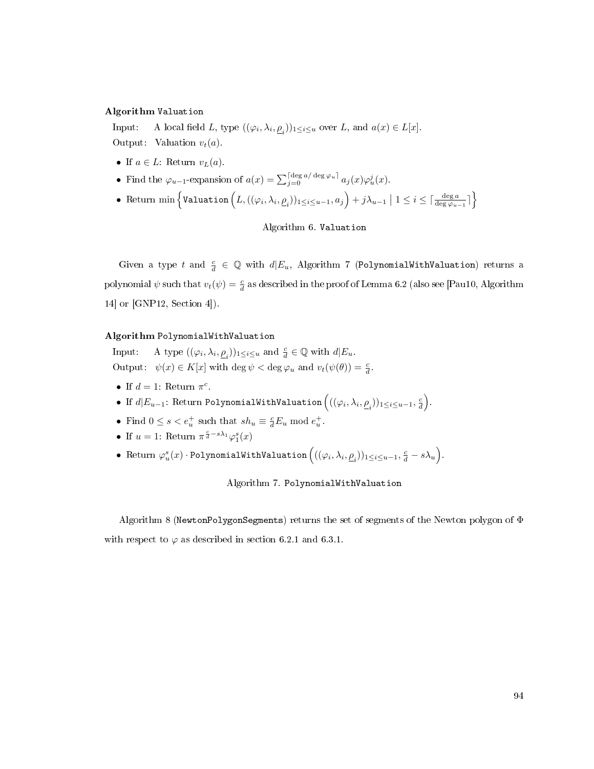**Algorithm** `Valuation`

Input: A local field $L$, type $((\varphi_i, \lambda_i, \underline{\rho}_i))_{1\le i\le u}$ over $L$, and $a(x) \in L[x]$.

Output: Valuation $v_t(a)$.

- If $a \in L$: Return $v_L(a)$.
- Find the $\varphi_{u-1}$-expansion of $a(x) = \sum_{j=0}^{\lceil \deg a/\deg \varphi_u \rceil} a_j(x)\varphi_u^j(x)$.
- Return $\min\left\{ \texttt{Valuation}\left(L, ((\varphi_i, \lambda_i, \underline{\rho}_i))_{1\le i\le u-1}, a_j\right) + j\lambda_{u-1} \;\middle|\; 1 \le i \le \lceil \frac{\deg a}{\deg \varphi_{u-1}} \rceil \right\}$

Algorithm 6. `Valuation`

Given a type $t$ and $\frac{c}{d} \in \mathbb{Q}$ with $d|E_u$, Algorithm 7 (`PolynomialWithValuation`) returns a polynomial $\psi$ such that $v_t(\psi) = \frac{c}{d}$ as described in the proof of Lemma 6.2 (also see [Pau10, Algorithm 14] or [GNP12, Section 4]).

**Algorithm** `PolynomialWithValuation`

Input: A type $((\varphi_i, \lambda_i, \underline{\rho}_i))_{1\le i\le u}$ and $\frac{c}{d} \in \mathbb{Q}$ with $d|E_u$.

Output: $\psi(x) \in K[x]$ with $\deg \psi < \deg \varphi_u$ and $v_t(\psi(\theta)) = \frac{c}{d}$.

- If $d = 1$: Return $\pi^c$.
- If $d|E_{u-1}$: Return $\texttt{PolynomialWithValuation}\left(((\varphi_i, \lambda_i, \underline{\rho}_i))_{1\le i\le u-1}, \frac{c}{d}\right)$.
- Find $0 \le s < e_u^+$ such that $sh_u \equiv \frac{c}{d}E_u \bmod e_u^+$.
- If $u = 1$: Return $\pi^{\frac{c}{d} - s\lambda_1}\varphi_1^s(x)$
- Return $\varphi_u^s(x) \cdot \texttt{PolynomialWithValuation}\left(((\varphi_i, \lambda_i, \underline{\rho}_i))_{1\le i\le u-1}, \frac{c}{d} - s\lambda_u\right)$.

Algorithm 7. `PolynomialWithValuation`

Algorithm 8 (`NewtonPolygonSegments`) returns the set of segments of the Newton polygon of $\Phi$ with respect to $\varphi$ as described in section 6.2.1 and 6.3.1.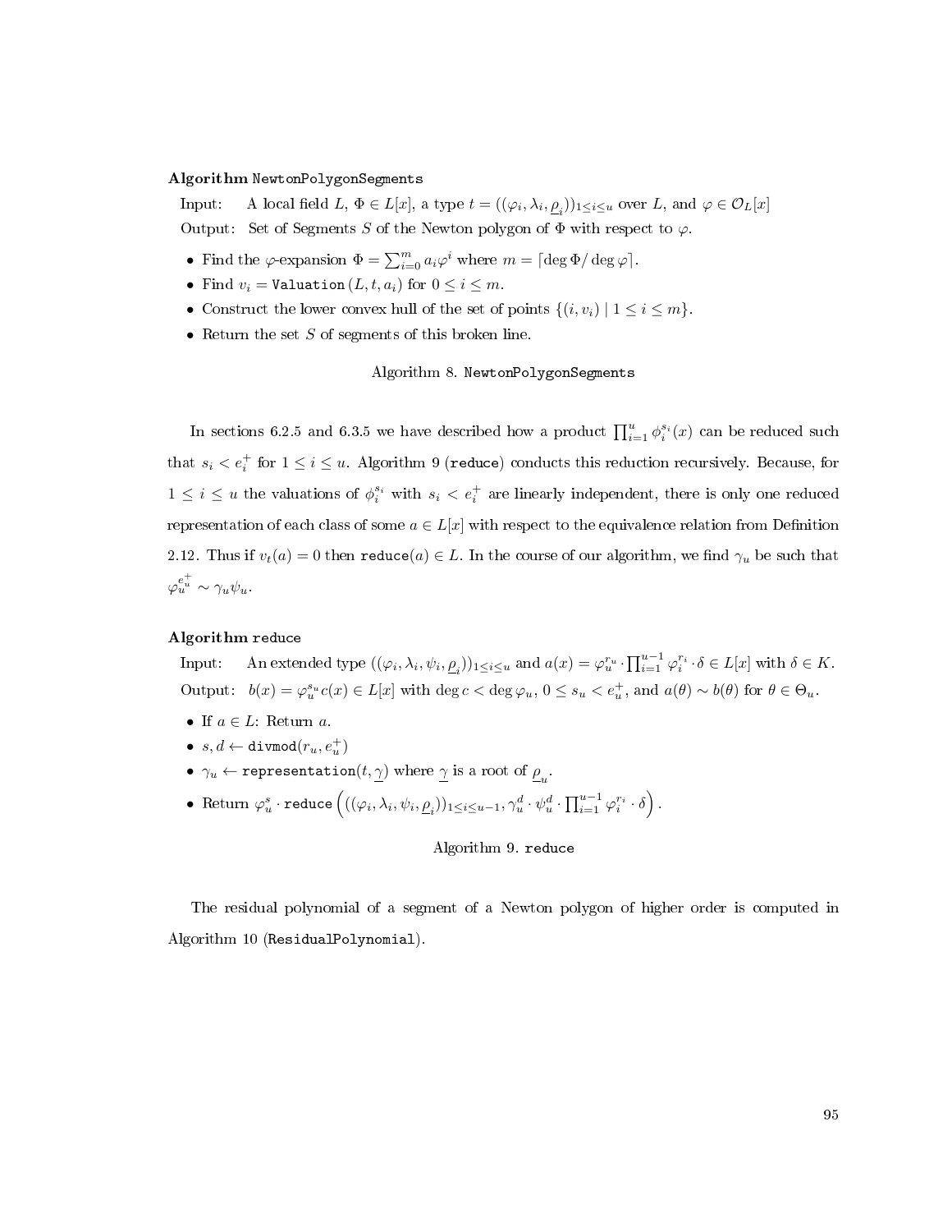**Algorithm** `NewtonPolygonSegments`

Input: A local field $L$, $\Phi \in L[x]$, a type $t = ((\varphi_i, \lambda_i, \underline{\rho}_i))_{1 \le i \le u}$ over $L$, and $\varphi \in \mathcal{O}_L[x]$

Output: Set of Segments $S$ of the Newton polygon of $\Phi$ with respect to $\varphi$.

- Find the $\varphi$-expansion $\Phi = \sum_{i=0}^{m} a_i \varphi^i$ where $m = \lceil \deg \Phi / \deg \varphi \rceil$.
- Find $v_i = \texttt{Valuation}(L, t, a_i)$ for $0 \le i \le m$.
- Construct the lower convex hull of the set of points $\{(i, v_i) \mid 1 \le i \le m\}$.
- Return the set $S$ of segments of this broken line.

Algorithm 8. `NewtonPolygonSegments`

In sections 6.2.5 and 6.3.5 we have described how a product $\prod_{i=1}^{u} \phi_i^{s_i}(x)$ can be reduced such that $s_i < e_i^+$ for $1 \le i \le u$. Algorithm 9 (`reduce`) conducts this reduction recursively. Because, for $1 \le i \le u$ the valuations of $\phi_i^{s_i}$ with $s_i < e_i^+$ are linearly independent, there is only one reduced representation of each class of some $a \in L[x]$ with respect to the equivalence relation from Definition 2.12. Thus if $v_t(a) = 0$ then `reduce`$(a) \in L$. In the course of our algorithm, we find $\gamma_u$ be such that $\varphi_u^{e_u^+} \sim \gamma_u \psi_u$.

**Algorithm** `reduce`

Input: An extended type $((\varphi_i, \lambda_i, \psi_i, \underline{\rho}_i))_{1 \le i \le u}$ and $a(x) = \varphi_u^{r_u} \cdot \prod_{i=1}^{u-1} \varphi_i^{r_i} \cdot \delta \in L[x]$ with $\delta \in K$.

Output: $b(x) = \varphi_u^{s_u} c(x) \in L[x]$ with $\deg c < \deg \varphi_u$, $0 \le s_u < e_u^+$, and $a(\theta) \sim b(\theta)$ for $\theta \in \Theta_u$.

- If $a \in L$: Return $a$.
- $s, d \leftarrow \texttt{divmod}(r_u, e_u^+)$
- $\gamma_u \leftarrow \texttt{representation}(t, \underline{\gamma})$ where $\underline{\gamma}$ is a root of $\underline{\rho}_u$.
- Return $\varphi_u^s \cdot \texttt{reduce}\left(((\varphi_i, \lambda_i, \psi_i, \underline{\rho}_i))_{1 \le i \le u-1}, \gamma_u^d \cdot \psi_u^d \cdot \prod_{i=1}^{u-1} \varphi_i^{r_i} \cdot \delta\right)$.

Algorithm 9. `reduce`

The residual polynomial of a segment of a Newton polygon of higher order is computed in Algorithm 10 (`ResidualPolynomial`).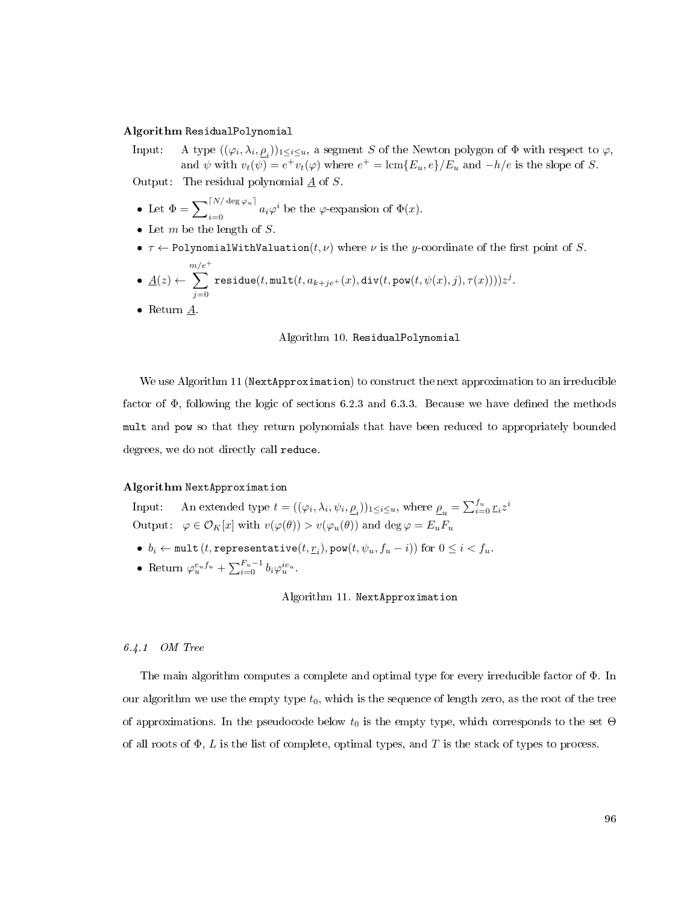**Algorithm** `ResidualPolynomial`

Input: A type $((\varphi_i, \lambda_i, \underline{\rho}_i))_{1 \le i \le u}$, a segment $S$ of the Newton polygon of $\Phi$ with respect to $\varphi$, and $\psi$ with $v_t(\psi) = e^+ v_t(\varphi)$ where $e^+ = \text{lcm}\{E_u, e\}/E_u$ and $-h/e$ is the slope of $S$.

Output: The residual polynomial $\underline{A}$ of $S$.

- Let $\Phi = \sum_{i=0}^{\lceil N/\deg \varphi_u \rceil} a_i \varphi^i$ be the $\varphi$-expansion of $\Phi(x)$.
- Let $m$ be the length of $S$.
- $\tau \leftarrow$ `PolynomialWithValuation`$(t, \nu)$ where $\nu$ is the $y$-coordinate of the first point of $S$.
- $\underline{A}(z) \leftarrow \displaystyle\sum_{j=0}^{m/e^+} \texttt{residue}(t, \texttt{mult}(t, a_{k+je^+}(x), \texttt{div}(t, \texttt{pow}(t, \psi(x), j), \tau(x))))z^j.$
- Return $\underline{A}$.

Algorithm 10. `ResidualPolynomial`

We use Algorithm 11 (`NextApproximation`) to construct the next approximation to an irreducible factor of $\Phi$, following the logic of sections 6.2.3 and 6.3.3. Because we have defined the methods `mult` and `pow` so that they return polynomials that have been reduced to appropriately bounded degrees, we do not directly call `reduce`.

**Algorithm** `NextApproximation`

Input: An extended type $t = ((\varphi_i, \lambda_i, \psi_i, \underline{\rho}_i))_{1 \le i \le u}$, where $\underline{\rho}_u = \sum_{i=0}^{f_u} \underline{r}_i z^i$

Output: $\varphi \in \mathcal{O}_K[x]$ with $v(\varphi(\theta)) > v(\varphi_u(\theta))$ and $\deg \varphi = E_u F_u$

- $b_i \leftarrow \texttt{mult}\,(t, \texttt{representative}(t, \underline{r}_i), \texttt{pow}(t, \psi_u, f_u - i))$ for $0 \le i < f_u$.
- Return $\varphi_u^{e_u f_u} + \sum_{i=0}^{F_u - 1} b_i \varphi_u^{ie_u}$.

Algorithm 11. `NextApproximation`

### 6.4.1 OM Tree

The main algorithm computes a complete and optimal type for every irreducible factor of $\Phi$. In our algorithm we use the empty type $t_0$, which is the sequence of length zero, as the root of the tree of approximations. In the pseudocode below $t_0$ is the empty type, which corresponds to the set $\Theta$ of all roots of $\Phi$, $L$ is the list of complete, optimal types, and $T$ is the stack of types to process.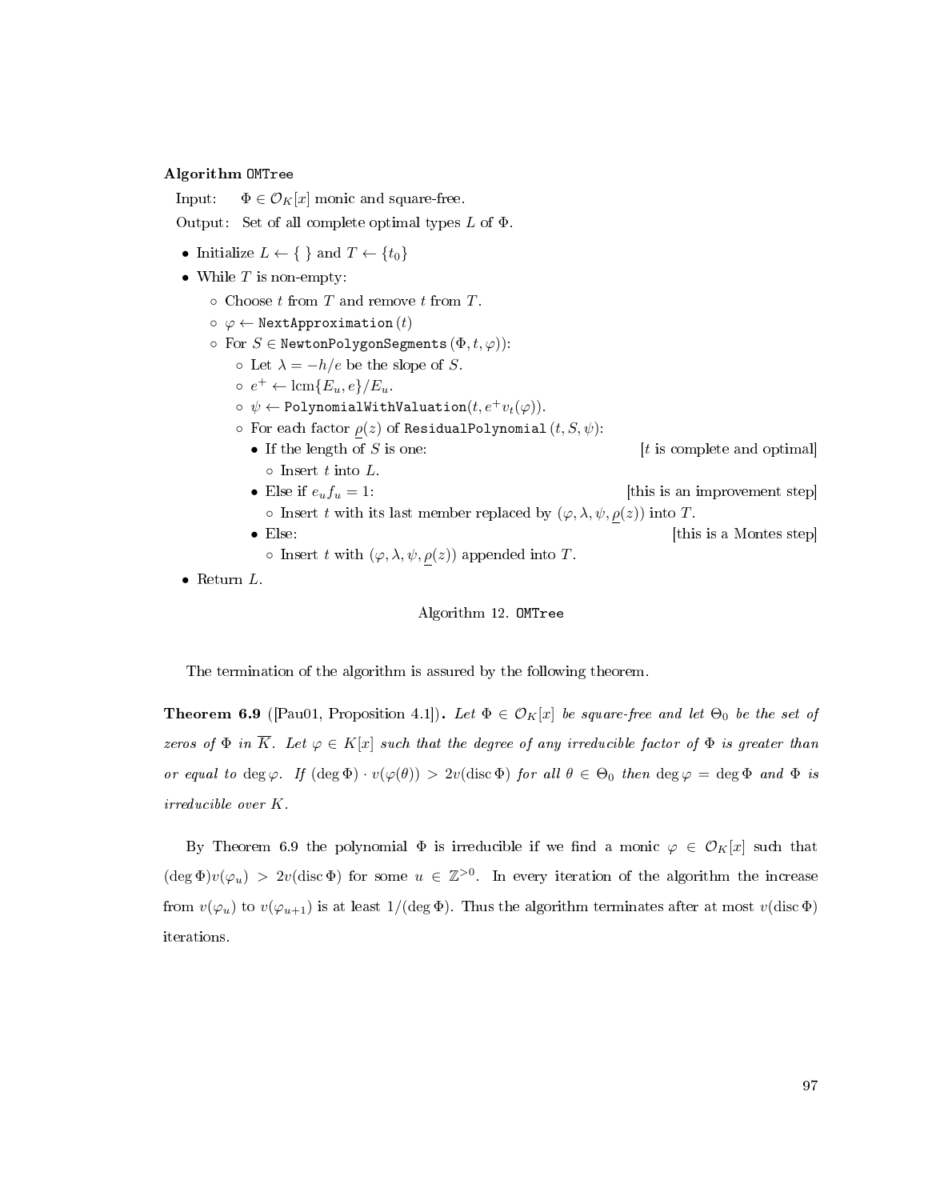**Algorithm** `OMTree`

Input: $\Phi \in \mathcal{O}_K[x]$ monic and square-free.

Output: Set of all complete optimal types $L$ of $\Phi$.

- Initialize $L \leftarrow \{\ \}$ and $T \leftarrow \{t_0\}$
- While $T$ is non-empty:
  - Choose $t$ from $T$ and remove $t$ from $T$.
  - $\varphi \leftarrow$ `NextApproximation`$(t)$
  - For $S \in$ `NewtonPolygonSegments`$(\Phi, t, \varphi)$:
    - Let $\lambda = -h/e$ be the slope of $S$.
    - $e^+ \leftarrow \operatorname{lcm}\{E_u, e\}/E_u$.
    - $\psi \leftarrow$ `PolynomialWithValuation`$(t, e^+ v_t(\varphi))$.
    - For each factor $\underline{\rho}(z)$ of `ResidualPolynomial`$(t, S, \psi)$:
      - If the length of $S$ is one: [$t$ is complete and optimal]
        - Insert $t$ into $L$.
      - Else if $e_u f_u = 1$: [this is an improvement step]
        - Insert $t$ with its last member replaced by $(\varphi, \lambda, \psi, \underline{\rho}(z))$ into $T$.
      - Else: [this is a Montes step]
        - Insert $t$ with $(\varphi, \lambda, \psi, \underline{\rho}(z))$ appended into $T$.
- Return $L$.

Algorithm 12. `OMTree`

The termination of the algorithm is assured by the following theorem.

**Theorem 6.9** ([Pau01, Proposition 4.1])**.** *Let $\Phi \in \mathcal{O}_K[x]$ be square-free and let $\Theta_0$ be the set of zeros of $\Phi$ in $\overline{K}$. Let $\varphi \in K[x]$ such that the degree of any irreducible factor of $\Phi$ is greater than or equal to $\deg \varphi$. If $(\deg \Phi) \cdot v(\varphi(\theta)) > 2v(\operatorname{disc} \Phi)$ for all $\theta \in \Theta_0$ then $\deg \varphi = \deg \Phi$ and $\Phi$ is irreducible over $K$.*

By Theorem 6.9 the polynomial $\Phi$ is irreducible if we find a monic $\varphi \in \mathcal{O}_K[x]$ such that $(\deg \Phi) v(\varphi_u) > 2v(\operatorname{disc} \Phi)$ for some $u \in \mathbb{Z}^{>0}$. In every iteration of the algorithm the increase from $v(\varphi_u)$ to $v(\varphi_{u+1})$ is at least $1/(\deg \Phi)$. Thus the algorithm terminates after at most $v(\operatorname{disc} \Phi)$ iterations.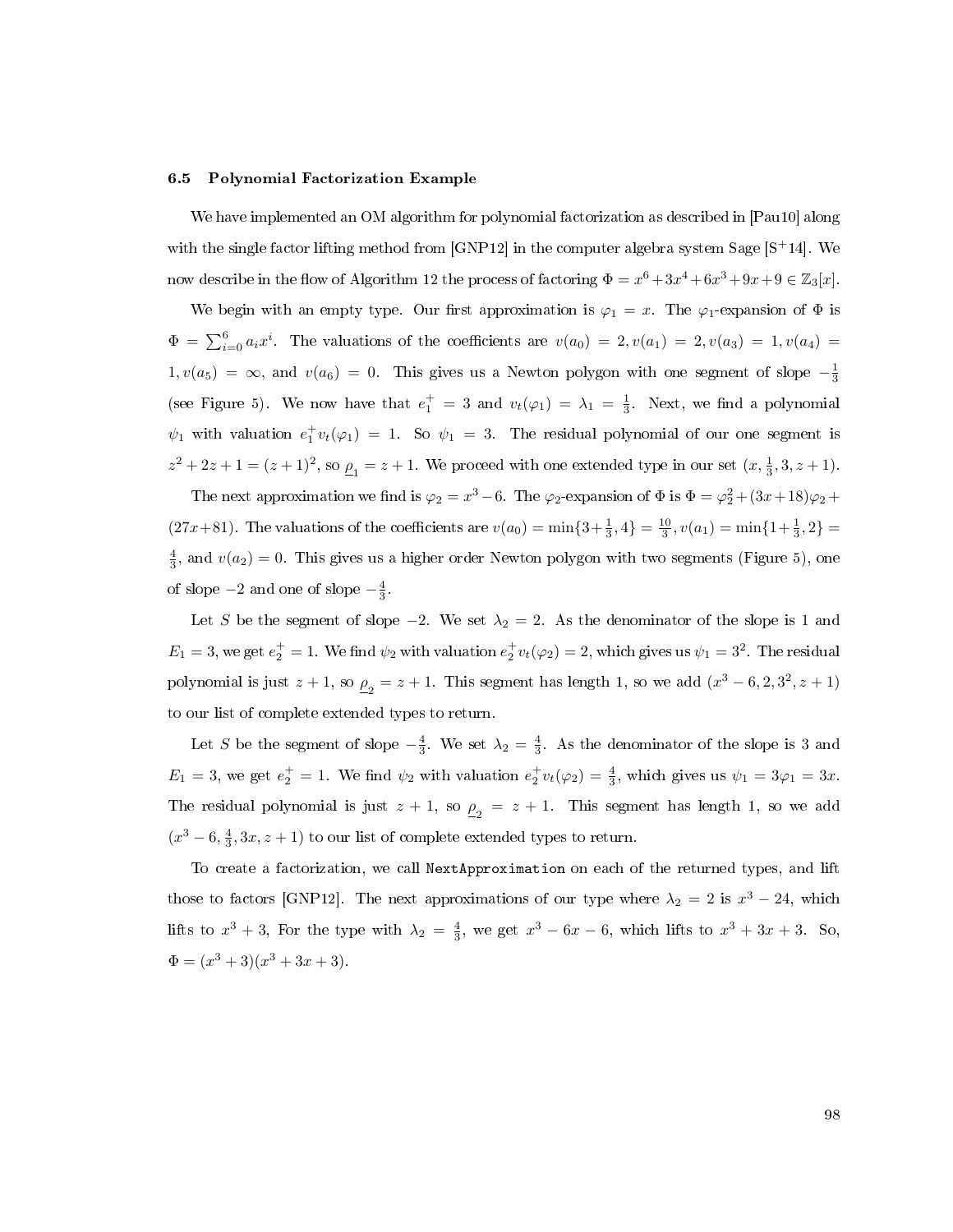### 6.5 Polynomial Factorization Example

We have implemented an OM algorithm for polynomial factorization as described in [Pau10] along with the single factor lifting method from [GNP12] in the computer algebra system Sage [S+14]. We now describe in the flow of Algorithm 12 the process of factoring $\Phi = x^6+3x^4+6x^3+9x+9 \in \mathbb{Z}_3[x]$.

We begin with an empty type. Our first approximation is $\varphi_1 = x$. The $\varphi_1$-expansion of $\Phi$ is $\Phi = \sum_{i=0}^{6} a_i x^i$. The valuations of the coefficients are $v(a_0) = 2, v(a_1) = 2, v(a_3) = 1, v(a_4) = 1, v(a_5) = \infty$, and $v(a_6) = 0$. This gives us a Newton polygon with one segment of slope $-\frac{1}{3}$ (see Figure 5). We now have that $e_1^+ = 3$ and $v_t(\varphi_1) = \lambda_1 = \frac{1}{3}$. Next, we find a polynomial $\psi_1$ with valuation $e_1^+ v_t(\varphi_1) = 1$. So $\psi_1 = 3$. The residual polynomial of our one segment is $z^2+2z+1 = (z+1)^2$, so $\underline{\rho}_1 = z+1$. We proceed with one extended type in our set $(x, \frac{1}{3}, 3, z+1)$.

The next approximation we find is $\varphi_2 = x^3 - 6$. The $\varphi_2$-expansion of $\Phi$ is $\Phi = \varphi_2^2 + (3x+18)\varphi_2 + (27x+81)$. The valuations of the coefficients are $v(a_0) = \min\{3+\frac{1}{3}, 4\} = \frac{10}{3}, v(a_1) = \min\{1+\frac{1}{3}, 2\} = \frac{4}{3}$, and $v(a_2) = 0$. This gives us a higher order Newton polygon with two segments (Figure 5), one of slope $-2$ and one of slope $-\frac{4}{3}$.

Let $S$ be the segment of slope $-2$. We set $\lambda_2 = 2$. As the denominator of the slope is 1 and $E_1 = 3$, we get $e_2^+ = 1$. We find $\psi_2$ with valuation $e_2^+ v_t(\varphi_2) = 2$, which gives us $\psi_1 = 3^2$. The residual polynomial is just $z+1$, so $\underline{\rho}_2 = z+1$. This segment has length 1, so we add $(x^3-6, 2, 3^2, z+1)$ to our list of complete extended types to return.

Let $S$ be the segment of slope $-\frac{4}{3}$. We set $\lambda_2 = \frac{4}{3}$. As the denominator of the slope is 3 and $E_1 = 3$, we get $e_2^+ = 1$. We find $\psi_2$ with valuation $e_2^+ v_t(\varphi_2) = \frac{4}{3}$, which gives us $\psi_1 = 3\varphi_1 = 3x$. The residual polynomial is just $z+1$, so $\underline{\rho}_2 = z+1$. This segment has length 1, so we add $(x^3-6, \frac{4}{3}, 3x, z+1)$ to our list of complete extended types to return.

To create a factorization, we call `NextApproximation` on each of the returned types, and lift those to factors [GNP12]. The next approximations of our type where $\lambda_2 = 2$ is $x^3 - 24$, which lifts to $x^3+3$, For the type with $\lambda_2 = \frac{4}{3}$, we get $x^3 - 6x - 6$, which lifts to $x^3+3x+3$. So, $\Phi = (x^3+3)(x^3+3x+3)$.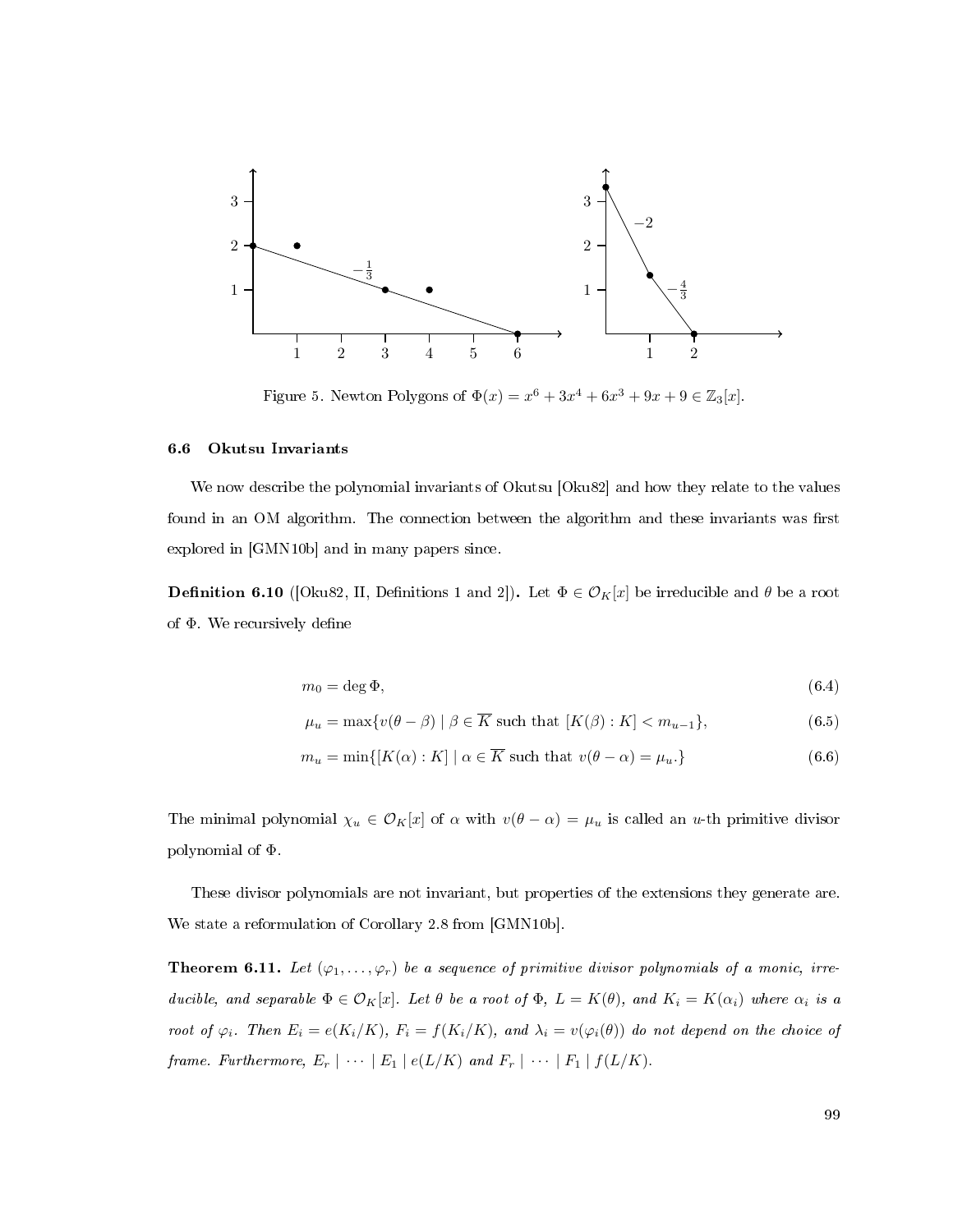Figure 5. Newton Polygons of $\Phi(x) = x^6 + 3x^4 + 6x^3 + 9x + 9 \in \mathbb{Z}_3[x]$.

### 6.6 Okutsu Invariants

We now describe the polynomial invariants of Okutsu [Oku82] and how they relate to the values found in an OM algorithm. The connection between the algorithm and these invariants was first explored in [GMN10b] and in many papers since.

**Definition 6.10** ([Oku82, II, Definitions 1 and 2]). Let $\Phi \in \mathcal{O}_K[x]$ be irreducible and $\theta$ be a root of $\Phi$. We recursively define

$$m_0 = \deg \Phi, \tag{6.4}$$

$$\mu_u = \max\{v(\theta - \beta) \mid \beta \in \overline{K} \text{ such that } [K(\beta) : K] < m_{u-1}\}, \tag{6.5}$$

$$m_u = \min\{[K(\alpha) : K] \mid \alpha \in \overline{K} \text{ such that } v(\theta - \alpha) = \mu_u.\} \tag{6.6}$$

The minimal polynomial $\chi_u \in \mathcal{O}_K[x]$ of $\alpha$ with $v(\theta - \alpha) = \mu_u$ is called an $u$-th primitive divisor polynomial of $\Phi$.

These divisor polynomials are not invariant, but properties of the extensions they generate are. We state a reformulation of Corollary 2.8 from [GMN10b].

**Theorem 6.11.** *Let $(\varphi_1, \ldots, \varphi_r)$ be a sequence of primitive divisor polynomials of a monic, irreducible, and separable $\Phi \in \mathcal{O}_K[x]$. Let $\theta$ be a root of $\Phi$, $L = K(\theta)$, and $K_i = K(\alpha_i)$ where $\alpha_i$ is a root of $\varphi_i$. Then $E_i = e(K_i/K)$, $F_i = f(K_i/K)$, and $\lambda_i = v(\varphi_i(\theta))$ do not depend on the choice of frame. Furthermore, $E_r \mid \cdots \mid E_1 \mid e(L/K)$ and $F_r \mid \cdots \mid F_1 \mid f(L/K)$.*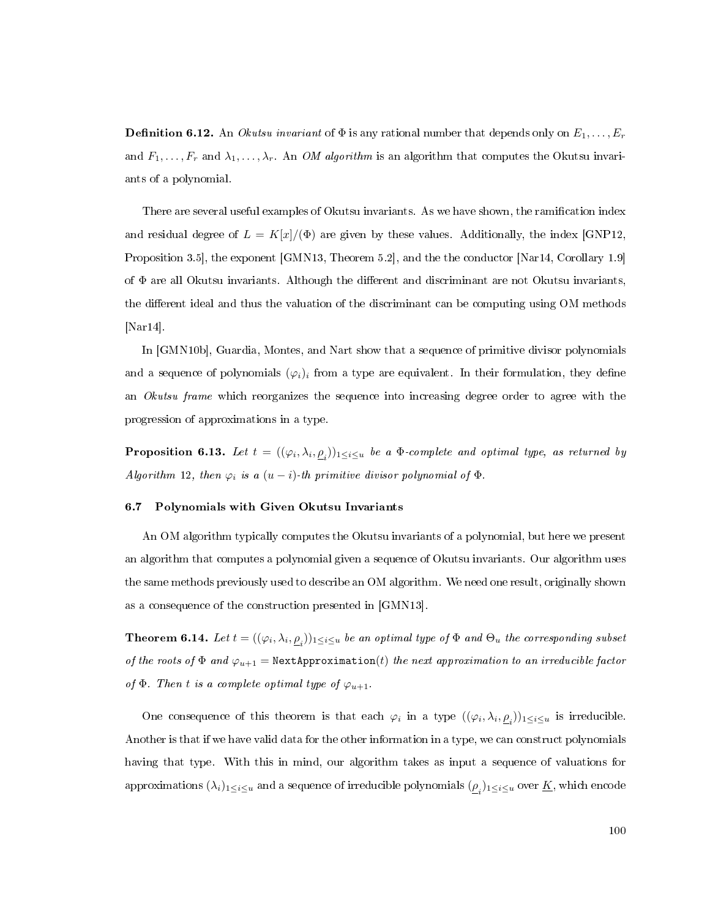**Definition 6.12.** An *Okutsu invariant* of $\Phi$ is any rational number that depends only on $E_1, \dots, E_r$ and $F_1, \dots, F_r$ and $\lambda_1, \dots, \lambda_r$. An *OM algorithm* is an algorithm that computes the Okutsu invariants of a polynomial.

There are several useful examples of Okutsu invariants. As we have shown, the ramification index and residual degree of $L = K[x]/(\Phi)$ are given by these values. Additionally, the index [GNP12, Proposition 3.5], the exponent [GMN13, Theorem 5.2], and the the conductor [Nar14, Corollary 1.9] of $\Phi$ are all Okutsu invariants. Although the different and discriminant are not Okutsu invariants, the different ideal and thus the valuation of the discriminant can be computing using OM methods [Nar14].

In [GMN10b], Guardia, Montes, and Nart show that a sequence of primitive divisor polynomials and a sequence of polynomials $(\varphi_i)_i$ from a type are equivalent. In their formulation, they define an *Okutsu frame* which reorganizes the sequence into increasing degree order to agree with the progression of approximations in a type.

**Proposition 6.13.** *Let $t = ((\varphi_i, \lambda_i, \underline{\rho}_i))_{1 \le i \le u}$ be a $\Phi$-complete and optimal type, as returned by Algorithm 12, then $\varphi_i$ is a $(u-i)$-th primitive divisor polynomial of $\Phi$.*

### 6.7 Polynomials with Given Okutsu Invariants

An OM algorithm typically computes the Okutsu invariants of a polynomial, but here we present an algorithm that computes a polynomial given a sequence of Okutsu invariants. Our algorithm uses the same methods previously used to describe an OM algorithm. We need one result, originally shown as a consequence of the construction presented in [GMN13].

**Theorem 6.14.** *Let $t = ((\varphi_i, \lambda_i, \underline{\rho}_i))_{1 \le i \le u}$ be an optimal type of $\Phi$ and $\Theta_u$ the corresponding subset of the roots of $\Phi$ and $\varphi_{u+1} =$ `NextApproximation`$(t)$ the next approximation to an irreducible factor of $\Phi$. Then $t$ is a complete optimal type of $\varphi_{u+1}$.*

One consequence of this theorem is that each $\varphi_i$ in a type $((\varphi_i, \lambda_i, \underline{\rho}_i))_{1 \le i \le u}$ is irreducible. Another is that if we have valid data for the other information in a type, we can construct polynomials having that type. With this in mind, our algorithm takes as input a sequence of valuations for approximations $(\lambda_i)_{1 \le i \le u}$ and a sequence of irreducible polynomials $(\underline{\rho}_i)_{1 \le i \le u}$ over $\underline{K}$, which encode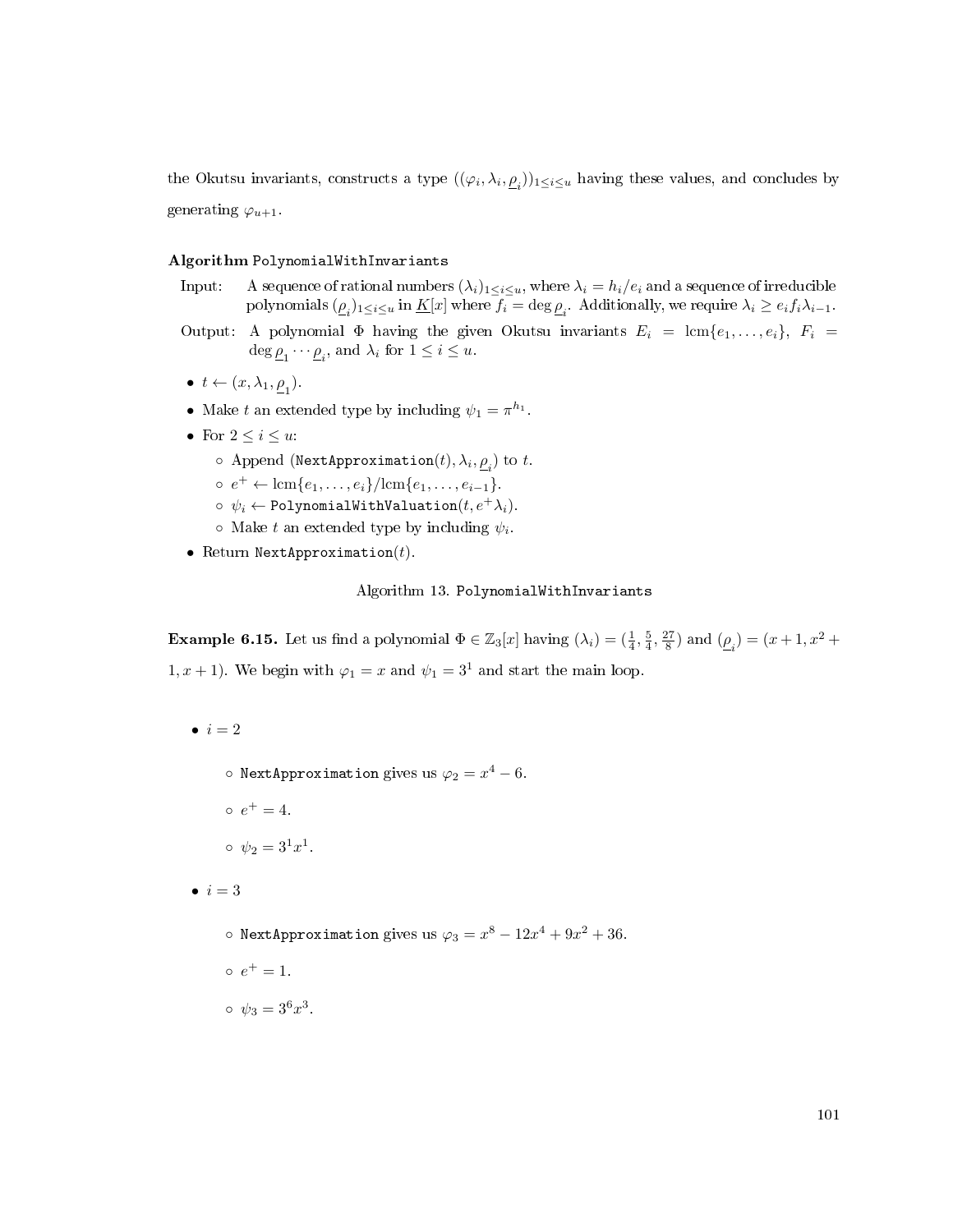the Okutsu invariants, constructs a type $((\varphi_i, \lambda_i, \underline{\rho}_i))_{1\leq i \leq u}$ having these values, and concludes by generating $\varphi_{u+1}$.

**Algorithm** `PolynomialWithInvariants`

Input: A sequence of rational numbers $(\lambda_i)_{1\leq i\leq u}$, where $\lambda_i = h_i/e_i$ and a sequence of irreducible polynomials $(\underline{\rho}_i)_{1\leq i\leq u}$ in $\underline{K}[x]$ where $f_i = \deg \underline{\rho}_i$. Additionally, we require $\lambda_i \geq e_i f_i \lambda_{i-1}$.

Output: A polynomial $\Phi$ having the given Okutsu invariants $E_i = \operatorname{lcm}\{e_1, \ldots, e_i\}$, $F_i = \deg \underline{\rho}_1 \cdots \underline{\rho}_i$, and $\lambda_i$ for $1 \leq i \leq u$.

- $t \leftarrow (x, \lambda_1, \underline{\rho}_1)$.
- Make $t$ an extended type by including $\psi_1 = \pi^{h_1}$.
- For $2 \leq i \leq u$:
  - Append (`NextApproximation`$(t), \lambda_i, \underline{\rho}_i$) to $t$.
  - $e^+ \leftarrow \operatorname{lcm}\{e_1, \ldots, e_i\}/\operatorname{lcm}\{e_1, \ldots, e_{i-1}\}$.
  - $\psi_i \leftarrow$ `PolynomialWithValuation`$(t, e^+\lambda_i)$.
  - Make $t$ an extended type by including $\psi_i$.
- Return `NextApproximation`$(t)$.

Algorithm 13. `PolynomialWithInvariants`

**Example 6.15.** Let us find a polynomial $\Phi \in \mathbb{Z}_3[x]$ having $(\lambda_i) = (\frac{1}{4}, \frac{5}{4}, \frac{27}{8})$ and $(\underline{\rho}_i) = (x+1, x^2+1, x+1)$. We begin with $\varphi_1 = x$ and $\psi_1 = 3^1$ and start the main loop.

- $i = 2$
  - `NextApproximation` gives us $\varphi_2 = x^4 - 6$.
  - $e^+ = 4$.
  - $\psi_2 = 3^1 x^1$.
- $i = 3$
  - `NextApproximation` gives us $\varphi_3 = x^8 - 12x^4 + 9x^2 + 36$.
  - $e^+ = 1$.
  - $\psi_3 = 3^6 x^3$.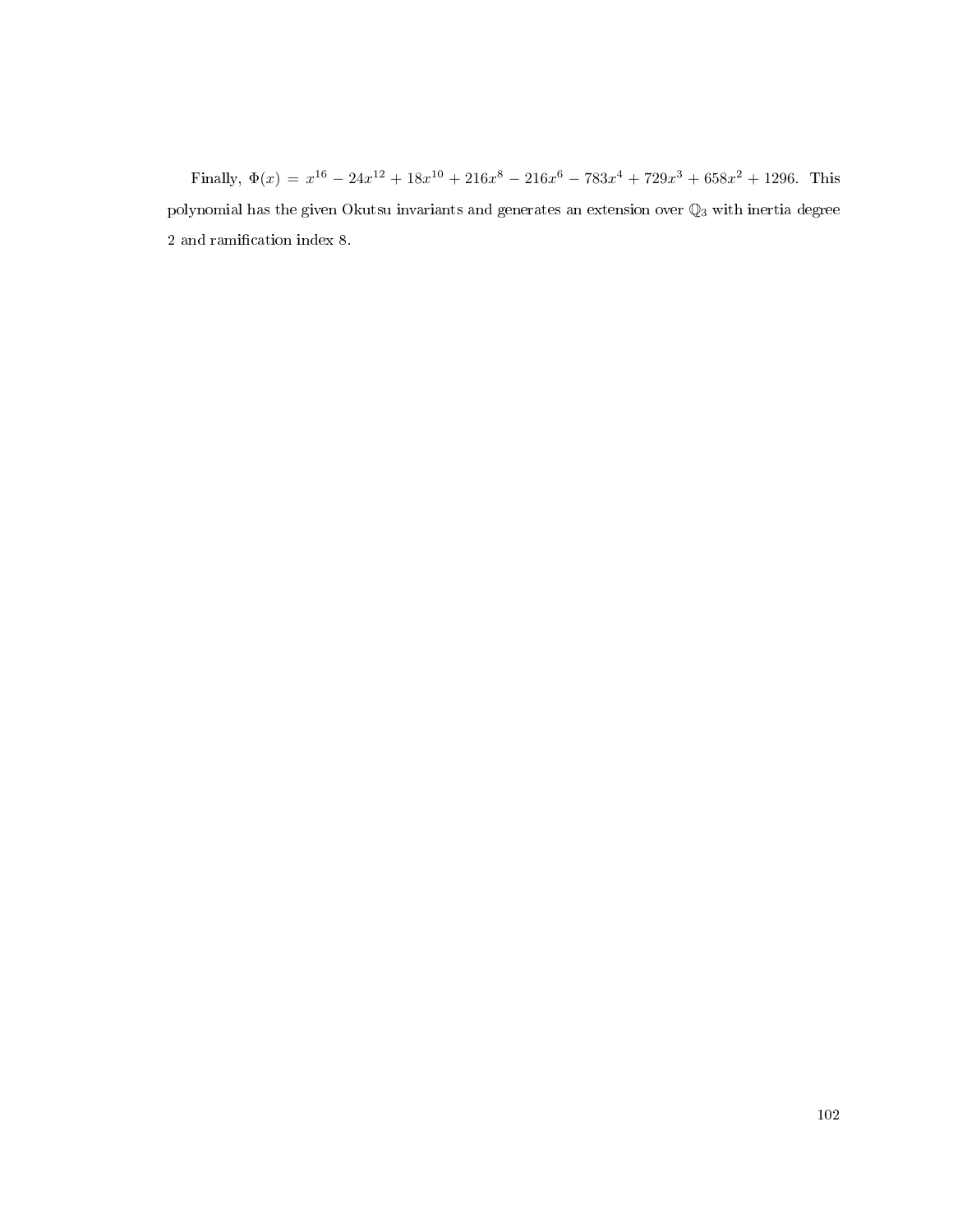Finally, $\Phi(x) = x^{16} - 24x^{12} + 18x^{10} + 216x^8 - 216x^6 - 783x^4 + 729x^3 + 658x^2 + 1296$. This polynomial has the given Okutsu invariants and generates an extension over $\mathbb{Q}_3$ with inertia degree 2 and ramification index 8.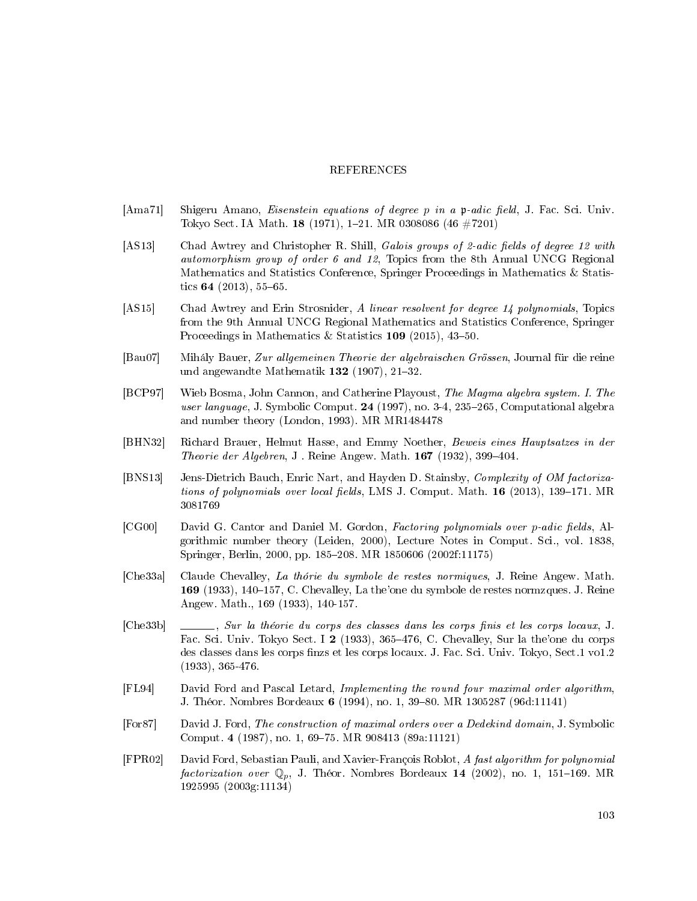# REFERENCES

[Ama71] Shigeru Amano, *Eisenstein equations of degree p in a $\mathfrak{p}$-adic field*, J. Fac. Sci. Univ. Tokyo Sect. IA Math. **18** (1971), 1–21. MR 0308086 (46 #7201)

[AS13] Chad Awtrey and Christopher R. Shill, *Galois groups of 2-adic fields of degree 12 with automorphism group of order 6 and 12*, Topics from the 8th Annual UNCG Regional Mathematics and Statistics Conference, Springer Proceedings in Mathematics & Statistics **64** (2013), 55–65.

[AS15] Chad Awtrey and Erin Strosnider, *A linear resolvent for degree 14 polynomials*, Topics from the 9th Annual UNCG Regional Mathematics and Statistics Conference, Springer Proceedings in Mathematics & Statistics **109** (2015), 43–50.

[Bau07] Mihály Bauer, *Zur allgemeinen Theorie der algebraischen Grössen*, Journal für die reine und angewandte Mathematik **132** (1907), 21–32.

[BCP97] Wieb Bosma, John Cannon, and Catherine Playoust, *The Magma algebra system. I. The user language*, J. Symbolic Comput. **24** (1997), no. 3-4, 235–265, Computational algebra and number theory (London, 1993). MR MR1484478

[BHN32] Richard Brauer, Helmut Hasse, and Emmy Noether, *Beweis eines Hauptsatzes in der Theorie der Algebren*, J . Reine Angew. Math. **167** (1932), 399–404.

[BNS13] Jens-Dietrich Bauch, Enric Nart, and Hayden D. Stainsby, *Complexity of OM factorizations of polynomials over local fields*, LMS J. Comput. Math. **16** (2013), 139–171. MR 3081769

[CG00] David G. Cantor and Daniel M. Gordon, *Factoring polynomials over p-adic fields*, Algorithmic number theory (Leiden, 2000), Lecture Notes in Comput. Sci., vol. 1838, Springer, Berlin, 2000, pp. 185–208. MR 1850606 (2002f:11175)

[Che33a] Claude Chevalley, *La thórie du symbole de restes normiques*, J. Reine Angew. Math. **169** (1933), 140–157, C. Chevalley, La the'one du symbole de restes normzques. J. Reine Angew. Math., 169 (1933), 140-157.

[Che33b] ______, *Sur la théorie du corps des classes dans les corps finis et les corps locaux*, J. Fac. Sci. Univ. Tokyo Sect. I **2** (1933), 365–476, C. Chevalley, Sur la the'one du corps des classes dans les corps finzs et les corps locaux. J. Fac. Sci. Univ. Tokyo, Sect.1 vo1.2 (1933), 365-476.

[FL94] David Ford and Pascal Letard, *Implementing the round four maximal order algorithm*, J. Théor. Nombres Bordeaux **6** (1994), no. 1, 39–80. MR 1305287 (96d:11141)

[For87] David J. Ford, *The construction of maximal orders over a Dedekind domain*, J. Symbolic Comput. **4** (1987), no. 1, 69–75. MR 908413 (89a:11121)

[FPR02] David Ford, Sebastian Pauli, and Xavier-François Roblot, *A fast algorithm for polynomial factorization over $\mathbb{Q}_p$*, J. Théor. Nombres Bordeaux **14** (2002), no. 1, 151–169. MR 1925995 (2003g:11134)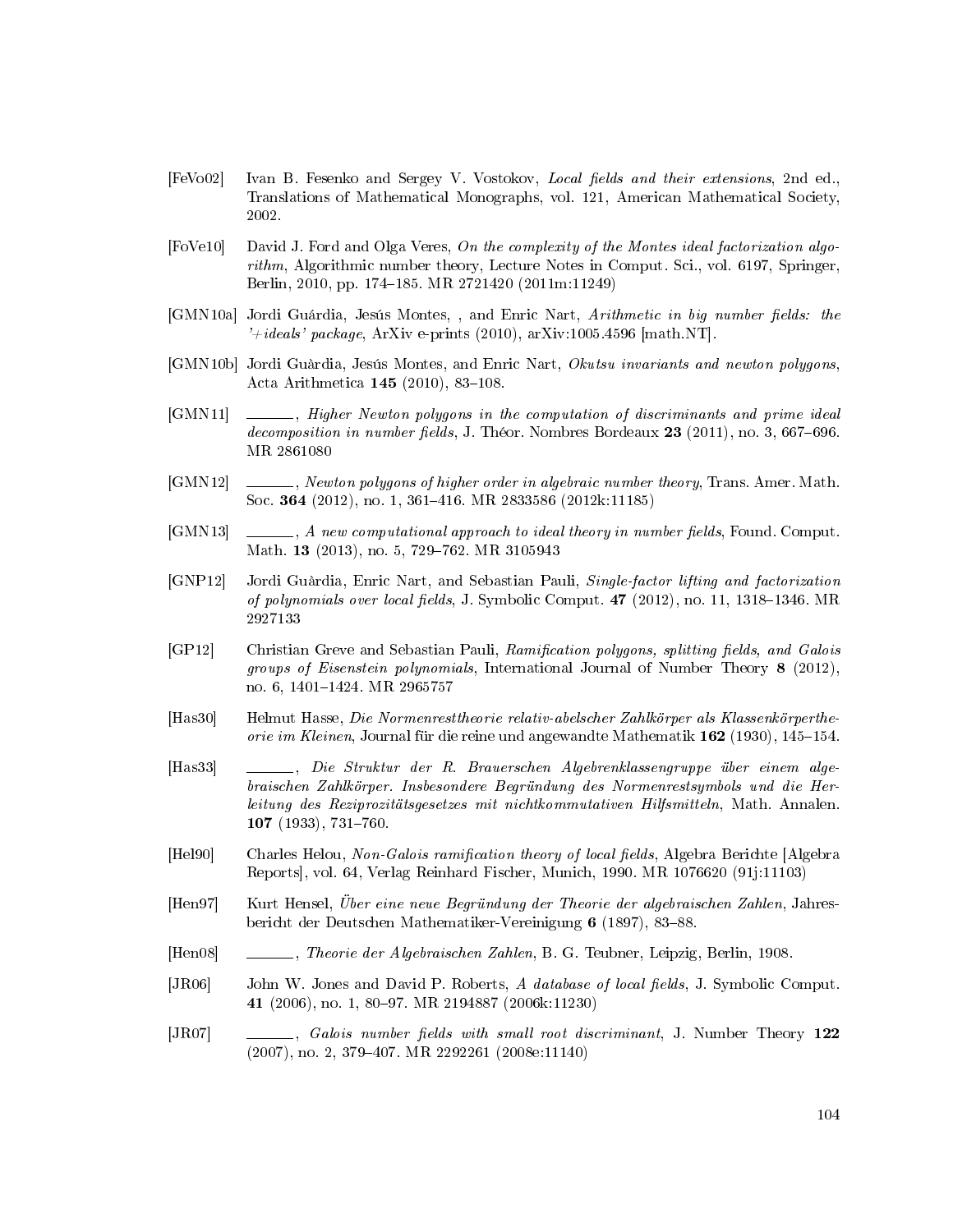[FeVo02] Ivan B. Fesenko and Sergey V. Vostokov, *Local fields and their extensions*, 2nd ed., Translations of Mathematical Monographs, vol. 121, American Mathematical Society, 2002.

[FoVe10] David J. Ford and Olga Veres, *On the complexity of the Montes ideal factorization algorithm*, Algorithmic number theory, Lecture Notes in Comput. Sci., vol. 6197, Springer, Berlin, 2010, pp. 174–185. MR 2721420 (2011m:11249)

[GMN10a] Jordi Guárdia, Jesús Montes, , and Enric Nart, *Arithmetic in big number fields: the '+ideals' package*, ArXiv e-prints (2010), arXiv:1005.4596 [math.NT].

[GMN10b] Jordi Guàrdia, Jesús Montes, and Enric Nart, *Okutsu invariants and newton polygons*, Acta Arithmetica **145** (2010), 83–108.

[GMN11] ______, *Higher Newton polygons in the computation of discriminants and prime ideal decomposition in number fields*, J. Théor. Nombres Bordeaux **23** (2011), no. 3, 667–696. MR 2861080

[GMN12] ______, *Newton polygons of higher order in algebraic number theory*, Trans. Amer. Math. Soc. **364** (2012), no. 1, 361–416. MR 2833586 (2012k:11185)

[GMN13] ______, *A new computational approach to ideal theory in number fields*, Found. Comput. Math. **13** (2013), no. 5, 729–762. MR 3105943

[GNP12] Jordi Guàrdia, Enric Nart, and Sebastian Pauli, *Single-factor lifting and factorization of polynomials over local fields*, J. Symbolic Comput. **47** (2012), no. 11, 1318–1346. MR 2927133

[GP12] Christian Greve and Sebastian Pauli, *Ramification polygons, splitting fields, and Galois groups of Eisenstein polynomials*, International Journal of Number Theory **8** (2012), no. 6, 1401–1424. MR 2965757

[Has30] Helmut Hasse, *Die Normenresttheorie relativ-abelscher Zahlkörper als Klassenkörpertheorie im Kleinen*, Journal für die reine und angewandte Mathematik **162** (1930), 145–154.

[Has33] ______, *Die Struktur der R. Brauerschen Algebrenklassengruppe über einem algebraischen Zahlkörper. Insbesondere Begründung des Normenrestsymbols und die Herleitung des Reziprozitätsgesetzes mit nichtkommutativen Hilfsmitteln*, Math. Annalen. **107** (1933), 731–760.

[Hel90] Charles Helou, *Non-Galois ramification theory of local fields*, Algebra Berichte [Algebra Reports], vol. 64, Verlag Reinhard Fischer, Munich, 1990. MR 1076620 (91j:11103)

[Hen97] Kurt Hensel, *Über eine neue Begründung der Theorie der algebraischen Zahlen*, Jahresbericht der Deutschen Mathematiker-Vereinigung **6** (1897), 83–88.

[Hen08] ______, *Theorie der Algebraischen Zahlen*, B. G. Teubner, Leipzig, Berlin, 1908.

[JR06] John W. Jones and David P. Roberts, *A database of local fields*, J. Symbolic Comput. **41** (2006), no. 1, 80–97. MR 2194887 (2006k:11230)

[JR07] ______, *Galois number fields with small root discriminant*, J. Number Theory **122** (2007), no. 2, 379–407. MR 2292261 (2008e:11140)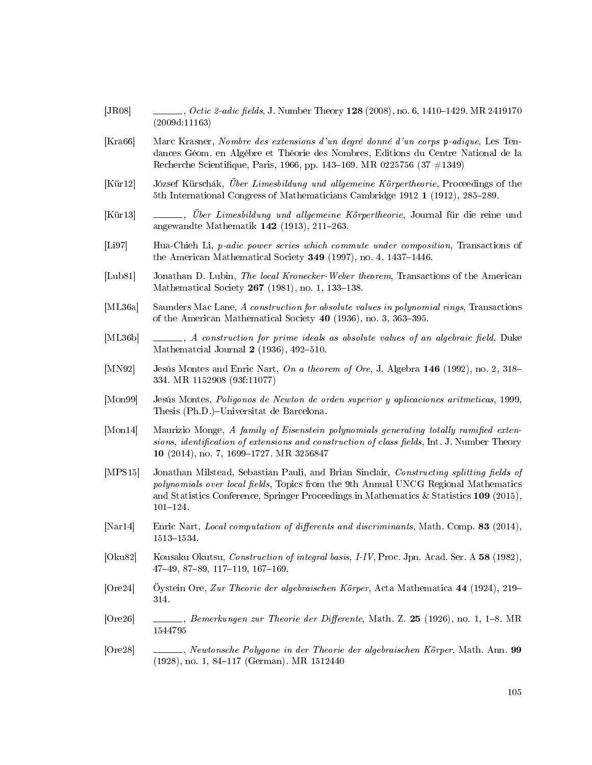[JR08] ———, *Octic 2-adic fields*, J. Number Theory **128** (2008), no. 6, 1410–1429. MR 2419170 (2009d:11163)

[Kra66] Marc Krasner, *Nombre des extensions d'un degré donné d'un corps $\mathfrak{p}$-adique*, Les Tendances Géom. en Algèbre et Théorie des Nombres, Editions du Centre National de la Recherche Scientifique, Paris, 1966, pp. 143–169. MR 0225756 (37 #1349)

[Kür12] József Kürschák, *Über Limesbildung und allgemeine Körpertheorie*, Proceedings of the 5th International Congress of Mathematicians Cambridge 1912 **1** (1912), 285–289.

[Kür13] ———, *Über Limesbildung und allgemeine Körpertheorie*, Journal für die reine und angewandte Mathematik **142** (1913), 211–263.

[Li97] Hua-Chieh Li, *p-adic power series which commute under composition*, Transactions of the American Mathematical Society **349** (1997), no. 4, 1437–1446.

[Lub81] Jonathan D. Lubin, *The local Kronecker-Weber theorem*, Transactions of the American Mathematical Society **267** (1981), no. 1, 133–138.

[ML36a] Saunders Mac Lane, *A construction for absolute values in polynomial rings*, Transactions of the American Mathematical Society **40** (1936), no. 3, 363–395.

[ML36b] ———, *A construction for prime ideals as absolute values of an algebraic field*, Duke Mathematcial Journal **2** (1936), 492–510.

[MN92] Jesús Montes and Enric Nart, *On a theorem of Ore*, J. Algebra **146** (1992), no. 2, 318–334. MR 1152908 (93f:11077)

[Mon99] Jesús Montes, *Poligonos de Newton de orden superior y aplicaciones aritmeticas*, 1999, Thesis (Ph.D.)–Universitat de Barcelona.

[Mon14] Maurizio Monge, *A family of Eisenstein polynomials generating totally ramified extensions, identification of extensions and construction of class fields*, Int. J. Number Theory **10** (2014), no. 7, 1699–1727. MR 3256847

[MPS15] Jonathan Milstead, Sebastian Pauli, and Brian Sinclair, *Constructing splitting fields of polynomials over local fields*, Topics from the 9th Annual UNCG Regional Mathematics and Statistics Conference, Springer Proceedings in Mathematics & Statistics **109** (2015), 101–124.

[Nar14] Enric Nart, *Local computation of differents and discriminants*, Math. Comp. **83** (2014), 1513–1534.

[Oku82] Kousaku Okutsu, *Construction of integral basis, I-IV*, Proc. Jpn. Acad. Ser. A **58** (1982), 47–49, 87–89, 117–119, 167–169.

[Ore24] Öystein Ore, *Zur Theorie der algebraischen Körper*, Acta Mathematica **44** (1924), 219–314.

[Ore26] ———, *Bemerkungen zur Theorie der Differente*, Math. Z. **25** (1926), no. 1, 1–8. MR 1544795

[Ore28] ———, *Newtonsche Polygone in der Theorie der algebraischen Körper*, Math. Ann. **99** (1928), no. 1, 84–117 (German). MR 1512440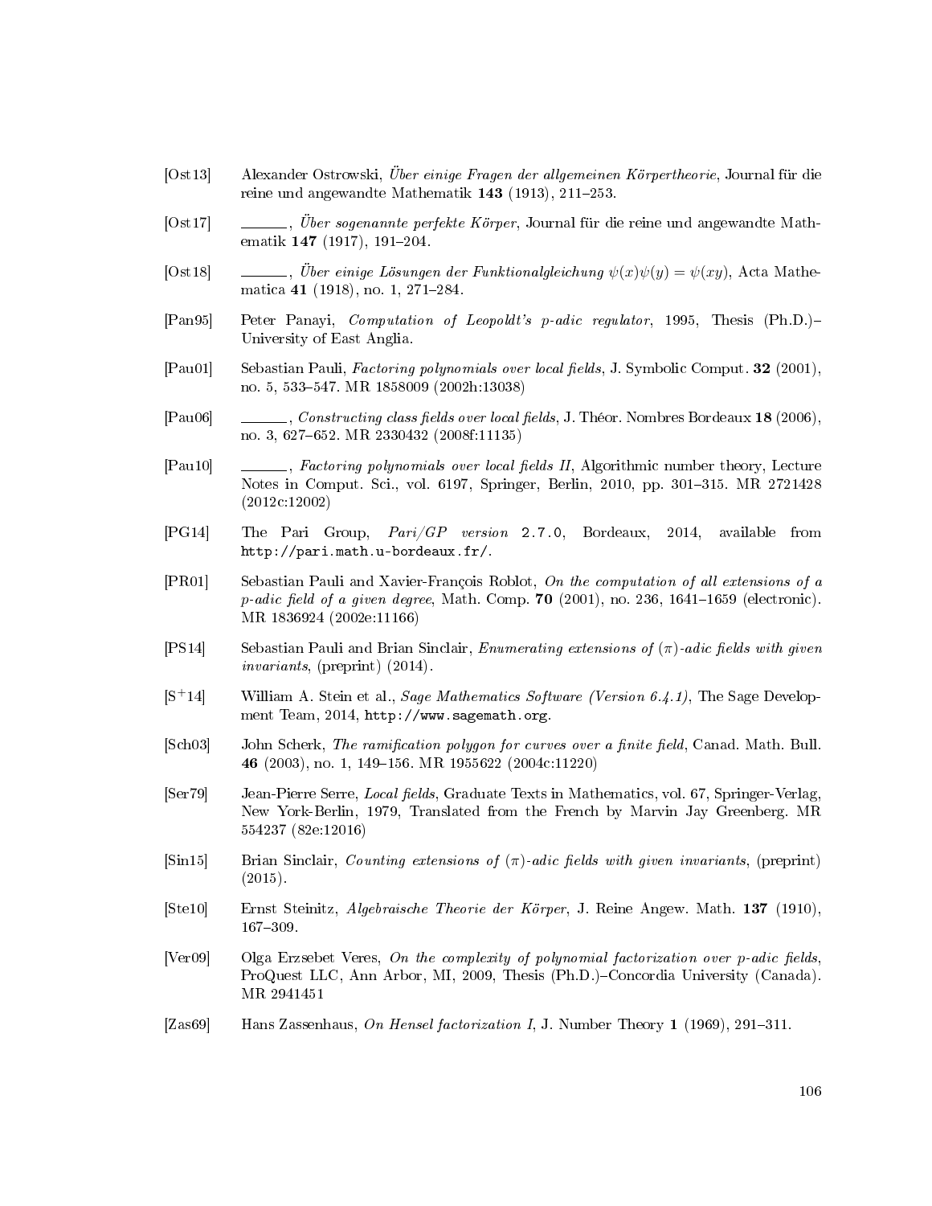[Ost13] Alexander Ostrowski, *Über einige Fragen der allgemeinen Körpertheorie*, Journal für die reine und angewandte Mathematik **143** (1913), 211–253.

[Ost17] ______, *Über sogenannte perfekte Körper*, Journal für die reine und angewandte Mathematik **147** (1917), 191–204.

[Ost18] ______, *Über einige Lösungen der Funktionalgleichung $\psi(x)\psi(y) = \psi(xy)$*, Acta Mathematica **41** (1918), no. 1, 271–284.

[Pan95] Peter Panayi, *Computation of Leopoldt's p-adic regulator*, 1995, Thesis (Ph.D.)–University of East Anglia.

[Pau01] Sebastian Pauli, *Factoring polynomials over local fields*, J. Symbolic Comput. **32** (2001), no. 5, 533–547. MR 1858009 (2002h:13038)

[Pau06] ______, *Constructing class fields over local fields*, J. Théor. Nombres Bordeaux **18** (2006), no. 3, 627–652. MR 2330432 (2008f:11135)

[Pau10] ______, *Factoring polynomials over local fields II*, Algorithmic number theory, Lecture Notes in Comput. Sci., vol. 6197, Springer, Berlin, 2010, pp. 301–315. MR 2721428 (2012c:12002)

[PG14] The Pari Group, *Pari/GP version* `2.7.0`, Bordeaux, 2014, available from `http://pari.math.u-bordeaux.fr/`.

[PR01] Sebastian Pauli and Xavier-François Roblot, *On the computation of all extensions of a p-adic field of a given degree*, Math. Comp. **70** (2001), no. 236, 1641–1659 (electronic). MR 1836924 (2002e:11166)

[PS14] Sebastian Pauli and Brian Sinclair, *Enumerating extensions of $(\pi)$-adic fields with given invariants*, (preprint) (2014).

[S$^+$14] William A. Stein et al., *Sage Mathematics Software (Version 6.4.1)*, The Sage Development Team, 2014, `http://www.sagemath.org`.

[Sch03] John Scherk, *The ramification polygon for curves over a finite field*, Canad. Math. Bull. **46** (2003), no. 1, 149–156. MR 1955622 (2004c:11220)

[Ser79] Jean-Pierre Serre, *Local fields*, Graduate Texts in Mathematics, vol. 67, Springer-Verlag, New York-Berlin, 1979, Translated from the French by Marvin Jay Greenberg. MR 554237 (82e:12016)

[Sin15] Brian Sinclair, *Counting extensions of $(\pi)$-adic fields with given invariants*, (preprint) (2015).

[Ste10] Ernst Steinitz, *Algebraische Theorie der Körper*, J. Reine Angew. Math. **137** (1910), 167–309.

[Ver09] Olga Erzsebet Veres, *On the complexity of polynomial factorization over p-adic fields*, ProQuest LLC, Ann Arbor, MI, 2009, Thesis (Ph.D.)–Concordia University (Canada). MR 2941451

[Zas69] Hans Zassenhaus, *On Hensel factorization I*, J. Number Theory **1** (1969), 291–311.